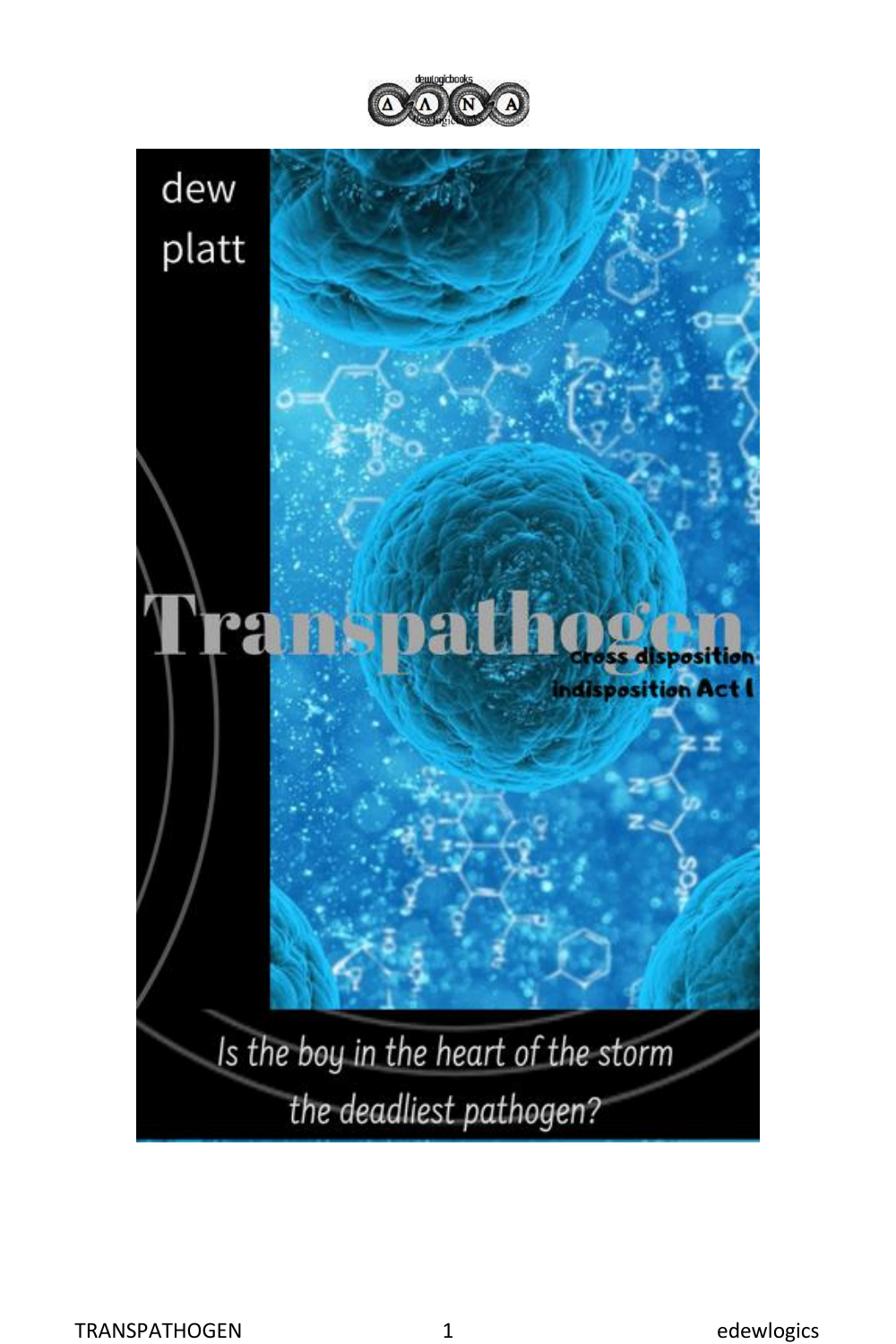dewlogicbooks

dew
platt

# Transpathogen

cross disposition
indisposition Act I

*Is the boy in the heart of the storm the deadliest pathogen?*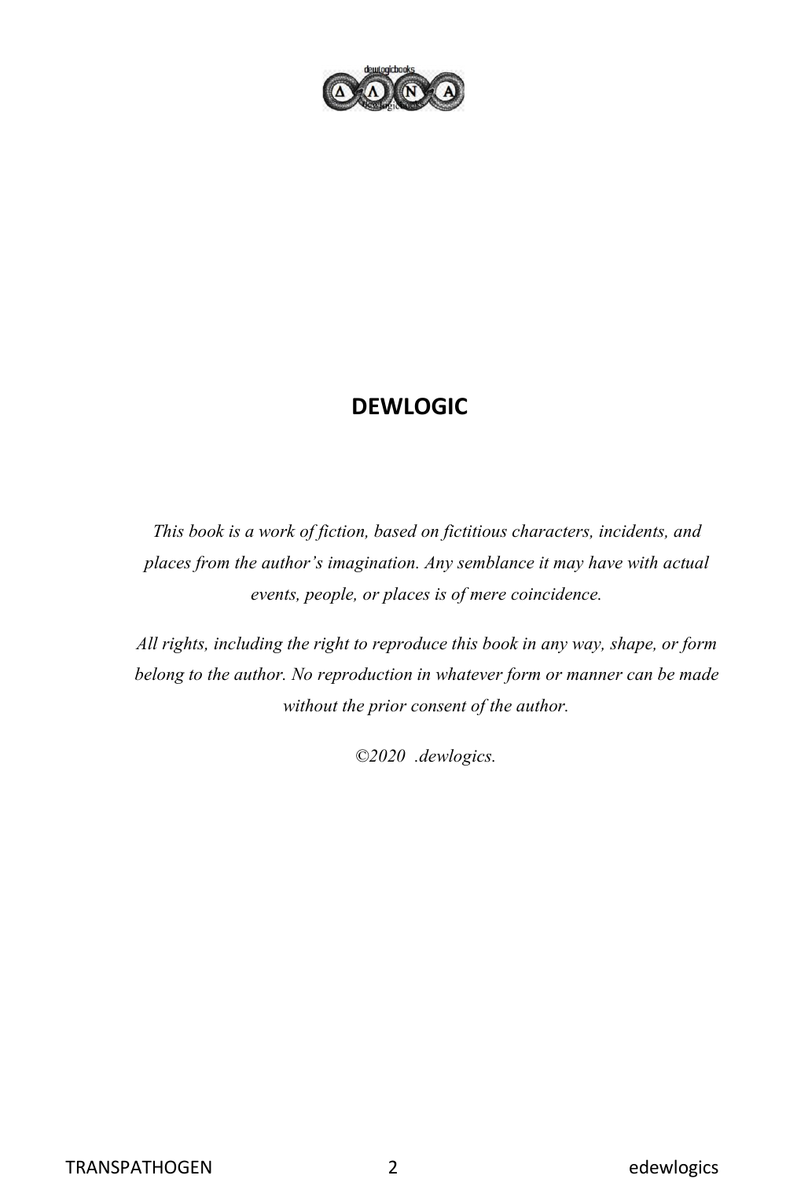**DEWLOGIC**

*This book is a work of fiction, based on fictitious characters, incidents, and places from the author's imagination. Any semblance it may have with actual events, people, or places is of mere coincidence.*

*All rights, including the right to reproduce this book in any way, shape, or form belong to the author. No reproduction in whatever form or manner can be made without the prior consent of the author.*

*©2020 .dewlogics.*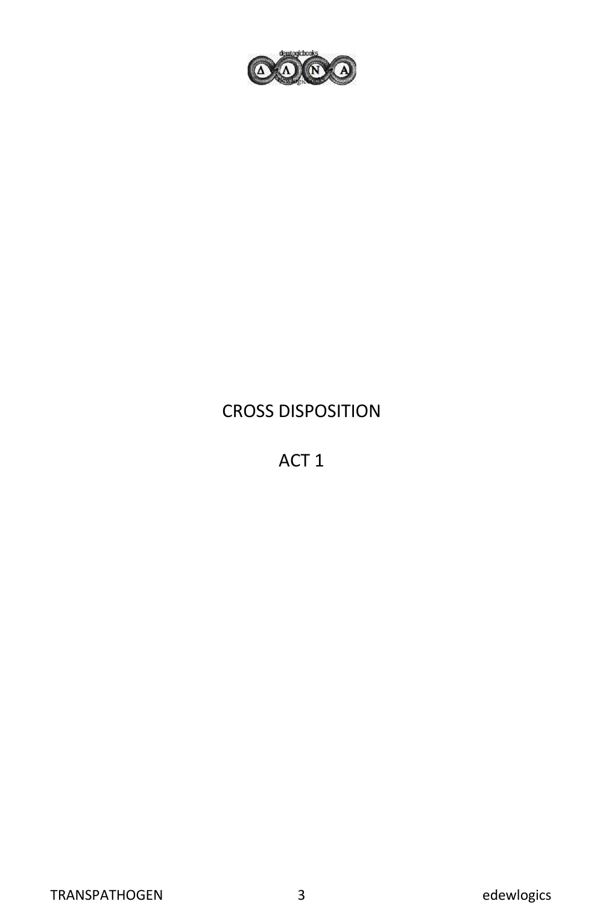# CROSS DISPOSITION

## ACT 1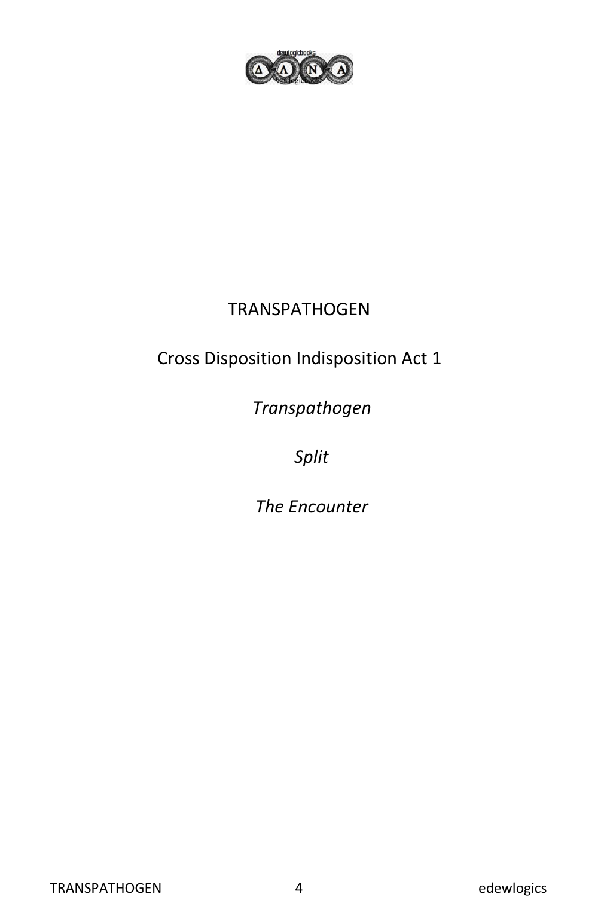# TRANSPATHOGEN

Cross Disposition Indisposition Act 1

*Transpathogen*

*Split*

*The Encounter*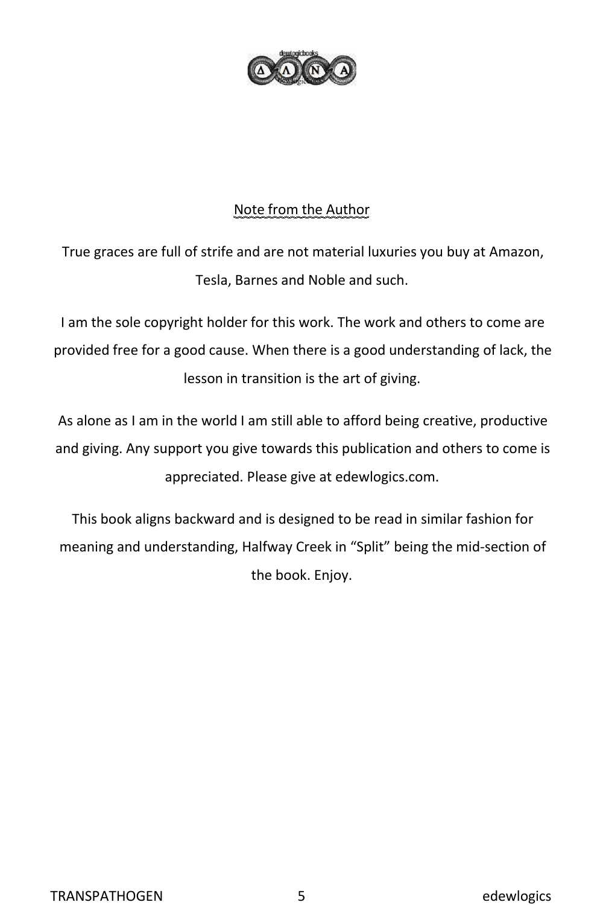## Note from the Author

True graces are full of strife and are not material luxuries you buy at Amazon, Tesla, Barnes and Noble and such.

I am the sole copyright holder for this work. The work and others to come are provided free for a good cause. When there is a good understanding of lack, the lesson in transition is the art of giving.

As alone as I am in the world I am still able to afford being creative, productive and giving. Any support you give towards this publication and others to come is appreciated. Please give at edewlogics.com.

This book aligns backward and is designed to be read in similar fashion for meaning and understanding, Halfway Creek in "Split" being the mid-section of the book. Enjoy.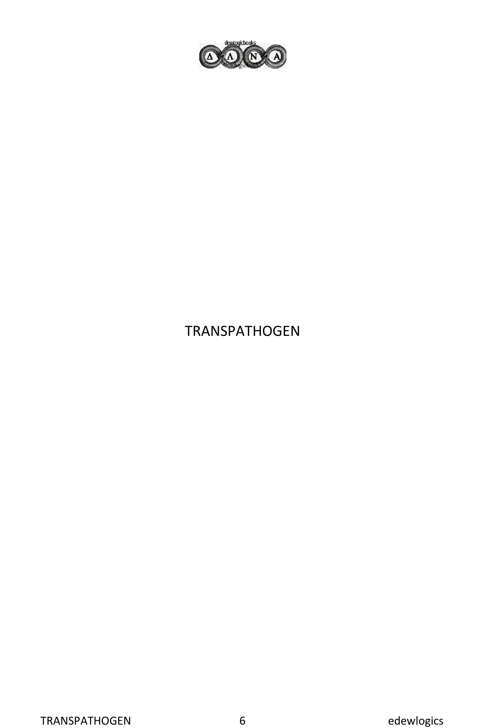TRANSPATHOGEN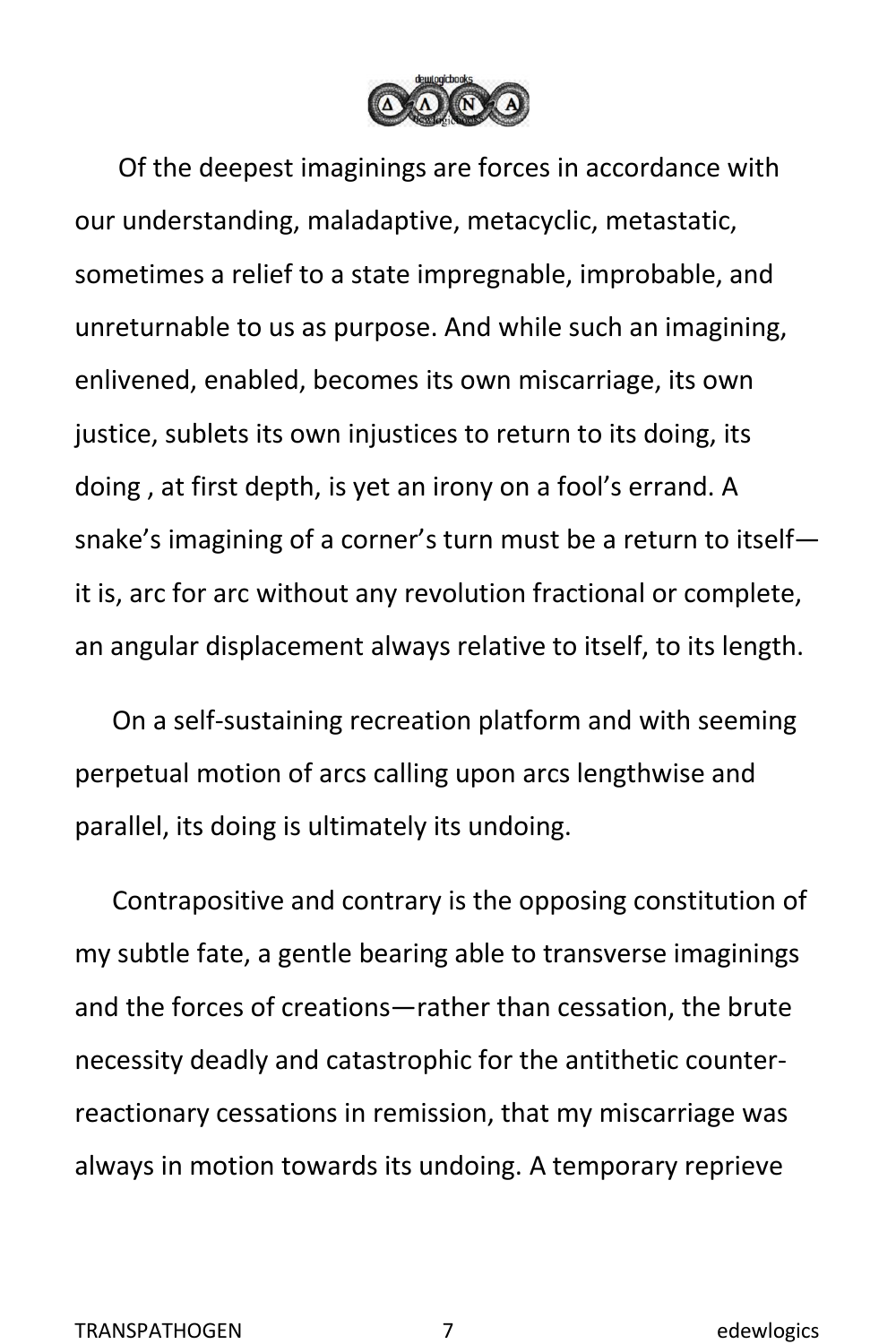Of the deepest imaginings are forces in accordance with our understanding, maladaptive, metacyclic, metastatic, sometimes a relief to a state impregnable, improbable, and unreturnable to us as purpose. And while such an imagining, enlivened, enabled, becomes its own miscarriage, its own justice, sublets its own injustices to return to its doing, its doing , at first depth, is yet an irony on a fool's errand. A snake's imagining of a corner's turn must be a return to itself—it is, arc for arc without any revolution fractional or complete, an angular displacement always relative to itself, to its length.

On a self-sustaining recreation platform and with seeming perpetual motion of arcs calling upon arcs lengthwise and parallel, its doing is ultimately its undoing.

Contrapositive and contrary is the opposing constitution of my subtle fate, a gentle bearing able to transverse imaginings and the forces of creations—rather than cessation, the brute necessity deadly and catastrophic for the antithetic counter-reactionary cessations in remission, that my miscarriage was always in motion towards its undoing. A temporary reprieve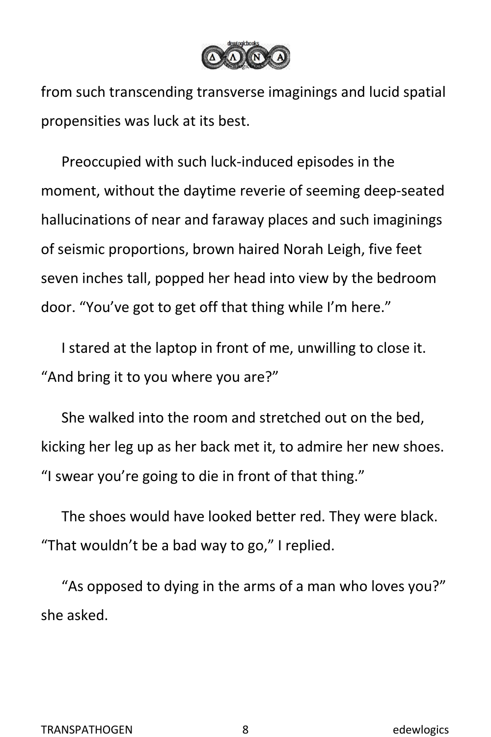from such transcending transverse imaginings and lucid spatial propensities was luck at its best.

Preoccupied with such luck-induced episodes in the moment, without the daytime reverie of seeming deep-seated hallucinations of near and faraway places and such imaginings of seismic proportions, brown haired Norah Leigh, five feet seven inches tall, popped her head into view by the bedroom door. “You’ve got to get off that thing while I’m here.”

I stared at the laptop in front of me, unwilling to close it. “And bring it to you where you are?”

She walked into the room and stretched out on the bed, kicking her leg up as her back met it, to admire her new shoes. “I swear you’re going to die in front of that thing.”

The shoes would have looked better red. They were black. “That wouldn’t be a bad way to go,” I replied.

“As opposed to dying in the arms of a man who loves you?” she asked.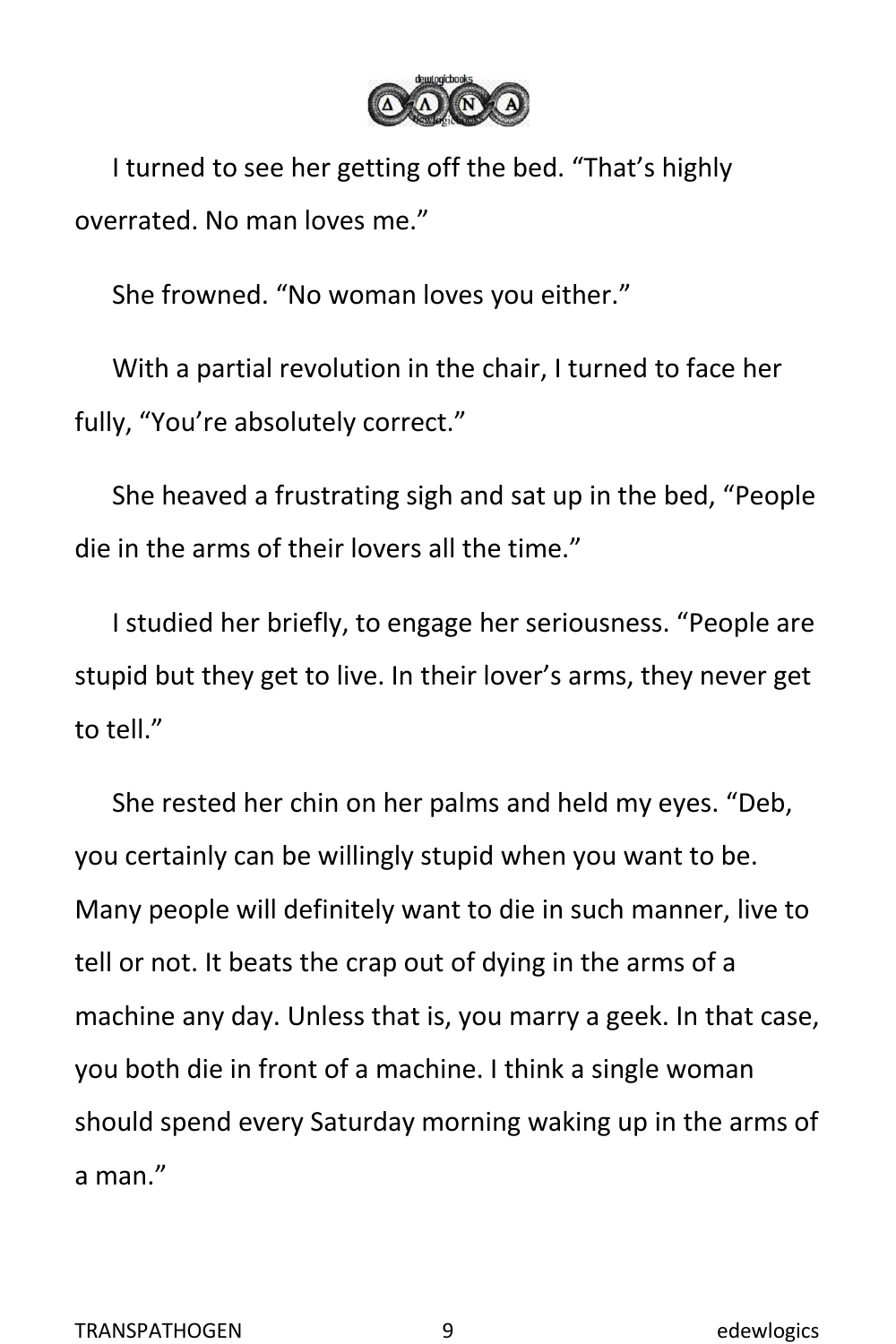I turned to see her getting off the bed. “That’s highly overrated. No man loves me.”

She frowned. “No woman loves you either.”

With a partial revolution in the chair, I turned to face her fully, “You’re absolutely correct.”

She heaved a frustrating sigh and sat up in the bed, “People die in the arms of their lovers all the time.”

I studied her briefly, to engage her seriousness. “People are stupid but they get to live. In their lover’s arms, they never get to tell.”

She rested her chin on her palms and held my eyes. “Deb, you certainly can be willingly stupid when you want to be. Many people will definitely want to die in such manner, live to tell or not. It beats the crap out of dying in the arms of a machine any day. Unless that is, you marry a geek. In that case, you both die in front of a machine. I think a single woman should spend every Saturday morning waking up in the arms of a man.”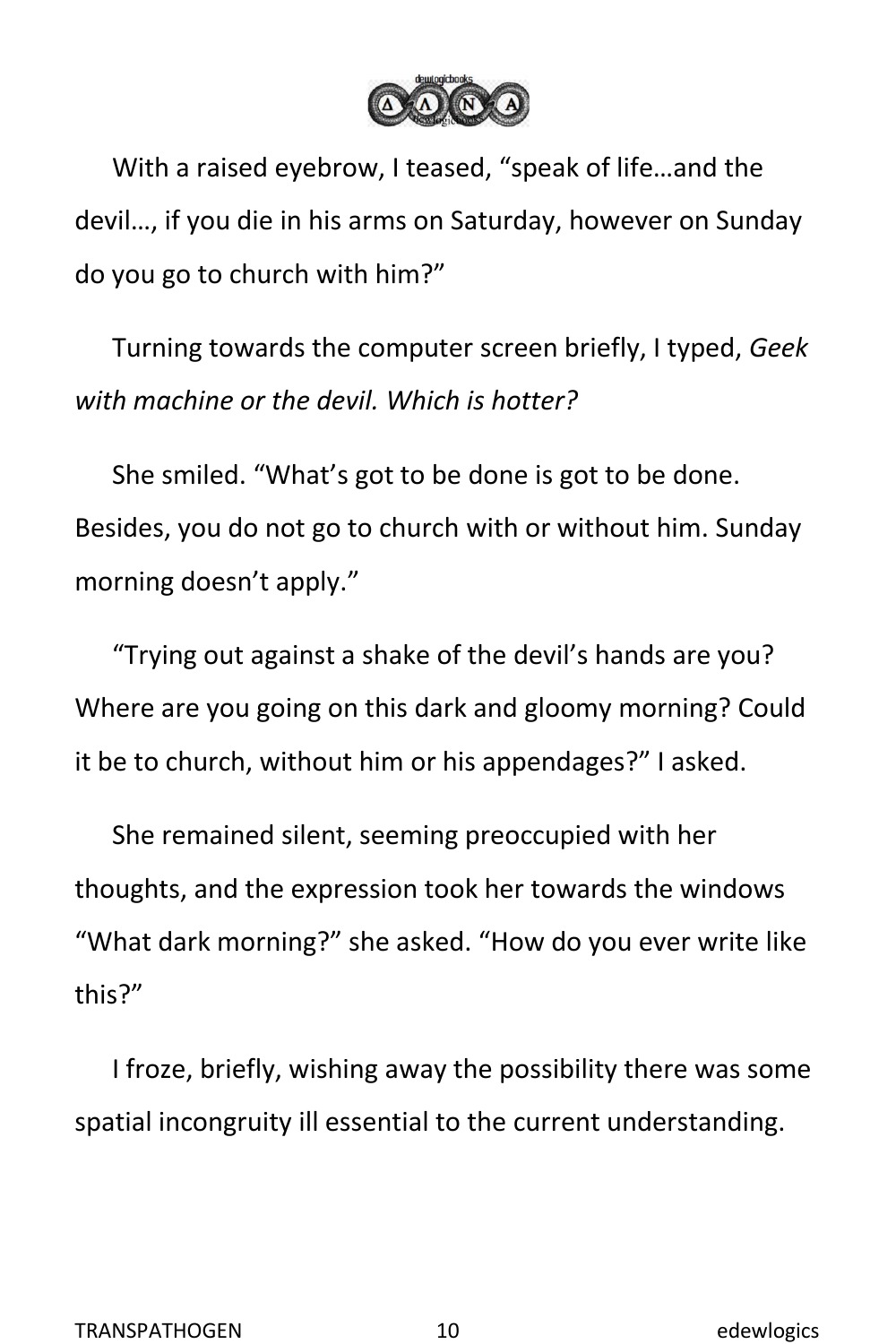With a raised eyebrow, I teased, “speak of life…and the devil…, if you die in his arms on Saturday, however on Sunday do you go to church with him?”

Turning towards the computer screen briefly, I typed, *Geek with machine or the devil. Which is hotter?*

She smiled. “What’s got to be done is got to be done. Besides, you do not go to church with or without him. Sunday morning doesn’t apply.”

“Trying out against a shake of the devil’s hands are you? Where are you going on this dark and gloomy morning? Could it be to church, without him or his appendages?” I asked.

She remained silent, seeming preoccupied with her thoughts, and the expression took her towards the windows “What dark morning?” she asked. “How do you ever write like this?”

I froze, briefly, wishing away the possibility there was some spatial incongruity ill essential to the current understanding.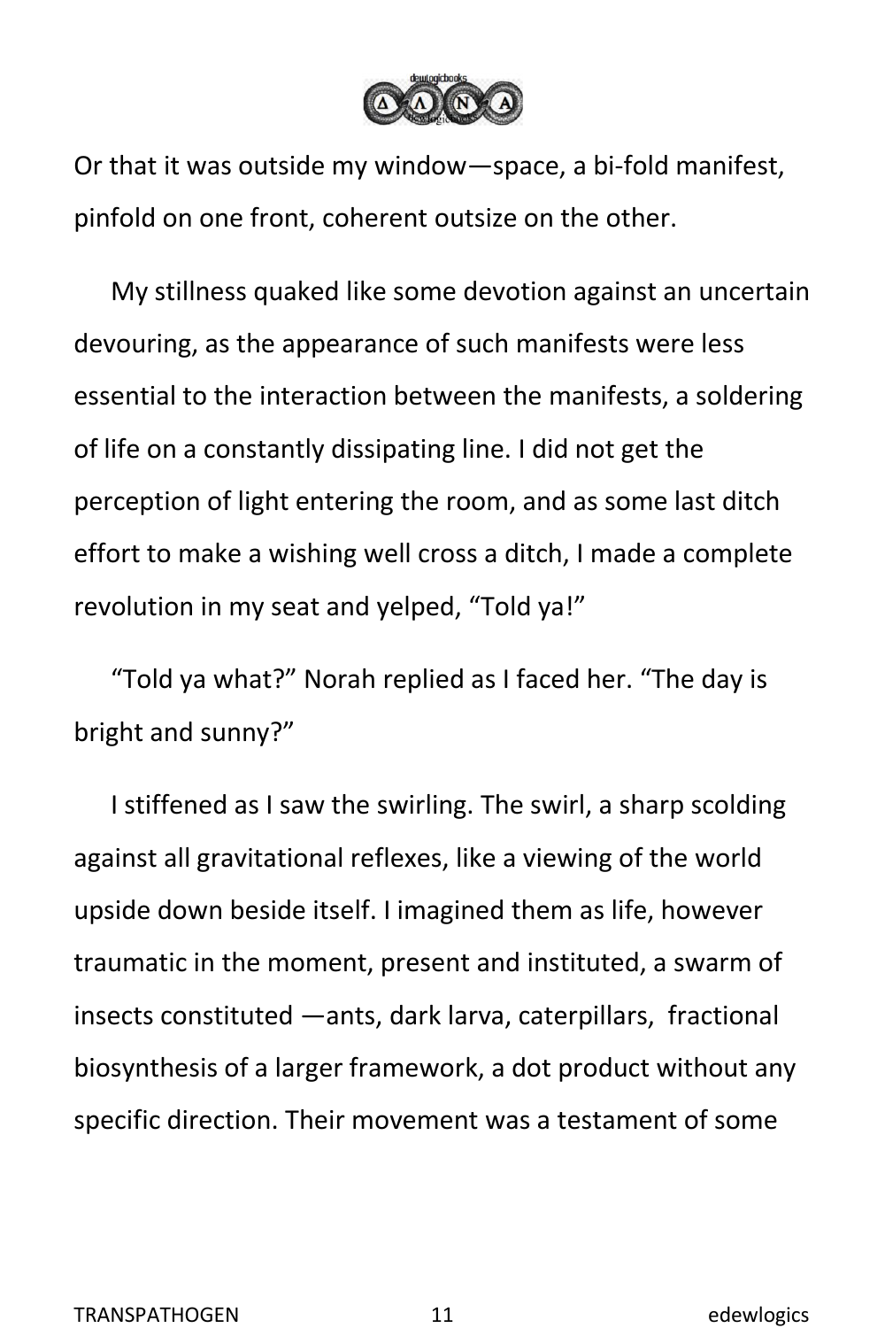Or that it was outside my window—space, a bi-fold manifest, pinfold on one front, coherent outsize on the other.

My stillness quaked like some devotion against an uncertain devouring, as the appearance of such manifests were less essential to the interaction between the manifests, a soldering of life on a constantly dissipating line. I did not get the perception of light entering the room, and as some last ditch effort to make a wishing well cross a ditch, I made a complete revolution in my seat and yelped, “Told ya!”

“Told ya what?” Norah replied as I faced her. “The day is bright and sunny?”

I stiffened as I saw the swirling. The swirl, a sharp scolding against all gravitational reflexes, like a viewing of the world upside down beside itself. I imagined them as life, however traumatic in the moment, present and instituted, a swarm of insects constituted —ants, dark larva, caterpillars, fractional biosynthesis of a larger framework, a dot product without any specific direction. Their movement was a testament of some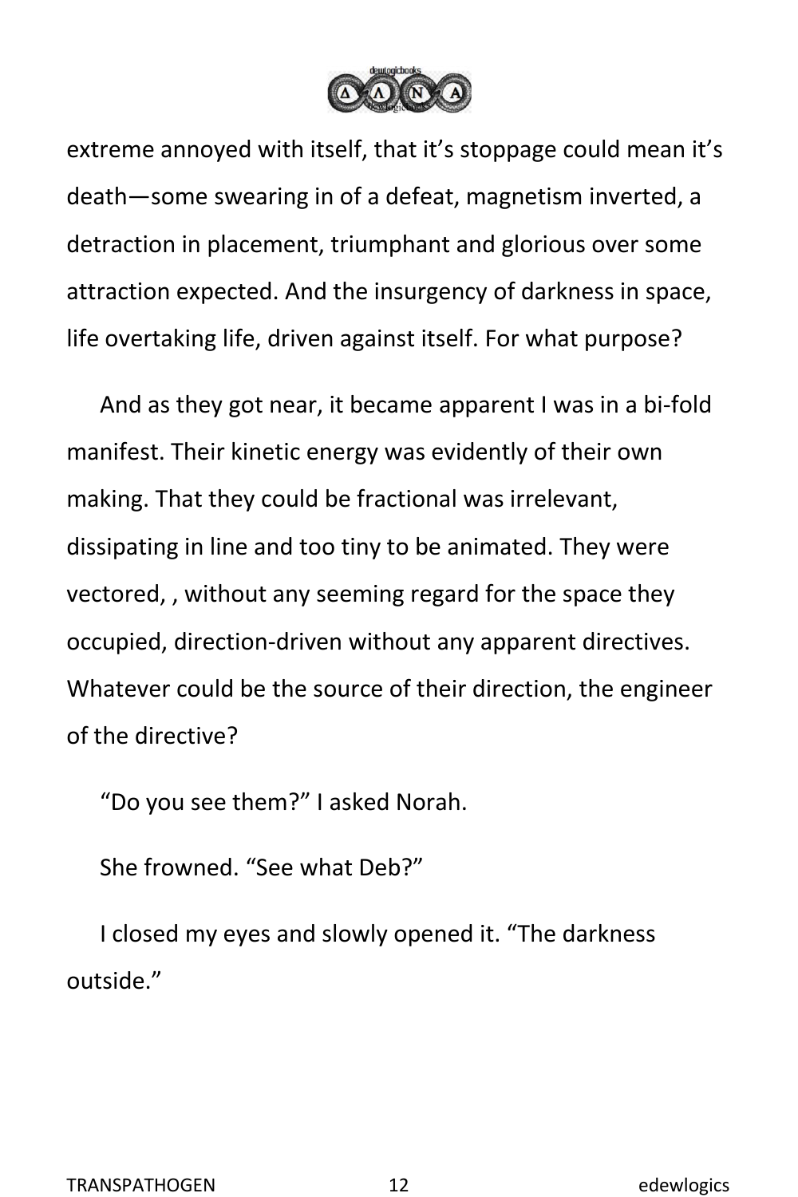extreme annoyed with itself, that it's stoppage could mean it's death—some swearing in of a defeat, magnetism inverted, a detraction in placement, triumphant and glorious over some attraction expected. And the insurgency of darkness in space, life overtaking life, driven against itself. For what purpose?

And as they got near, it became apparent I was in a bi-fold manifest. Their kinetic energy was evidently of their own making. That they could be fractional was irrelevant, dissipating in line and too tiny to be animated. They were vectored, , without any seeming regard for the space they occupied, direction-driven without any apparent directives. Whatever could be the source of their direction, the engineer of the directive?

"Do you see them?" I asked Norah.

She frowned. "See what Deb?"

I closed my eyes and slowly opened it. "The darkness outside."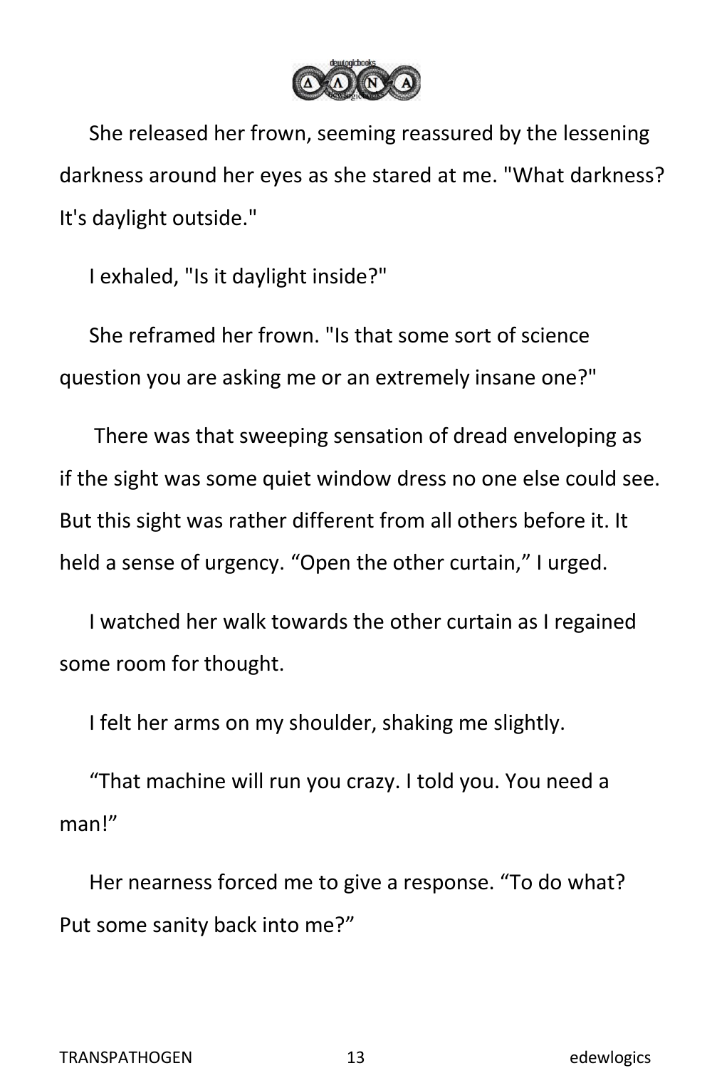She released her frown, seeming reassured by the lessening darkness around her eyes as she stared at me. "What darkness? It's daylight outside."

I exhaled, "Is it daylight inside?"

She reframed her frown. "Is that some sort of science question you are asking me or an extremely insane one?"

There was that sweeping sensation of dread enveloping as if the sight was some quiet window dress no one else could see. But this sight was rather different from all others before it. It held a sense of urgency. “Open the other curtain,” I urged.

I watched her walk towards the other curtain as I regained some room for thought.

I felt her arms on my shoulder, shaking me slightly.

“That machine will run you crazy. I told you. You need a man!”

Her nearness forced me to give a response. “To do what? Put some sanity back into me?”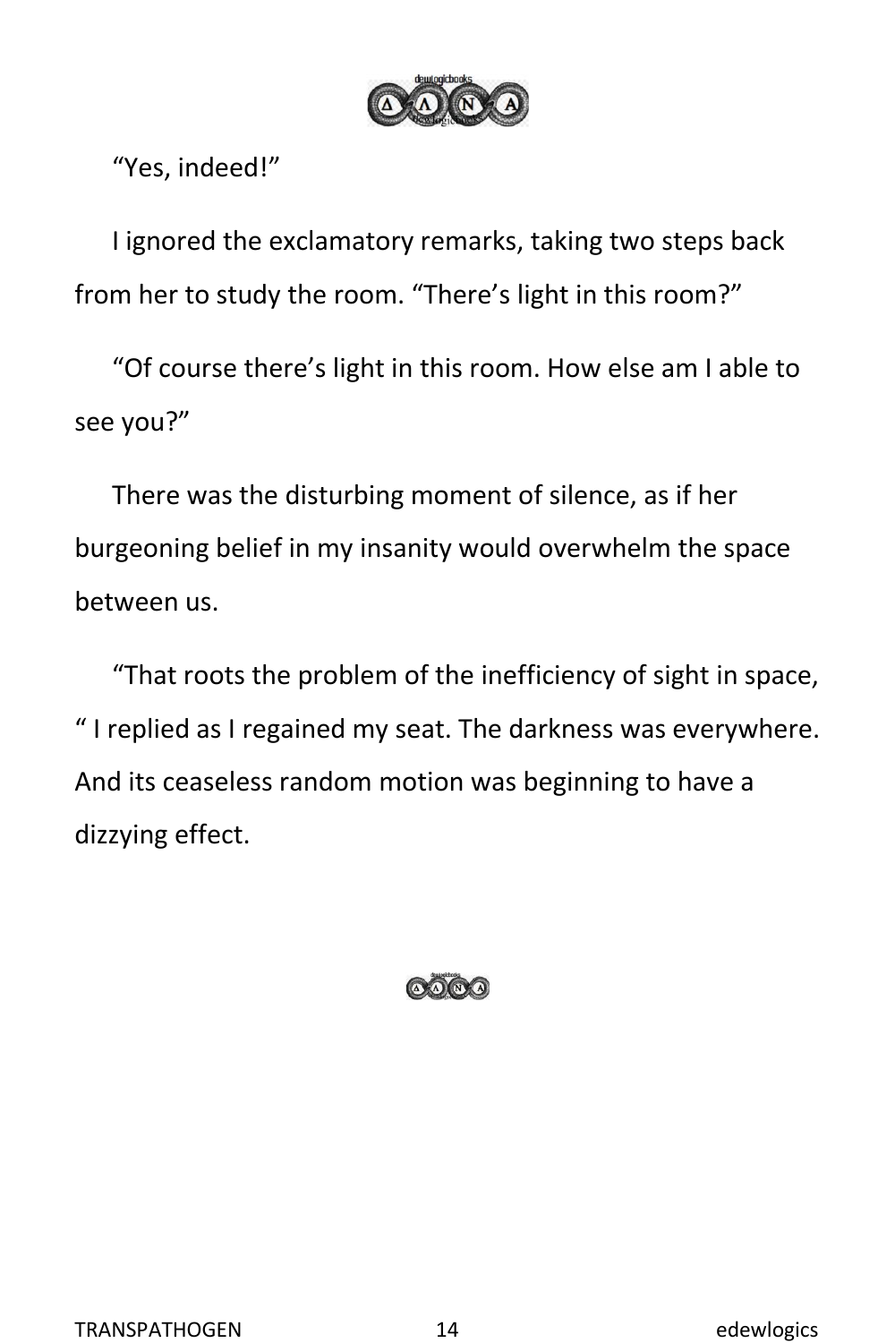“Yes, indeed!”

I ignored the exclamatory remarks, taking two steps back from her to study the room. “There’s light in this room?”

“Of course there’s light in this room. How else am I able to see you?”

There was the disturbing moment of silence, as if her burgeoning belief in my insanity would overwhelm the space between us.

“That roots the problem of the inefficiency of sight in space, “ I replied as I regained my seat. The darkness was everywhere. And its ceaseless random motion was beginning to have a dizzying effect.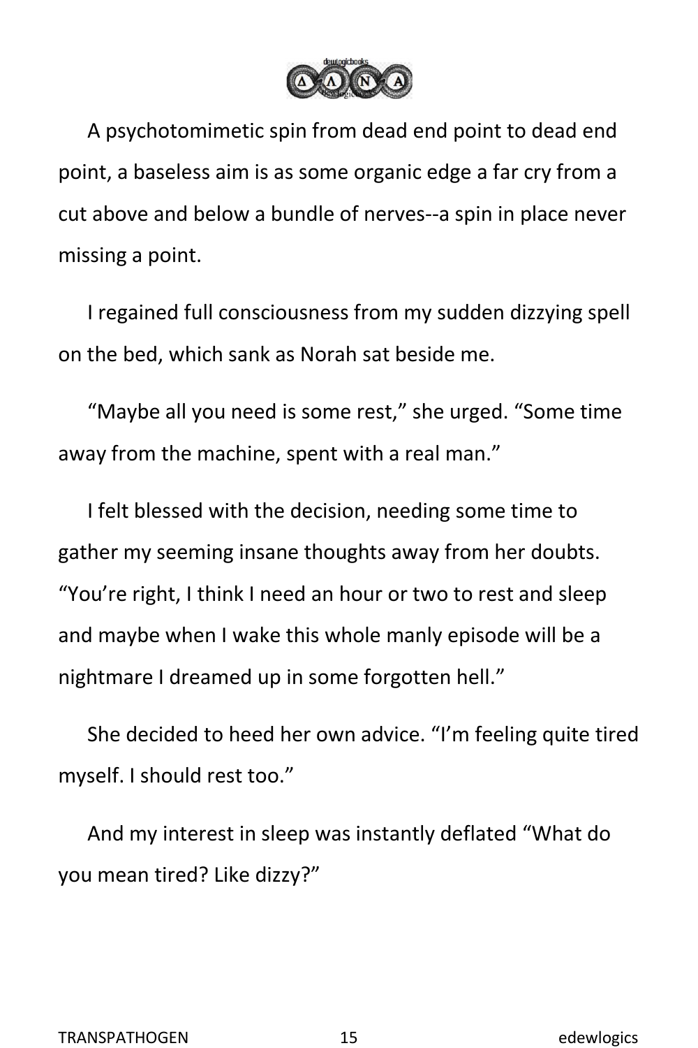A psychotomimetic spin from dead end point to dead end point, a baseless aim is as some organic edge a far cry from a cut above and below a bundle of nerves--a spin in place never missing a point.

I regained full consciousness from my sudden dizzying spell on the bed, which sank as Norah sat beside me.

“Maybe all you need is some rest,” she urged. “Some time away from the machine, spent with a real man.”

I felt blessed with the decision, needing some time to gather my seeming insane thoughts away from her doubts. “You’re right, I think I need an hour or two to rest and sleep and maybe when I wake this whole manly episode will be a nightmare I dreamed up in some forgotten hell.”

She decided to heed her own advice. “I’m feeling quite tired myself. I should rest too.”

And my interest in sleep was instantly deflated “What do you mean tired? Like dizzy?”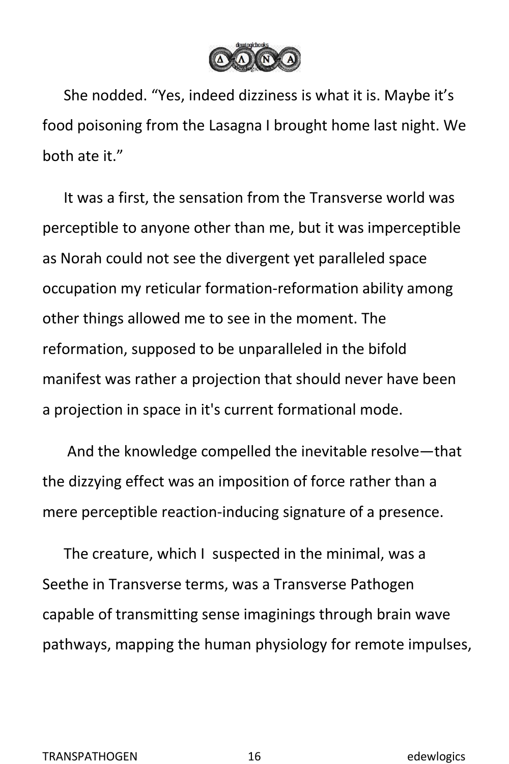She nodded. “Yes, indeed dizziness is what it is. Maybe it’s food poisoning from the Lasagna I brought home last night. We both ate it.”

It was a first, the sensation from the Transverse world was perceptible to anyone other than me, but it was imperceptible as Norah could not see the divergent yet paralleled space occupation my reticular formation-reformation ability among other things allowed me to see in the moment. The reformation, supposed to be unparalleled in the bifold manifest was rather a projection that should never have been a projection in space in it's current formational mode.

And the knowledge compelled the inevitable resolve—that the dizzying effect was an imposition of force rather than a mere perceptible reaction-inducing signature of a presence.

The creature, which I suspected in the minimal, was a Seethe in Transverse terms, was a Transverse Pathogen capable of transmitting sense imaginings through brain wave pathways, mapping the human physiology for remote impulses,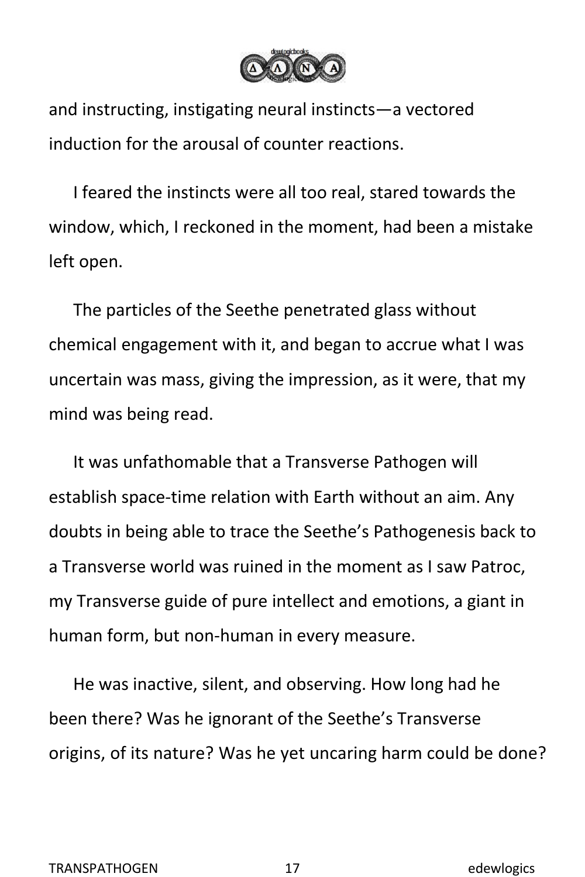and instructing, instigating neural instincts—a vectored induction for the arousal of counter reactions.

I feared the instincts were all too real, stared towards the window, which, I reckoned in the moment, had been a mistake left open.

The particles of the Seethe penetrated glass without chemical engagement with it, and began to accrue what I was uncertain was mass, giving the impression, as it were, that my mind was being read.

It was unfathomable that a Transverse Pathogen will establish space-time relation with Earth without an aim. Any doubts in being able to trace the Seethe's Pathogenesis back to a Transverse world was ruined in the moment as I saw Patroc, my Transverse guide of pure intellect and emotions, a giant in human form, but non-human in every measure.

He was inactive, silent, and observing. How long had he been there? Was he ignorant of the Seethe's Transverse origins, of its nature? Was he yet uncaring harm could be done?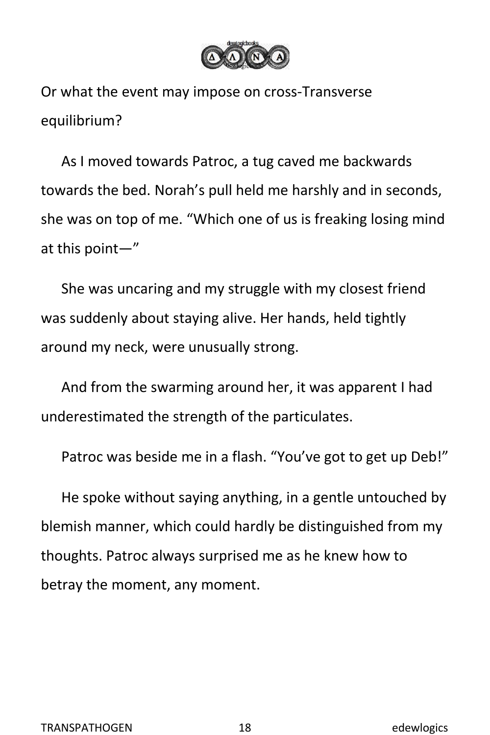Or what the event may impose on cross-Transverse equilibrium?

As I moved towards Patroc, a tug caved me backwards towards the bed. Norah's pull held me harshly and in seconds, she was on top of me. "Which one of us is freaking losing mind at this point—"

She was uncaring and my struggle with my closest friend was suddenly about staying alive. Her hands, held tightly around my neck, were unusually strong.

And from the swarming around her, it was apparent I had underestimated the strength of the particulates.

Patroc was beside me in a flash. "You've got to get up Deb!"

He spoke without saying anything, in a gentle untouched by blemish manner, which could hardly be distinguished from my thoughts. Patroc always surprised me as he knew how to betray the moment, any moment.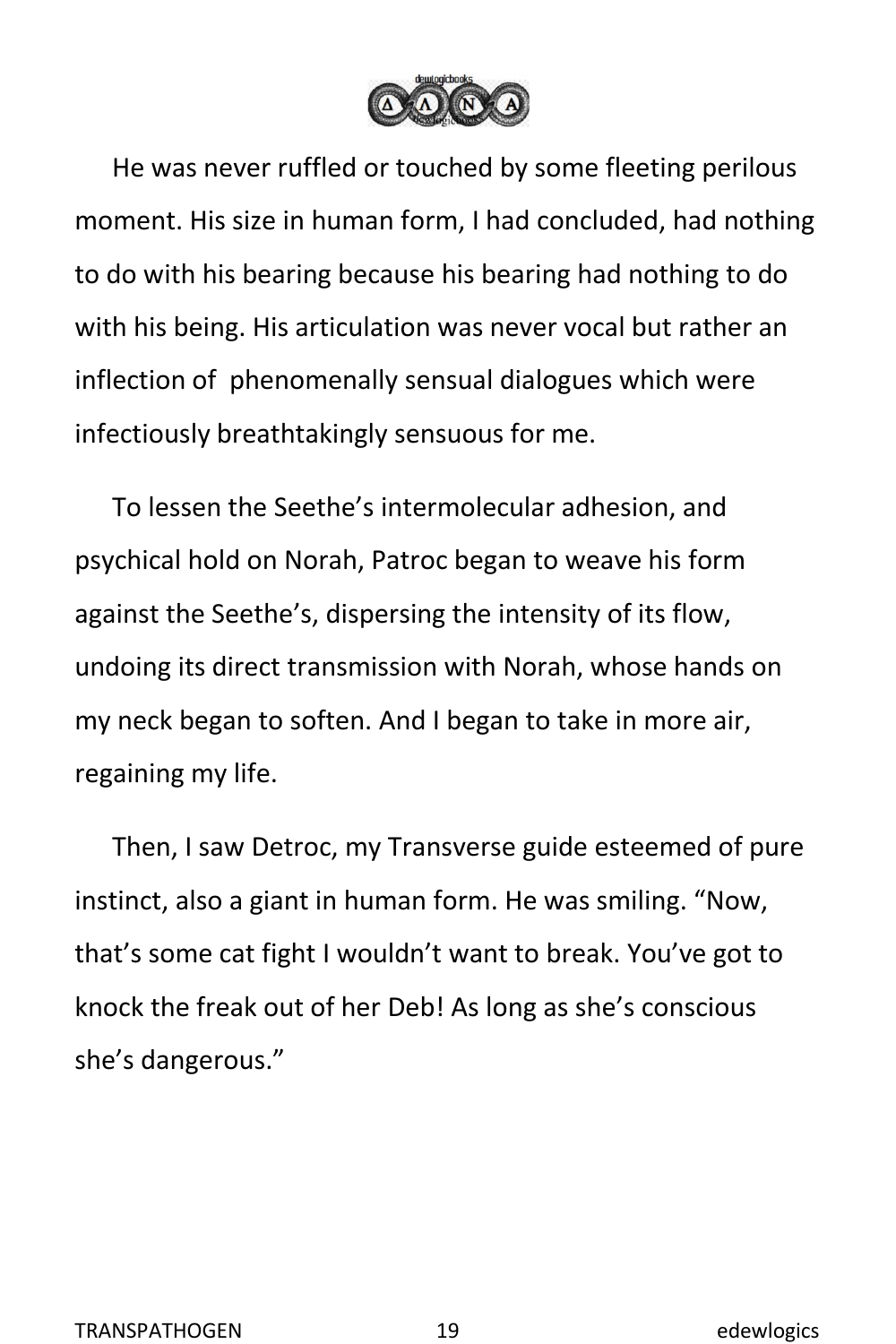He was never ruffled or touched by some fleeting perilous moment. His size in human form, I had concluded, had nothing to do with his bearing because his bearing had nothing to do with his being. His articulation was never vocal but rather an inflection of phenomenally sensual dialogues which were infectiously breathtakingly sensuous for me.

To lessen the Seethe's intermolecular adhesion, and psychical hold on Norah, Patroc began to weave his form against the Seethe's, dispersing the intensity of its flow, undoing its direct transmission with Norah, whose hands on my neck began to soften. And I began to take in more air, regaining my life.

Then, I saw Detroc, my Transverse guide esteemed of pure instinct, also a giant in human form. He was smiling. "Now, that's some cat fight I wouldn't want to break. You've got to knock the freak out of her Deb! As long as she's conscious she's dangerous."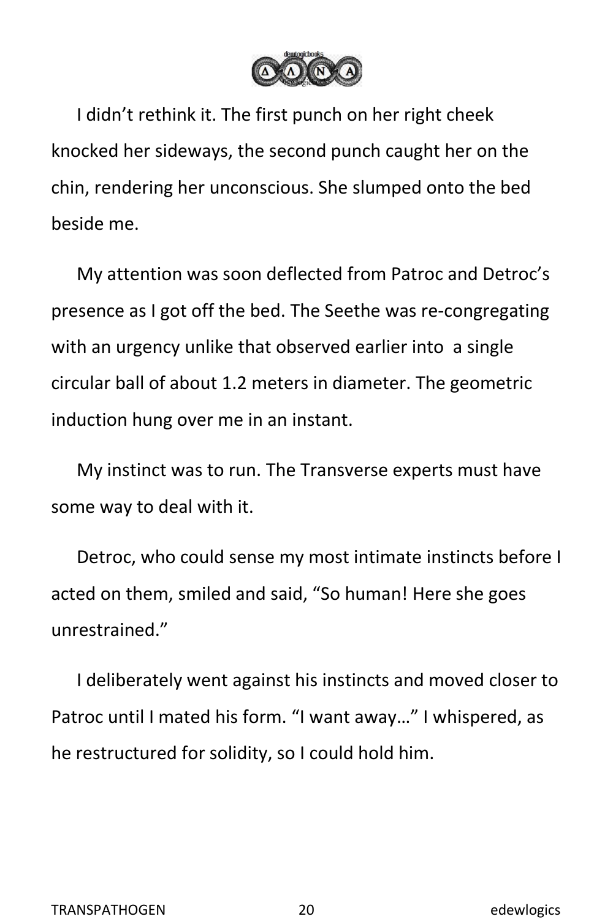I didn't rethink it. The first punch on her right cheek knocked her sideways, the second punch caught her on the chin, rendering her unconscious. She slumped onto the bed beside me.

My attention was soon deflected from Patroc and Detroc's presence as I got off the bed. The Seethe was re-congregating with an urgency unlike that observed earlier into a single circular ball of about 1.2 meters in diameter. The geometric induction hung over me in an instant.

My instinct was to run. The Transverse experts must have some way to deal with it.

Detroc, who could sense my most intimate instincts before I acted on them, smiled and said, "So human! Here she goes unrestrained."

I deliberately went against his instincts and moved closer to Patroc until I mated his form. "I want away…" I whispered, as he restructured for solidity, so I could hold him.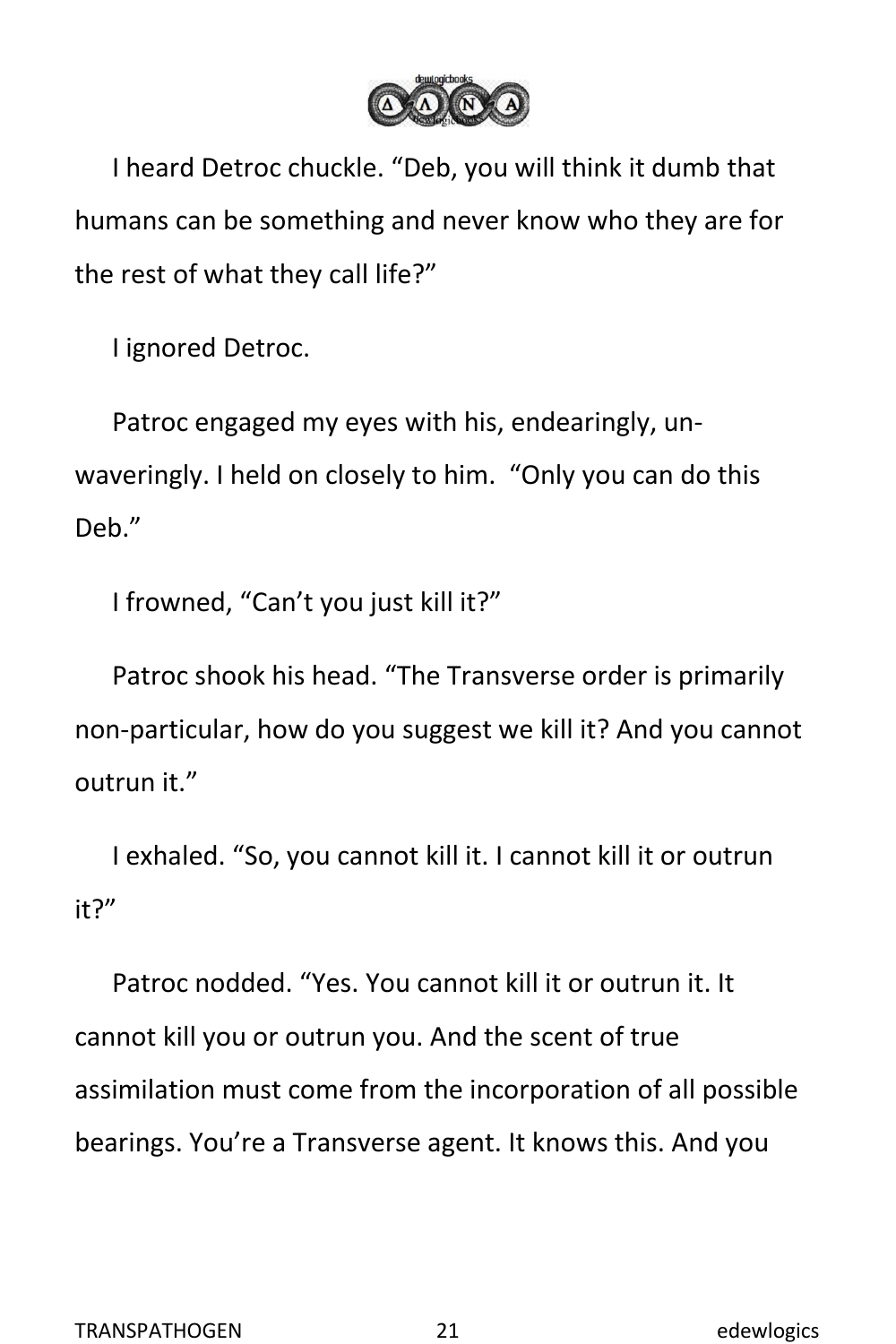I heard Detroc chuckle. "Deb, you will think it dumb that humans can be something and never know who they are for the rest of what they call life?"

I ignored Detroc.

Patroc engaged my eyes with his, endearingly, unwaveringly. I held on closely to him. "Only you can do this Deb."

I frowned, "Can't you just kill it?"

Patroc shook his head. "The Transverse order is primarily non-particular, how do you suggest we kill it? And you cannot outrun it."

I exhaled. "So, you cannot kill it. I cannot kill it or outrun it?"

Patroc nodded. "Yes. You cannot kill it or outrun it. It cannot kill you or outrun you. And the scent of true assimilation must come from the incorporation of all possible bearings. You're a Transverse agent. It knows this. And you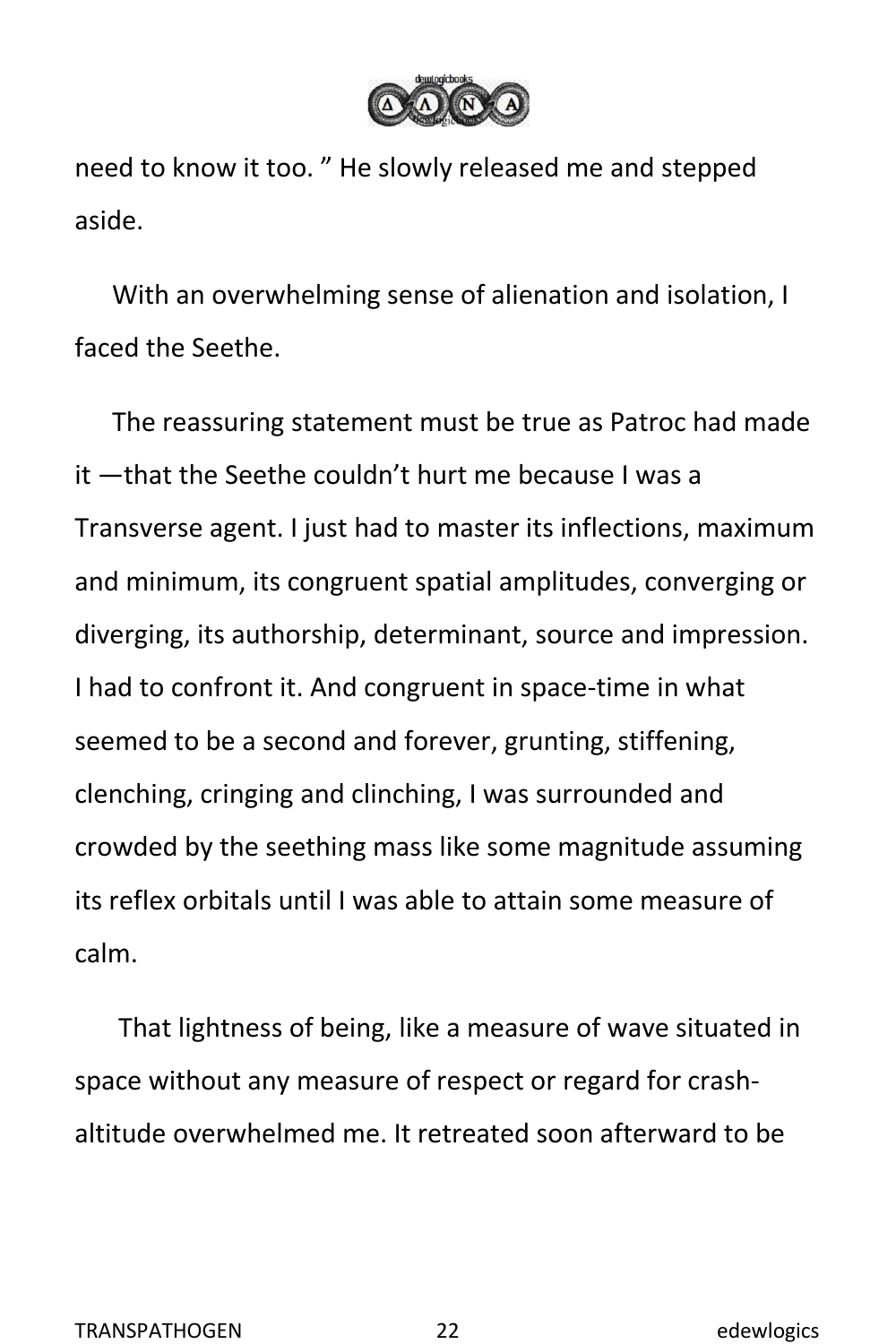need to know it too. " He slowly released me and stepped aside.

With an overwhelming sense of alienation and isolation, I faced the Seethe.

The reassuring statement must be true as Patroc had made it —that the Seethe couldn't hurt me because I was a Transverse agent. I just had to master its inflections, maximum and minimum, its congruent spatial amplitudes, converging or diverging, its authorship, determinant, source and impression. I had to confront it. And congruent in space-time in what seemed to be a second and forever, grunting, stiffening, clenching, cringing and clinching, I was surrounded and crowded by the seething mass like some magnitude assuming its reflex orbitals until I was able to attain some measure of calm.

That lightness of being, like a measure of wave situated in space without any measure of respect or regard for crash-altitude overwhelmed me. It retreated soon afterward to be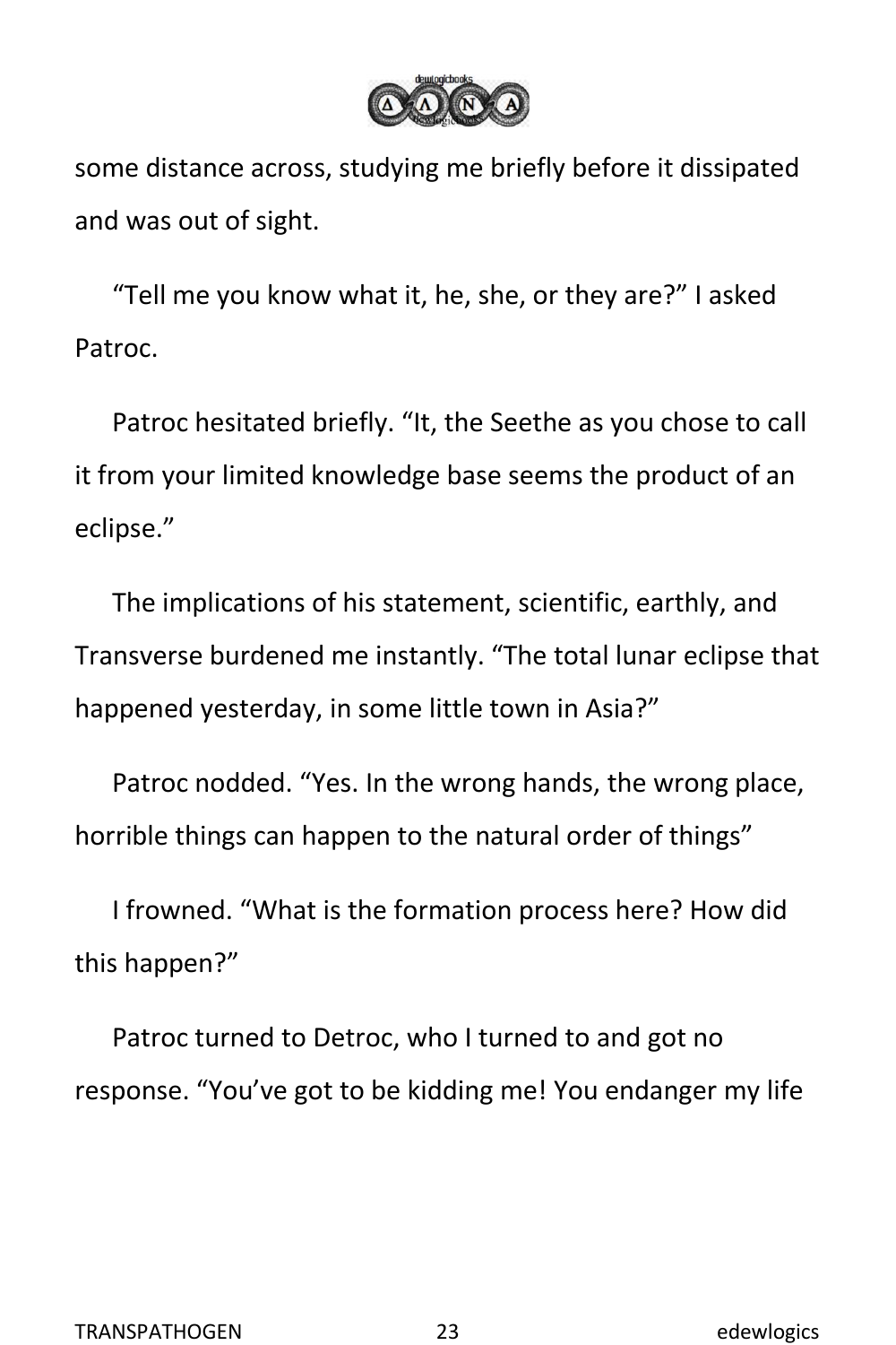some distance across, studying me briefly before it dissipated and was out of sight.

“Tell me you know what it, he, she, or they are?” I asked Patroc.

Patroc hesitated briefly. “It, the Seethe as you chose to call it from your limited knowledge base seems the product of an eclipse.”

The implications of his statement, scientific, earthly, and Transverse burdened me instantly. “The total lunar eclipse that happened yesterday, in some little town in Asia?”

Patroc nodded. “Yes. In the wrong hands, the wrong place, horrible things can happen to the natural order of things”

I frowned. “What is the formation process here? How did this happen?”

Patroc turned to Detroc, who I turned to and got no response. “You’ve got to be kidding me! You endanger my life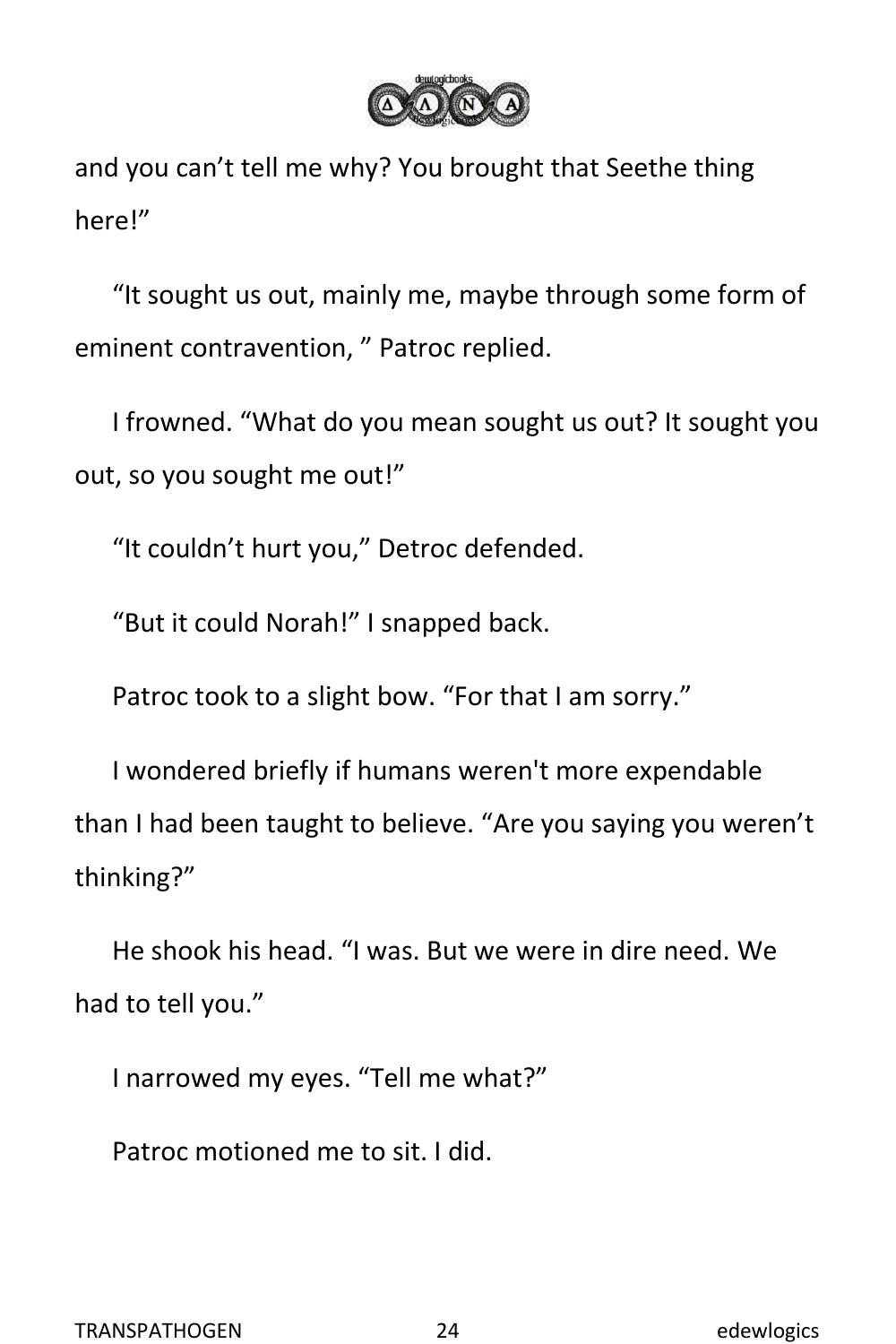and you can't tell me why? You brought that Seethe thing here!"

"It sought us out, mainly me, maybe through some form of eminent contravention, " Patroc replied.

I frowned. "What do you mean sought us out? It sought you out, so you sought me out!"

"It couldn't hurt you," Detroc defended.

"But it could Norah!" I snapped back.

Patroc took to a slight bow. "For that I am sorry."

I wondered briefly if humans weren't more expendable than I had been taught to believe. "Are you saying you weren't thinking?"

He shook his head. "I was. But we were in dire need. We had to tell you."

I narrowed my eyes. "Tell me what?"

Patroc motioned me to sit. I did.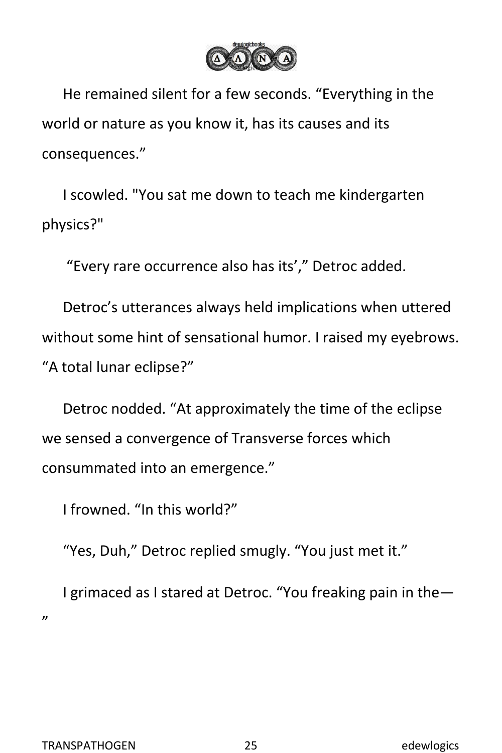He remained silent for a few seconds. “Everything in the world or nature as you know it, has its causes and its consequences.”

I scowled. "You sat me down to teach me kindergarten physics?"

“Every rare occurrence also has its’,” Detroc added.

Detroc’s utterances always held implications when uttered without some hint of sensational humor. I raised my eyebrows. “A total lunar eclipse?”

Detroc nodded. “At approximately the time of the eclipse we sensed a convergence of Transverse forces which consummated into an emergence.”

I frowned. “In this world?”

“Yes, Duh,” Detroc replied smugly. “You just met it.”

I grimaced as I stared at Detroc. “You freaking pain in the—”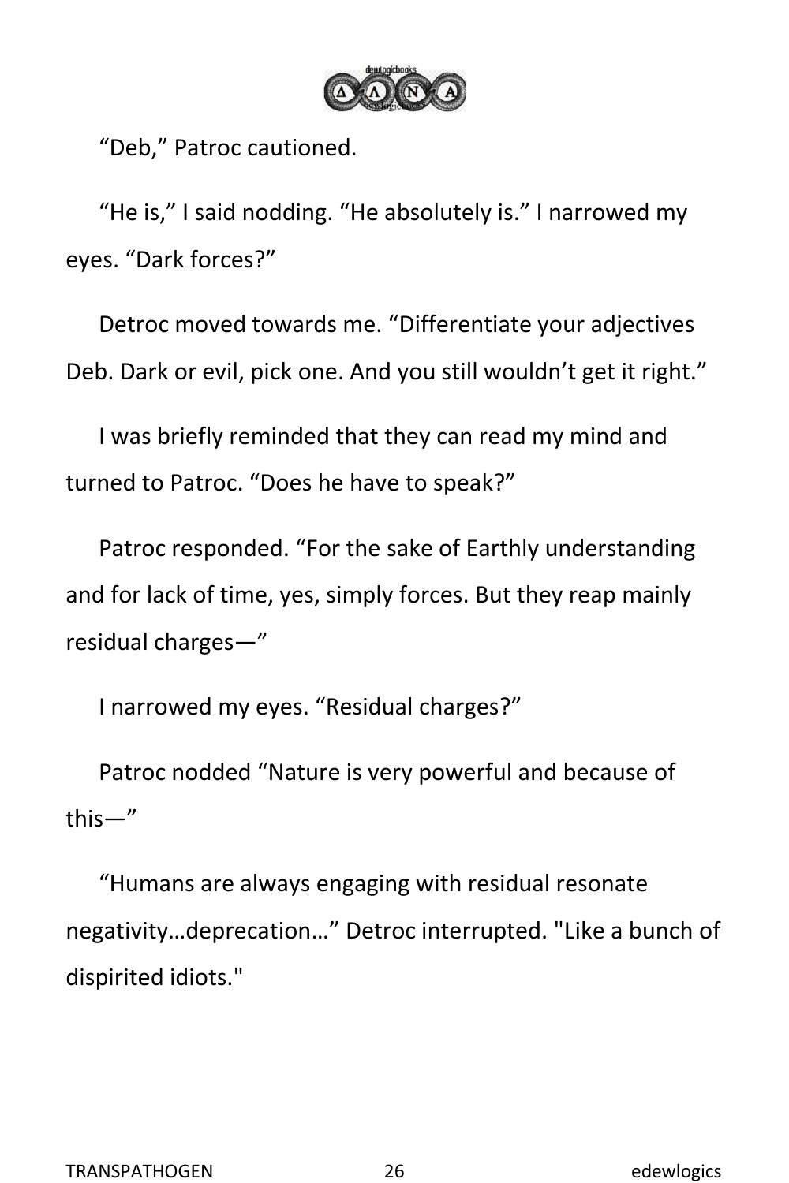“Deb,” Patroc cautioned.

“He is,” I said nodding. “He absolutely is.” I narrowed my eyes. “Dark forces?”

Detroc moved towards me. “Differentiate your adjectives Deb. Dark or evil, pick one. And you still wouldn’t get it right.”

I was briefly reminded that they can read my mind and turned to Patroc. “Does he have to speak?”

Patroc responded. “For the sake of Earthly understanding and for lack of time, yes, simply forces. But they reap mainly residual charges—”

I narrowed my eyes. “Residual charges?”

Patroc nodded “Nature is very powerful and because of this—”

“Humans are always engaging with residual resonate negativity…deprecation…” Detroc interrupted. "Like a bunch of dispirited idiots."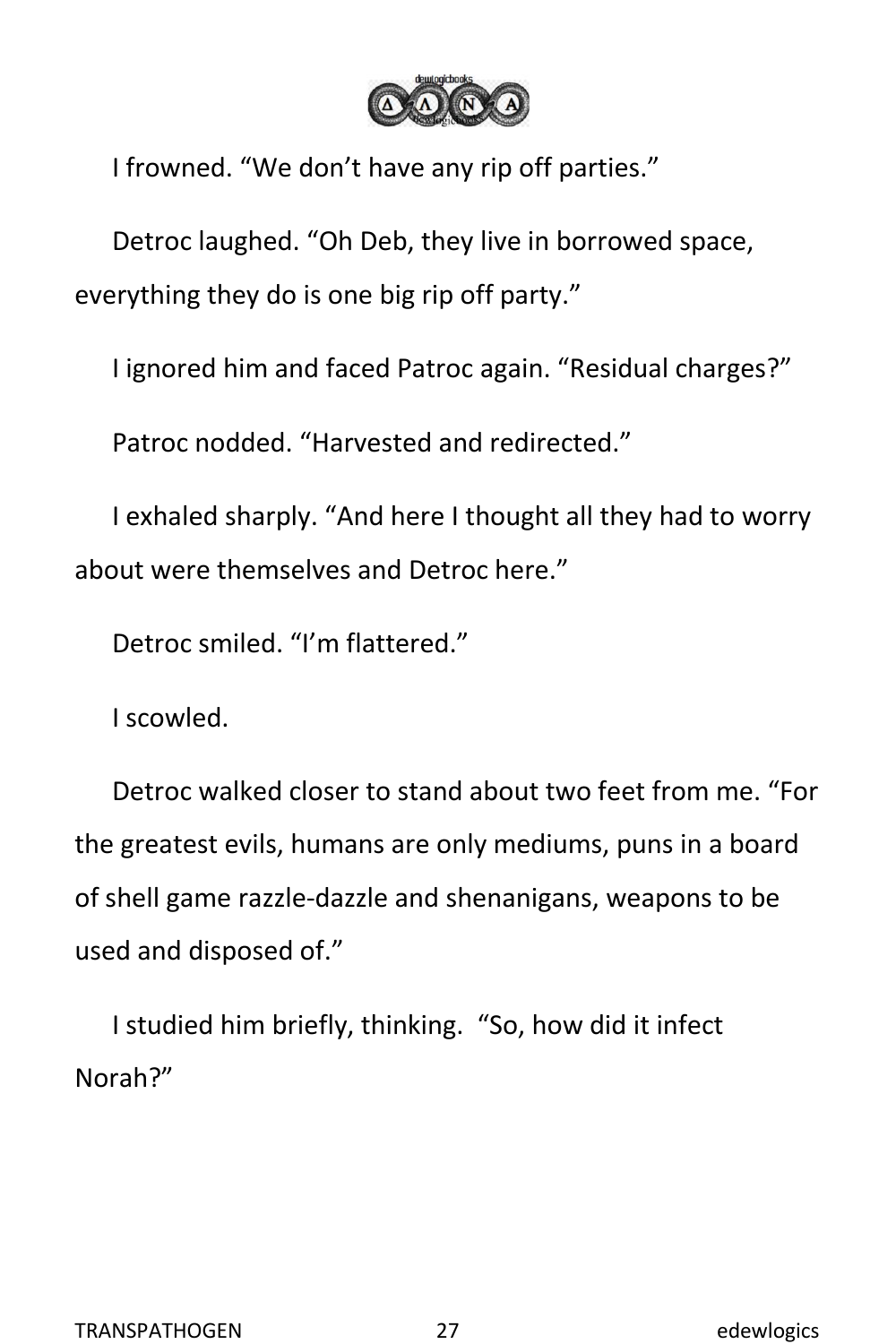I frowned. “We don’t have any rip off parties.”

Detroc laughed. “Oh Deb, they live in borrowed space, everything they do is one big rip off party.”

I ignored him and faced Patroc again. “Residual charges?”

Patroc nodded. “Harvested and redirected.”

I exhaled sharply. “And here I thought all they had to worry about were themselves and Detroc here.”

Detroc smiled. “I’m flattered.”

I scowled.

Detroc walked closer to stand about two feet from me. “For the greatest evils, humans are only mediums, puns in a board of shell game razzle-dazzle and shenanigans, weapons to be used and disposed of.”

I studied him briefly, thinking. “So, how did it infect Norah?”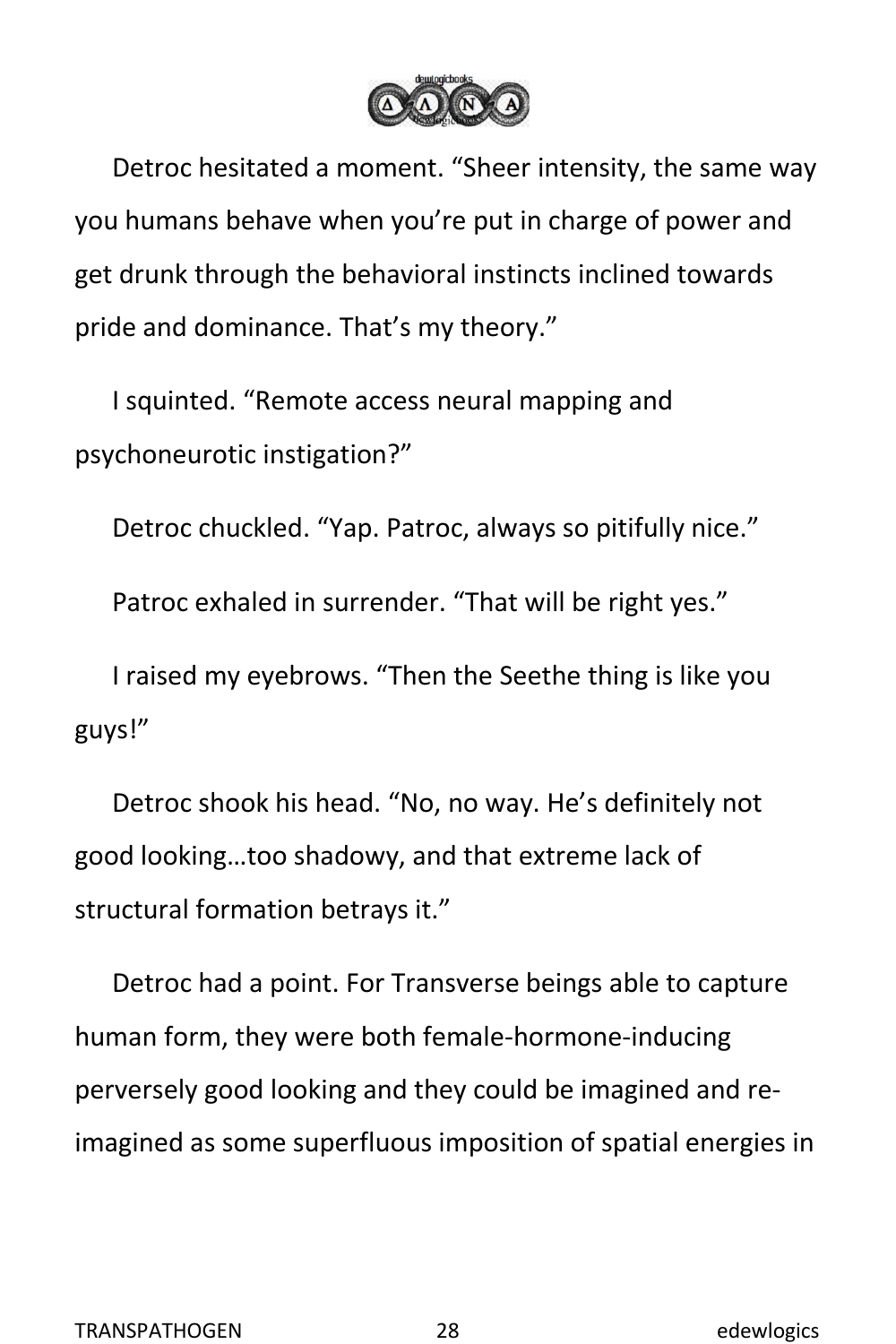Detroc hesitated a moment. “Sheer intensity, the same way you humans behave when you’re put in charge of power and get drunk through the behavioral instincts inclined towards pride and dominance. That’s my theory.”

I squinted. “Remote access neural mapping and psychoneurotic instigation?”

Detroc chuckled. “Yap. Patroc, always so pitifully nice.”

Patroc exhaled in surrender. “That will be right yes.”

I raised my eyebrows. “Then the Seethe thing is like you guys!”

Detroc shook his head. “No, no way. He’s definitely not good looking…too shadowy, and that extreme lack of structural formation betrays it.”

Detroc had a point. For Transverse beings able to capture human form, they were both female-hormone-inducing perversely good looking and they could be imagined and re-imagined as some superfluous imposition of spatial energies in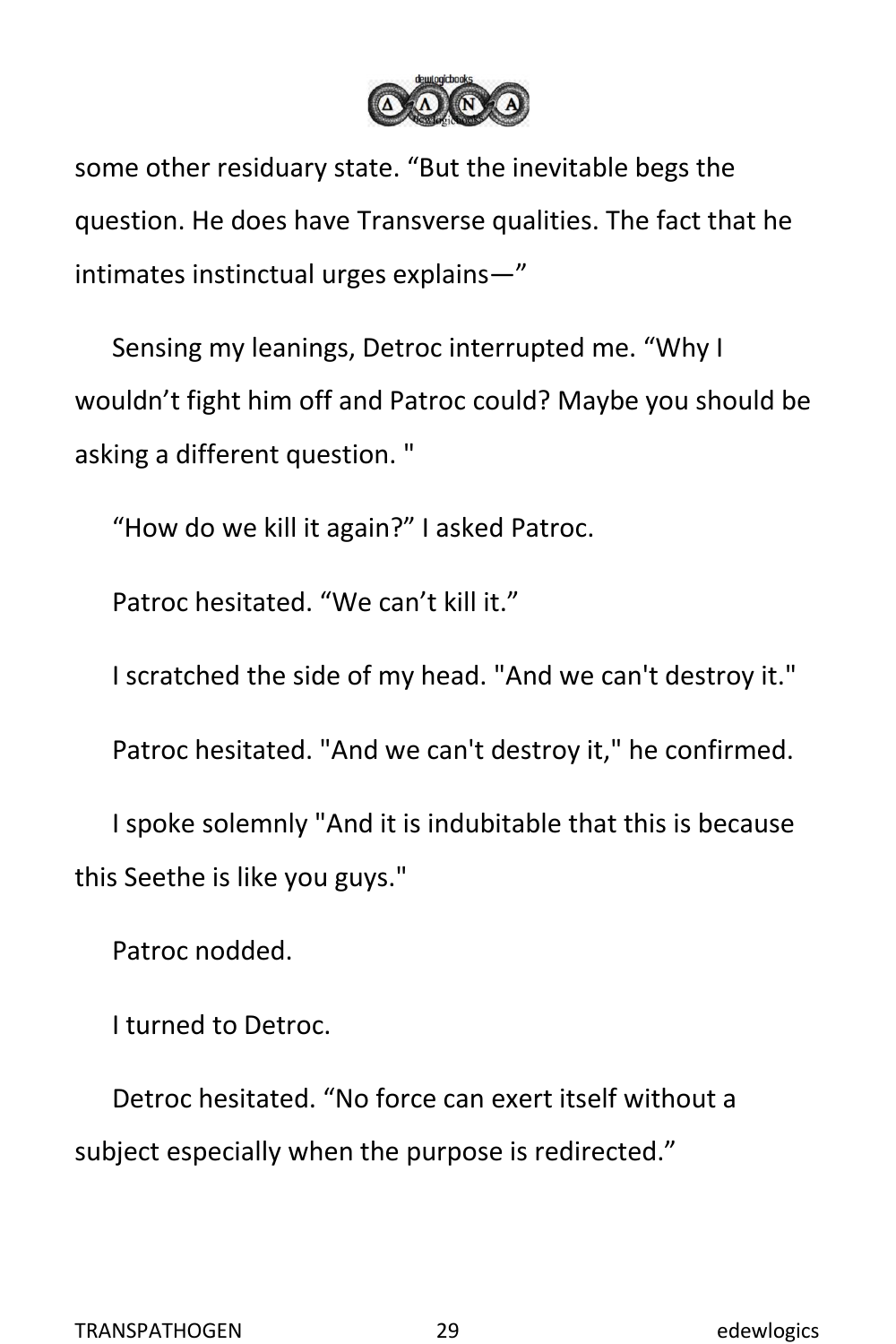some other residuary state. “But the inevitable begs the question. He does have Transverse qualities. The fact that he intimates instinctual urges explains—”

Sensing my leanings, Detroc interrupted me. “Why I wouldn’t fight him off and Patroc could? Maybe you should be asking a different question. "

“How do we kill it again?” I asked Patroc.

Patroc hesitated. “We can’t kill it.”

I scratched the side of my head. "And we can't destroy it."

Patroc hesitated. "And we can't destroy it," he confirmed.

I spoke solemnly "And it is indubitable that this is because this Seethe is like you guys."

Patroc nodded.

I turned to Detroc.

Detroc hesitated. “No force can exert itself without a subject especially when the purpose is redirected.”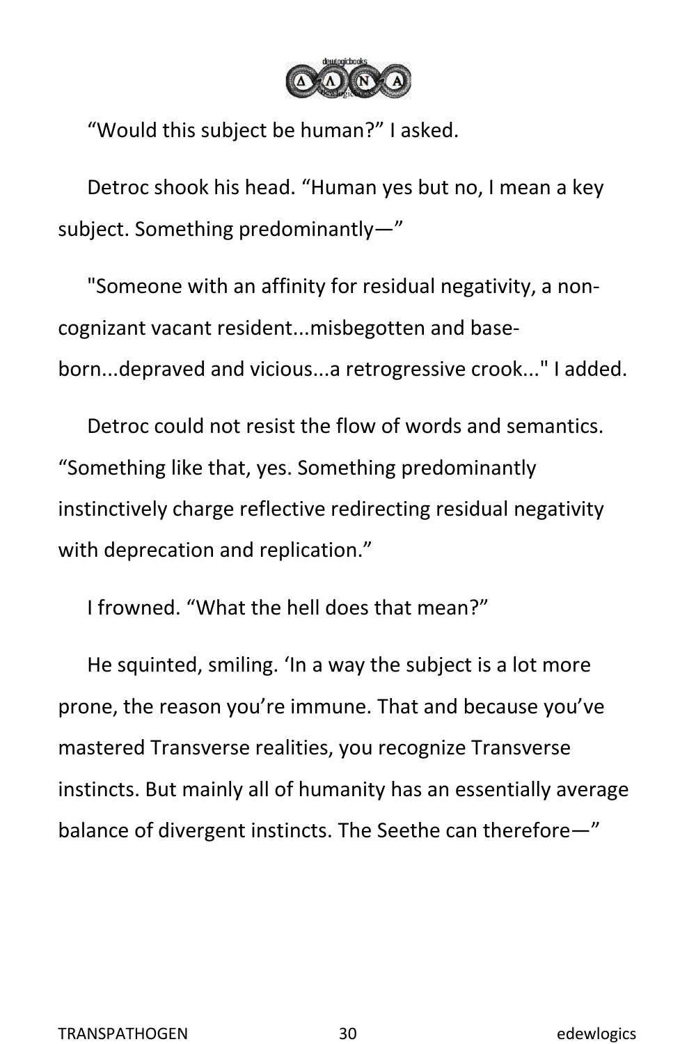“Would this subject be human?” I asked.

Detroc shook his head. “Human yes but no, I mean a key subject. Something predominantly—”

"Someone with an affinity for residual negativity, a non-cognizant vacant resident...misbegotten and base-born...depraved and vicious...a retrogressive crook..." I added.

Detroc could not resist the flow of words and semantics. “Something like that, yes. Something predominantly instinctively charge reflective redirecting residual negativity with deprecation and replication.”

I frowned. “What the hell does that mean?”

He squinted, smiling. ‘In a way the subject is a lot more prone, the reason you’re immune. That and because you’ve mastered Transverse realities, you recognize Transverse instincts. But mainly all of humanity has an essentially average balance of divergent instincts. The Seethe can therefore—”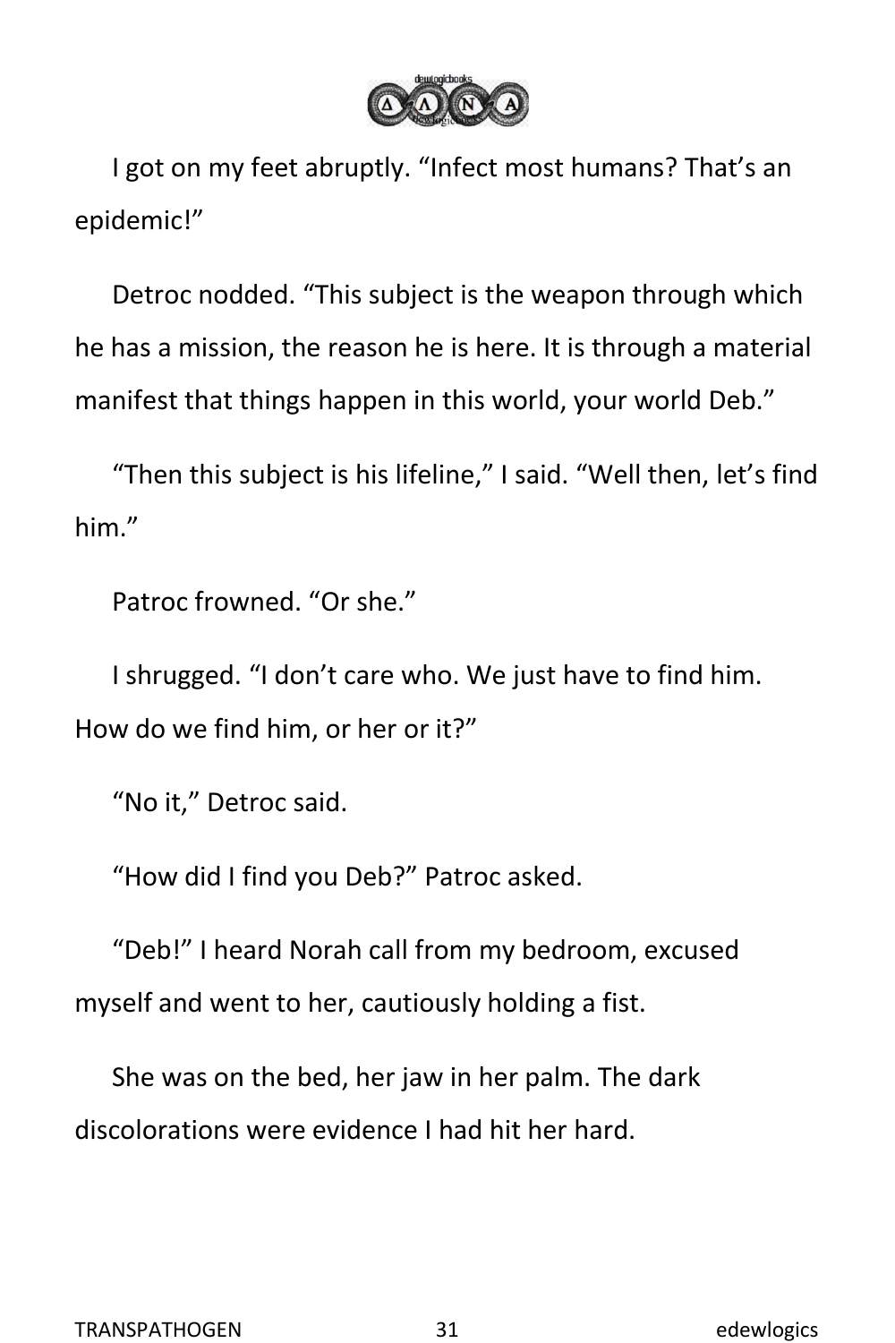I got on my feet abruptly. “Infect most humans? That’s an epidemic!”

Detroc nodded. “This subject is the weapon through which he has a mission, the reason he is here. It is through a material manifest that things happen in this world, your world Deb.”

“Then this subject is his lifeline,” I said. “Well then, let’s find him.”

Patroc frowned. “Or she.”

I shrugged. “I don’t care who. We just have to find him. How do we find him, or her or it?”

“No it,” Detroc said.

“How did I find you Deb?” Patroc asked.

“Deb!” I heard Norah call from my bedroom, excused myself and went to her, cautiously holding a fist.

She was on the bed, her jaw in her palm. The dark discolorations were evidence I had hit her hard.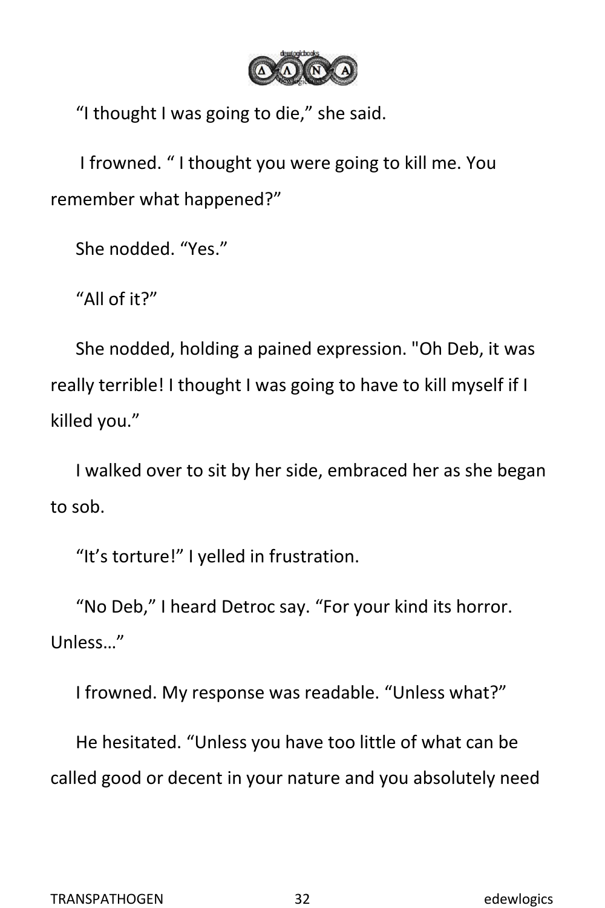“I thought I was going to die,” she said.

I frowned. “ I thought you were going to kill me. You remember what happened?”

She nodded. “Yes.”

“All of it?”

She nodded, holding a pained expression. "Oh Deb, it was really terrible! I thought I was going to have to kill myself if I killed you.”

I walked over to sit by her side, embraced her as she began to sob.

“It’s torture!” I yelled in frustration.

“No Deb,” I heard Detroc say. “For your kind its horror. Unless…”

I frowned. My response was readable. “Unless what?”

He hesitated. “Unless you have too little of what can be called good or decent in your nature and you absolutely need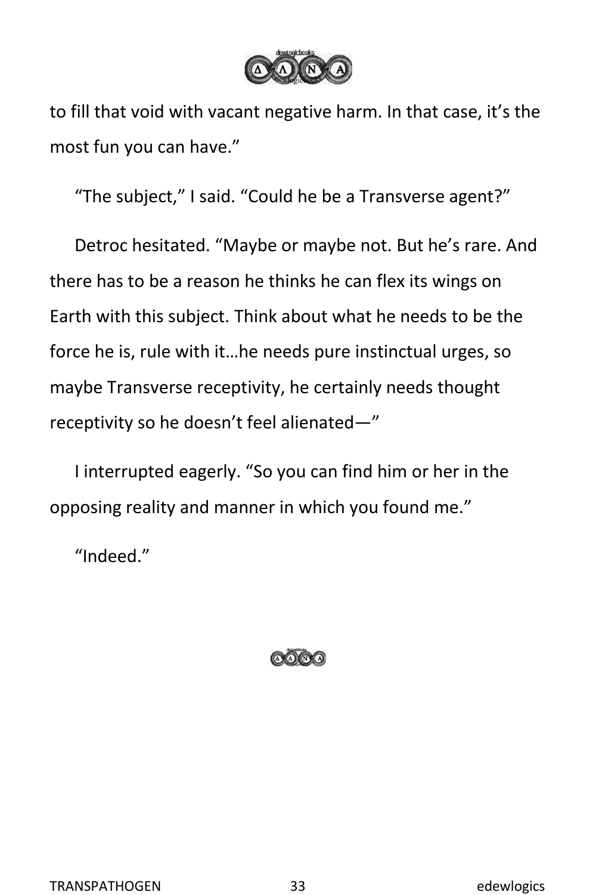to fill that void with vacant negative harm. In that case, it's the most fun you can have."

"The subject," I said. "Could he be a Transverse agent?"

Detroc hesitated. "Maybe or maybe not. But he's rare. And there has to be a reason he thinks he can flex its wings on Earth with this subject. Think about what he needs to be the force he is, rule with it…he needs pure instinctual urges, so maybe Transverse receptivity, he certainly needs thought receptivity so he doesn't feel alienated—"

I interrupted eagerly. "So you can find him or her in the opposing reality and manner in which you found me."

"Indeed."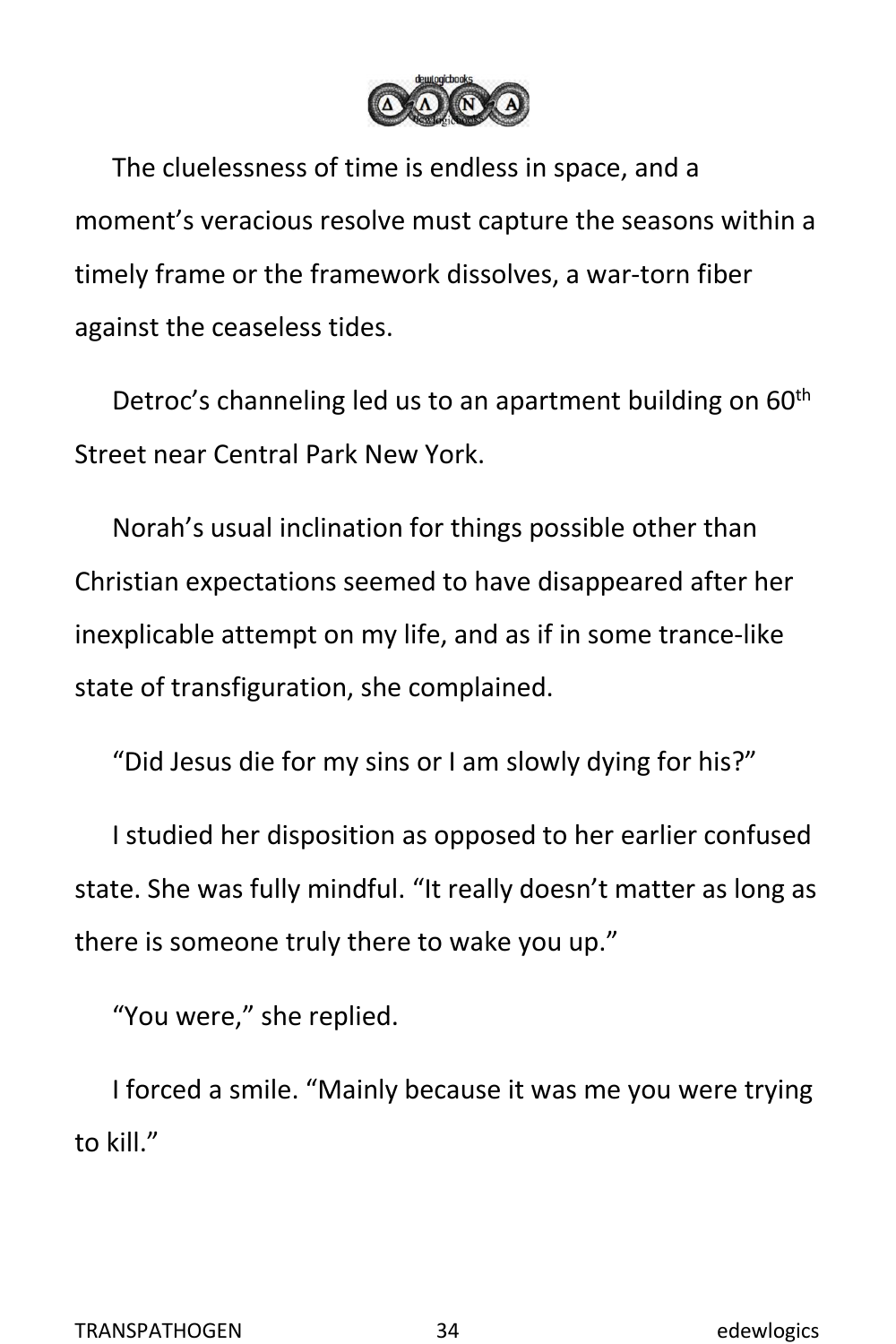The cluelessness of time is endless in space, and a moment's veracious resolve must capture the seasons within a timely frame or the framework dissolves, a war-torn fiber against the ceaseless tides.

Detroc's channeling led us to an apartment building on 60th Street near Central Park New York.

Norah's usual inclination for things possible other than Christian expectations seemed to have disappeared after her inexplicable attempt on my life, and as if in some trance-like state of transfiguration, she complained.

"Did Jesus die for my sins or I am slowly dying for his?"

I studied her disposition as opposed to her earlier confused state. She was fully mindful. "It really doesn't matter as long as there is someone truly there to wake you up."

"You were," she replied.

I forced a smile. "Mainly because it was me you were trying to kill."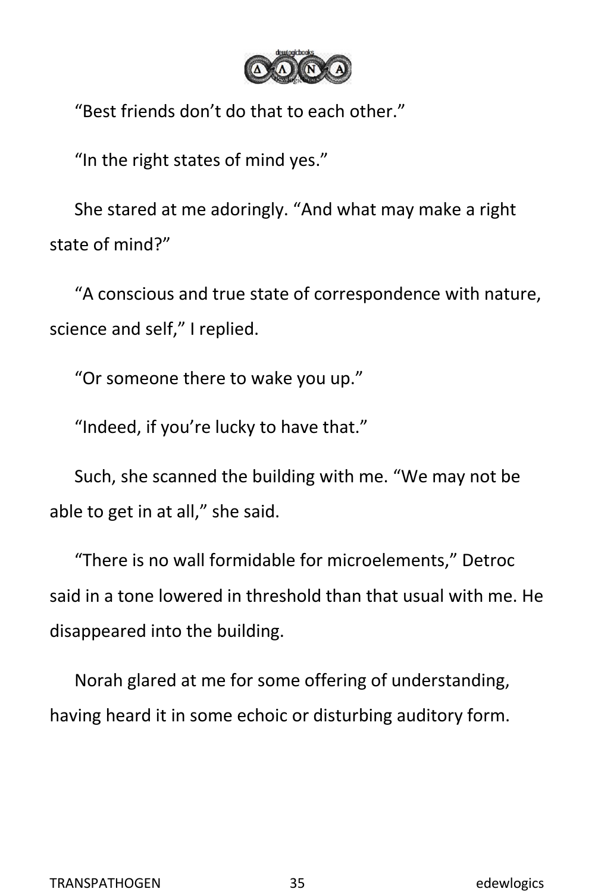“Best friends don’t do that to each other.”

“In the right states of mind yes.”

She stared at me adoringly. “And what may make a right state of mind?”

“A conscious and true state of correspondence with nature, science and self,” I replied.

“Or someone there to wake you up.”

“Indeed, if you’re lucky to have that.”

Such, she scanned the building with me. “We may not be able to get in at all,” she said.

“There is no wall formidable for microelements,” Detroc said in a tone lowered in threshold than that usual with me. He disappeared into the building.

Norah glared at me for some offering of understanding, having heard it in some echoic or disturbing auditory form.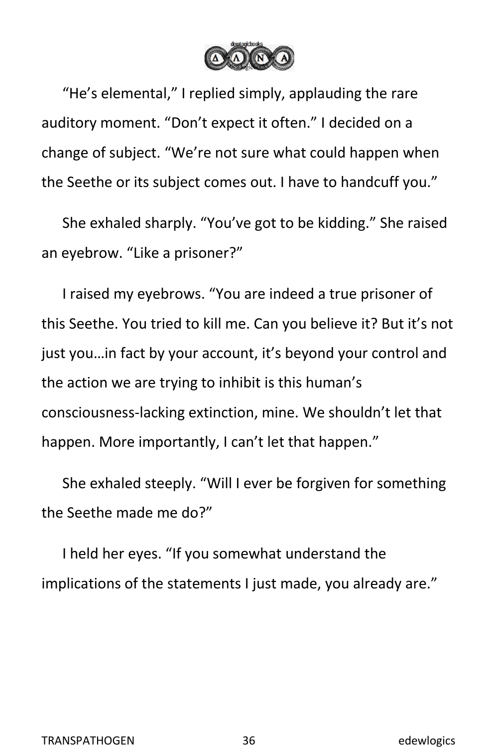“He’s elemental,” I replied simply, applauding the rare auditory moment. “Don’t expect it often.” I decided on a change of subject. “We’re not sure what could happen when the Seethe or its subject comes out. I have to handcuff you.”

She exhaled sharply. “You’ve got to be kidding.” She raised an eyebrow. “Like a prisoner?”

I raised my eyebrows. “You are indeed a true prisoner of this Seethe. You tried to kill me. Can you believe it? But it’s not just you…in fact by your account, it’s beyond your control and the action we are trying to inhibit is this human’s consciousness-lacking extinction, mine. We shouldn’t let that happen. More importantly, I can’t let that happen.”

She exhaled steeply. “Will I ever be forgiven for something the Seethe made me do?”

I held her eyes. “If you somewhat understand the implications of the statements I just made, you already are.”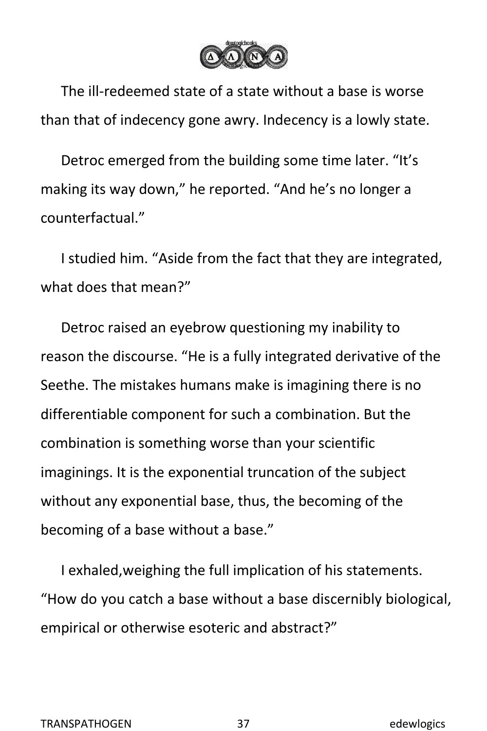The ill-redeemed state of a state without a base is worse than that of indecency gone awry. Indecency is a lowly state.

Detroc emerged from the building some time later. “It’s making its way down,” he reported. “And he’s no longer a counterfactual.”

I studied him. “Aside from the fact that they are integrated, what does that mean?”

Detroc raised an eyebrow questioning my inability to reason the discourse. “He is a fully integrated derivative of the Seethe. The mistakes humans make is imagining there is no differentiable component for such a combination. But the combination is something worse than your scientific imaginings. It is the exponential truncation of the subject without any exponential base, thus, the becoming of the becoming of a base without a base.”

I exhaled,weighing the full implication of his statements. “How do you catch a base without a base discernibly biological, empirical or otherwise esoteric and abstract?”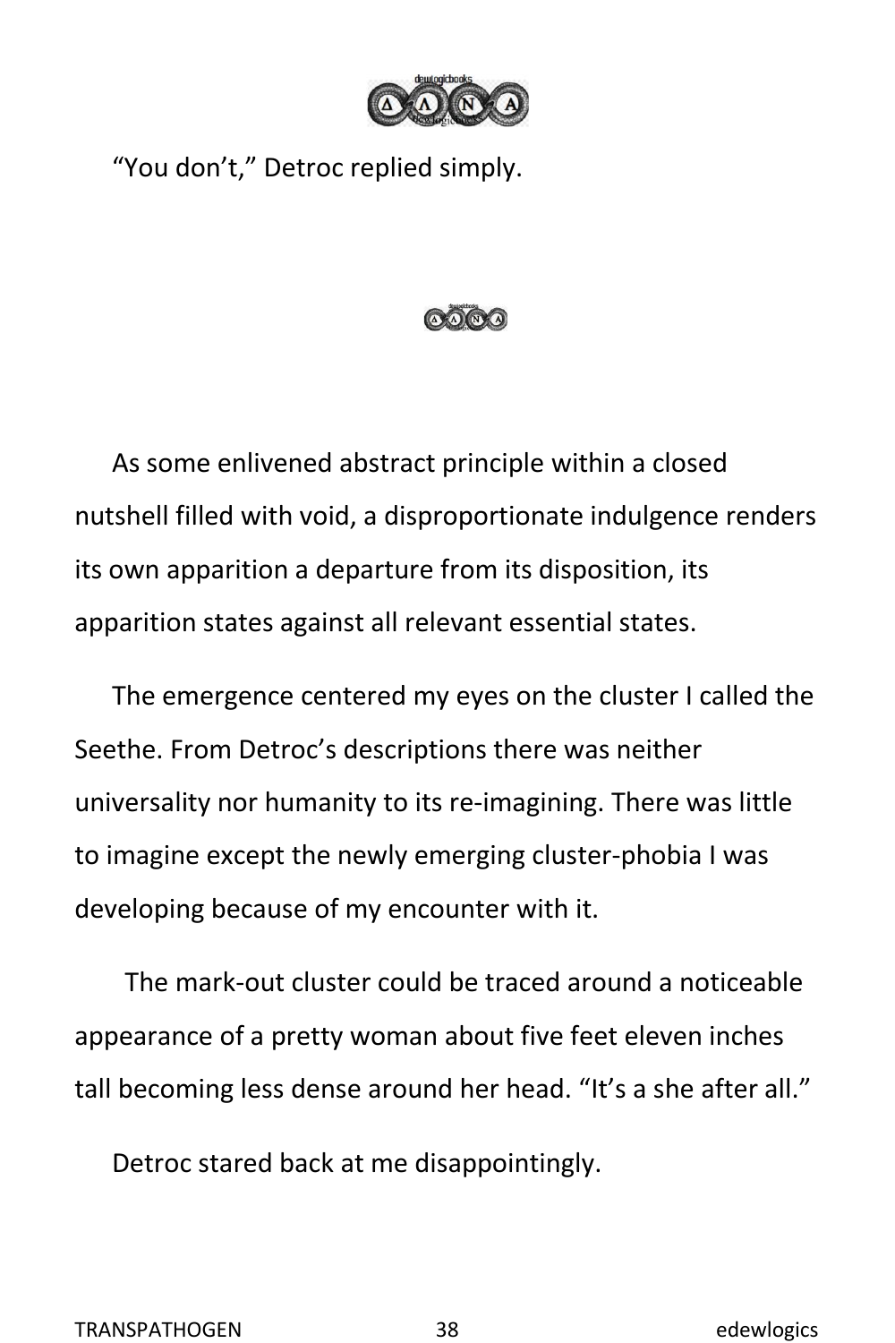"You don't," Detroc replied simply.

As some enlivened abstract principle within a closed nutshell filled with void, a disproportionate indulgence renders its own apparition a departure from its disposition, its apparition states against all relevant essential states.

The emergence centered my eyes on the cluster I called the Seethe. From Detroc's descriptions there was neither universality nor humanity to its re-imagining. There was little to imagine except the newly emerging cluster-phobia I was developing because of my encounter with it.

The mark-out cluster could be traced around a noticeable appearance of a pretty woman about five feet eleven inches tall becoming less dense around her head. "It's a she after all."

Detroc stared back at me disappointingly.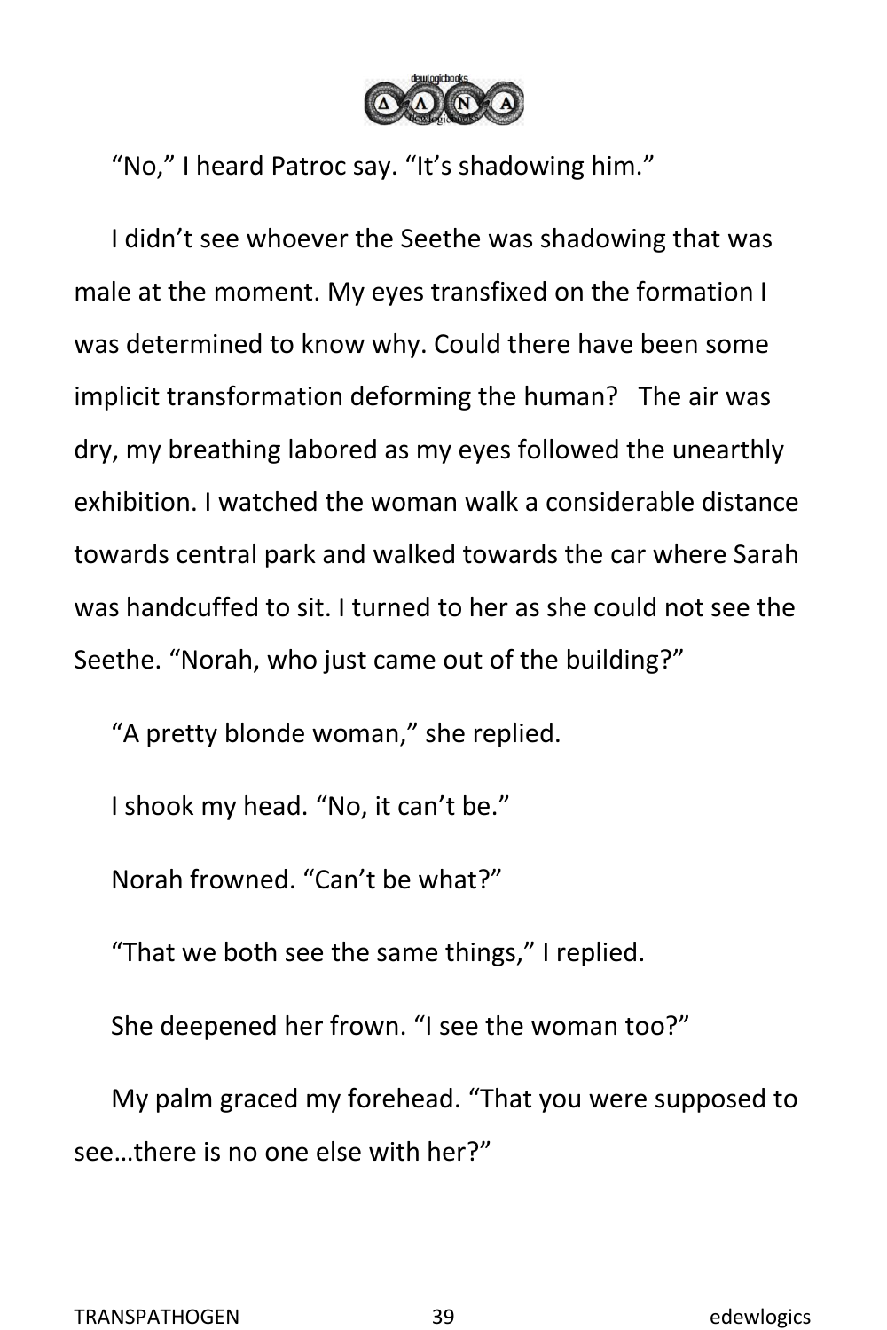"No," I heard Patroc say. "It's shadowing him."

I didn't see whoever the Seethe was shadowing that was male at the moment. My eyes transfixed on the formation I was determined to know why. Could there have been some implicit transformation deforming the human?   The air was dry, my breathing labored as my eyes followed the unearthly exhibition. I watched the woman walk a considerable distance towards central park and walked towards the car where Sarah was handcuffed to sit. I turned to her as she could not see the Seethe. "Norah, who just came out of the building?"

"A pretty blonde woman," she replied.

I shook my head. "No, it can't be."

Norah frowned. "Can't be what?"

"That we both see the same things," I replied.

She deepened her frown. "I see the woman too?"

My palm graced my forehead. "That you were supposed to see…there is no one else with her?"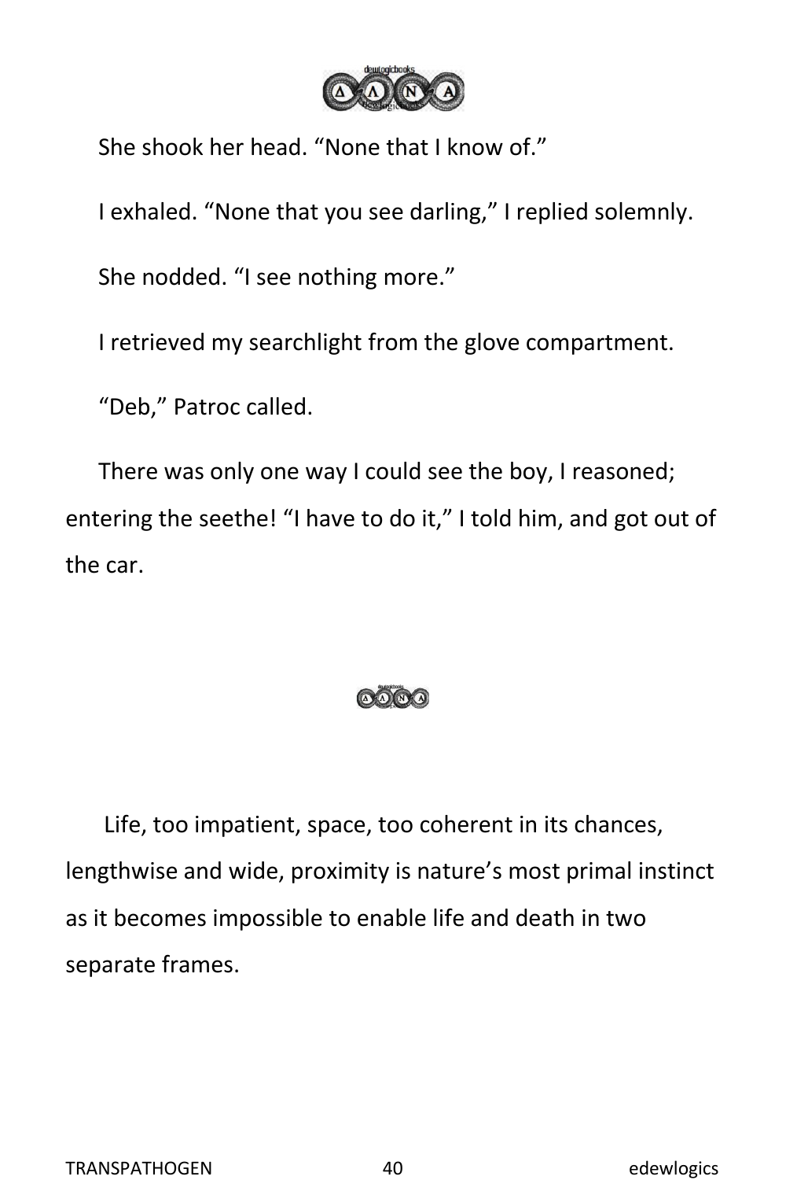She shook her head. “None that I know of.”

I exhaled. “None that you see darling,” I replied solemnly.

She nodded. “I see nothing more.”

I retrieved my searchlight from the glove compartment.

“Deb,” Patroc called.

There was only one way I could see the boy, I reasoned; entering the seethe! “I have to do it,” I told him, and got out of the car.

Life, too impatient, space, too coherent in its chances, lengthwise and wide, proximity is nature’s most primal instinct as it becomes impossible to enable life and death in two separate frames.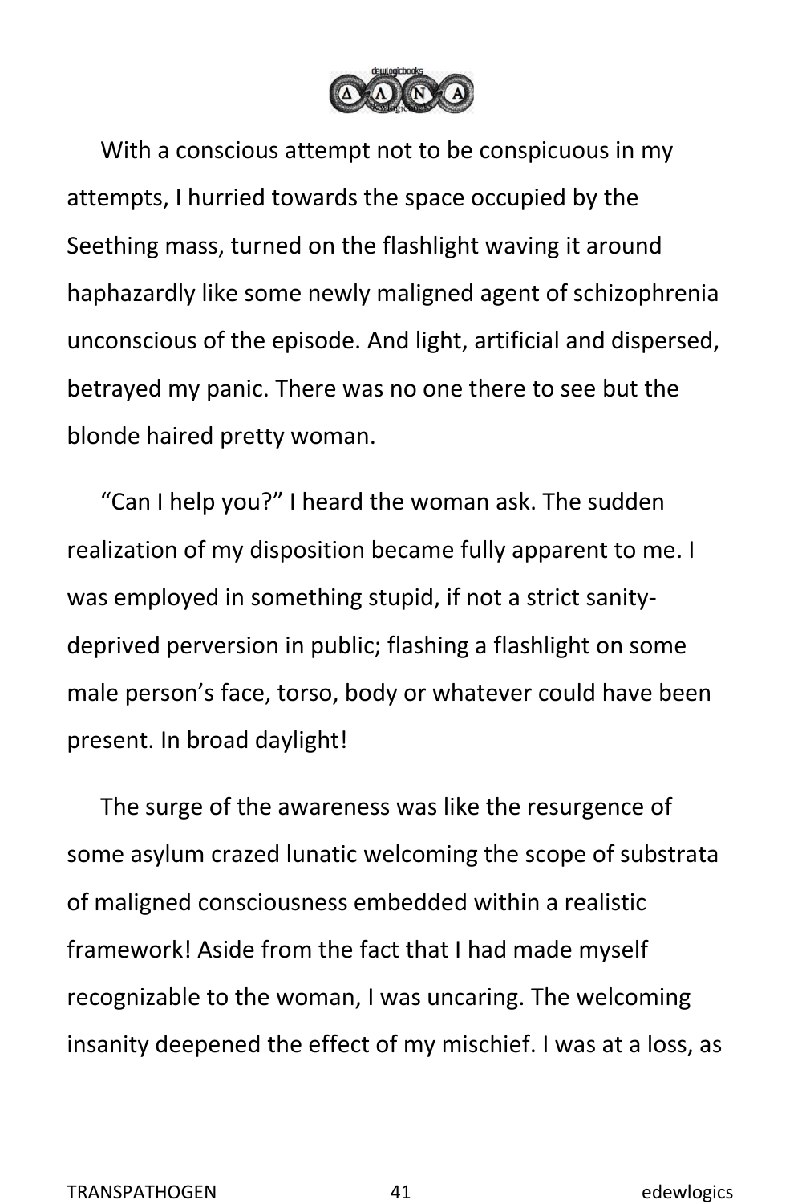With a conscious attempt not to be conspicuous in my attempts, I hurried towards the space occupied by the Seething mass, turned on the flashlight waving it around haphazardly like some newly maligned agent of schizophrenia unconscious of the episode. And light, artificial and dispersed, betrayed my panic. There was no one there to see but the blonde haired pretty woman.

"Can I help you?" I heard the woman ask. The sudden realization of my disposition became fully apparent to me. I was employed in something stupid, if not a strict sanity-deprived perversion in public; flashing a flashlight on some male person's face, torso, body or whatever could have been present. In broad daylight!

The surge of the awareness was like the resurgence of some asylum crazed lunatic welcoming the scope of substrata of maligned consciousness embedded within a realistic framework! Aside from the fact that I had made myself recognizable to the woman, I was uncaring. The welcoming insanity deepened the effect of my mischief. I was at a loss, as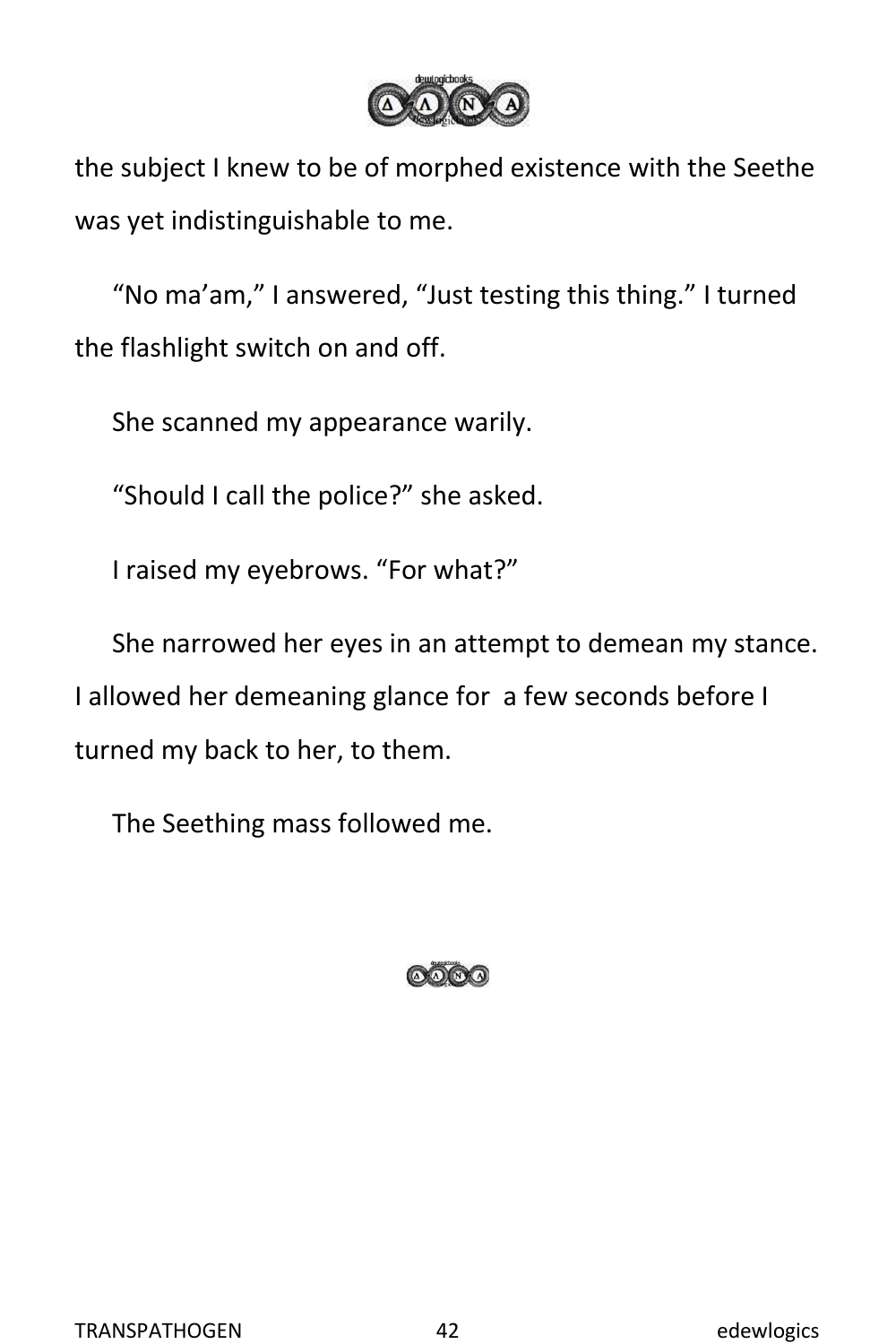the subject I knew to be of morphed existence with the Seethe was yet indistinguishable to me.

"No ma'am," I answered, "Just testing this thing." I turned the flashlight switch on and off.

She scanned my appearance warily.

"Should I call the police?" she asked.

I raised my eyebrows. "For what?"

She narrowed her eyes in an attempt to demean my stance. I allowed her demeaning glance for  a few seconds before I turned my back to her, to them.

The Seething mass followed me.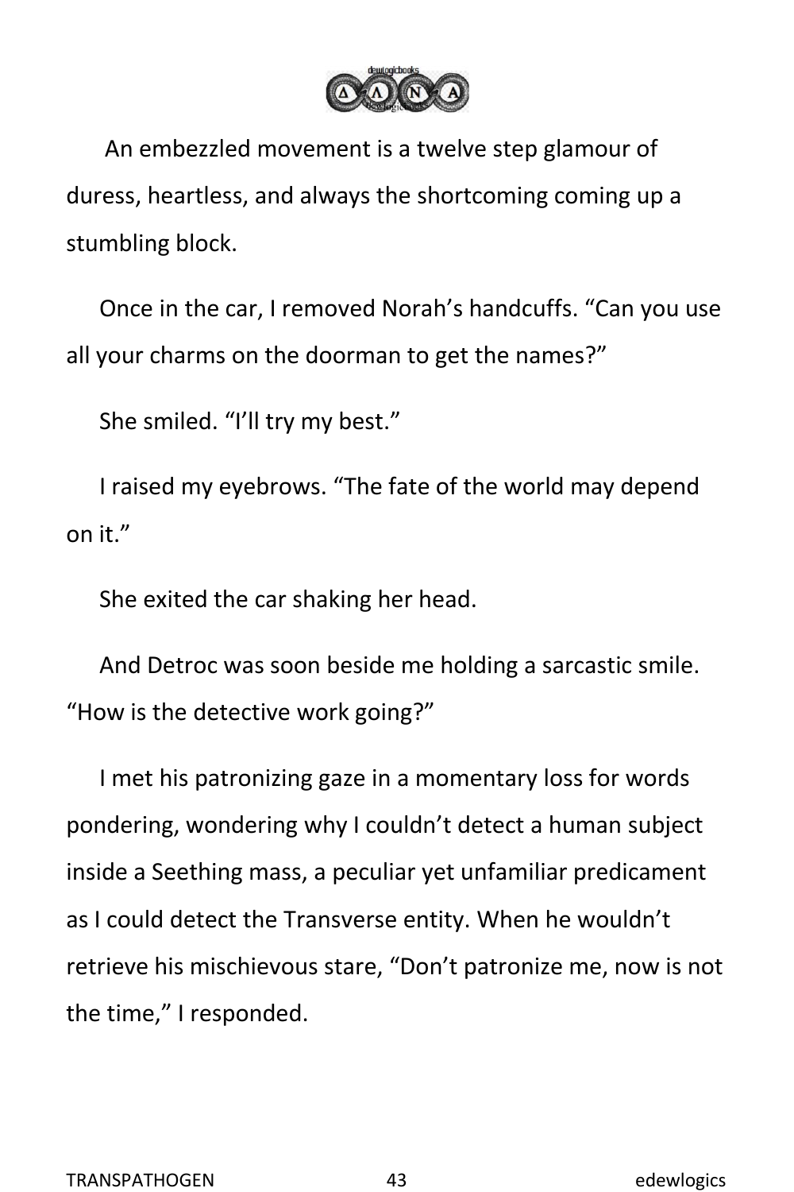An embezzled movement is a twelve step glamour of duress, heartless, and always the shortcoming coming up a stumbling block.

Once in the car, I removed Norah's handcuffs. "Can you use all your charms on the doorman to get the names?"

She smiled. "I'll try my best."

I raised my eyebrows. "The fate of the world may depend on it."

She exited the car shaking her head.

And Detroc was soon beside me holding a sarcastic smile. "How is the detective work going?"

I met his patronizing gaze in a momentary loss for words pondering, wondering why I couldn't detect a human subject inside a Seething mass, a peculiar yet unfamiliar predicament as I could detect the Transverse entity. When he wouldn't retrieve his mischievous stare, "Don't patronize me, now is not the time," I responded.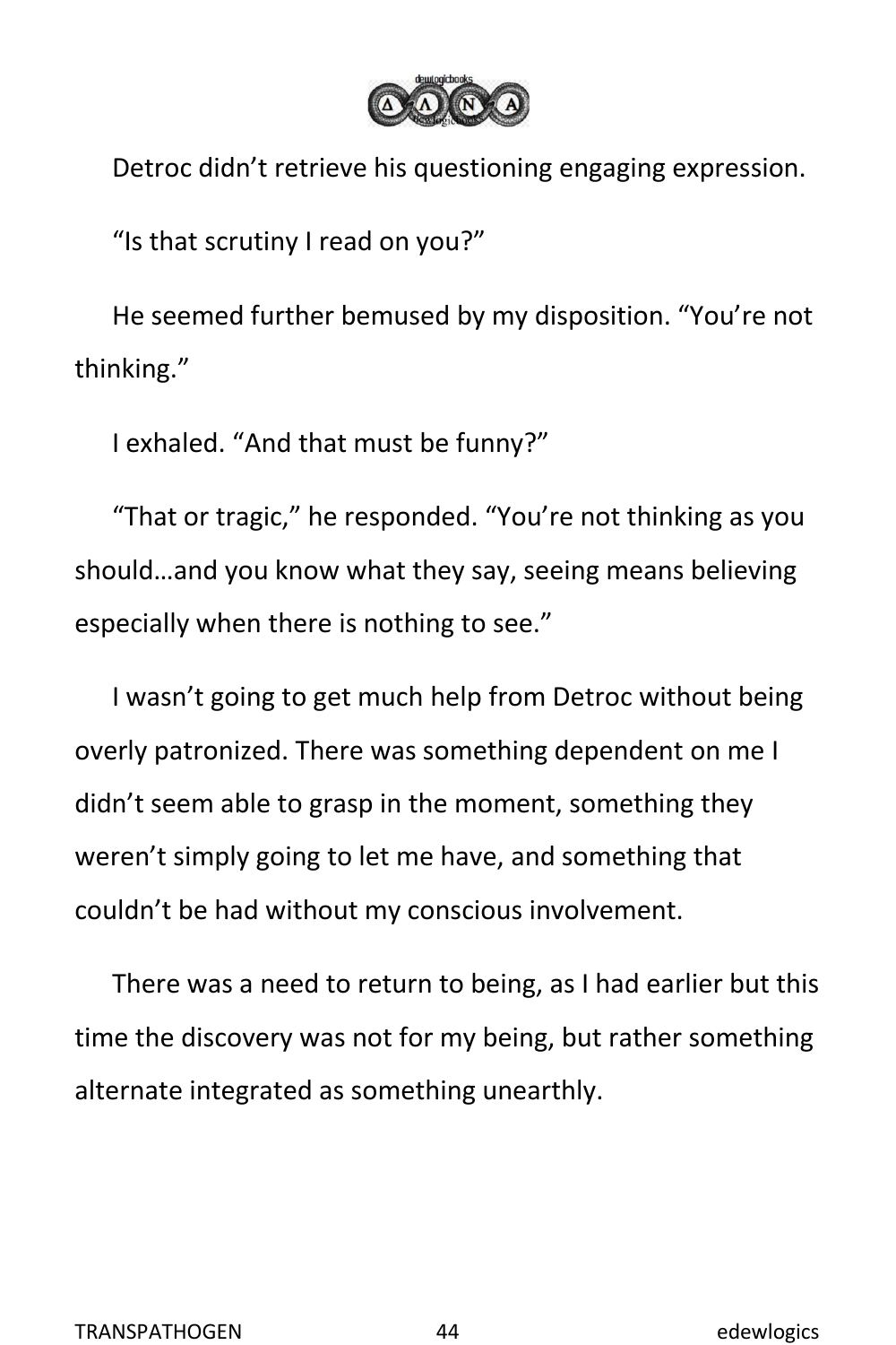Detroc didn't retrieve his questioning engaging expression.

"Is that scrutiny I read on you?"

He seemed further bemused by my disposition. "You're not thinking."

I exhaled. "And that must be funny?"

"That or tragic," he responded. "You're not thinking as you should…and you know what they say, seeing means believing especially when there is nothing to see."

I wasn't going to get much help from Detroc without being overly patronized. There was something dependent on me I didn't seem able to grasp in the moment, something they weren't simply going to let me have, and something that couldn't be had without my conscious involvement.

There was a need to return to being, as I had earlier but this time the discovery was not for my being, but rather something alternate integrated as something unearthly.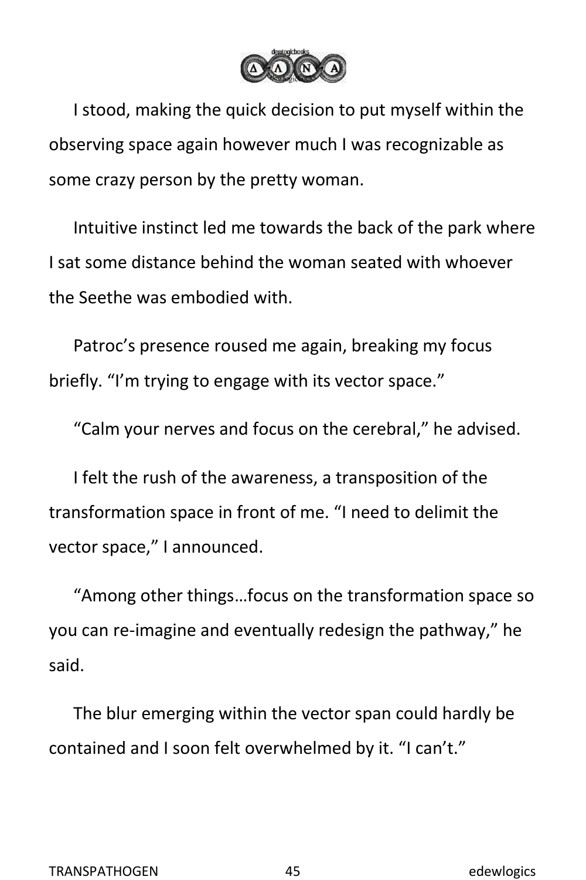I stood, making the quick decision to put myself within the observing space again however much I was recognizable as some crazy person by the pretty woman.

Intuitive instinct led me towards the back of the park where I sat some distance behind the woman seated with whoever the Seethe was embodied with.

Patroc's presence roused me again, breaking my focus briefly. "I'm trying to engage with its vector space."

"Calm your nerves and focus on the cerebral," he advised.

I felt the rush of the awareness, a transposition of the transformation space in front of me. "I need to delimit the vector space," I announced.

"Among other things…focus on the transformation space so you can re-imagine and eventually redesign the pathway," he said.

The blur emerging within the vector span could hardly be contained and I soon felt overwhelmed by it. "I can't."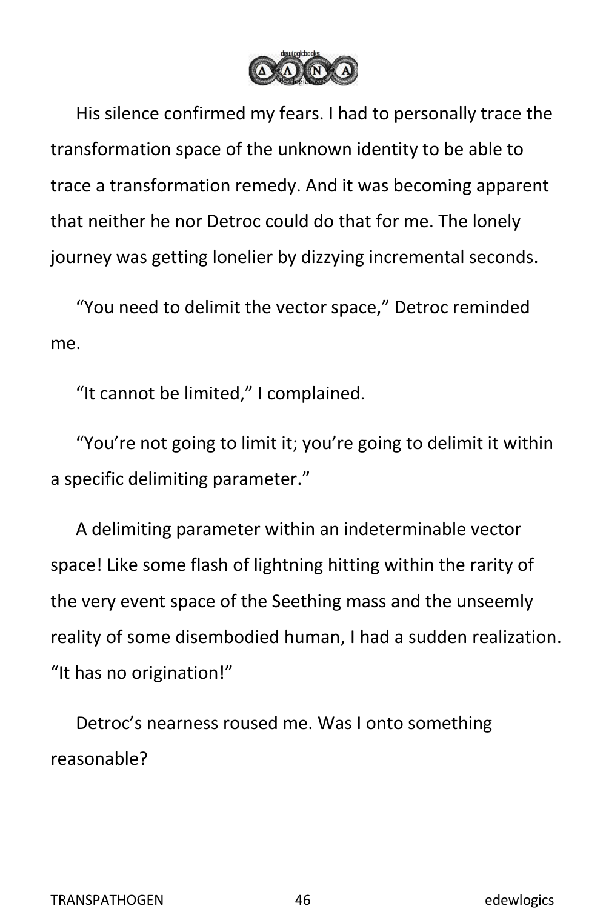His silence confirmed my fears. I had to personally trace the transformation space of the unknown identity to be able to trace a transformation remedy. And it was becoming apparent that neither he nor Detroc could do that for me. The lonely journey was getting lonelier by dizzying incremental seconds.

"You need to delimit the vector space," Detroc reminded me.

"It cannot be limited," I complained.

"You're not going to limit it; you're going to delimit it within a specific delimiting parameter."

A delimiting parameter within an indeterminable vector space! Like some flash of lightning hitting within the rarity of the very event space of the Seething mass and the unseemly reality of some disembodied human, I had a sudden realization. "It has no origination!"

Detroc's nearness roused me. Was I onto something reasonable?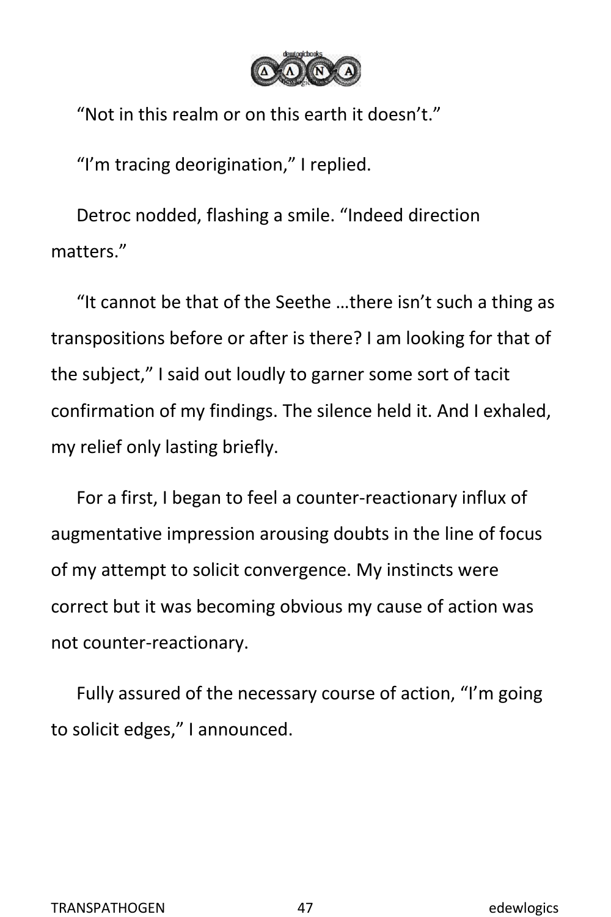“Not in this realm or on this earth it doesn’t.”

“I’m tracing deorigination,” I replied.

Detroc nodded, flashing a smile. “Indeed direction matters.”

“It cannot be that of the Seethe …there isn’t such a thing as transpositions before or after is there? I am looking for that of the subject,” I said out loudly to garner some sort of tacit confirmation of my findings. The silence held it. And I exhaled, my relief only lasting briefly.

For a first, I began to feel a counter-reactionary influx of augmentative impression arousing doubts in the line of focus of my attempt to solicit convergence. My instincts were correct but it was becoming obvious my cause of action was not counter-reactionary.

Fully assured of the necessary course of action, “I’m going to solicit edges,” I announced.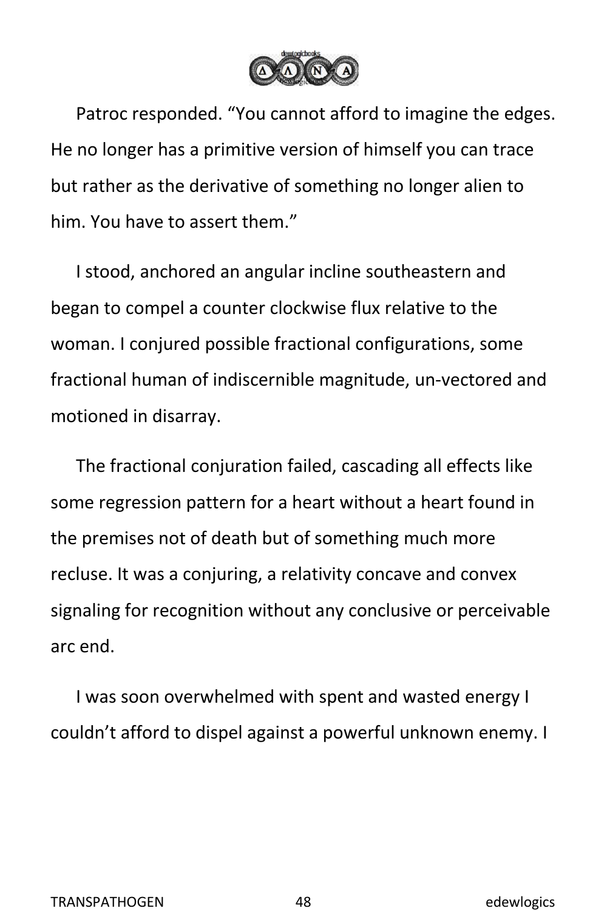Patroc responded. “You cannot afford to imagine the edges. He no longer has a primitive version of himself you can trace but rather as the derivative of something no longer alien to him. You have to assert them.”

I stood, anchored an angular incline southeastern and began to compel a counter clockwise flux relative to the woman. I conjured possible fractional configurations, some fractional human of indiscernible magnitude, un-vectored and motioned in disarray.

The fractional conjuration failed, cascading all effects like some regression pattern for a heart without a heart found in the premises not of death but of something much more recluse. It was a conjuring, a relativity concave and convex signaling for recognition without any conclusive or perceivable arc end.

I was soon overwhelmed with spent and wasted energy I couldn’t afford to dispel against a powerful unknown enemy. I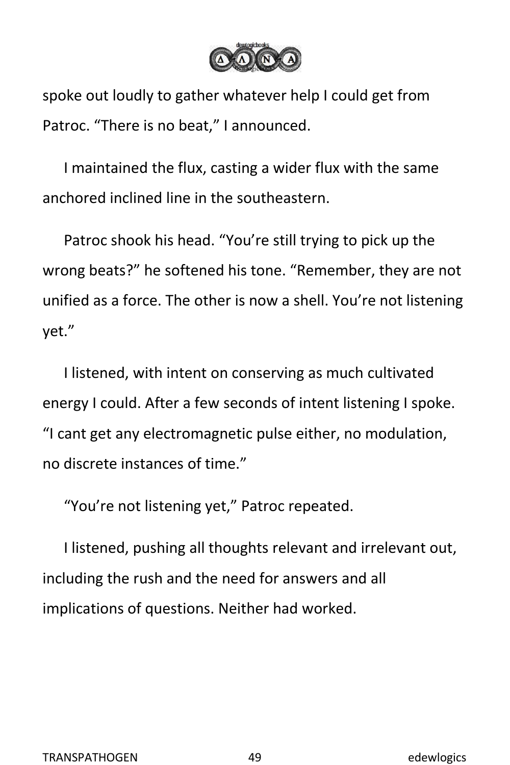spoke out loudly to gather whatever help I could get from Patroc. “There is no beat,” I announced.

I maintained the flux, casting a wider flux with the same anchored inclined line in the southeastern.

Patroc shook his head. “You’re still trying to pick up the wrong beats?” he softened his tone. “Remember, they are not unified as a force. The other is now a shell. You’re not listening yet.”

I listened, with intent on conserving as much cultivated energy I could. After a few seconds of intent listening I spoke. “I cant get any electromagnetic pulse either, no modulation, no discrete instances of time.”

“You’re not listening yet,” Patroc repeated.

I listened, pushing all thoughts relevant and irrelevant out, including the rush and the need for answers and all implications of questions. Neither had worked.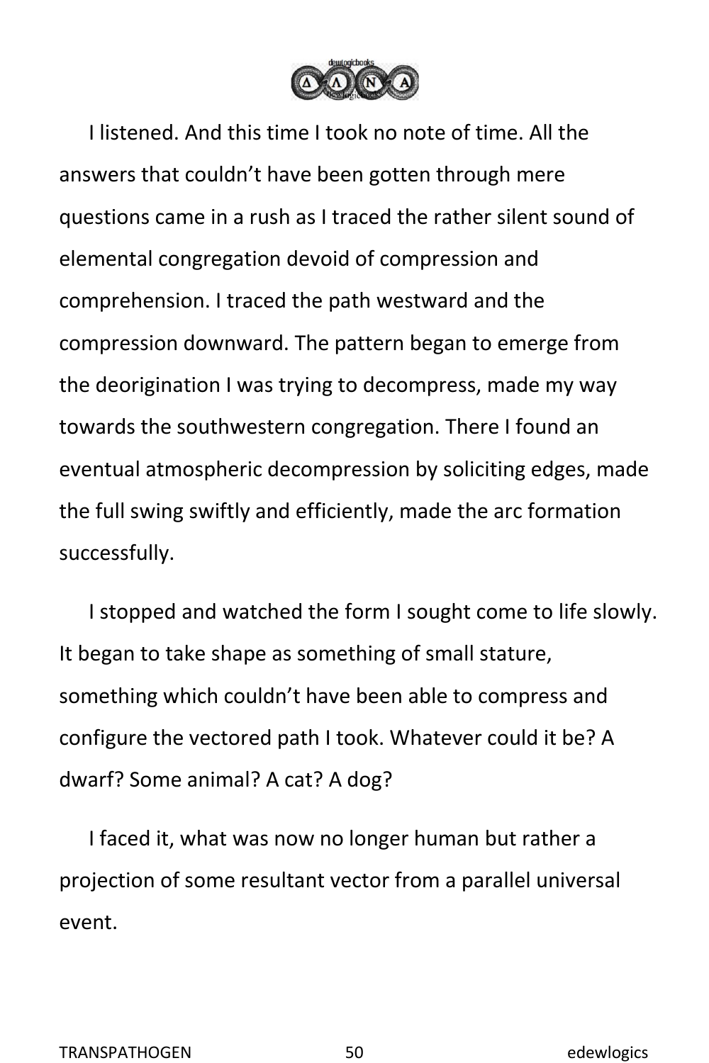I listened. And this time I took no note of time. All the answers that couldn't have been gotten through mere questions came in a rush as I traced the rather silent sound of elemental congregation devoid of compression and comprehension. I traced the path westward and the compression downward. The pattern began to emerge from the deorigination I was trying to decompress, made my way towards the southwestern congregation. There I found an eventual atmospheric decompression by soliciting edges, made the full swing swiftly and efficiently, made the arc formation successfully.

I stopped and watched the form I sought come to life slowly. It began to take shape as something of small stature, something which couldn't have been able to compress and configure the vectored path I took. Whatever could it be? A dwarf? Some animal? A cat? A dog?

I faced it, what was now no longer human but rather a projection of some resultant vector from a parallel universal event.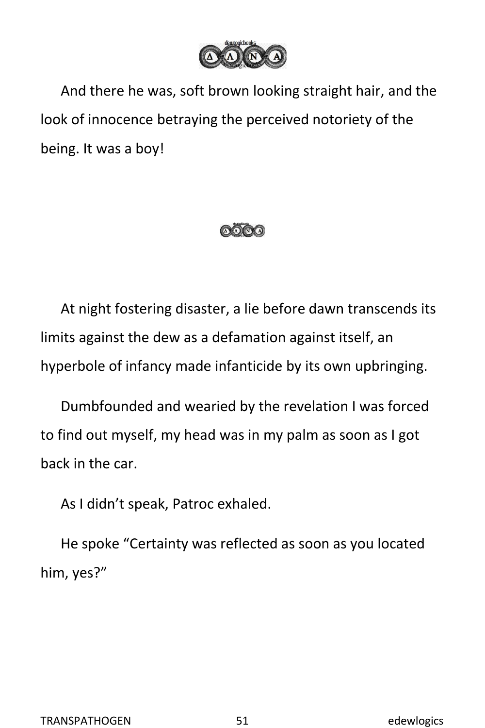And there he was, soft brown looking straight hair, and the look of innocence betraying the perceived notoriety of the being. It was a boy!

At night fostering disaster, a lie before dawn transcends its limits against the dew as a defamation against itself, an hyperbole of infancy made infanticide by its own upbringing.

Dumbfounded and wearied by the revelation I was forced to find out myself, my head was in my palm as soon as I got back in the car.

As I didn't speak, Patroc exhaled.

He spoke "Certainty was reflected as soon as you located him, yes?"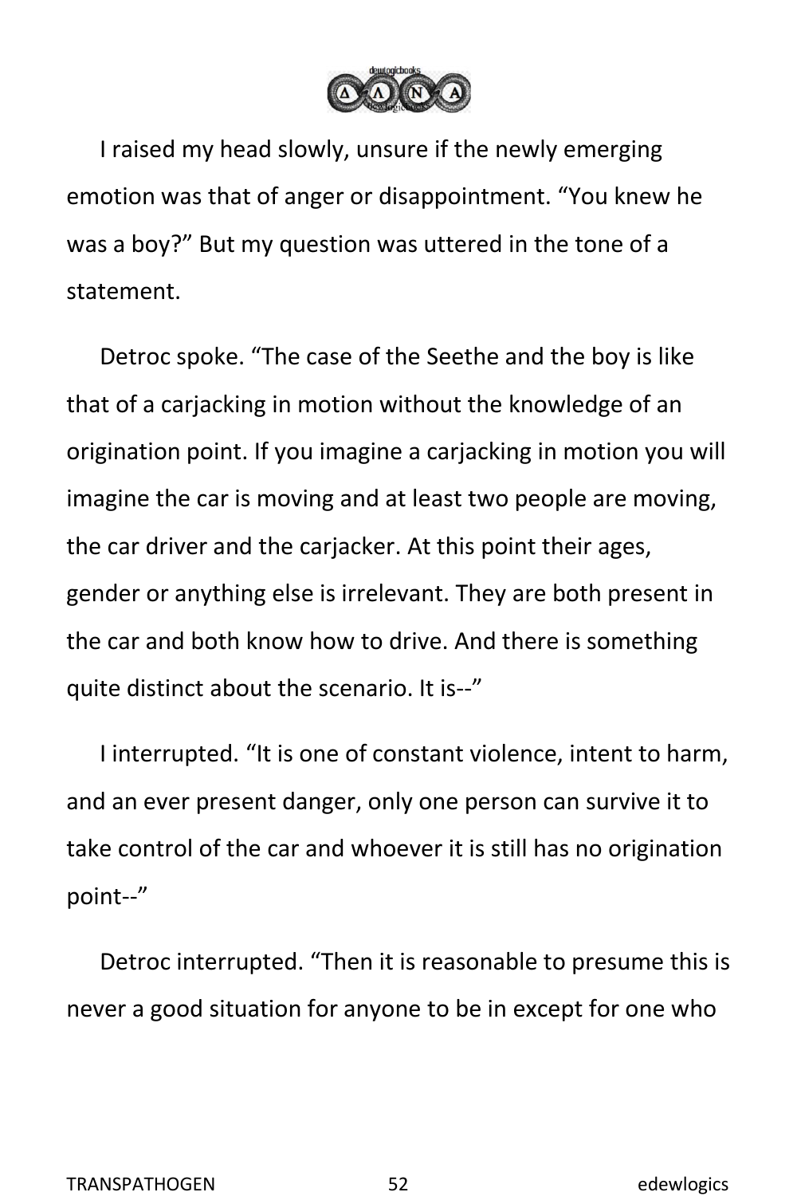I raised my head slowly, unsure if the newly emerging emotion was that of anger or disappointment. “You knew he was a boy?” But my question was uttered in the tone of a statement.

Detroc spoke. “The case of the Seethe and the boy is like that of a carjacking in motion without the knowledge of an origination point. If you imagine a carjacking in motion you will imagine the car is moving and at least two people are moving, the car driver and the carjacker. At this point their ages, gender or anything else is irrelevant. They are both present in the car and both know how to drive. And there is something quite distinct about the scenario. It is--”

I interrupted. “It is one of constant violence, intent to harm, and an ever present danger, only one person can survive it to take control of the car and whoever it is still has no origination point--”

Detroc interrupted. “Then it is reasonable to presume this is never a good situation for anyone to be in except for one who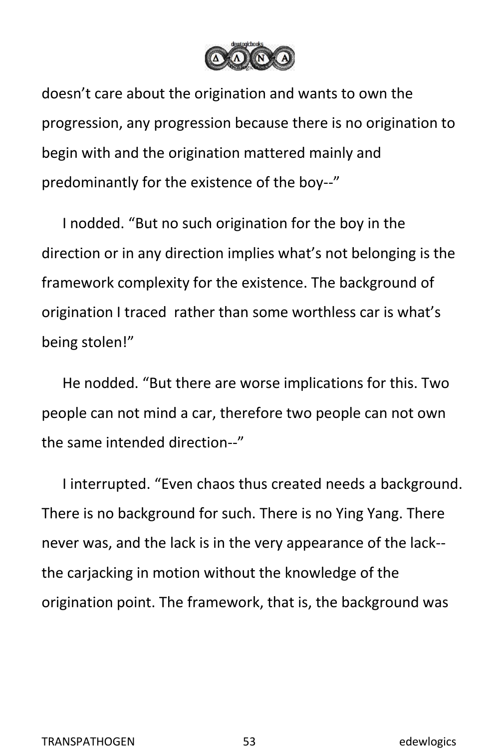doesn't care about the origination and wants to own the progression, any progression because there is no origination to begin with and the origination mattered mainly and predominantly for the existence of the boy--"

I nodded. "But no such origination for the boy in the direction or in any direction implies what's not belonging is the framework complexity for the existence. The background of origination I traced  rather than some worthless car is what's being stolen!"

He nodded. "But there are worse implications for this. Two people can not mind a car, therefore two people can not own the same intended direction--"

I interrupted. "Even chaos thus created needs a background. There is no background for such. There is no Ying Yang. There never was, and the lack is in the very appearance of the lack--the carjacking in motion without the knowledge of the origination point. The framework, that is, the background was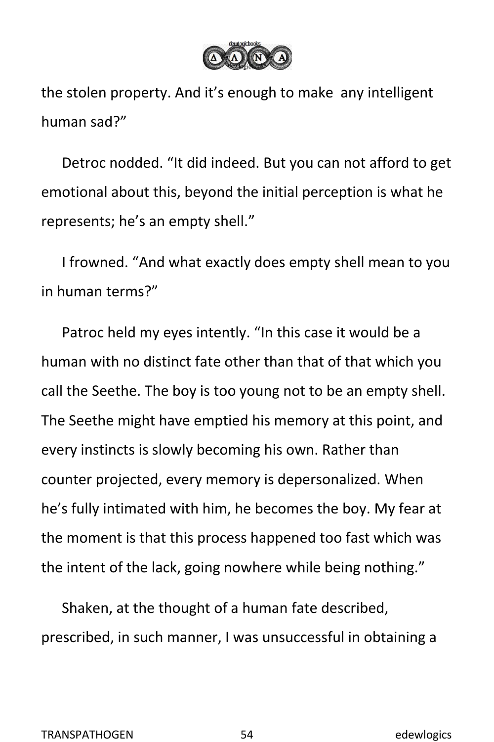the stolen property. And it's enough to make  any intelligent human sad?"

Detroc nodded. "It did indeed. But you can not afford to get emotional about this, beyond the initial perception is what he represents; he's an empty shell."

I frowned. "And what exactly does empty shell mean to you in human terms?"

Patroc held my eyes intently. "In this case it would be a human with no distinct fate other than that of that which you call the Seethe. The boy is too young not to be an empty shell. The Seethe might have emptied his memory at this point, and every instincts is slowly becoming his own. Rather than counter projected, every memory is depersonalized. When he's fully intimated with him, he becomes the boy. My fear at the moment is that this process happened too fast which was the intent of the lack, going nowhere while being nothing."

Shaken, at the thought of a human fate described, prescribed, in such manner, I was unsuccessful in obtaining a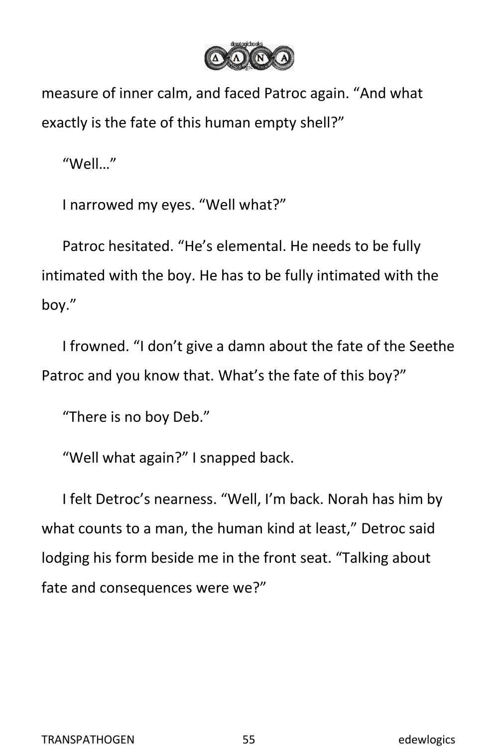measure of inner calm, and faced Patroc again. “And what exactly is the fate of this human empty shell?”

“Well…”

I narrowed my eyes. “Well what?”

Patroc hesitated. “He’s elemental. He needs to be fully intimated with the boy. He has to be fully intimated with the boy.”

I frowned. “I don’t give a damn about the fate of the Seethe Patroc and you know that. What’s the fate of this boy?”

“There is no boy Deb.”

“Well what again?” I snapped back.

I felt Detroc’s nearness. “Well, I’m back. Norah has him by what counts to a man, the human kind at least,” Detroc said lodging his form beside me in the front seat. “Talking about fate and consequences were we?”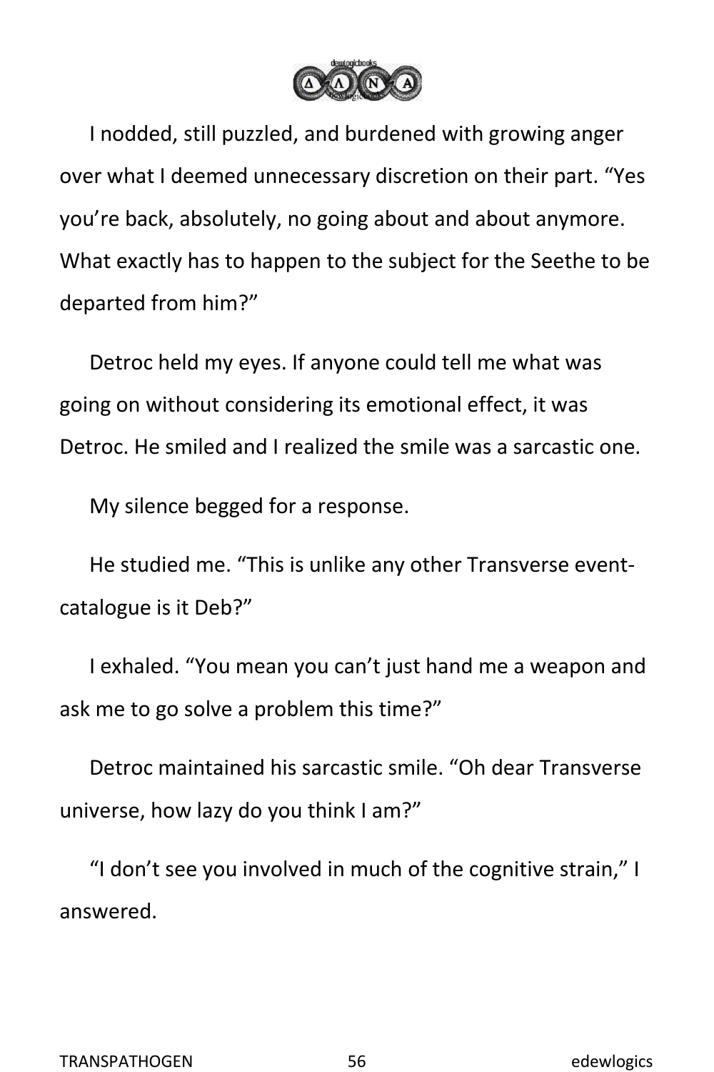I nodded, still puzzled, and burdened with growing anger over what I deemed unnecessary discretion on their part. "Yes you're back, absolutely, no going about and about anymore. What exactly has to happen to the subject for the Seethe to be departed from him?"

Detroc held my eyes. If anyone could tell me what was going on without considering its emotional effect, it was Detroc. He smiled and I realized the smile was a sarcastic one.

My silence begged for a response.

He studied me. "This is unlike any other Transverse event-catalogue is it Deb?"

I exhaled. "You mean you can't just hand me a weapon and ask me to go solve a problem this time?"

Detroc maintained his sarcastic smile. "Oh dear Transverse universe, how lazy do you think I am?"

"I don't see you involved in much of the cognitive strain," I answered.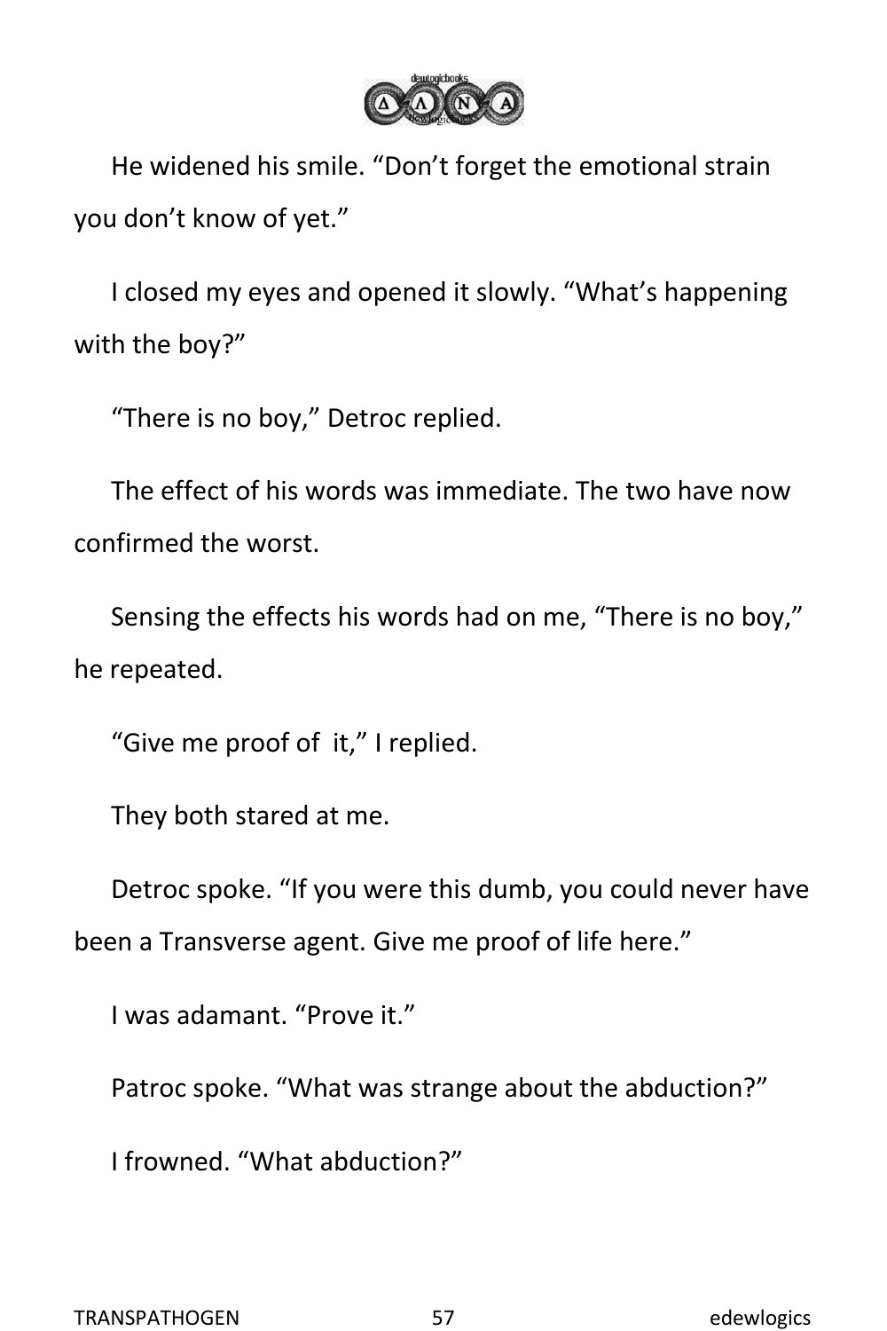He widened his smile. “Don’t forget the emotional strain you don’t know of yet.”

I closed my eyes and opened it slowly. “What’s happening with the boy?”

“There is no boy,” Detroc replied.

The effect of his words was immediate. The two have now confirmed the worst.

Sensing the effects his words had on me, “There is no boy,” he repeated.

“Give me proof of  it,” I replied.

They both stared at me.

Detroc spoke. “If you were this dumb, you could never have been a Transverse agent. Give me proof of life here.”

I was adamant. “Prove it.”

Patroc spoke. “What was strange about the abduction?”

I frowned. “What abduction?”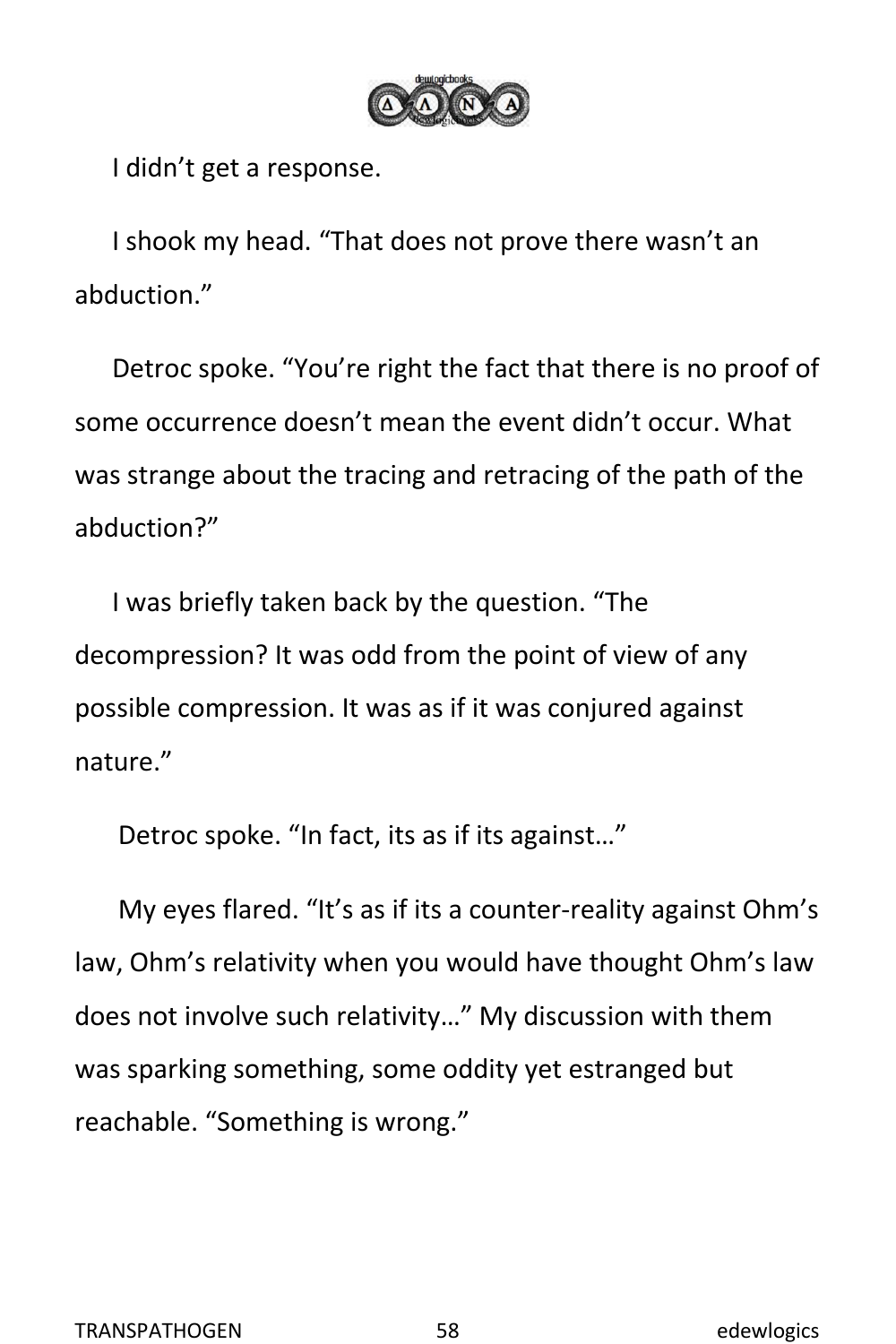I didn’t get a response.

I shook my head. “That does not prove there wasn’t an abduction.”

Detroc spoke. “You’re right the fact that there is no proof of some occurrence doesn’t mean the event didn’t occur. What was strange about the tracing and retracing of the path of the abduction?”

I was briefly taken back by the question. “The decompression? It was odd from the point of view of any possible compression. It was as if it was conjured against nature.”

Detroc spoke. “In fact, its as if its against…”

My eyes flared. “It’s as if its a counter-reality against Ohm’s law, Ohm’s relativity when you would have thought Ohm’s law does not involve such relativity…” My discussion with them was sparking something, some oddity yet estranged but reachable. “Something is wrong.”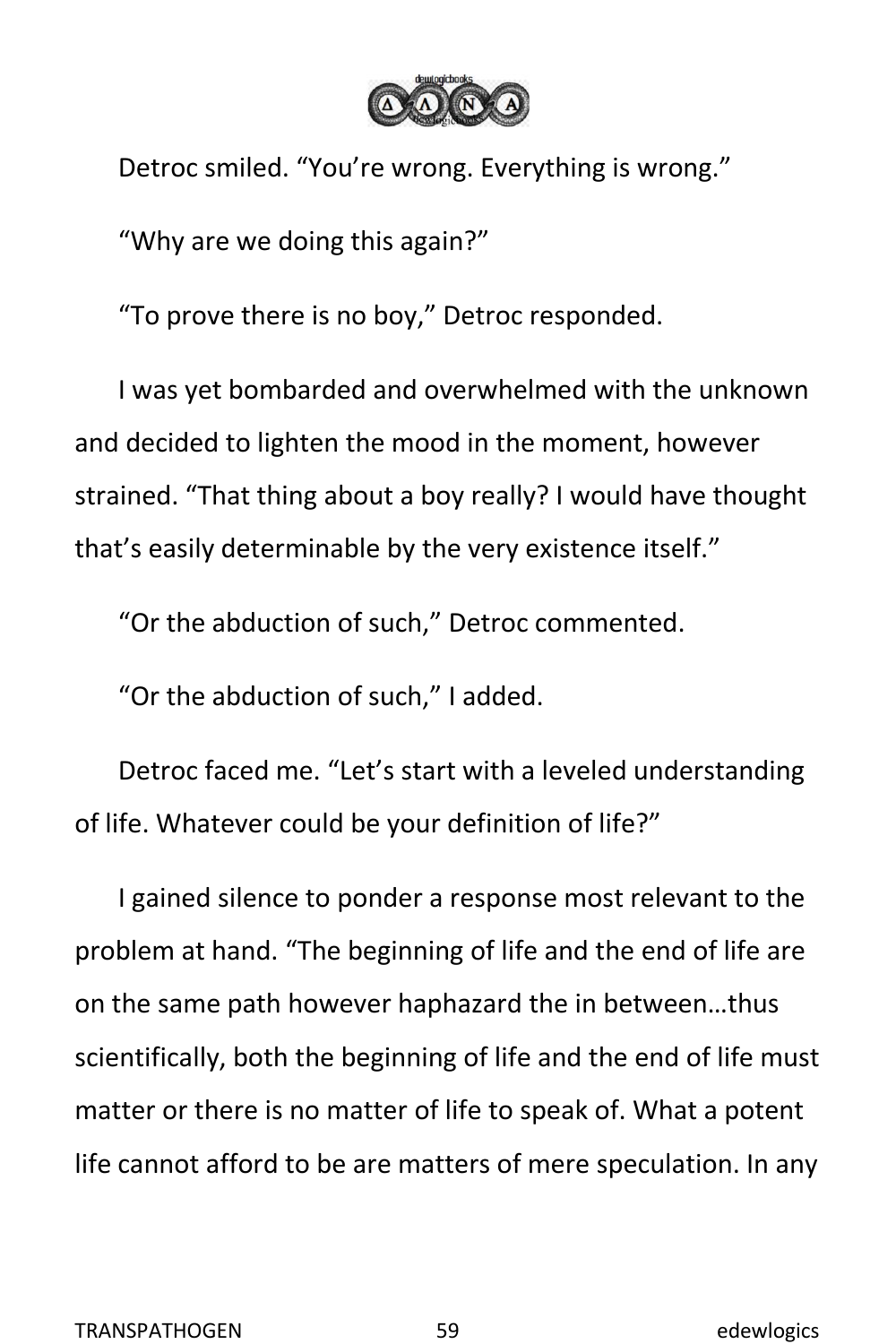Detroc smiled. “You’re wrong. Everything is wrong.”

“Why are we doing this again?”

“To prove there is no boy,” Detroc responded.

I was yet bombarded and overwhelmed with the unknown and decided to lighten the mood in the moment, however strained. “That thing about a boy really? I would have thought that’s easily determinable by the very existence itself.”

“Or the abduction of such,” Detroc commented.

“Or the abduction of such,” I added.

Detroc faced me. “Let’s start with a leveled understanding of life. Whatever could be your definition of life?”

I gained silence to ponder a response most relevant to the problem at hand. “The beginning of life and the end of life are on the same path however haphazard the in between…thus scientifically, both the beginning of life and the end of life must matter or there is no matter of life to speak of. What a potent life cannot afford to be are matters of mere speculation. In any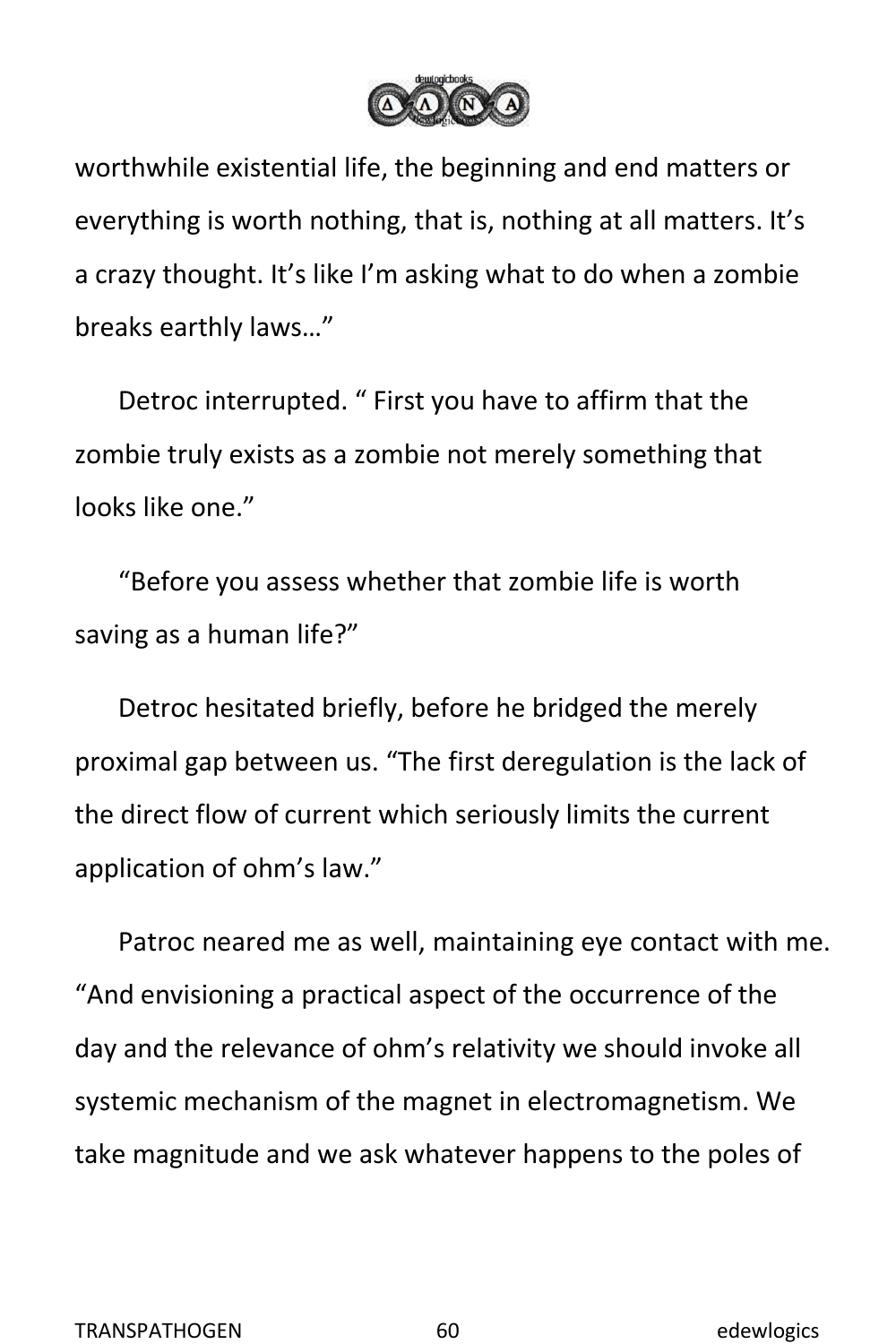worthwhile existential life, the beginning and end matters or everything is worth nothing, that is, nothing at all matters. It's a crazy thought. It's like I'm asking what to do when a zombie breaks earthly laws…"

Detroc interrupted. " First you have to affirm that the zombie truly exists as a zombie not merely something that looks like one."

"Before you assess whether that zombie life is worth saving as a human life?"

Detroc hesitated briefly, before he bridged the merely proximal gap between us. "The first deregulation is the lack of the direct flow of current which seriously limits the current application of ohm's law."

Patroc neared me as well, maintaining eye contact with me. "And envisioning a practical aspect of the occurrence of the day and the relevance of ohm's relativity we should invoke all systemic mechanism of the magnet in electromagnetism. We take magnitude and we ask whatever happens to the poles of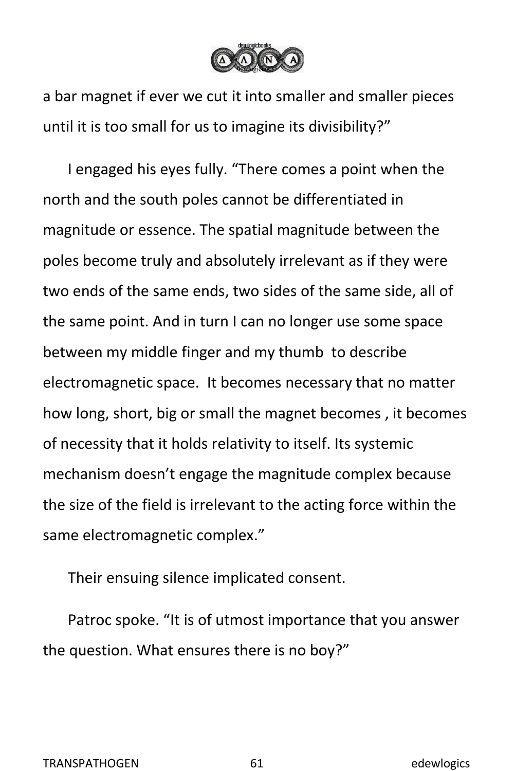a bar magnet if ever we cut it into smaller and smaller pieces until it is too small for us to imagine its divisibility?"

I engaged his eyes fully. "There comes a point when the north and the south poles cannot be differentiated in magnitude or essence. The spatial magnitude between the poles become truly and absolutely irrelevant as if they were two ends of the same ends, two sides of the same side, all of the same point. And in turn I can no longer use some space between my middle finger and my thumb to describe electromagnetic space. It becomes necessary that no matter how long, short, big or small the magnet becomes , it becomes of necessity that it holds relativity to itself. Its systemic mechanism doesn't engage the magnitude complex because the size of the field is irrelevant to the acting force within the same electromagnetic complex."

Their ensuing silence implicated consent.

Patroc spoke. "It is of utmost importance that you answer the question. What ensures there is no boy?"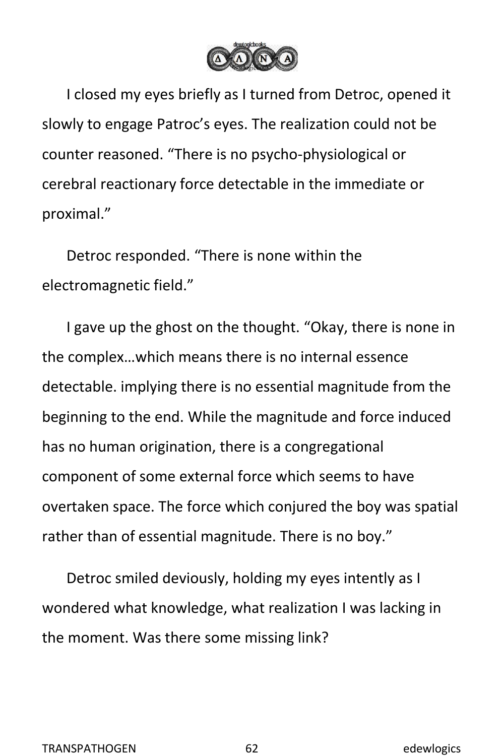I closed my eyes briefly as I turned from Detroc, opened it slowly to engage Patroc's eyes. The realization could not be counter reasoned. "There is no psycho-physiological or cerebral reactionary force detectable in the immediate or proximal."

Detroc responded. "There is none within the electromagnetic field."

I gave up the ghost on the thought. "Okay, there is none in the complex…which means there is no internal essence detectable. implying there is no essential magnitude from the beginning to the end. While the magnitude and force induced has no human origination, there is a congregational component of some external force which seems to have overtaken space. The force which conjured the boy was spatial rather than of essential magnitude. There is no boy."

Detroc smiled deviously, holding my eyes intently as I wondered what knowledge, what realization I was lacking in the moment. Was there some missing link?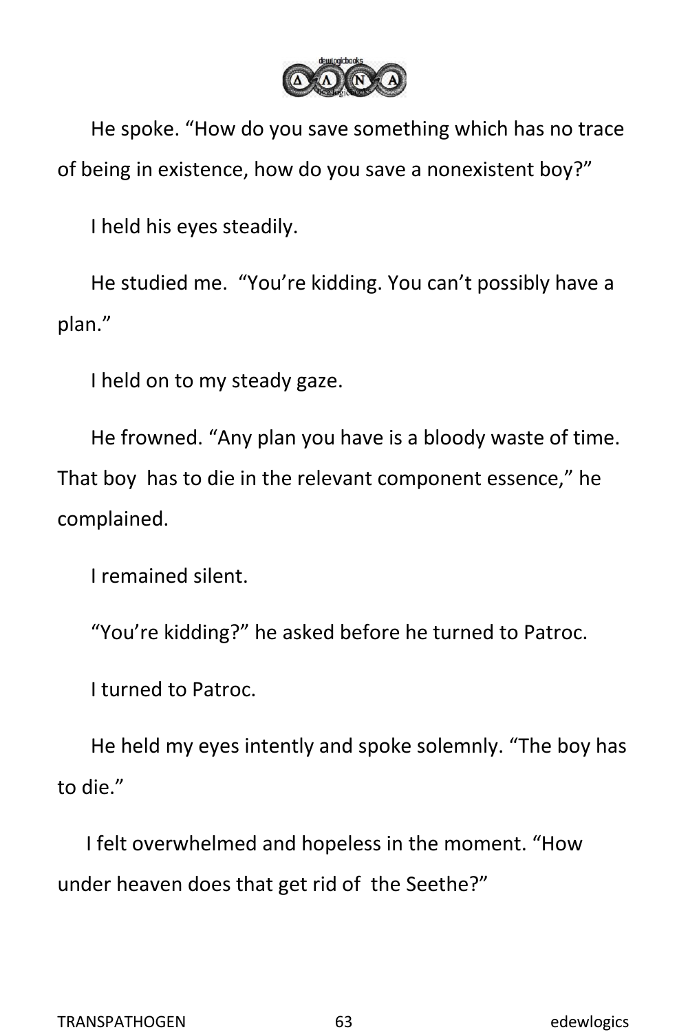He spoke. “How do you save something which has no trace of being in existence, how do you save a nonexistent boy?”

I held his eyes steadily.

He studied me. “You’re kidding. You can’t possibly have a plan.”

I held on to my steady gaze.

He frowned. “Any plan you have is a bloody waste of time. That boy has to die in the relevant component essence,” he complained.

I remained silent.

“You’re kidding?” he asked before he turned to Patroc.

I turned to Patroc.

He held my eyes intently and spoke solemnly. “The boy has to die.”

I felt overwhelmed and hopeless in the moment. “How under heaven does that get rid of the Seethe?”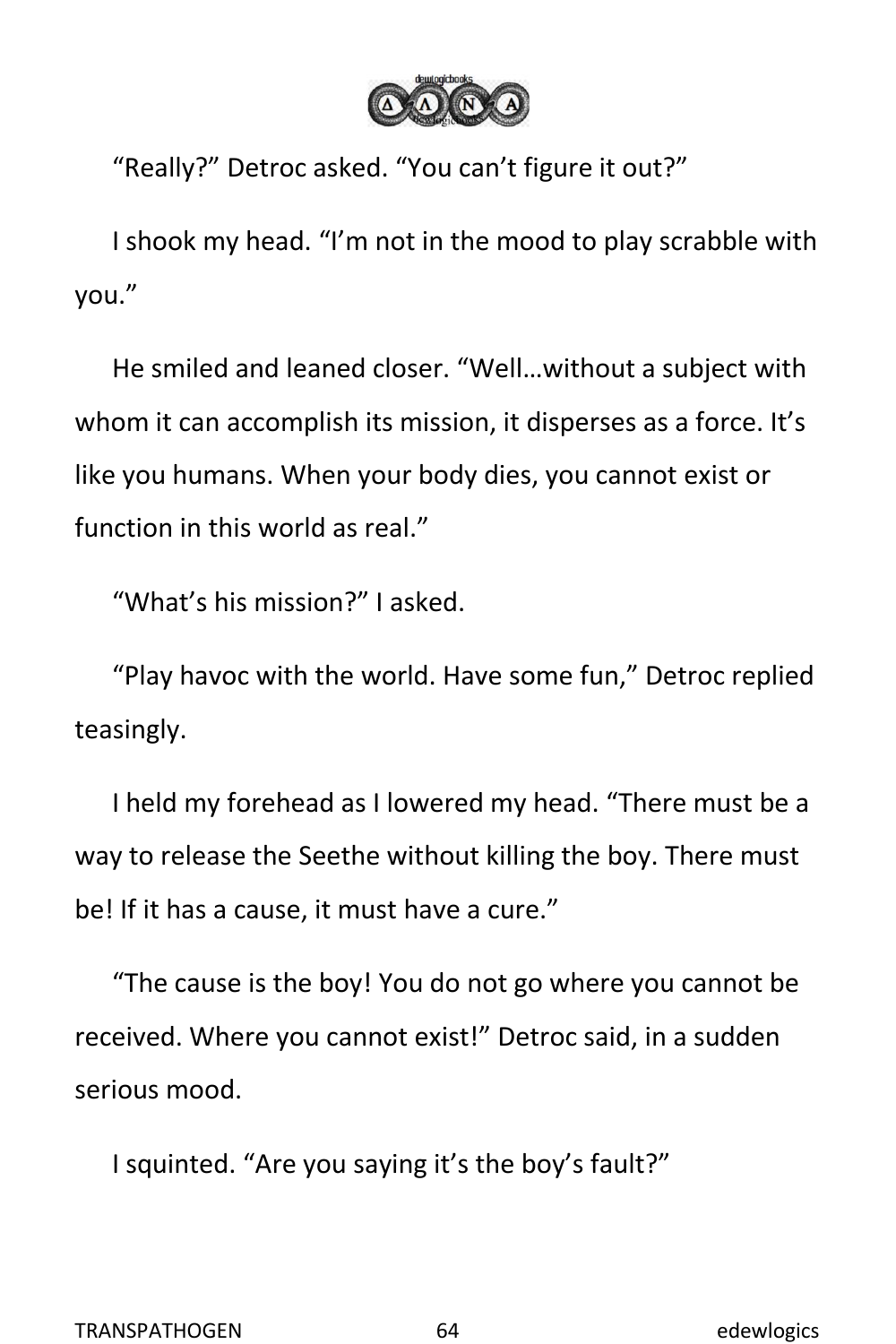"Really?" Detroc asked. "You can't figure it out?"

I shook my head. "I'm not in the mood to play scrabble with you."

He smiled and leaned closer. "Well…without a subject with whom it can accomplish its mission, it disperses as a force. It's like you humans. When your body dies, you cannot exist or function in this world as real."

"What's his mission?" I asked.

"Play havoc with the world. Have some fun," Detroc replied teasingly.

I held my forehead as I lowered my head. "There must be a way to release the Seethe without killing the boy. There must be! If it has a cause, it must have a cure."

"The cause is the boy! You do not go where you cannot be received. Where you cannot exist!" Detroc said, in a sudden serious mood.

I squinted. "Are you saying it's the boy's fault?"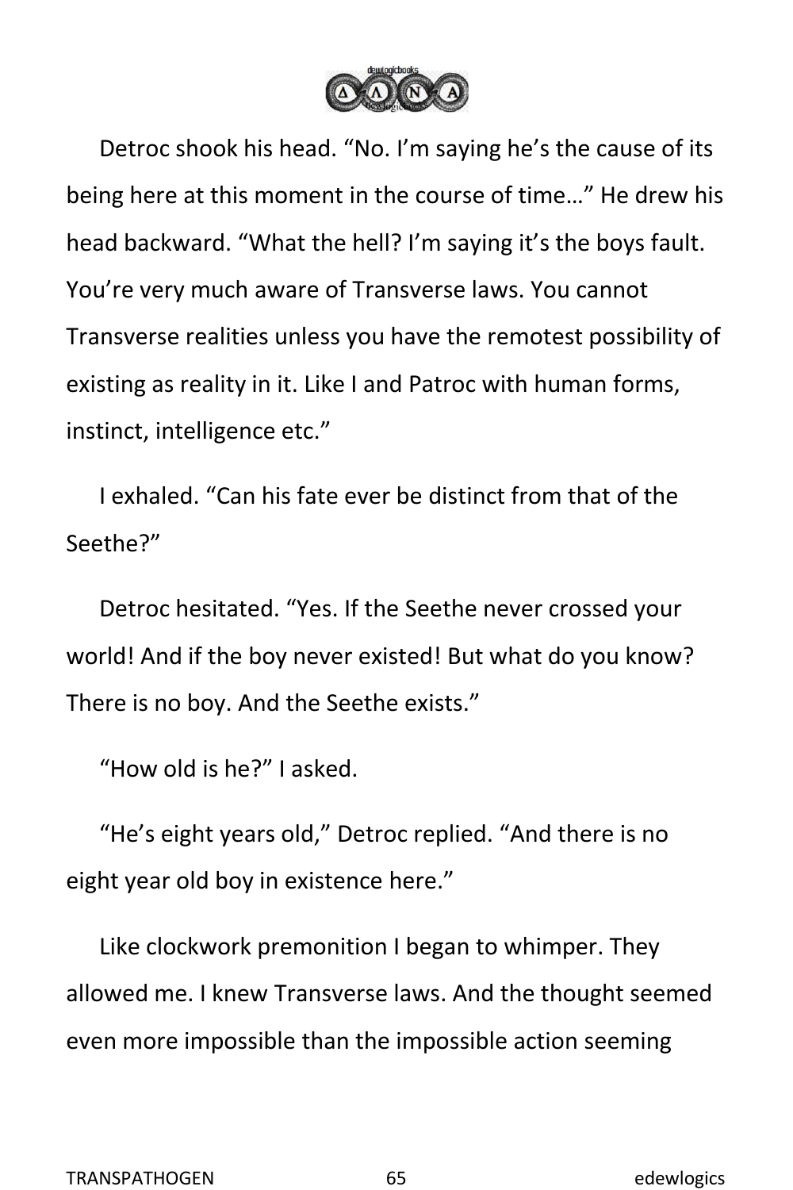Detroc shook his head. "No. I'm saying he's the cause of its being here at this moment in the course of time…" He drew his head backward. "What the hell? I'm saying it's the boys fault. You're very much aware of Transverse laws. You cannot Transverse realities unless you have the remotest possibility of existing as reality in it. Like I and Patroc with human forms, instinct, intelligence etc."

I exhaled. "Can his fate ever be distinct from that of the Seethe?"

Detroc hesitated. "Yes. If the Seethe never crossed your world! And if the boy never existed! But what do you know? There is no boy. And the Seethe exists."

"How old is he?" I asked.

"He's eight years old," Detroc replied. "And there is no eight year old boy in existence here."

Like clockwork premonition I began to whimper. They allowed me. I knew Transverse laws. And the thought seemed even more impossible than the impossible action seeming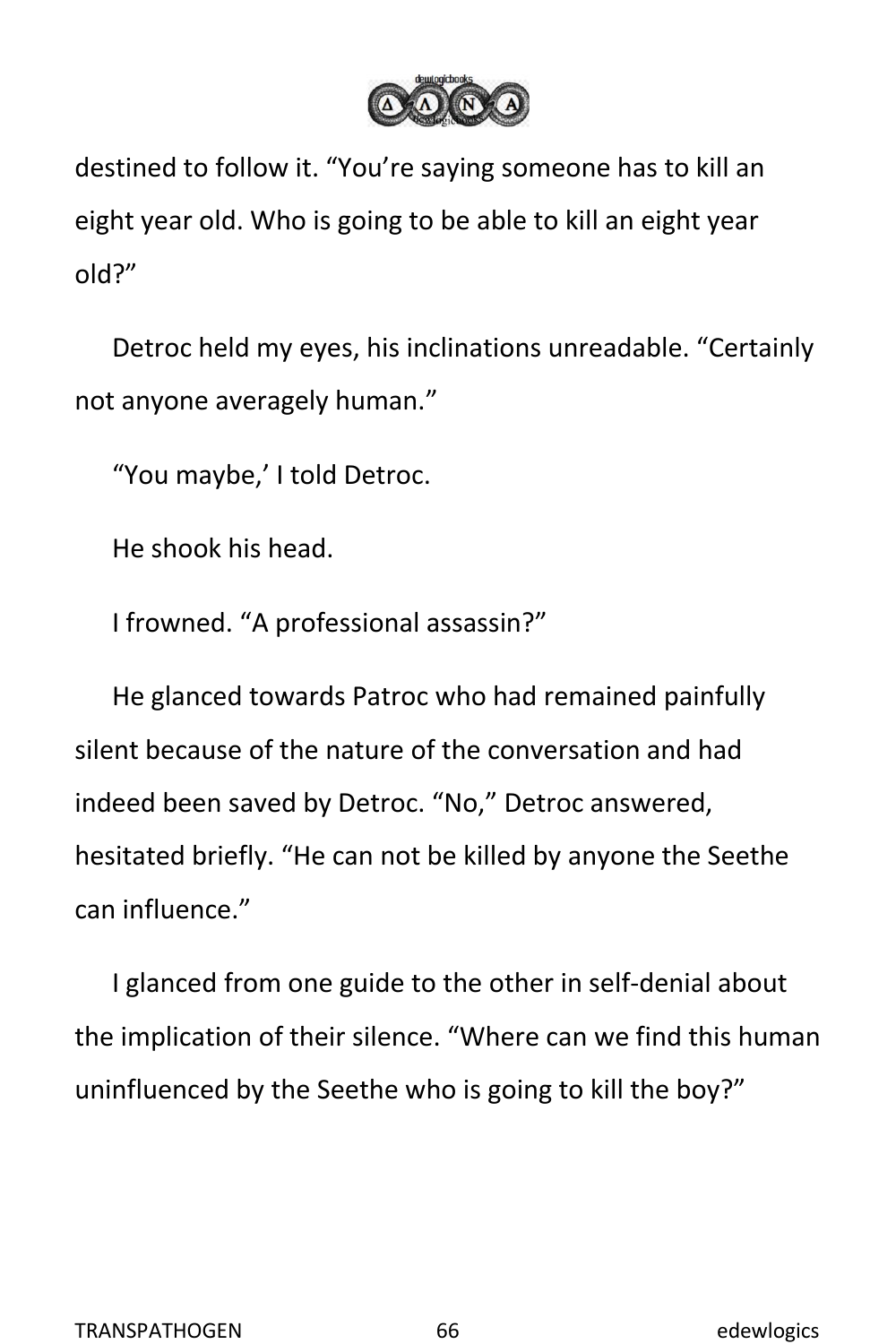destined to follow it. “You’re saying someone has to kill an eight year old. Who is going to be able to kill an eight year old?”

Detroc held my eyes, his inclinations unreadable. “Certainly not anyone averagely human.”

“You maybe,’ I told Detroc.

He shook his head.

I frowned. “A professional assassin?”

He glanced towards Patroc who had remained painfully silent because of the nature of the conversation and had indeed been saved by Detroc. “No,” Detroc answered, hesitated briefly. “He can not be killed by anyone the Seethe can influence.”

I glanced from one guide to the other in self-denial about the implication of their silence. “Where can we find this human uninfluenced by the Seethe who is going to kill the boy?”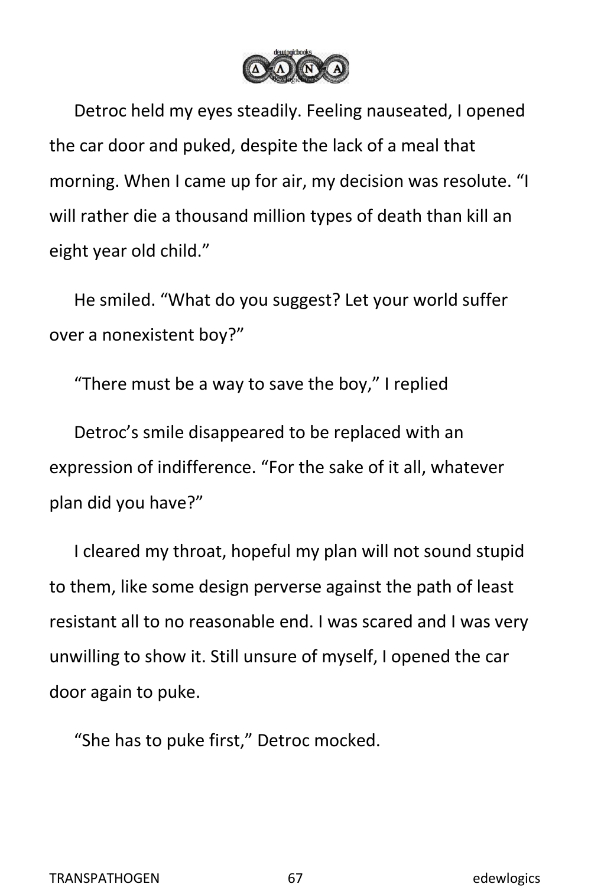Detroc held my eyes steadily. Feeling nauseated, I opened the car door and puked, despite the lack of a meal that morning. When I came up for air, my decision was resolute. “I will rather die a thousand million types of death than kill an eight year old child.”

He smiled. “What do you suggest? Let your world suffer over a nonexistent boy?”

“There must be a way to save the boy,” I replied

Detroc’s smile disappeared to be replaced with an expression of indifference. “For the sake of it all, whatever plan did you have?”

I cleared my throat, hopeful my plan will not sound stupid to them, like some design perverse against the path of least resistant all to no reasonable end. I was scared and I was very unwilling to show it. Still unsure of myself, I opened the car door again to puke.

“She has to puke first,” Detroc mocked.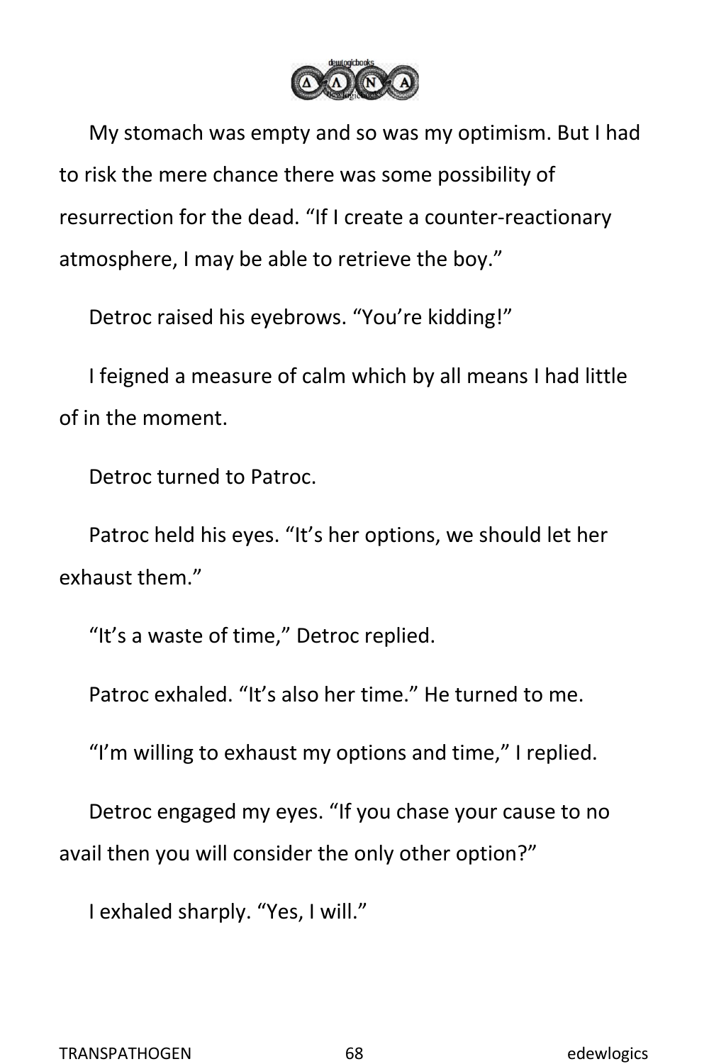My stomach was empty and so was my optimism. But I had to risk the mere chance there was some possibility of resurrection for the dead. “If I create a counter-reactionary atmosphere, I may be able to retrieve the boy.”

Detroc raised his eyebrows. “You’re kidding!”

I feigned a measure of calm which by all means I had little of in the moment.

Detroc turned to Patroc.

Patroc held his eyes. “It’s her options, we should let her exhaust them.”

“It’s a waste of time,” Detroc replied.

Patroc exhaled. “It’s also her time.” He turned to me.

“I’m willing to exhaust my options and time,” I replied.

Detroc engaged my eyes. “If you chase your cause to no avail then you will consider the only other option?”

I exhaled sharply. “Yes, I will.”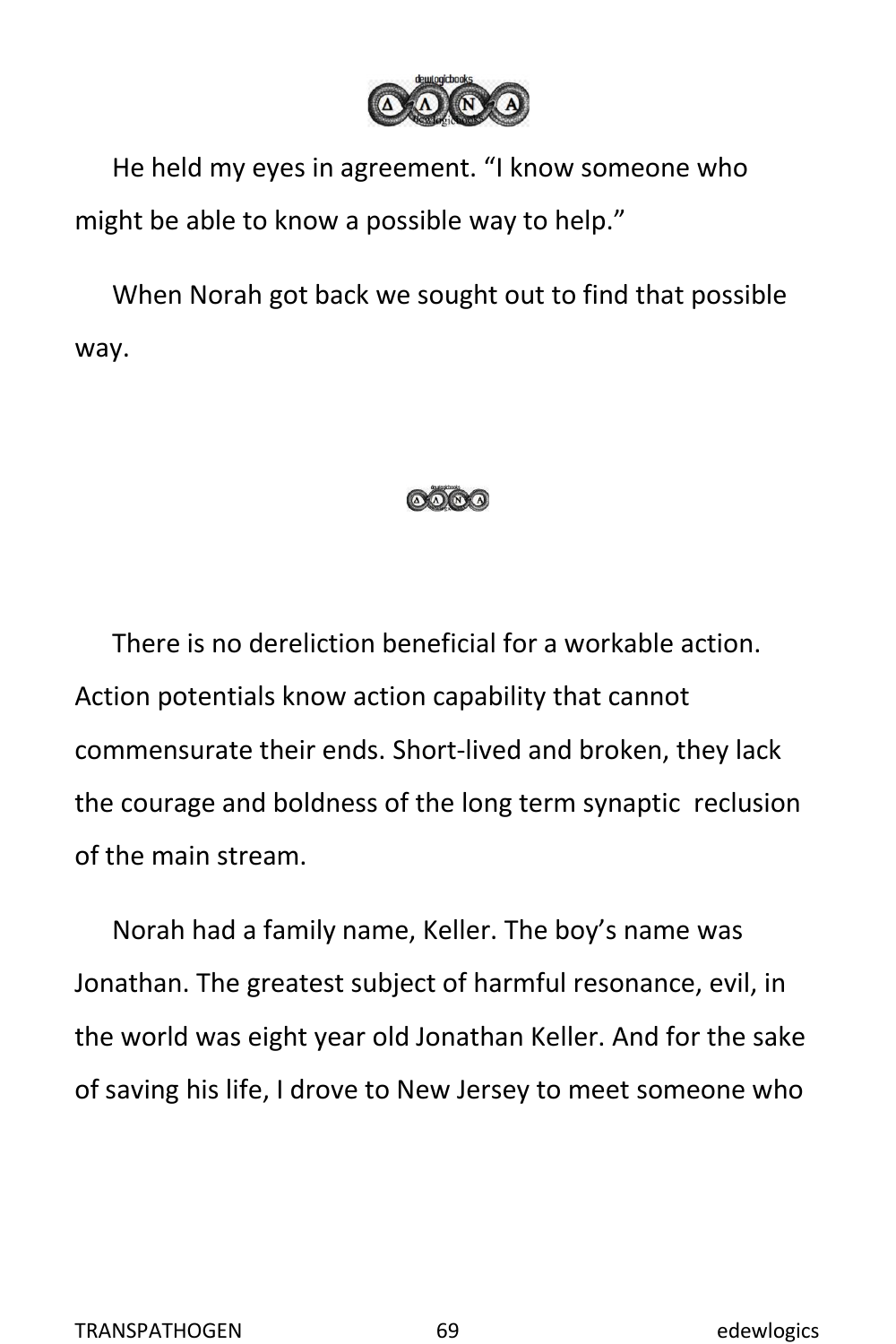He held my eyes in agreement. "I know someone who might be able to know a possible way to help."

When Norah got back we sought out to find that possible way.

There is no dereliction beneficial for a workable action. Action potentials know action capability that cannot commensurate their ends. Short-lived and broken, they lack the courage and boldness of the long term synaptic reclusion of the main stream.

Norah had a family name, Keller. The boy's name was Jonathan. The greatest subject of harmful resonance, evil, in the world was eight year old Jonathan Keller. And for the sake of saving his life, I drove to New Jersey to meet someone who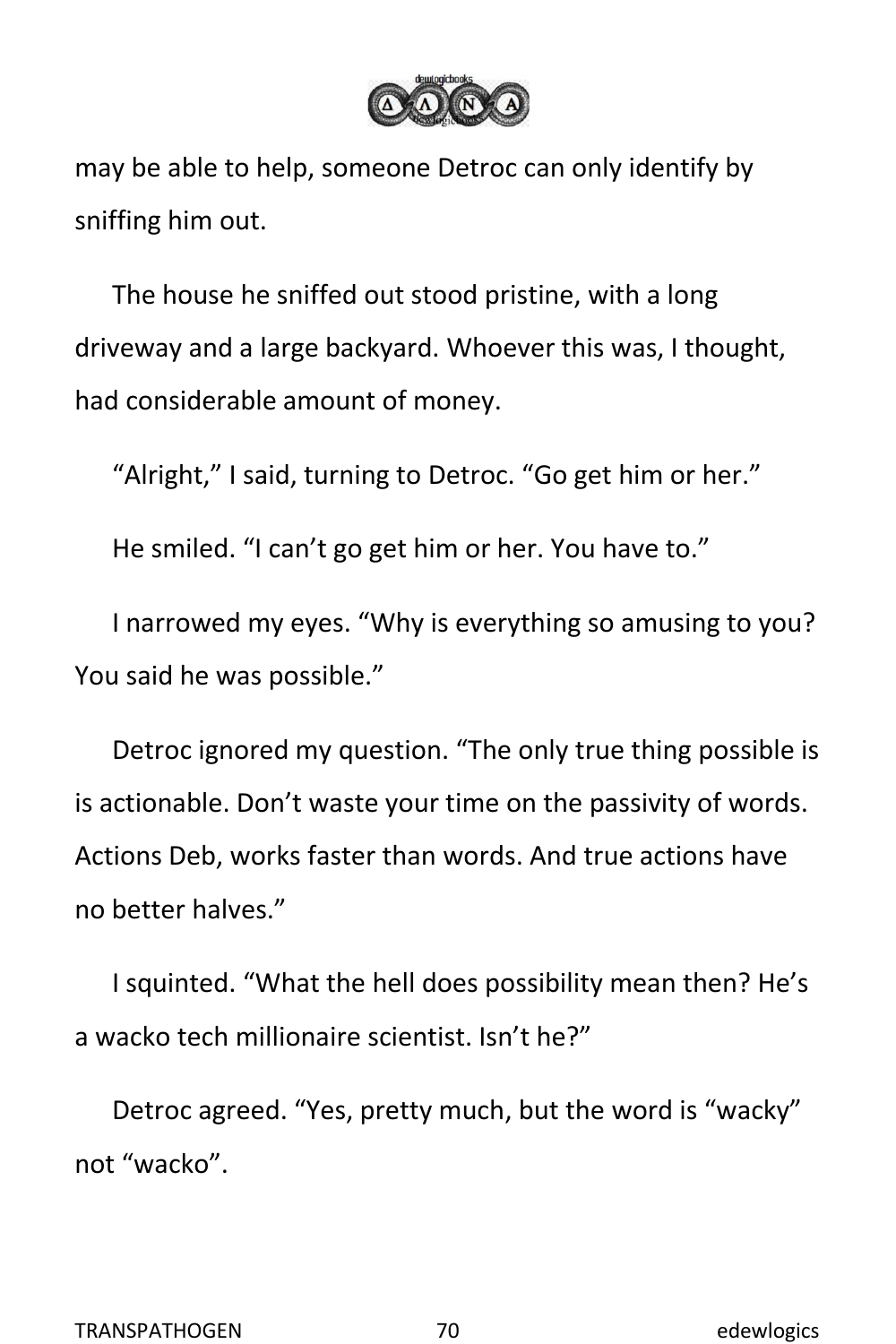may be able to help, someone Detroc can only identify by sniffing him out.

The house he sniffed out stood pristine, with a long driveway and a large backyard. Whoever this was, I thought, had considerable amount of money.

"Alright," I said, turning to Detroc. "Go get him or her."

He smiled. "I can't go get him or her. You have to."

I narrowed my eyes. "Why is everything so amusing to you? You said he was possible."

Detroc ignored my question. "The only true thing possible is is actionable. Don't waste your time on the passivity of words. Actions Deb, works faster than words. And true actions have no better halves."

I squinted. "What the hell does possibility mean then? He's a wacko tech millionaire scientist. Isn't he?"

Detroc agreed. "Yes, pretty much, but the word is "wacky" not "wacko".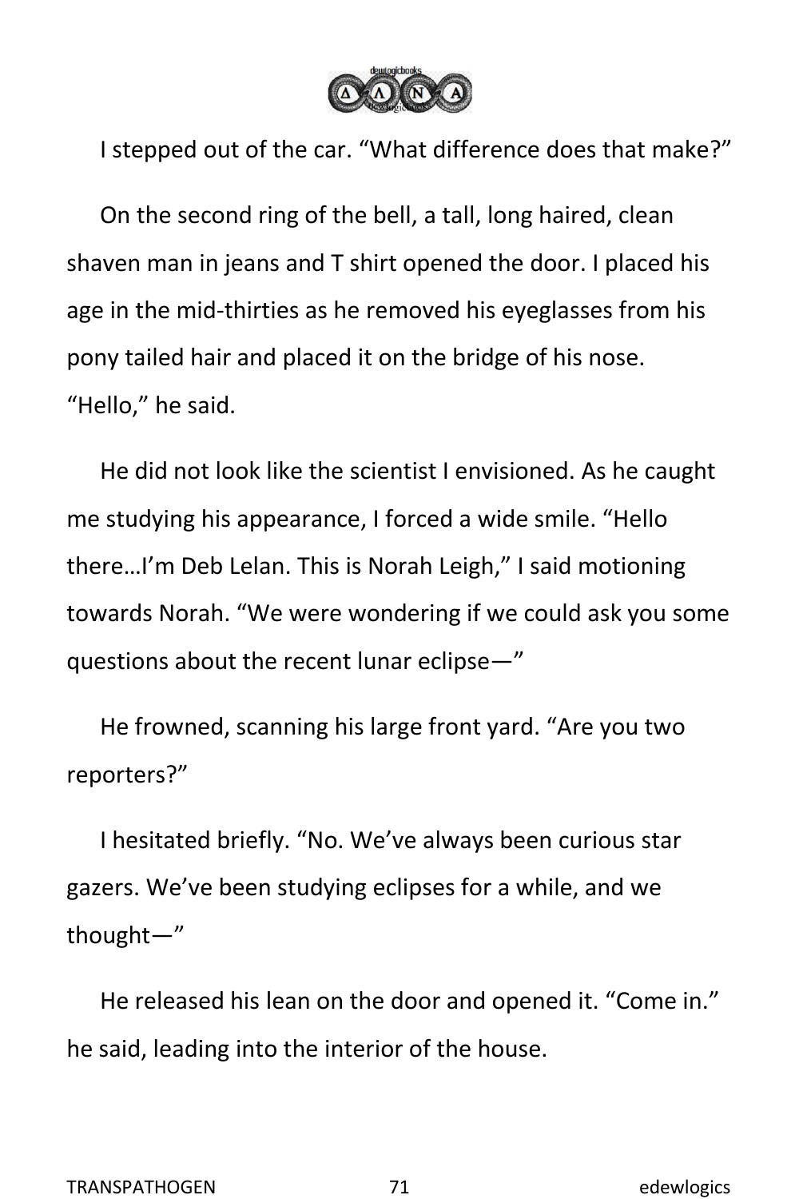I stepped out of the car. “What difference does that make?”

On the second ring of the bell, a tall, long haired, clean shaven man in jeans and T shirt opened the door. I placed his age in the mid-thirties as he removed his eyeglasses from his pony tailed hair and placed it on the bridge of his nose. “Hello,” he said.

He did not look like the scientist I envisioned. As he caught me studying his appearance, I forced a wide smile. “Hello there…I’m Deb Lelan. This is Norah Leigh,” I said motioning towards Norah. “We were wondering if we could ask you some questions about the recent lunar eclipse—”

He frowned, scanning his large front yard. “Are you two reporters?”

I hesitated briefly. “No. We’ve always been curious star gazers. We’ve been studying eclipses for a while, and we thought—”

He released his lean on the door and opened it. “Come in.” he said, leading into the interior of the house.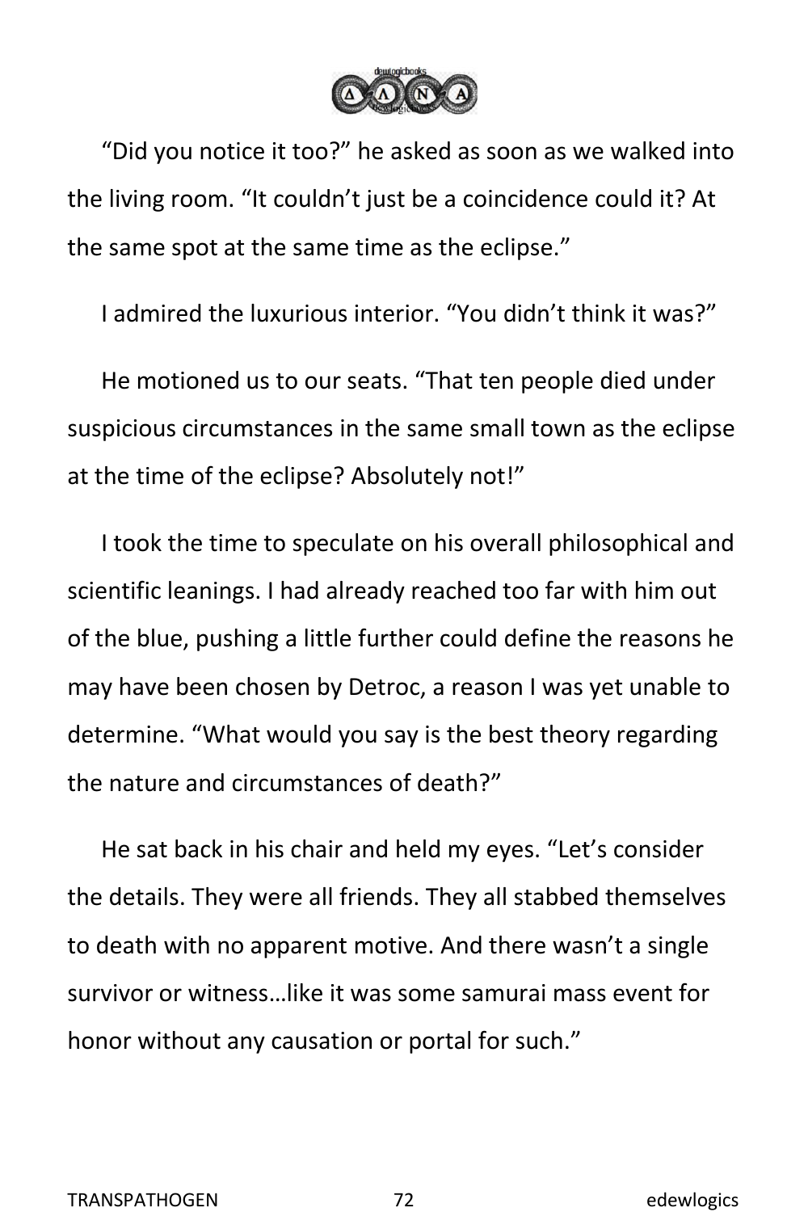“Did you notice it too?” he asked as soon as we walked into the living room. “It couldn’t just be a coincidence could it? At the same spot at the same time as the eclipse.”

I admired the luxurious interior. “You didn’t think it was?”

He motioned us to our seats. “That ten people died under suspicious circumstances in the same small town as the eclipse at the time of the eclipse? Absolutely not!”

I took the time to speculate on his overall philosophical and scientific leanings. I had already reached too far with him out of the blue, pushing a little further could define the reasons he may have been chosen by Detroc, a reason I was yet unable to determine. “What would you say is the best theory regarding the nature and circumstances of death?”

He sat back in his chair and held my eyes. “Let’s consider the details. They were all friends. They all stabbed themselves to death with no apparent motive. And there wasn’t a single survivor or witness…like it was some samurai mass event for honor without any causation or portal for such.”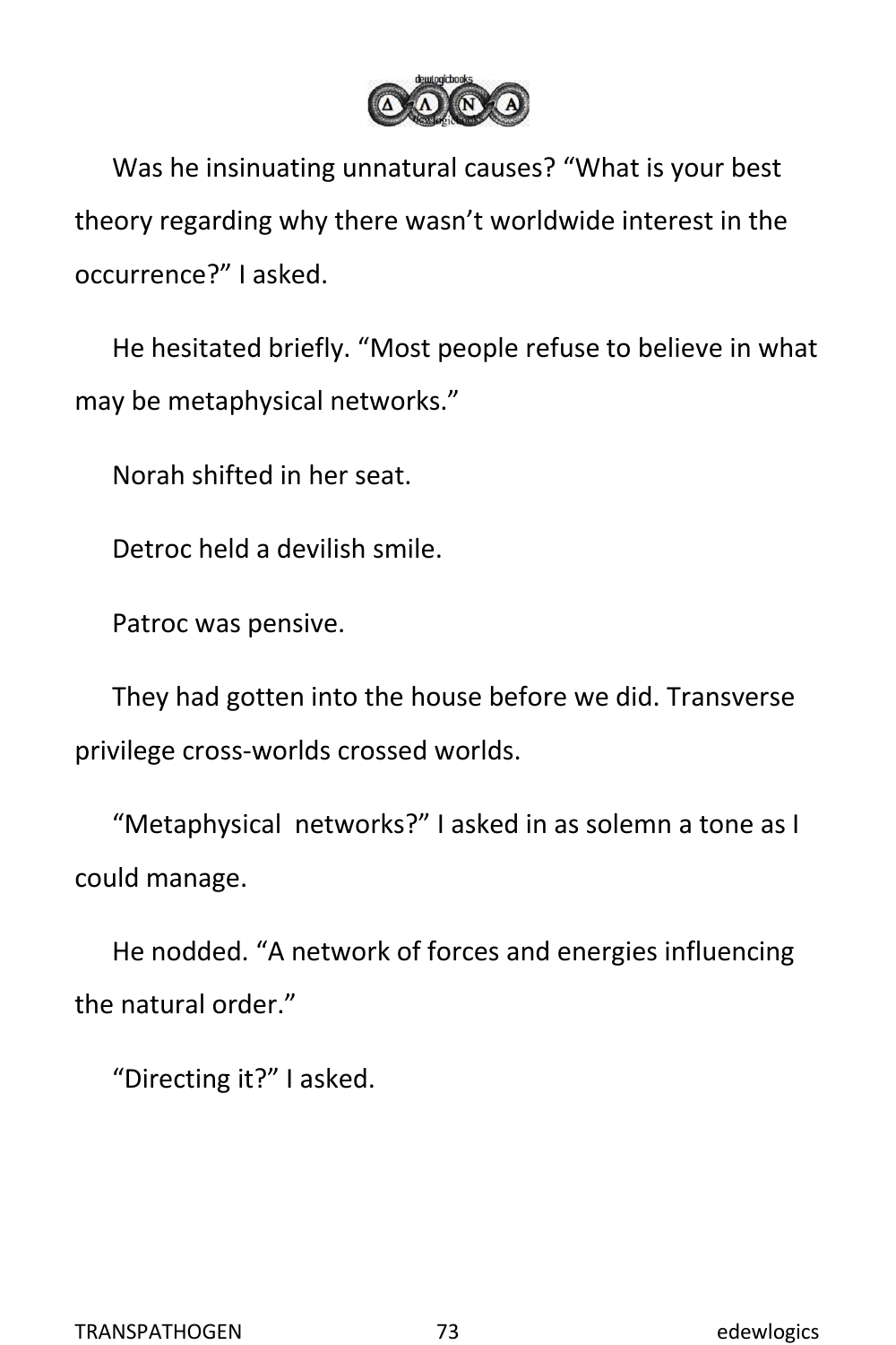Was he insinuating unnatural causes? “What is your best theory regarding why there wasn’t worldwide interest in the occurrence?” I asked.

He hesitated briefly. “Most people refuse to believe in what may be metaphysical networks.”

Norah shifted in her seat.

Detroc held a devilish smile.

Patroc was pensive.

They had gotten into the house before we did. Transverse privilege cross-worlds crossed worlds.

“Metaphysical networks?” I asked in as solemn a tone as I could manage.

He nodded. “A network of forces and energies influencing the natural order.”

“Directing it?” I asked.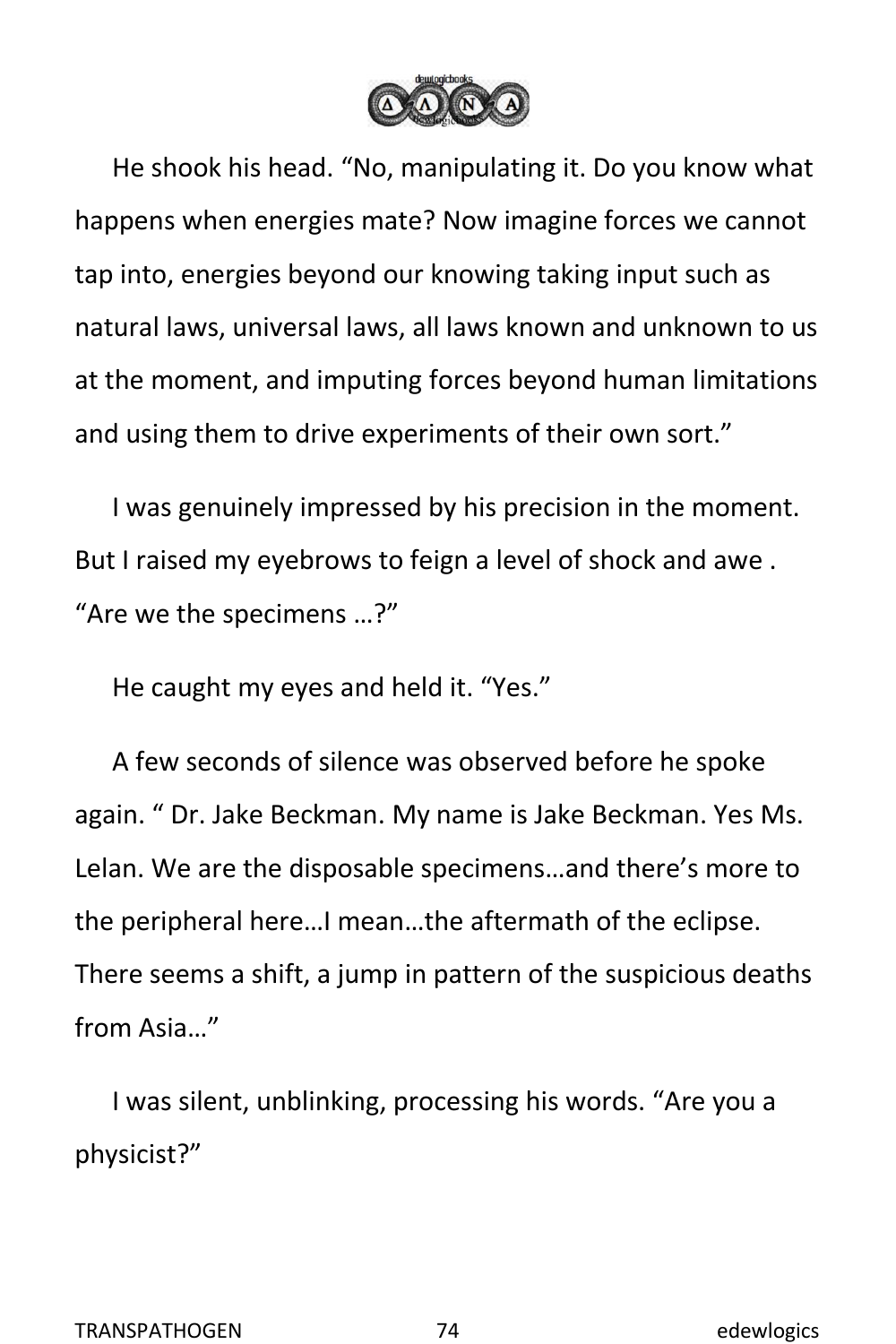He shook his head. "No, manipulating it. Do you know what happens when energies mate? Now imagine forces we cannot tap into, energies beyond our knowing taking input such as natural laws, universal laws, all laws known and unknown to us at the moment, and imputing forces beyond human limitations and using them to drive experiments of their own sort."

I was genuinely impressed by his precision in the moment. But I raised my eyebrows to feign a level of shock and awe . "Are we the specimens …?"

He caught my eyes and held it. "Yes."

A few seconds of silence was observed before he spoke again. " Dr. Jake Beckman. My name is Jake Beckman. Yes Ms. Lelan. We are the disposable specimens…and there's more to the peripheral here…I mean…the aftermath of the eclipse. There seems a shift, a jump in pattern of the suspicious deaths from Asia…"

I was silent, unblinking, processing his words. "Are you a physicist?"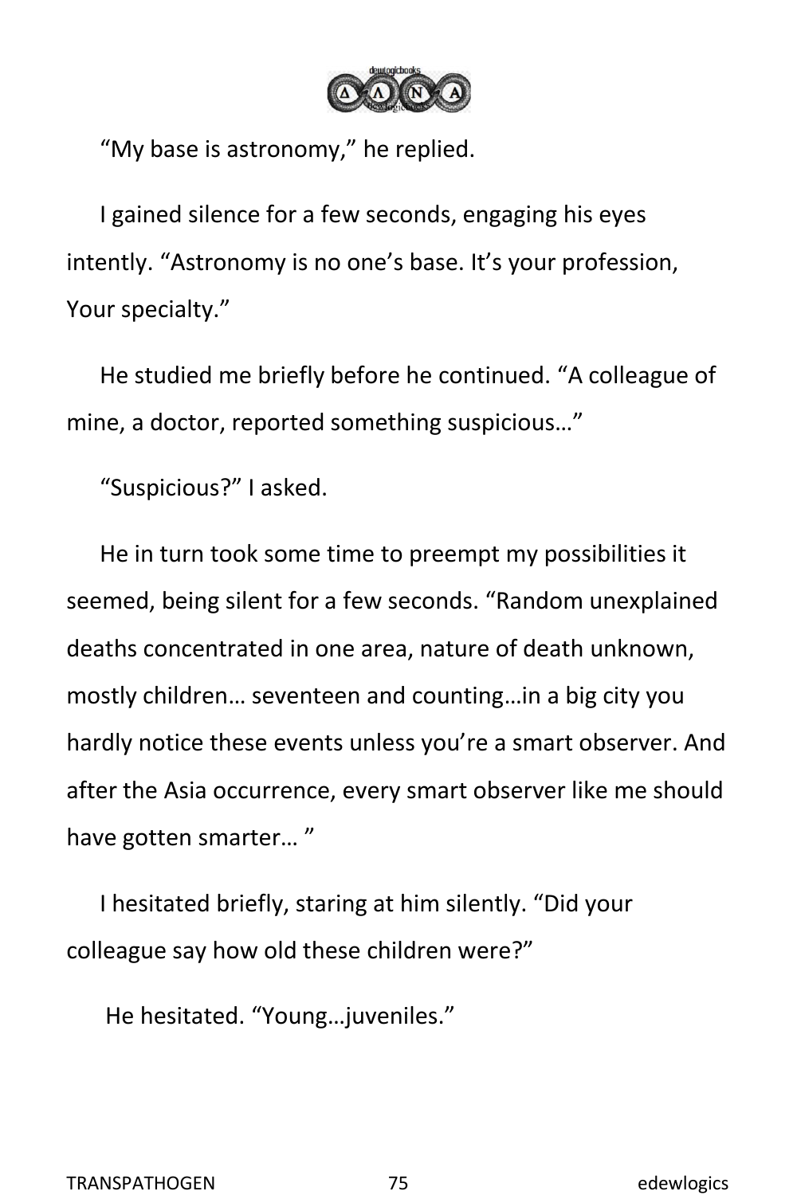"My base is astronomy," he replied.

I gained silence for a few seconds, engaging his eyes intently. "Astronomy is no one's base. It's your profession, Your specialty."

He studied me briefly before he continued. "A colleague of mine, a doctor, reported something suspicious…"

"Suspicious?" I asked.

He in turn took some time to preempt my possibilities it seemed, being silent for a few seconds. "Random unexplained deaths concentrated in one area, nature of death unknown, mostly children… seventeen and counting…in a big city you hardly notice these events unless you're a smart observer. And after the Asia occurrence, every smart observer like me should have gotten smarter… "

I hesitated briefly, staring at him silently. "Did your colleague say how old these children were?"

He hesitated. "Young…juveniles."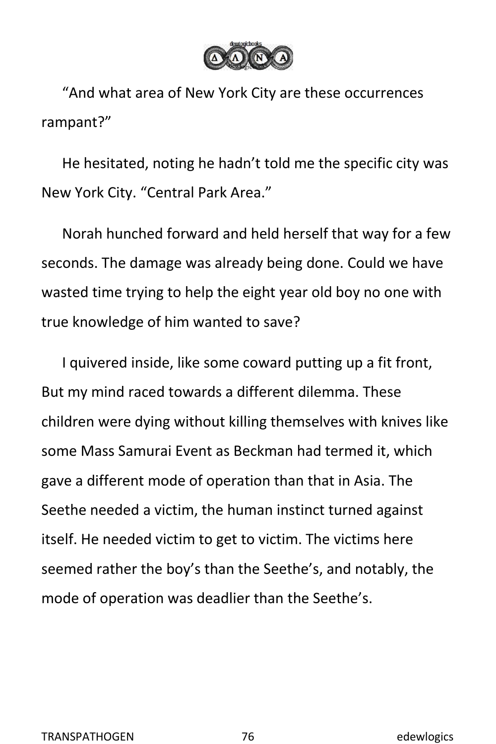"And what area of New York City are these occurrences rampant?"

He hesitated, noting he hadn't told me the specific city was New York City. "Central Park Area."

Norah hunched forward and held herself that way for a few seconds. The damage was already being done. Could we have wasted time trying to help the eight year old boy no one with true knowledge of him wanted to save?

I quivered inside, like some coward putting up a fit front, But my mind raced towards a different dilemma. These children were dying without killing themselves with knives like some Mass Samurai Event as Beckman had termed it, which gave a different mode of operation than that in Asia. The Seethe needed a victim, the human instinct turned against itself. He needed victim to get to victim. The victims here seemed rather the boy's than the Seethe's, and notably, the mode of operation was deadlier than the Seethe's.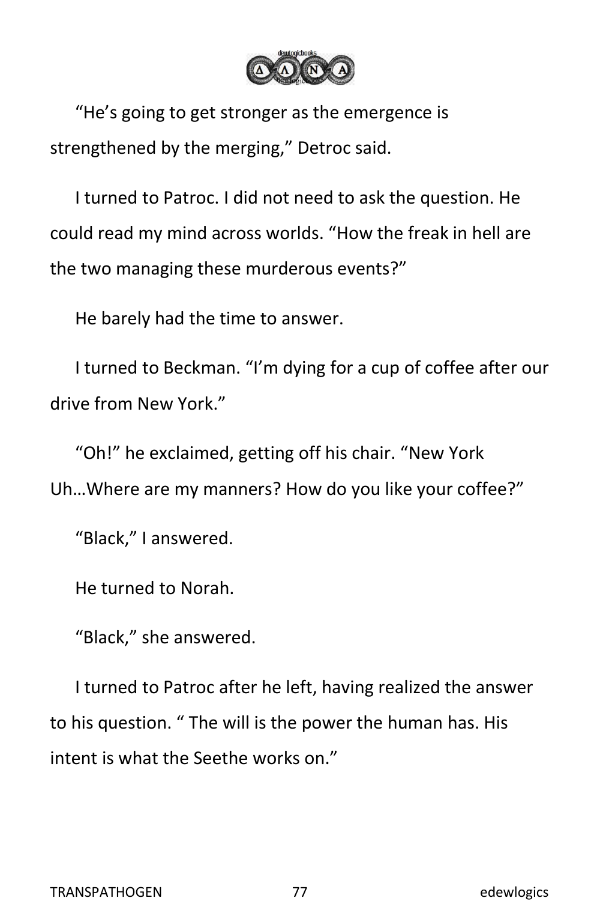"He's going to get stronger as the emergence is strengthened by the merging," Detroc said.

I turned to Patroc. I did not need to ask the question. He could read my mind across worlds. "How the freak in hell are the two managing these murderous events?"

He barely had the time to answer.

I turned to Beckman. "I'm dying for a cup of coffee after our drive from New York."

"Oh!" he exclaimed, getting off his chair. "New York Uh…Where are my manners? How do you like your coffee?"

"Black," I answered.

He turned to Norah.

"Black," she answered.

I turned to Patroc after he left, having realized the answer to his question. " The will is the power the human has. His intent is what the Seethe works on."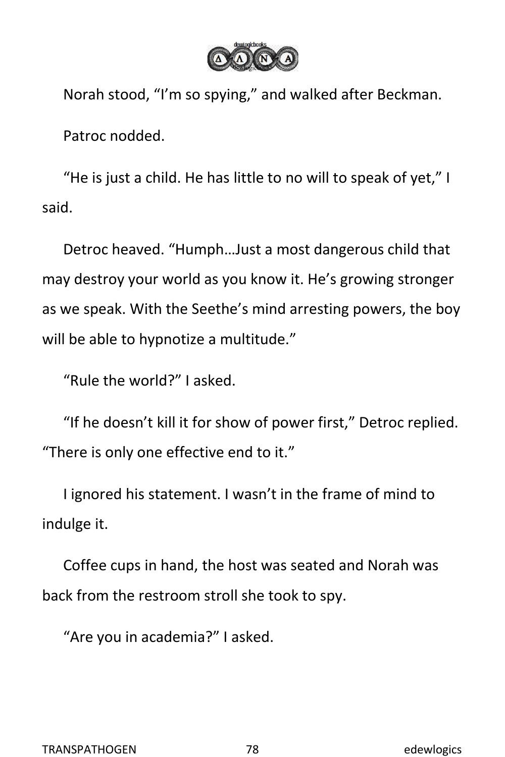Norah stood, “I’m so spying,” and walked after Beckman.

Patroc nodded.

“He is just a child. He has little to no will to speak of yet,” I said.

Detroc heaved. “Humph…Just a most dangerous child that may destroy your world as you know it. He’s growing stronger as we speak. With the Seethe’s mind arresting powers, the boy will be able to hypnotize a multitude.”

“Rule the world?” I asked.

“If he doesn’t kill it for show of power first,” Detroc replied. “There is only one effective end to it.”

I ignored his statement. I wasn’t in the frame of mind to indulge it.

Coffee cups in hand, the host was seated and Norah was back from the restroom stroll she took to spy.

“Are you in academia?” I asked.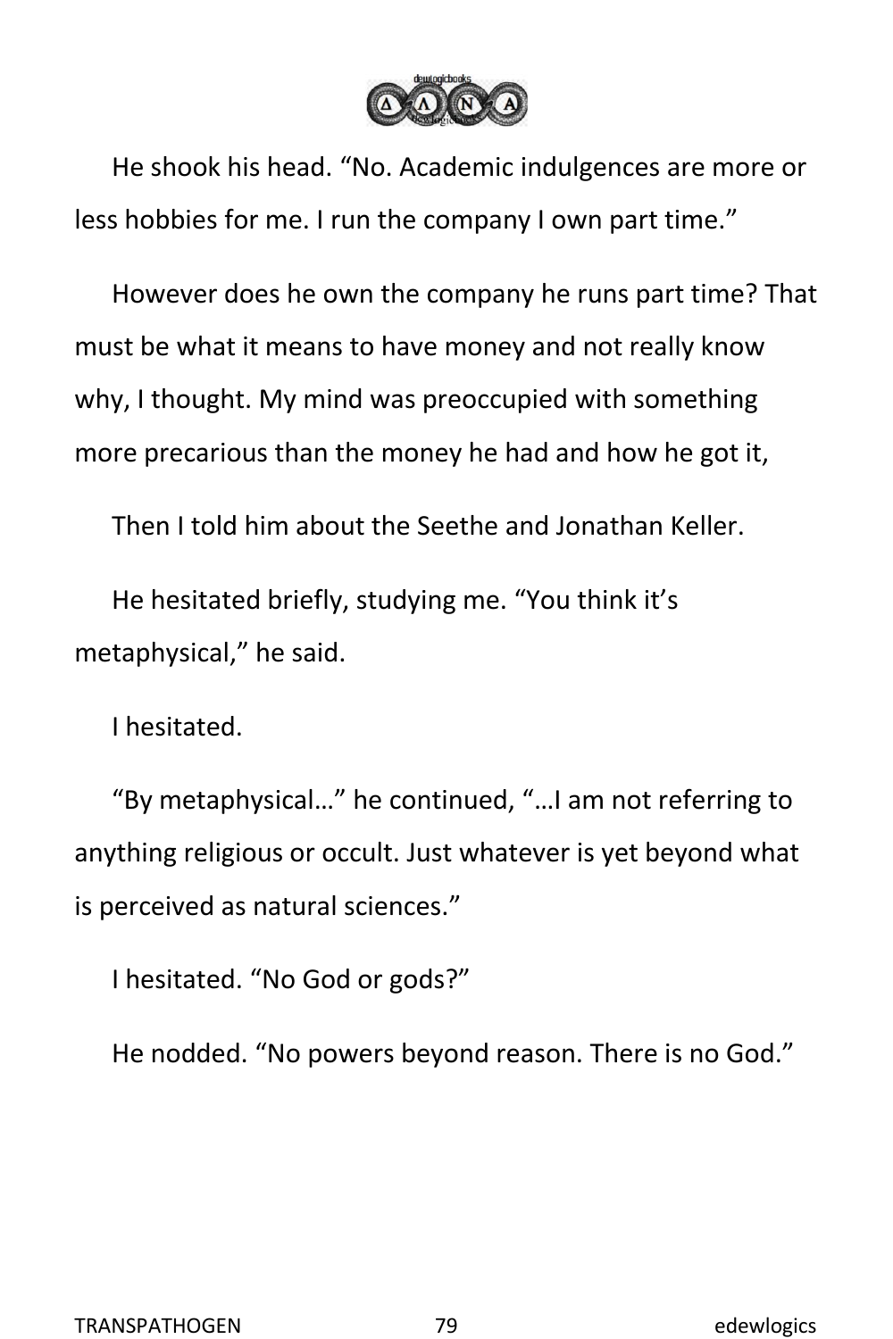He shook his head. “No. Academic indulgences are more or less hobbies for me. I run the company I own part time.”

However does he own the company he runs part time? That must be what it means to have money and not really know why, I thought. My mind was preoccupied with something more precarious than the money he had and how he got it,

Then I told him about the Seethe and Jonathan Keller.

He hesitated briefly, studying me. “You think it’s metaphysical,” he said.

I hesitated.

“By metaphysical…” he continued, “…I am not referring to anything religious or occult. Just whatever is yet beyond what is perceived as natural sciences.”

I hesitated. “No God or gods?”

He nodded. “No powers beyond reason. There is no God.”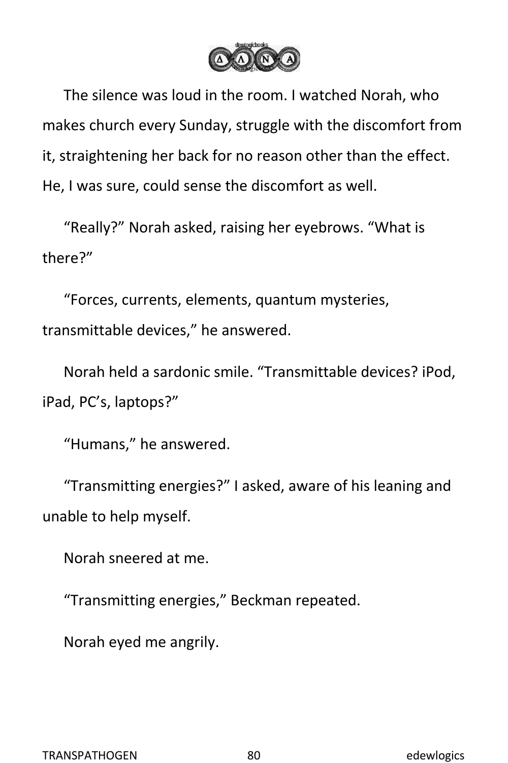The silence was loud in the room. I watched Norah, who makes church every Sunday, struggle with the discomfort from it, straightening her back for no reason other than the effect. He, I was sure, could sense the discomfort as well.

“Really?” Norah asked, raising her eyebrows. “What is there?”

“Forces, currents, elements, quantum mysteries, transmittable devices,” he answered.

Norah held a sardonic smile. “Transmittable devices? iPod, iPad, PC’s, laptops?”

“Humans,” he answered.

“Transmitting energies?” I asked, aware of his leaning and unable to help myself.

Norah sneered at me.

“Transmitting energies,” Beckman repeated.

Norah eyed me angrily.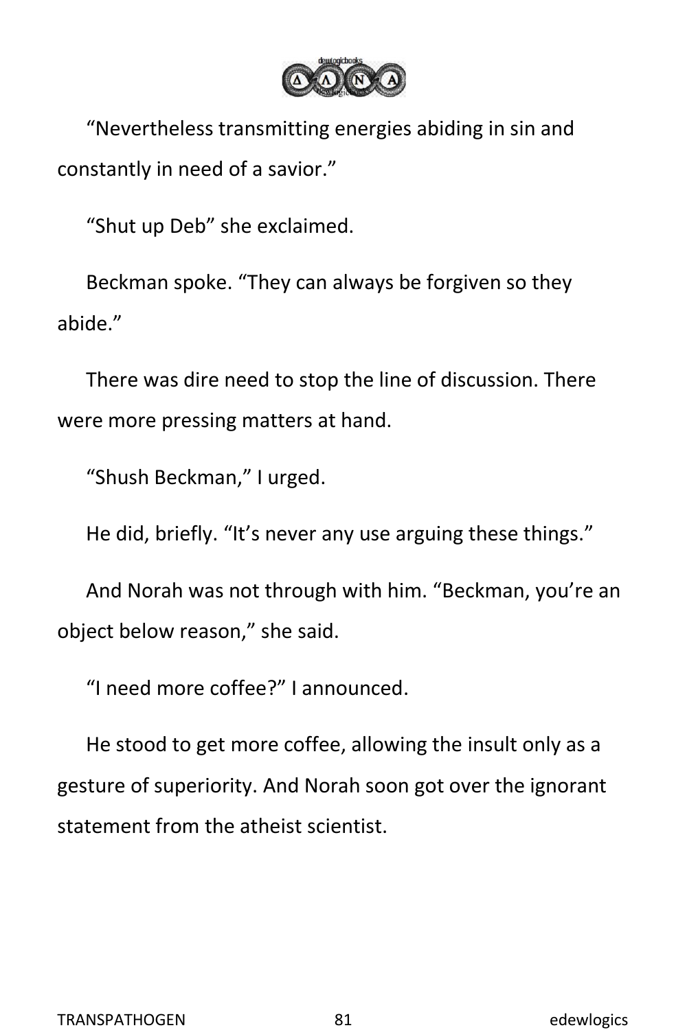"Nevertheless transmitting energies abiding in sin and constantly in need of a savior."

"Shut up Deb" she exclaimed.

Beckman spoke. "They can always be forgiven so they abide."

There was dire need to stop the line of discussion. There were more pressing matters at hand.

"Shush Beckman," I urged.

He did, briefly. "It's never any use arguing these things."

And Norah was not through with him. "Beckman, you're an object below reason," she said.

"I need more coffee?" I announced.

He stood to get more coffee, allowing the insult only as a gesture of superiority. And Norah soon got over the ignorant statement from the atheist scientist.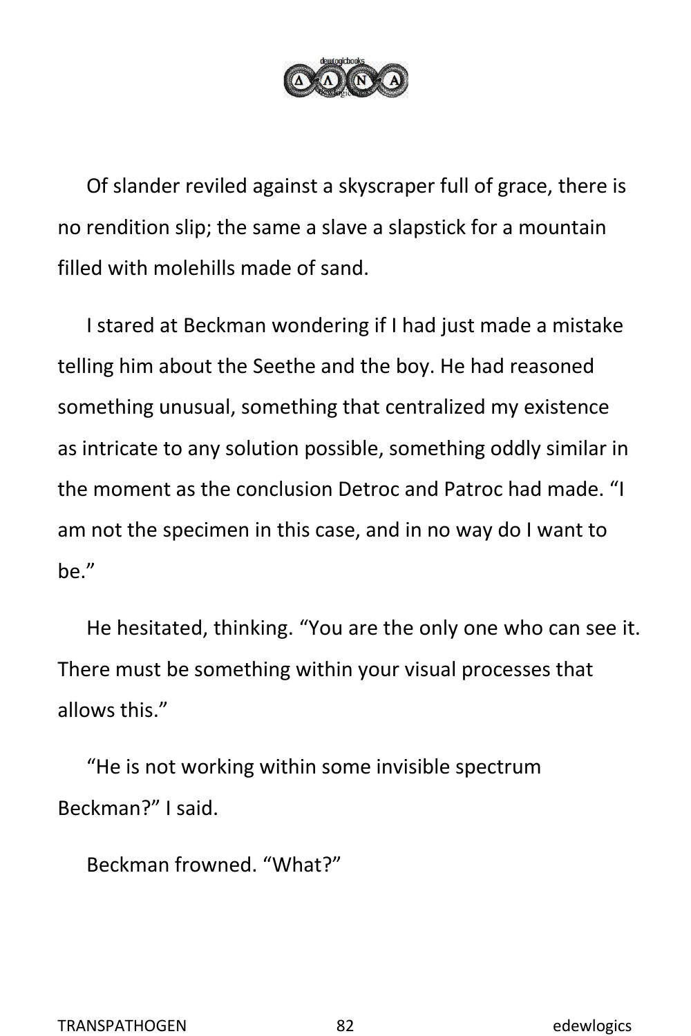Of slander reviled against a skyscraper full of grace, there is no rendition slip; the same a slave a slapstick for a mountain filled with molehills made of sand.

I stared at Beckman wondering if I had just made a mistake telling him about the Seethe and the boy. He had reasoned something unusual, something that centralized my existence as intricate to any solution possible, something oddly similar in the moment as the conclusion Detroc and Patroc had made. “I am not the specimen in this case, and in no way do I want to be.”

He hesitated, thinking. “You are the only one who can see it. There must be something within your visual processes that allows this.”

“He is not working within some invisible spectrum Beckman?” I said.

Beckman frowned. “What?”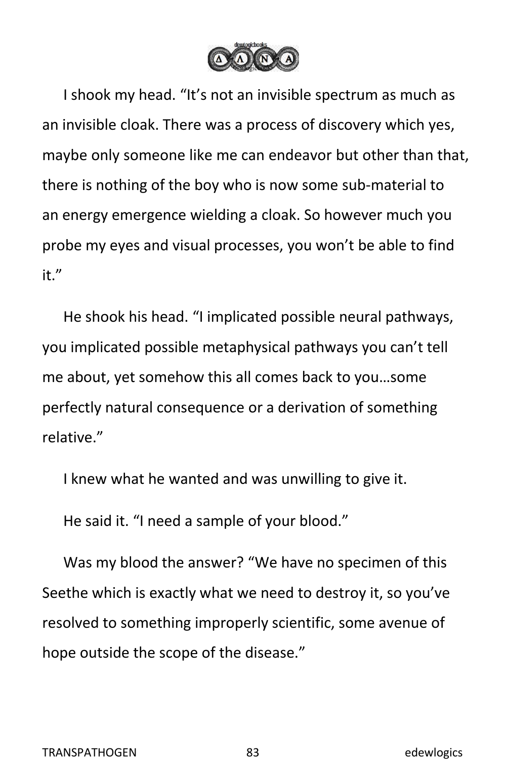I shook my head. "It's not an invisible spectrum as much as an invisible cloak. There was a process of discovery which yes, maybe only someone like me can endeavor but other than that, there is nothing of the boy who is now some sub-material to an energy emergence wielding a cloak. So however much you probe my eyes and visual processes, you won't be able to find it."

He shook his head. "I implicated possible neural pathways, you implicated possible metaphysical pathways you can't tell me about, yet somehow this all comes back to you…some perfectly natural consequence or a derivation of something relative."

I knew what he wanted and was unwilling to give it.

He said it. "I need a sample of your blood."

Was my blood the answer? "We have no specimen of this Seethe which is exactly what we need to destroy it, so you've resolved to something improperly scientific, some avenue of hope outside the scope of the disease."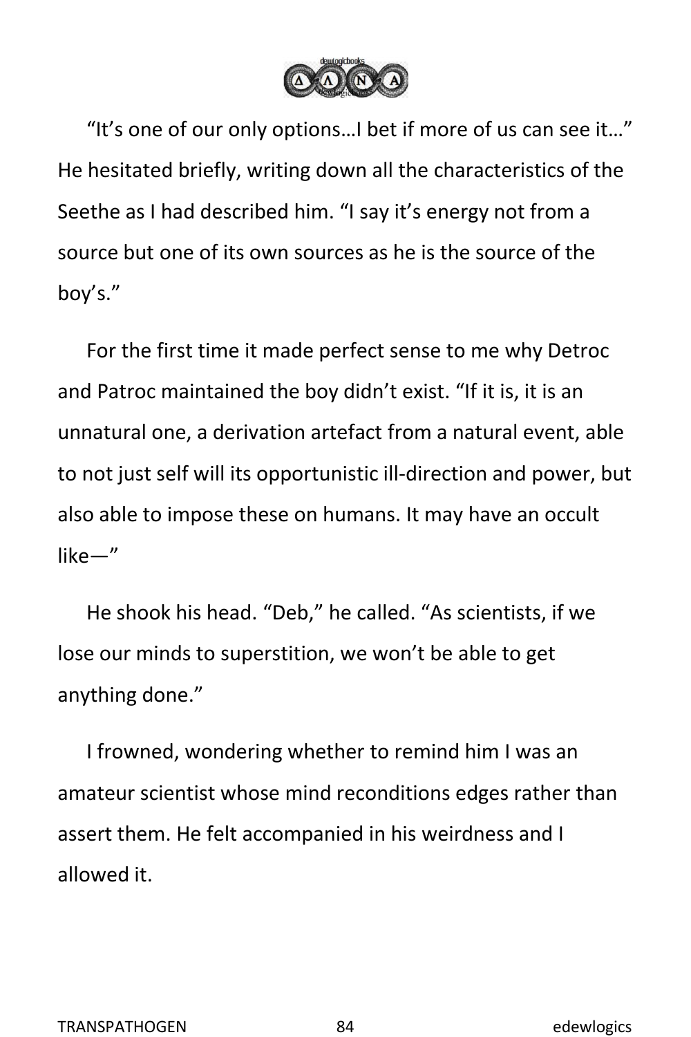"It's one of our only options…I bet if more of us can see it…" He hesitated briefly, writing down all the characteristics of the Seethe as I had described him. "I say it's energy not from a source but one of its own sources as he is the source of the boy's."

For the first time it made perfect sense to me why Detroc and Patroc maintained the boy didn't exist. "If it is, it is an unnatural one, a derivation artefact from a natural event, able to not just self will its opportunistic ill-direction and power, but also able to impose these on humans. It may have an occult like—"

He shook his head. "Deb," he called. "As scientists, if we lose our minds to superstition, we won't be able to get anything done."

I frowned, wondering whether to remind him I was an amateur scientist whose mind reconditions edges rather than assert them. He felt accompanied in his weirdness and I allowed it.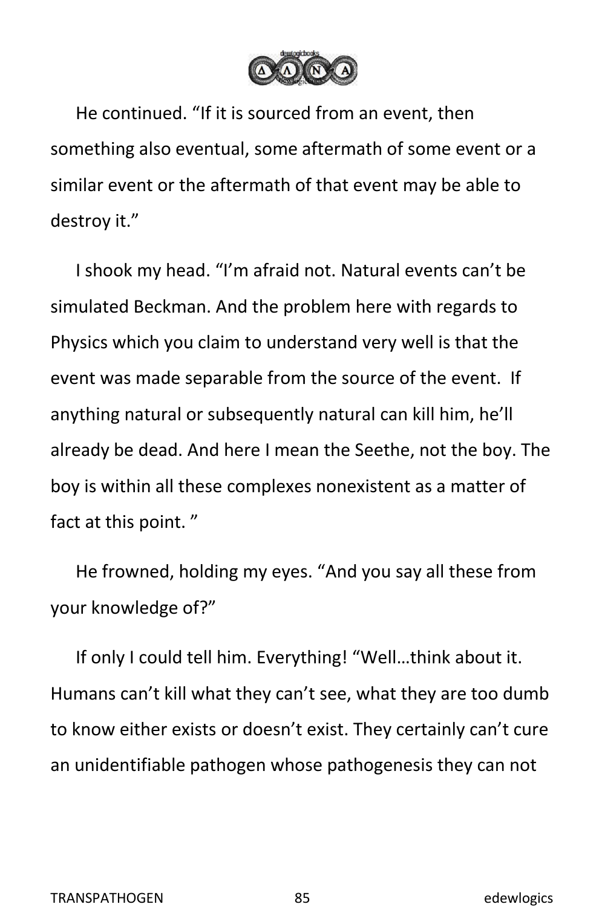He continued. “If it is sourced from an event, then something also eventual, some aftermath of some event or a similar event or the aftermath of that event may be able to destroy it.”

I shook my head. “I’m afraid not. Natural events can’t be simulated Beckman. And the problem here with regards to Physics which you claim to understand very well is that the event was made separable from the source of the event. If anything natural or subsequently natural can kill him, he’ll already be dead. And here I mean the Seethe, not the boy. The boy is within all these complexes nonexistent as a matter of fact at this point. ”

He frowned, holding my eyes. “And you say all these from your knowledge of?”

If only I could tell him. Everything! “Well…think about it. Humans can’t kill what they can’t see, what they are too dumb to know either exists or doesn’t exist. They certainly can’t cure an unidentifiable pathogen whose pathogenesis they can not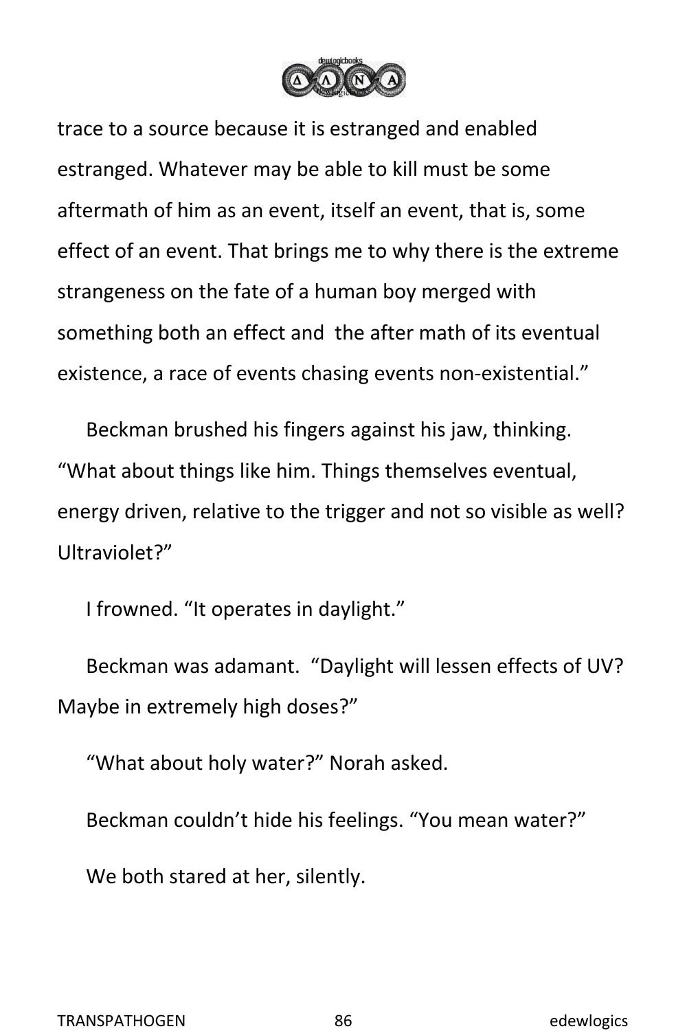trace to a source because it is estranged and enabled estranged. Whatever may be able to kill must be some aftermath of him as an event, itself an event, that is, some effect of an event. That brings me to why there is the extreme strangeness on the fate of a human boy merged with something both an effect and the after math of its eventual existence, a race of events chasing events non-existential."

Beckman brushed his fingers against his jaw, thinking. "What about things like him. Things themselves eventual, energy driven, relative to the trigger and not so visible as well? Ultraviolet?"

I frowned. "It operates in daylight."

Beckman was adamant. "Daylight will lessen effects of UV? Maybe in extremely high doses?"

"What about holy water?" Norah asked.

Beckman couldn't hide his feelings. "You mean water?"

We both stared at her, silently.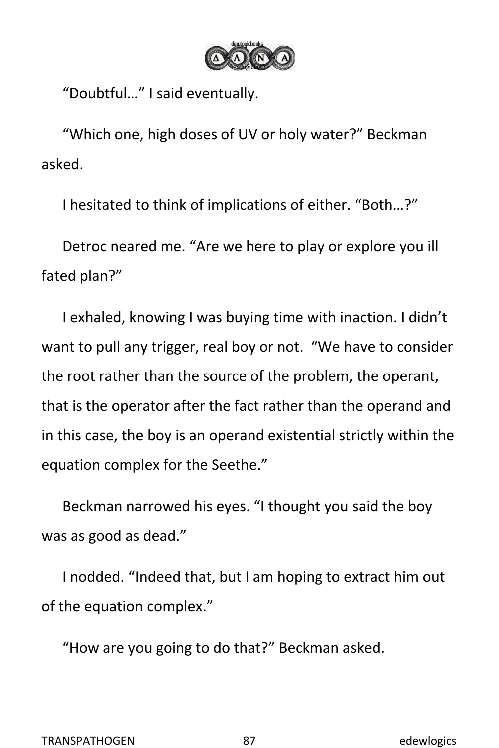“Doubtful…” I said eventually.

“Which one, high doses of UV or holy water?” Beckman asked.

I hesitated to think of implications of either. “Both…?”

Detroc neared me. “Are we here to play or explore you ill fated plan?”

I exhaled, knowing I was buying time with inaction. I didn’t want to pull any trigger, real boy or not.  “We have to consider the root rather than the source of the problem, the operant, that is the operator after the fact rather than the operand and in this case, the boy is an operand existential strictly within the equation complex for the Seethe.”

Beckman narrowed his eyes. “I thought you said the boy was as good as dead.”

I nodded. “Indeed that, but I am hoping to extract him out of the equation complex.”

“How are you going to do that?” Beckman asked.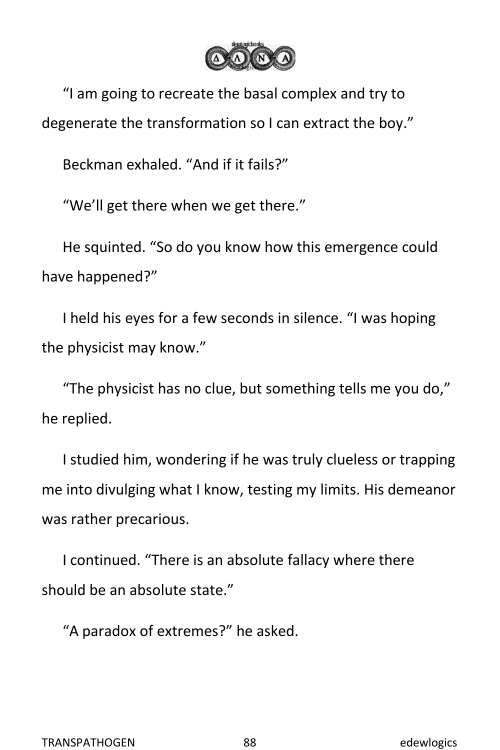“I am going to recreate the basal complex and try to degenerate the transformation so I can extract the boy.”

Beckman exhaled. “And if it fails?”

“We’ll get there when we get there.”

He squinted. “So do you know how this emergence could have happened?”

I held his eyes for a few seconds in silence. “I was hoping the physicist may know.”

“The physicist has no clue, but something tells me you do,” he replied.

I studied him, wondering if he was truly clueless or trapping me into divulging what I know, testing my limits. His demeanor was rather precarious.

I continued. “There is an absolute fallacy where there should be an absolute state.”

“A paradox of extremes?” he asked.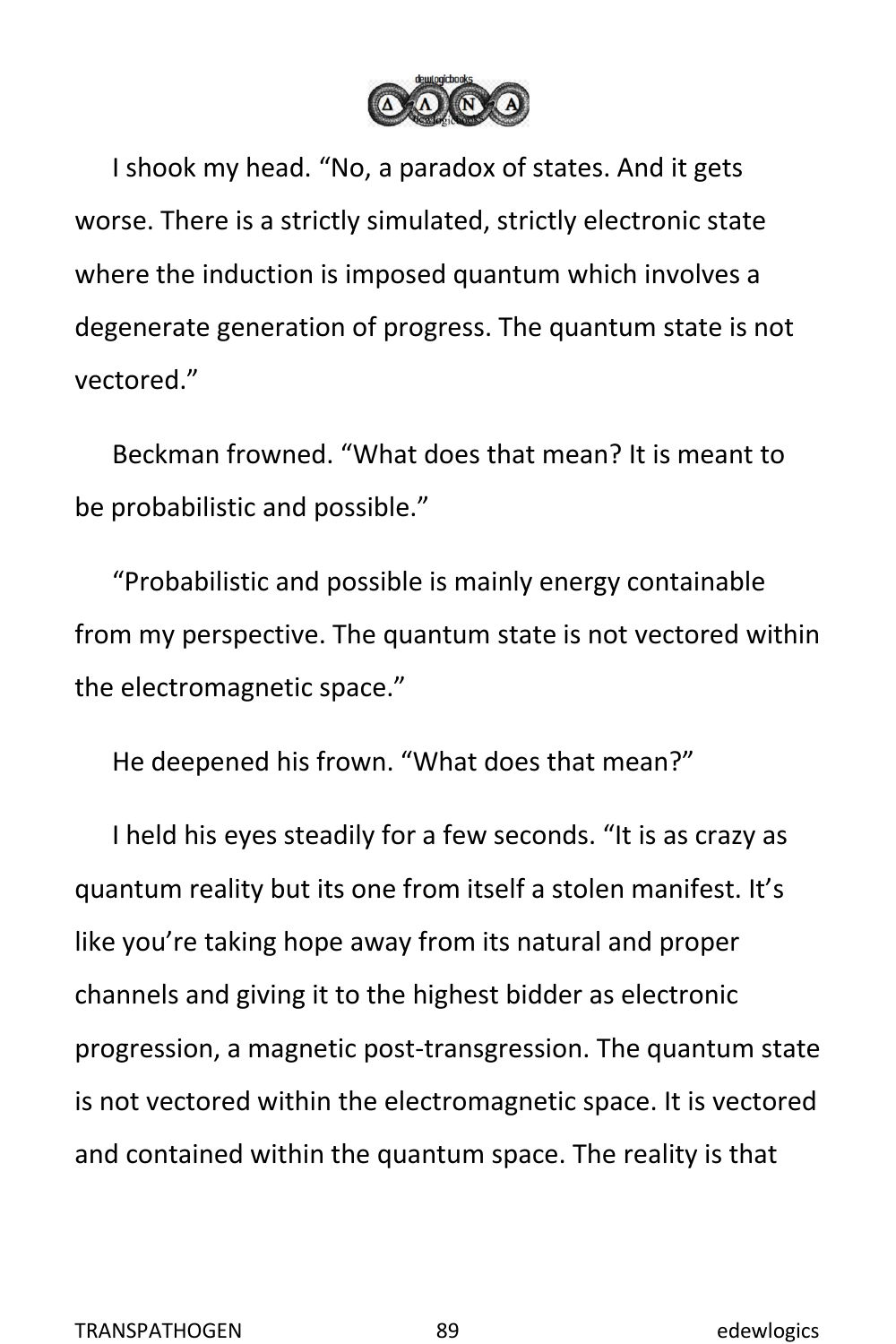I shook my head. “No, a paradox of states. And it gets worse. There is a strictly simulated, strictly electronic state where the induction is imposed quantum which involves a degenerate generation of progress. The quantum state is not vectored.”

Beckman frowned. “What does that mean? It is meant to be probabilistic and possible.”

“Probabilistic and possible is mainly energy containable from my perspective. The quantum state is not vectored within the electromagnetic space.”

He deepened his frown. “What does that mean?”

I held his eyes steadily for a few seconds. “It is as crazy as quantum reality but its one from itself a stolen manifest. It’s like you’re taking hope away from its natural and proper channels and giving it to the highest bidder as electronic progression, a magnetic post-transgression. The quantum state is not vectored within the electromagnetic space. It is vectored and contained within the quantum space. The reality is that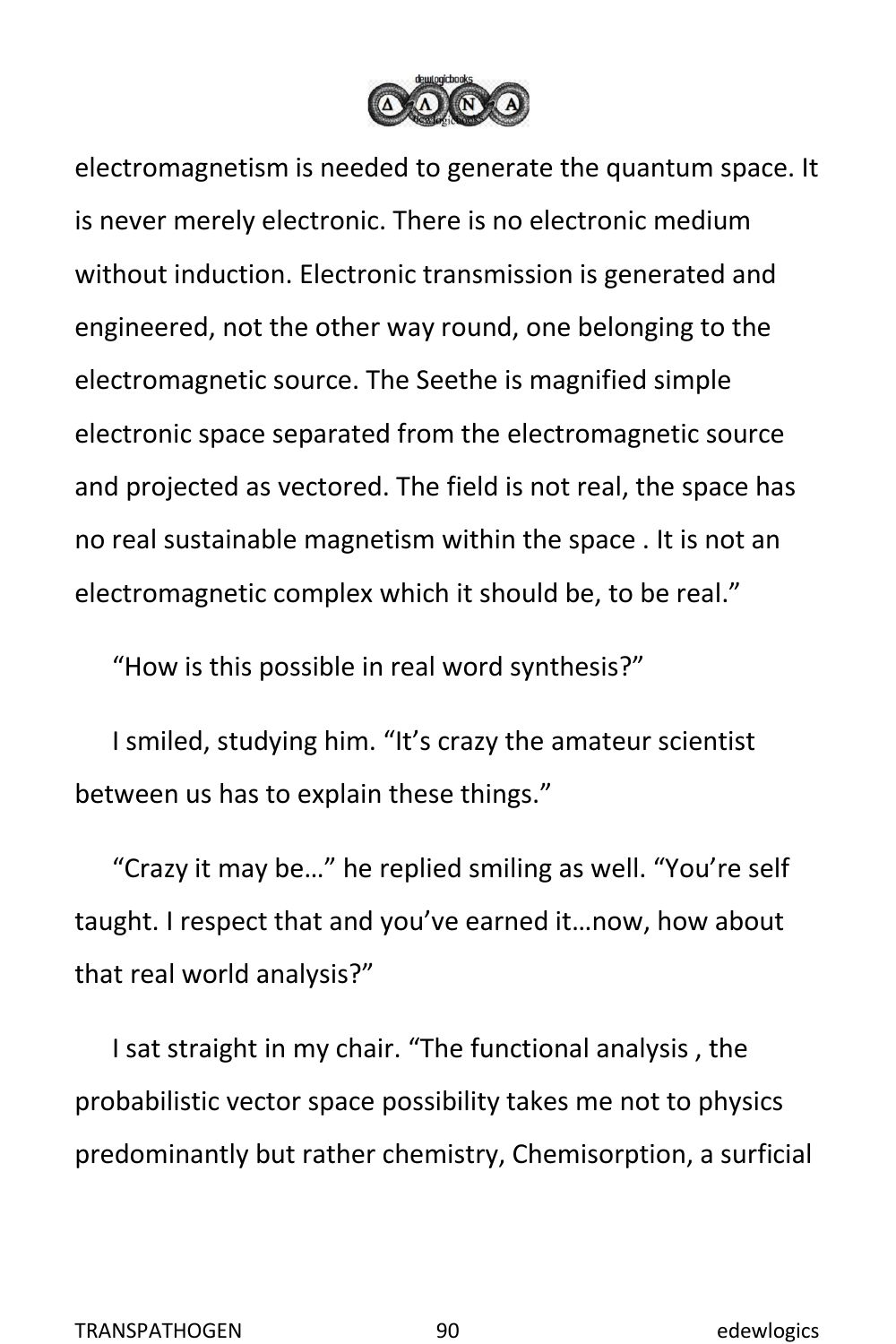electromagnetism is needed to generate the quantum space. It is never merely electronic. There is no electronic medium without induction. Electronic transmission is generated and engineered, not the other way round, one belonging to the electromagnetic source. The Seethe is magnified simple electronic space separated from the electromagnetic source and projected as vectored. The field is not real, the space has no real sustainable magnetism within the space . It is not an electromagnetic complex which it should be, to be real."

"How is this possible in real word synthesis?"

I smiled, studying him. "It's crazy the amateur scientist between us has to explain these things."

"Crazy it may be…" he replied smiling as well. "You're self taught. I respect that and you've earned it…now, how about that real world analysis?"

I sat straight in my chair. "The functional analysis , the probabilistic vector space possibility takes me not to physics predominantly but rather chemistry, Chemisorption, a surficial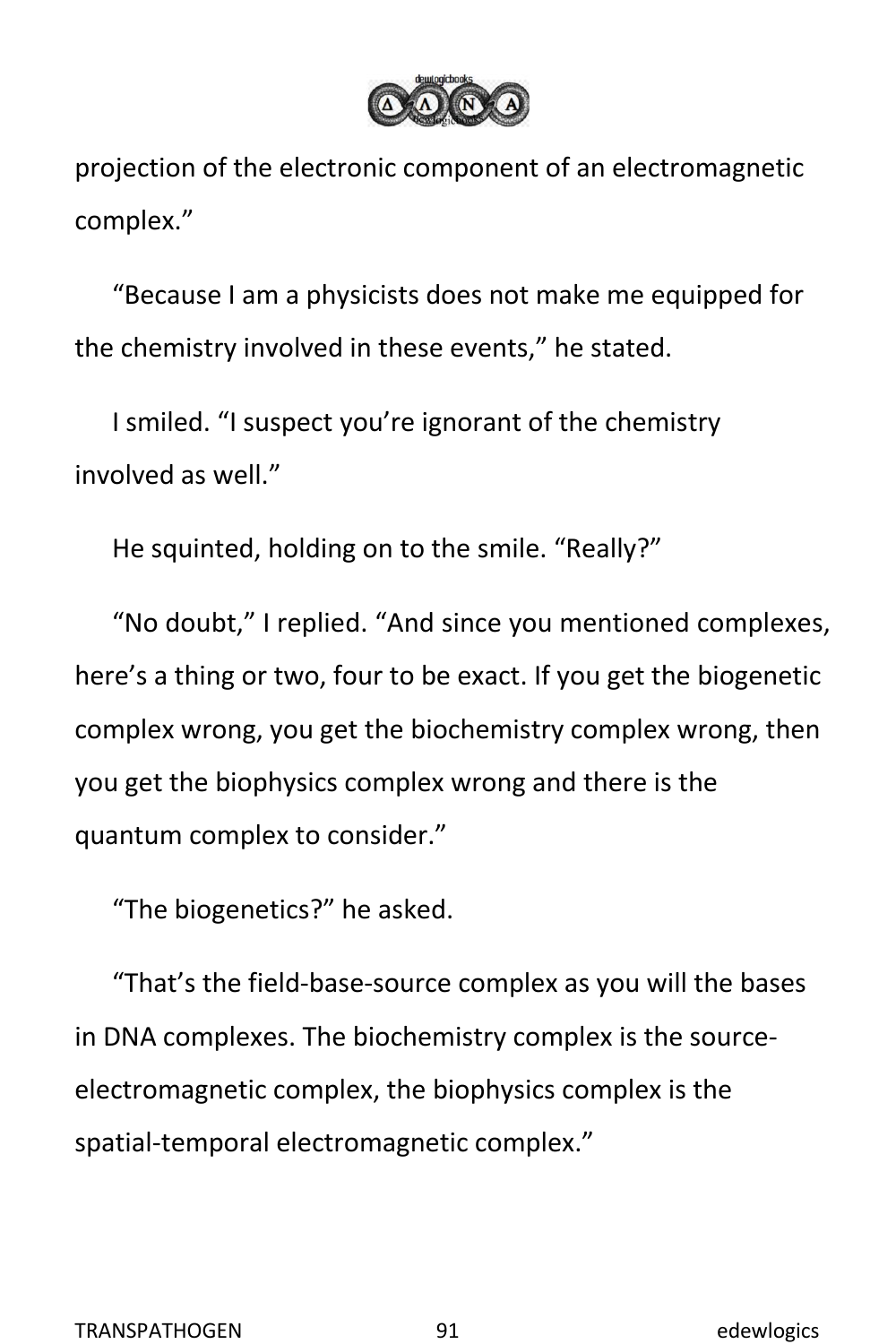projection of the electronic component of an electromagnetic complex."

"Because I am a physicists does not make me equipped for the chemistry involved in these events," he stated.

I smiled. "I suspect you're ignorant of the chemistry involved as well."

He squinted, holding on to the smile. "Really?"

"No doubt," I replied. "And since you mentioned complexes, here's a thing or two, four to be exact. If you get the biogenetic complex wrong, you get the biochemistry complex wrong, then you get the biophysics complex wrong and there is the quantum complex to consider."

"The biogenetics?" he asked.

"That's the field-base-source complex as you will the bases in DNA complexes. The biochemistry complex is the source-electromagnetic complex, the biophysics complex is the spatial-temporal electromagnetic complex."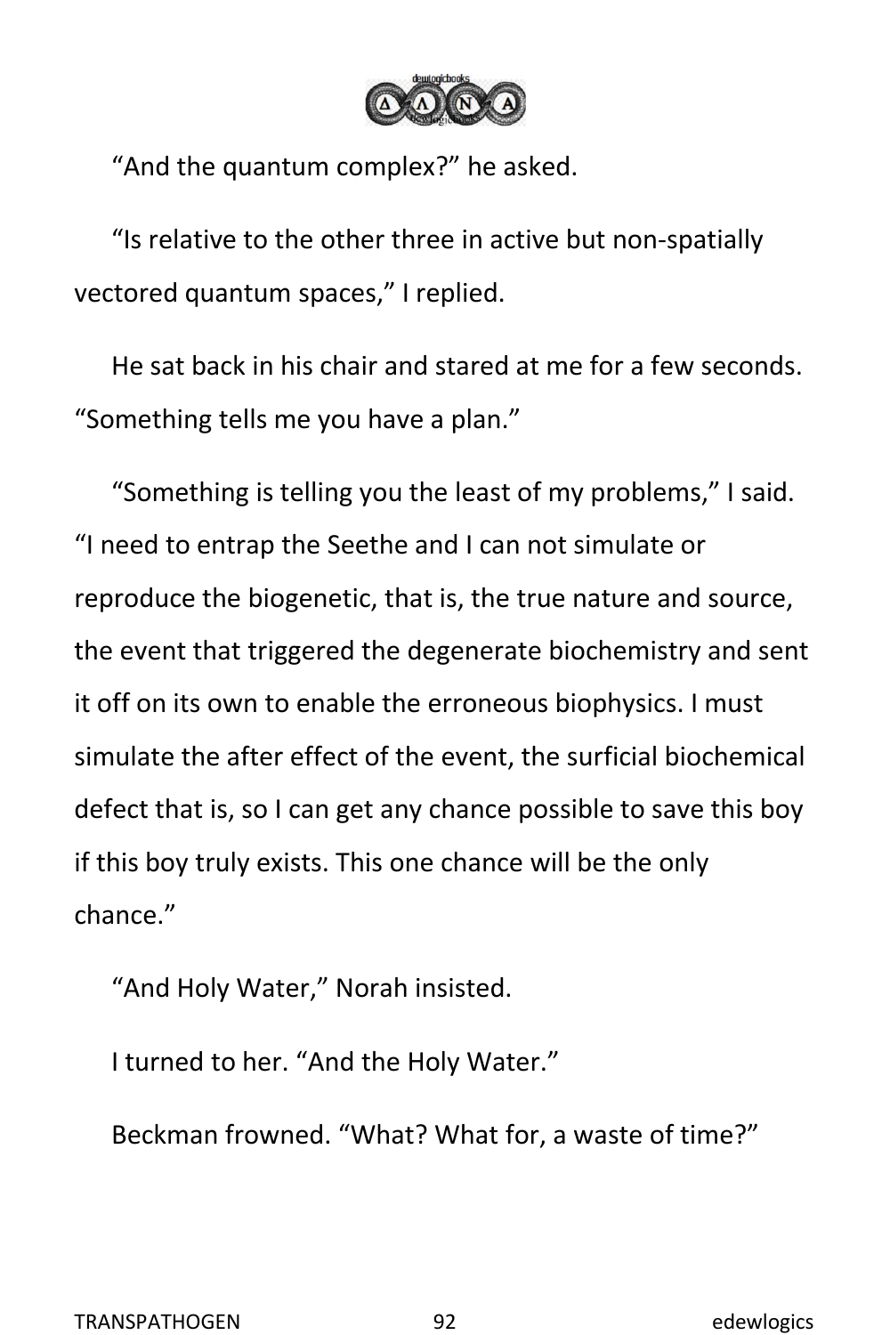“And the quantum complex?” he asked.

“Is relative to the other three in active but non-spatially vectored quantum spaces,” I replied.

He sat back in his chair and stared at me for a few seconds. “Something tells me you have a plan.”

“Something is telling you the least of my problems,” I said. “I need to entrap the Seethe and I can not simulate or reproduce the biogenetic, that is, the true nature and source, the event that triggered the degenerate biochemistry and sent it off on its own to enable the erroneous biophysics. I must simulate the after effect of the event, the surficial biochemical defect that is, so I can get any chance possible to save this boy if this boy truly exists. This one chance will be the only chance.”

“And Holy Water,” Norah insisted.

I turned to her. “And the Holy Water.”

Beckman frowned. “What? What for, a waste of time?”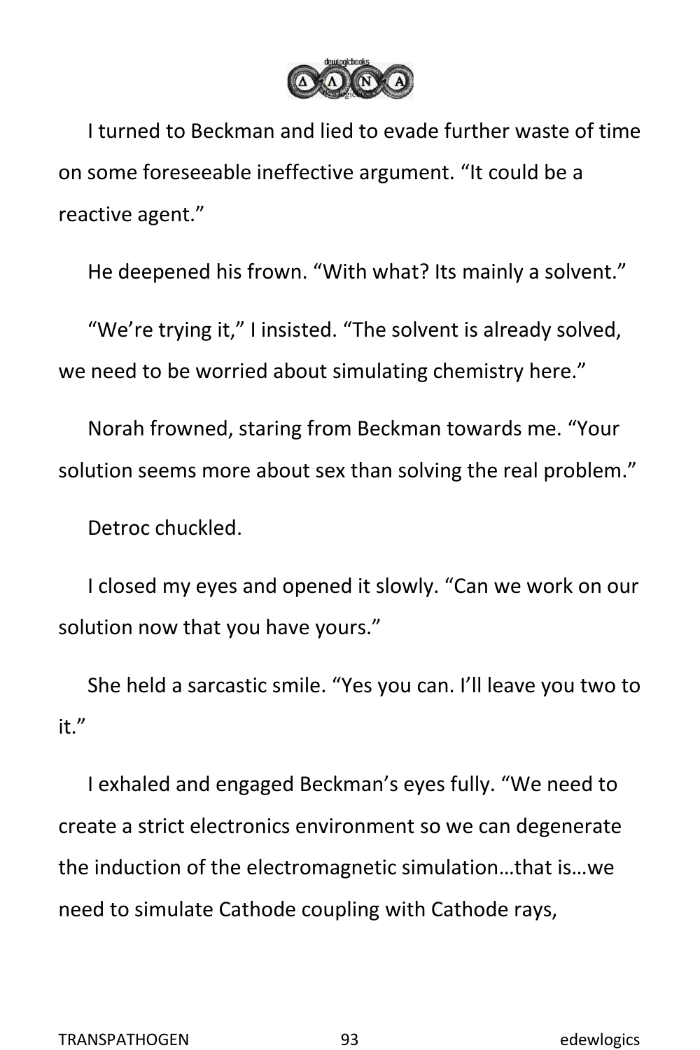I turned to Beckman and lied to evade further waste of time on some foreseeable ineffective argument. “It could be a reactive agent.”

He deepened his frown. “With what? Its mainly a solvent.”

“We’re trying it,” I insisted. “The solvent is already solved, we need to be worried about simulating chemistry here.”

Norah frowned, staring from Beckman towards me. “Your solution seems more about sex than solving the real problem.”

Detroc chuckled.

I closed my eyes and opened it slowly. “Can we work on our solution now that you have yours.”

She held a sarcastic smile. “Yes you can. I’ll leave you two to it.”

I exhaled and engaged Beckman’s eyes fully. “We need to create a strict electronics environment so we can degenerate the induction of the electromagnetic simulation…that is…we need to simulate Cathode coupling with Cathode rays,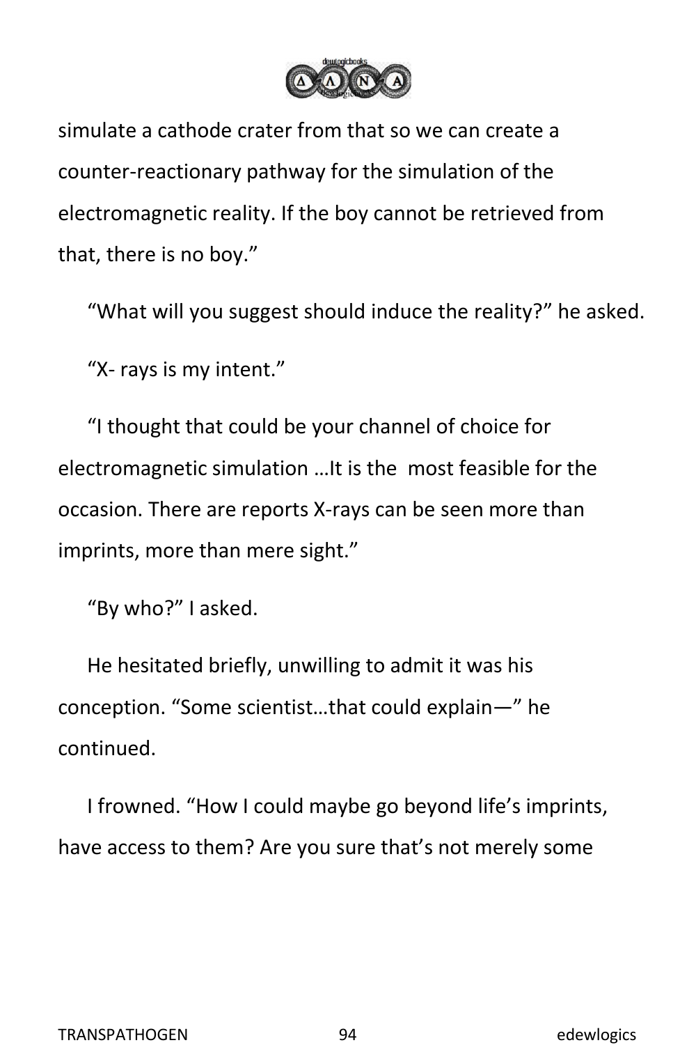simulate a cathode crater from that so we can create a counter-reactionary pathway for the simulation of the electromagnetic reality. If the boy cannot be retrieved from that, there is no boy."

"What will you suggest should induce the reality?" he asked.

"X- rays is my intent."

"I thought that could be your channel of choice for electromagnetic simulation …It is the most feasible for the occasion. There are reports X-rays can be seen more than imprints, more than mere sight."

"By who?" I asked.

He hesitated briefly, unwilling to admit it was his conception. "Some scientist…that could explain—" he continued.

I frowned. "How I could maybe go beyond life's imprints, have access to them? Are you sure that's not merely some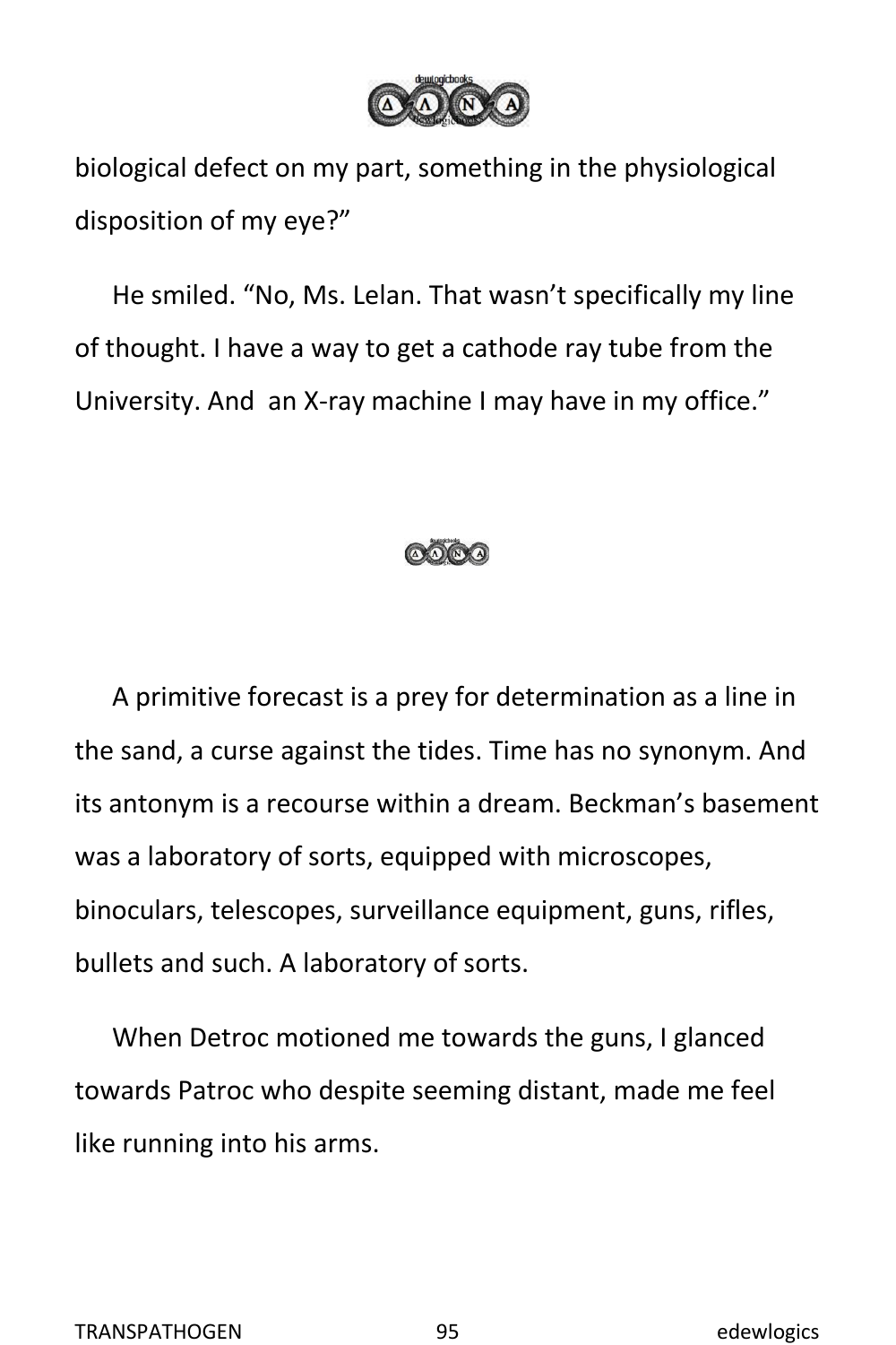biological defect on my part, something in the physiological disposition of my eye?”

He smiled. “No, Ms. Lelan. That wasn’t specifically my line of thought. I have a way to get a cathode ray tube from the University. And  an X-ray machine I may have in my office.”

A primitive forecast is a prey for determination as a line in the sand, a curse against the tides. Time has no synonym. And its antonym is a recourse within a dream. Beckman’s basement was a laboratory of sorts, equipped with microscopes, binoculars, telescopes, surveillance equipment, guns, rifles, bullets and such. A laboratory of sorts.

When Detroc motioned me towards the guns, I glanced towards Patroc who despite seeming distant, made me feel like running into his arms.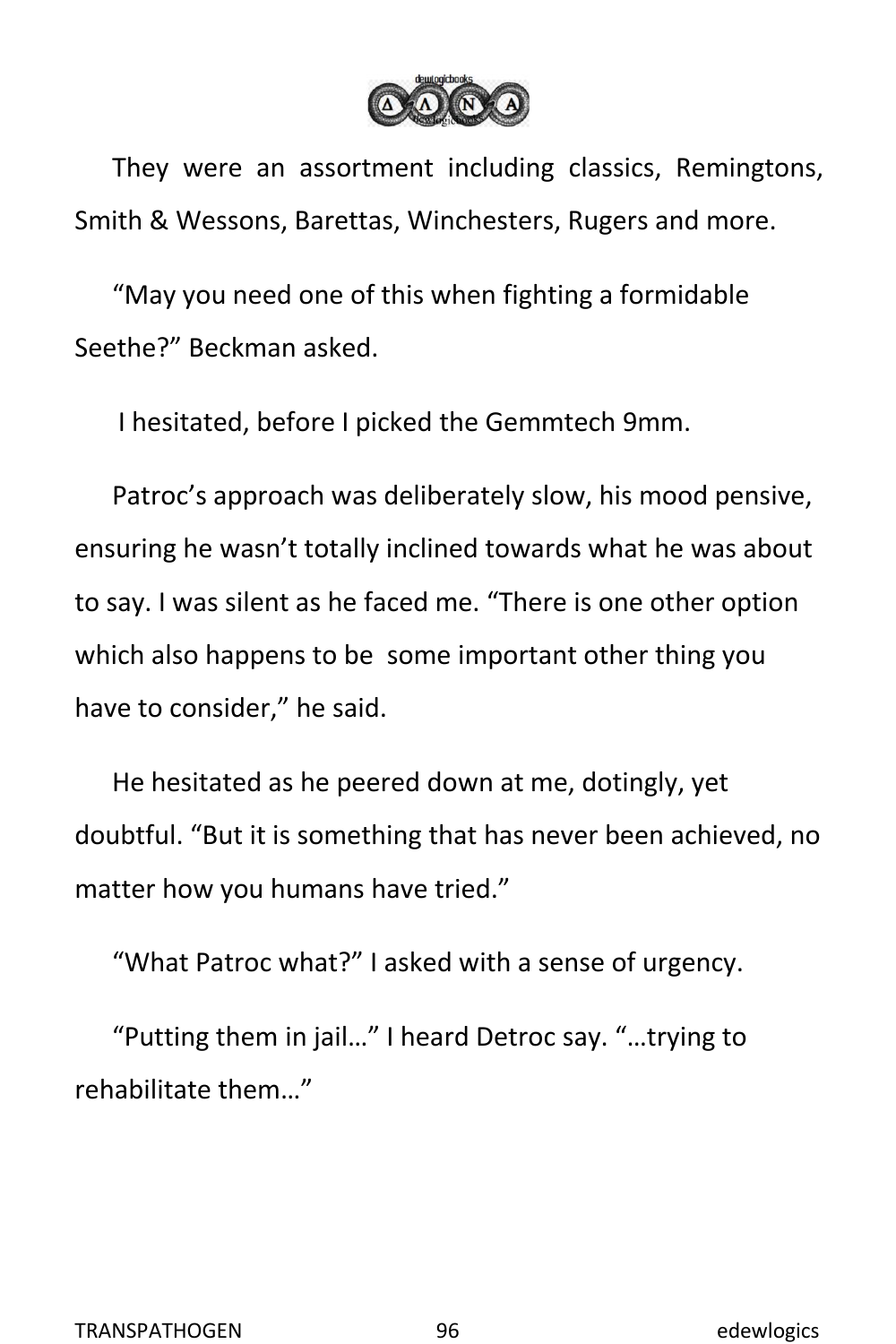They were an assortment including classics, Remingtons, Smith & Wessons, Barettas, Winchesters, Rugers and more.

"May you need one of this when fighting a formidable Seethe?" Beckman asked.

I hesitated, before I picked the Gemmtech 9mm.

Patroc's approach was deliberately slow, his mood pensive, ensuring he wasn't totally inclined towards what he was about to say. I was silent as he faced me. "There is one other option which also happens to be some important other thing you have to consider," he said.

He hesitated as he peered down at me, dotingly, yet doubtful. "But it is something that has never been achieved, no matter how you humans have tried."

"What Patroc what?" I asked with a sense of urgency.

"Putting them in jail…" I heard Detroc say. "…trying to rehabilitate them…"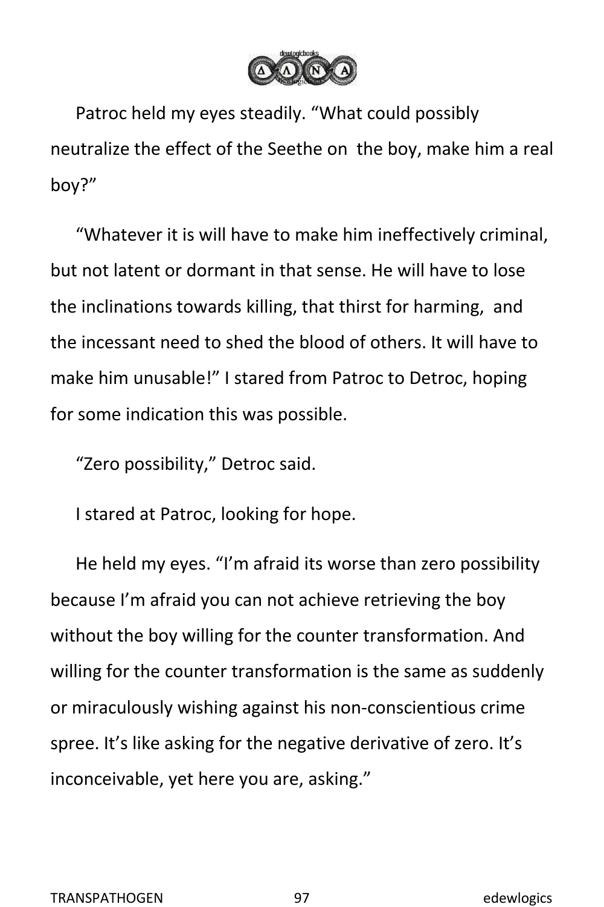Patroc held my eyes steadily. “What could possibly neutralize the effect of the Seethe on the boy, make him a real boy?”

“Whatever it is will have to make him ineffectively criminal, but not latent or dormant in that sense. He will have to lose the inclinations towards killing, that thirst for harming, and the incessant need to shed the blood of others. It will have to make him unusable!” I stared from Patroc to Detroc, hoping for some indication this was possible.

“Zero possibility,” Detroc said.

I stared at Patroc, looking for hope.

He held my eyes. “I’m afraid its worse than zero possibility because I’m afraid you can not achieve retrieving the boy without the boy willing for the counter transformation. And willing for the counter transformation is the same as suddenly or miraculously wishing against his non-conscientious crime spree. It’s like asking for the negative derivative of zero. It’s inconceivable, yet here you are, asking.”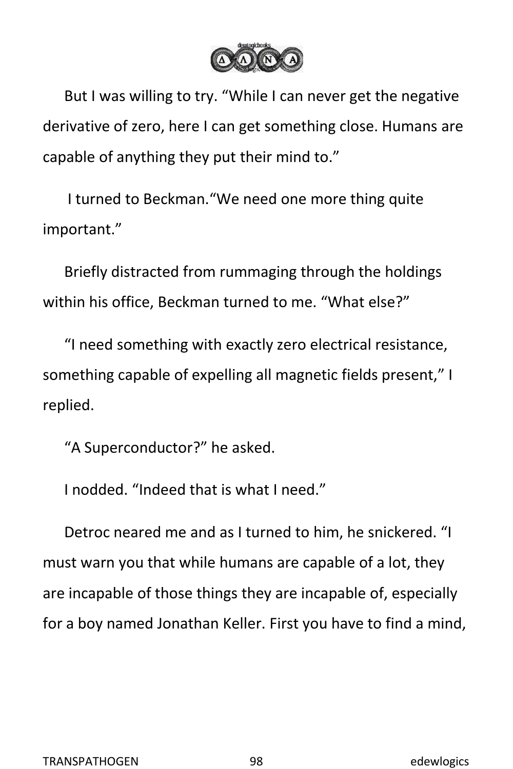But I was willing to try. “While I can never get the negative derivative of zero, here I can get something close. Humans are capable of anything they put their mind to.”

I turned to Beckman.“We need one more thing quite important.”

Briefly distracted from rummaging through the holdings within his office, Beckman turned to me. “What else?”

“I need something with exactly zero electrical resistance, something capable of expelling all magnetic fields present,” I replied.

“A Superconductor?” he asked.

I nodded. “Indeed that is what I need.”

Detroc neared me and as I turned to him, he snickered. “I must warn you that while humans are capable of a lot, they are incapable of those things they are incapable of, especially for a boy named Jonathan Keller. First you have to find a mind,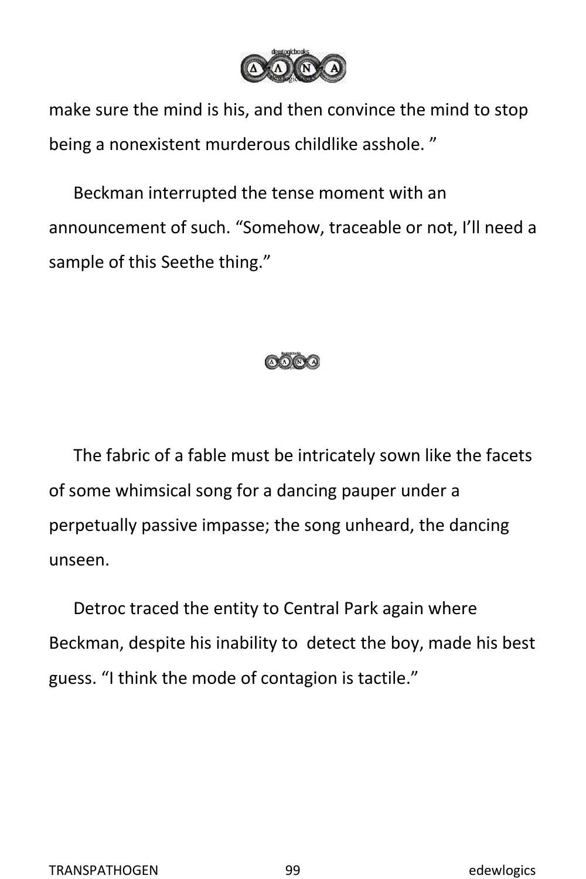make sure the mind is his, and then convince the mind to stop being a nonexistent murderous childlike asshole. ”

Beckman interrupted the tense moment with an announcement of such. “Somehow, traceable or not, I’ll need a sample of this Seethe thing.”

The fabric of a fable must be intricately sown like the facets of some whimsical song for a dancing pauper under a perpetually passive impasse; the song unheard, the dancing unseen.

Detroc traced the entity to Central Park again where Beckman, despite his inability to detect the boy, made his best guess. “I think the mode of contagion is tactile.”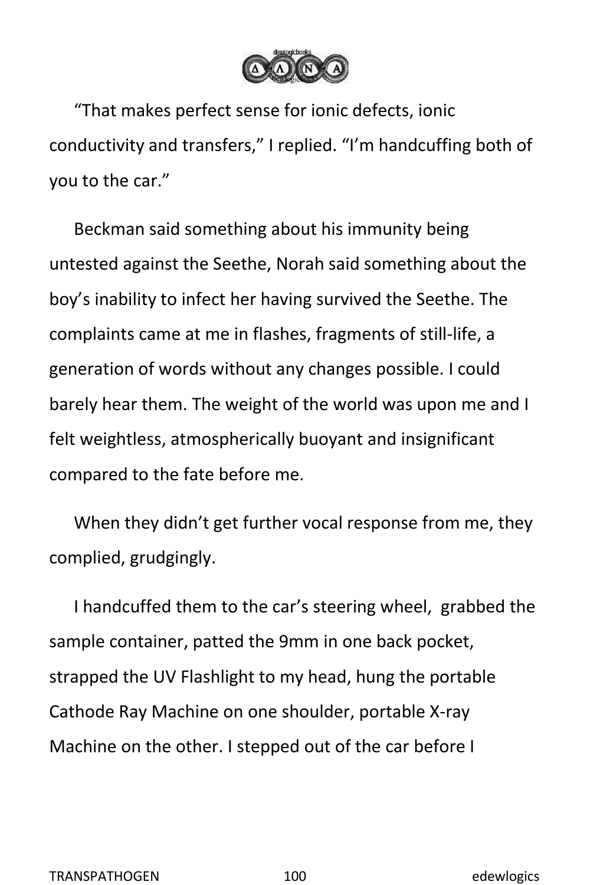"That makes perfect sense for ionic defects, ionic conductivity and transfers," I replied. "I'm handcuffing both of you to the car."

Beckman said something about his immunity being untested against the Seethe, Norah said something about the boy's inability to infect her having survived the Seethe. The complaints came at me in flashes, fragments of still-life, a generation of words without any changes possible. I could barely hear them. The weight of the world was upon me and I felt weightless, atmospherically buoyant and insignificant compared to the fate before me.

When they didn't get further vocal response from me, they complied, grudgingly.

I handcuffed them to the car's steering wheel, grabbed the sample container, patted the 9mm in one back pocket, strapped the UV Flashlight to my head, hung the portable Cathode Ray Machine on one shoulder, portable X-ray Machine on the other. I stepped out of the car before I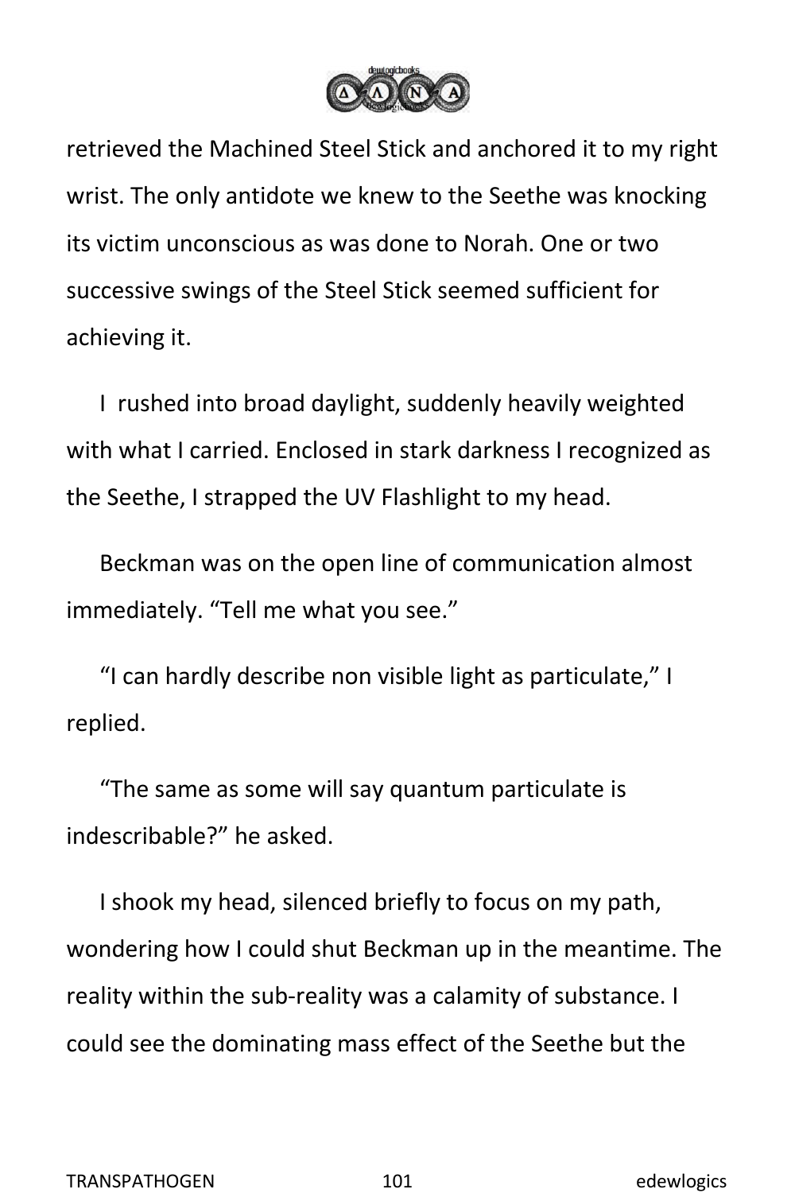retrieved the Machined Steel Stick and anchored it to my right wrist. The only antidote we knew to the Seethe was knocking its victim unconscious as was done to Norah. One or two successive swings of the Steel Stick seemed sufficient for achieving it.

I rushed into broad daylight, suddenly heavily weighted with what I carried. Enclosed in stark darkness I recognized as the Seethe, I strapped the UV Flashlight to my head.

Beckman was on the open line of communication almost immediately. “Tell me what you see.”

“I can hardly describe non visible light as particulate,” I replied.

“The same as some will say quantum particulate is indescribable?” he asked.

I shook my head, silenced briefly to focus on my path, wondering how I could shut Beckman up in the meantime. The reality within the sub-reality was a calamity of substance. I could see the dominating mass effect of the Seethe but the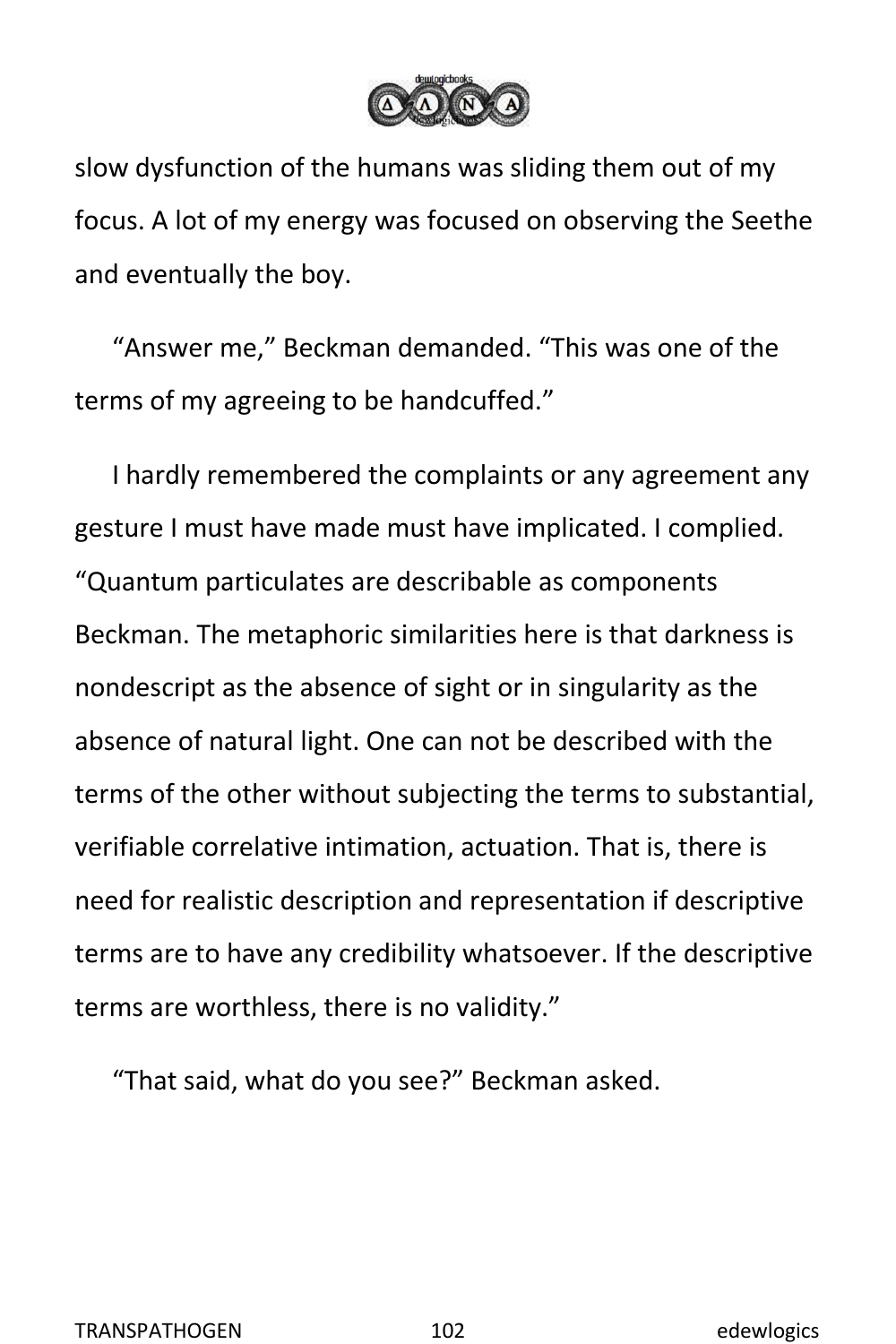slow dysfunction of the humans was sliding them out of my focus. A lot of my energy was focused on observing the Seethe and eventually the boy.

"Answer me," Beckman demanded. "This was one of the terms of my agreeing to be handcuffed."

I hardly remembered the complaints or any agreement any gesture I must have made must have implicated. I complied. "Quantum particulates are describable as components Beckman. The metaphoric similarities here is that darkness is nondescript as the absence of sight or in singularity as the absence of natural light. One can not be described with the terms of the other without subjecting the terms to substantial, verifiable correlative intimation, actuation. That is, there is need for realistic description and representation if descriptive terms are to have any credibility whatsoever. If the descriptive terms are worthless, there is no validity."

"That said, what do you see?" Beckman asked.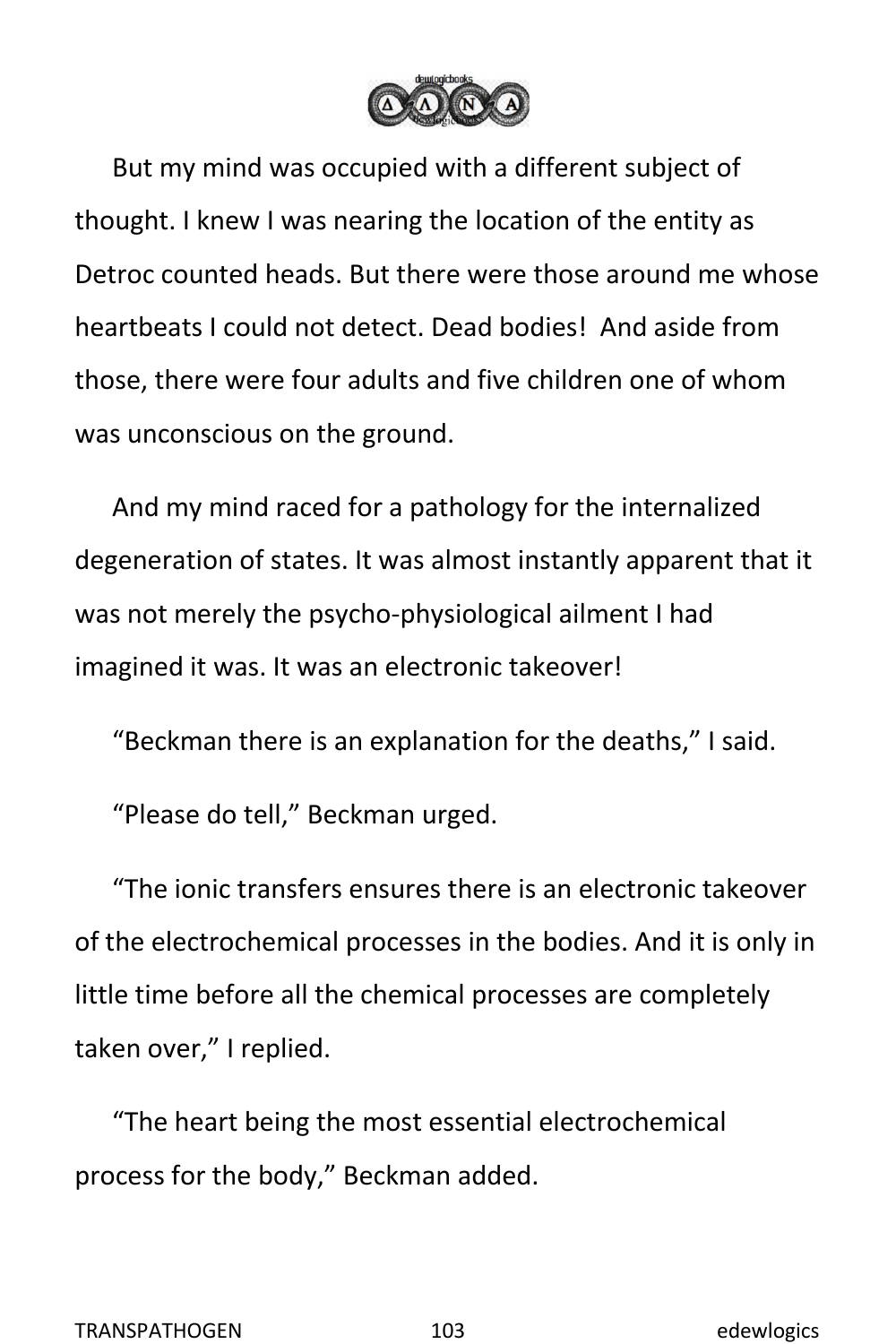But my mind was occupied with a different subject of thought. I knew I was nearing the location of the entity as Detroc counted heads. But there were those around me whose heartbeats I could not detect. Dead bodies! And aside from those, there were four adults and five children one of whom was unconscious on the ground.

And my mind raced for a pathology for the internalized degeneration of states. It was almost instantly apparent that it was not merely the psycho-physiological ailment I had imagined it was. It was an electronic takeover!

"Beckman there is an explanation for the deaths," I said.

"Please do tell," Beckman urged.

"The ionic transfers ensures there is an electronic takeover of the electrochemical processes in the bodies. And it is only in little time before all the chemical processes are completely taken over," I replied.

"The heart being the most essential electrochemical process for the body," Beckman added.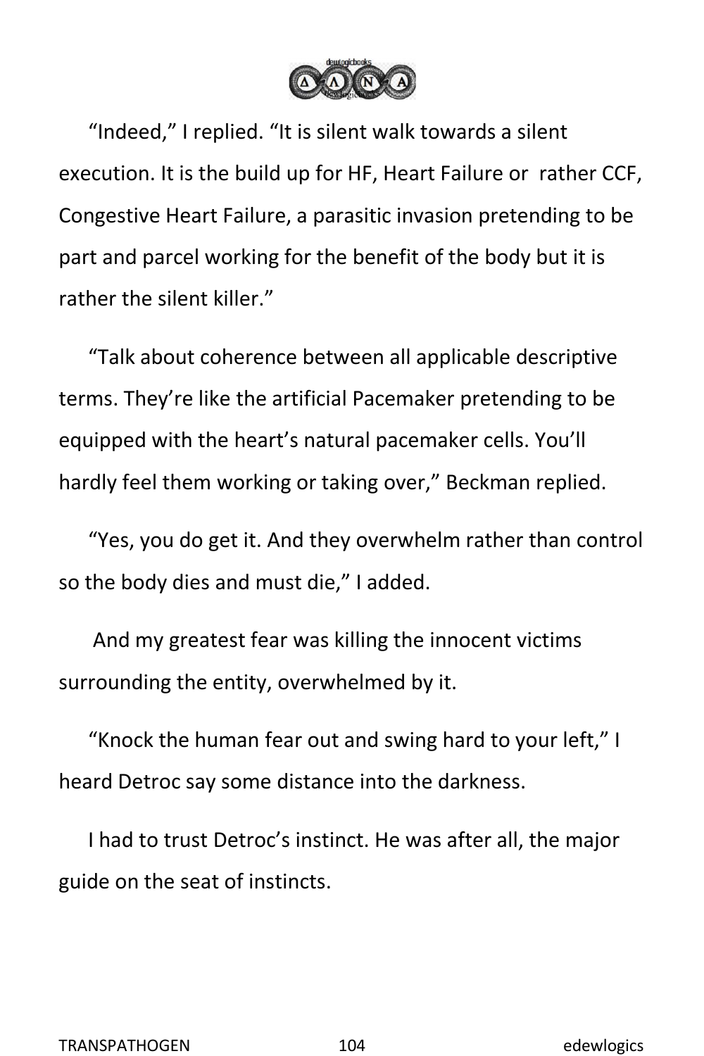"Indeed," I replied. "It is silent walk towards a silent execution. It is the build up for HF, Heart Failure or rather CCF, Congestive Heart Failure, a parasitic invasion pretending to be part and parcel working for the benefit of the body but it is rather the silent killer."

"Talk about coherence between all applicable descriptive terms. They're like the artificial Pacemaker pretending to be equipped with the heart's natural pacemaker cells. You'll hardly feel them working or taking over," Beckman replied.

"Yes, you do get it. And they overwhelm rather than control so the body dies and must die," I added.

And my greatest fear was killing the innocent victims surrounding the entity, overwhelmed by it.

"Knock the human fear out and swing hard to your left," I heard Detroc say some distance into the darkness.

I had to trust Detroc's instinct. He was after all, the major guide on the seat of instincts.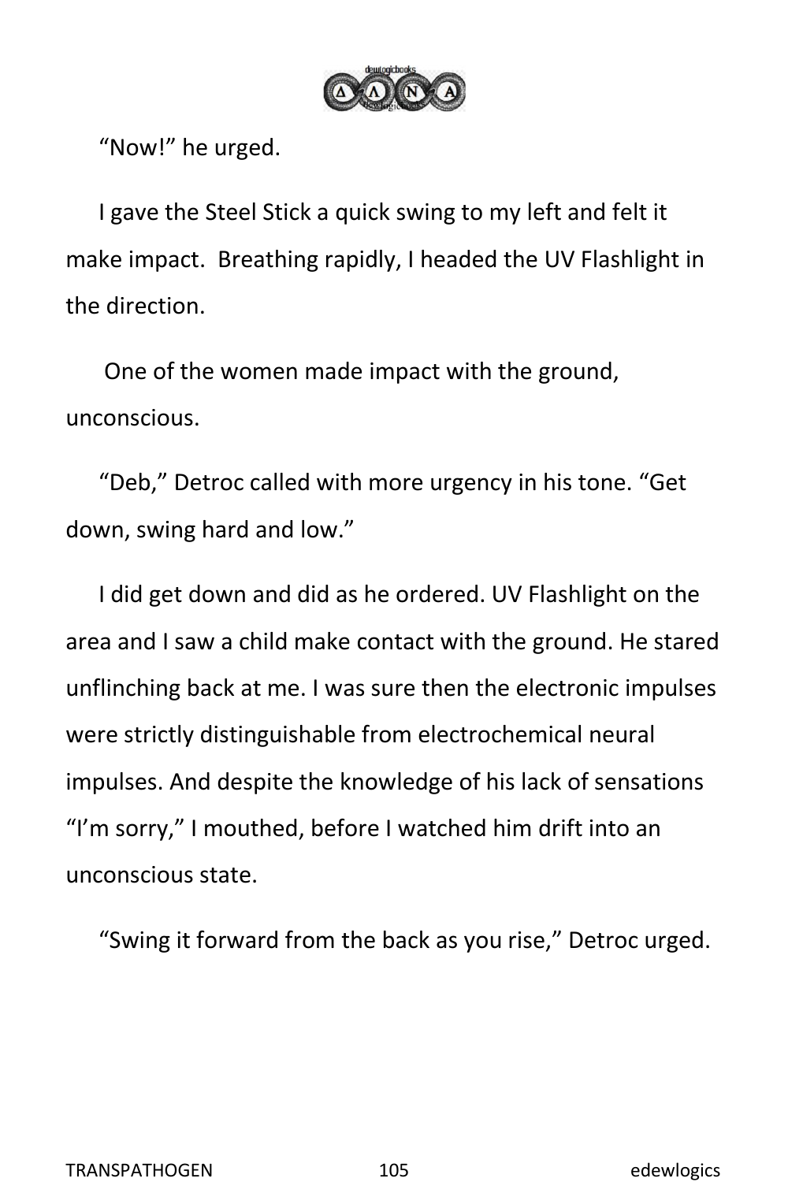"Now!" he urged.

I gave the Steel Stick a quick swing to my left and felt it make impact. Breathing rapidly, I headed the UV Flashlight in the direction.

One of the women made impact with the ground, unconscious.

"Deb," Detroc called with more urgency in his tone. "Get down, swing hard and low."

I did get down and did as he ordered. UV Flashlight on the area and I saw a child make contact with the ground. He stared unflinching back at me. I was sure then the electronic impulses were strictly distinguishable from electrochemical neural impulses. And despite the knowledge of his lack of sensations "I'm sorry," I mouthed, before I watched him drift into an unconscious state.

"Swing it forward from the back as you rise," Detroc urged.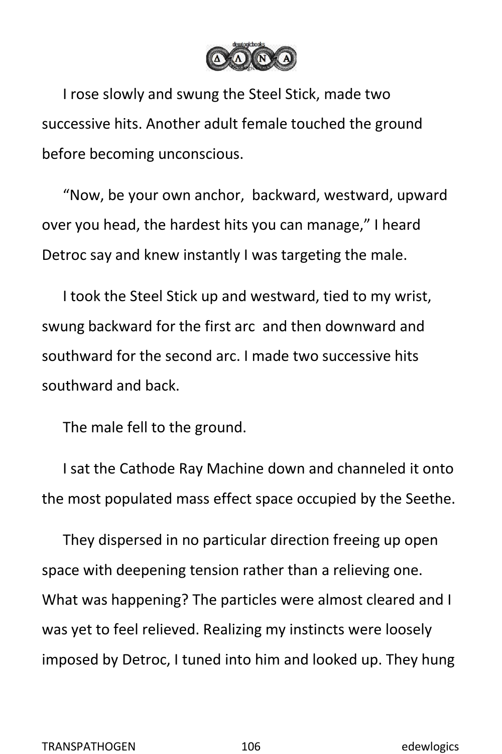I rose slowly and swung the Steel Stick, made two successive hits. Another adult female touched the ground before becoming unconscious.

“Now, be your own anchor,  backward, westward, upward over you head, the hardest hits you can manage,” I heard Detroc say and knew instantly I was targeting the male.

I took the Steel Stick up and westward, tied to my wrist, swung backward for the first arc  and then downward and southward for the second arc. I made two successive hits southward and back.

The male fell to the ground.

I sat the Cathode Ray Machine down and channeled it onto the most populated mass effect space occupied by the Seethe.

They dispersed in no particular direction freeing up open space with deepening tension rather than a relieving one. What was happening? The particles were almost cleared and I was yet to feel relieved. Realizing my instincts were loosely imposed by Detroc, I tuned into him and looked up. They hung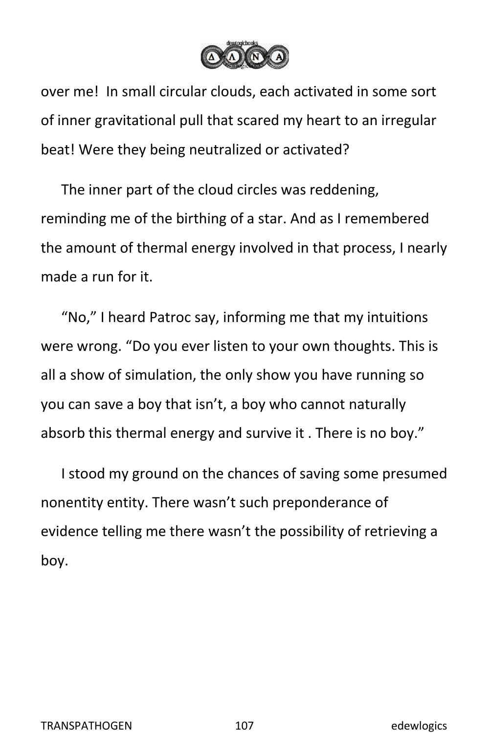over me!  In small circular clouds, each activated in some sort of inner gravitational pull that scared my heart to an irregular beat! Were they being neutralized or activated?

The inner part of the cloud circles was reddening, reminding me of the birthing of a star. And as I remembered the amount of thermal energy involved in that process, I nearly made a run for it.

"No," I heard Patroc say, informing me that my intuitions were wrong. "Do you ever listen to your own thoughts. This is all a show of simulation, the only show you have running so you can save a boy that isn't, a boy who cannot naturally absorb this thermal energy and survive it . There is no boy."

I stood my ground on the chances of saving some presumed nonentity entity. There wasn't such preponderance of evidence telling me there wasn't the possibility of retrieving a boy.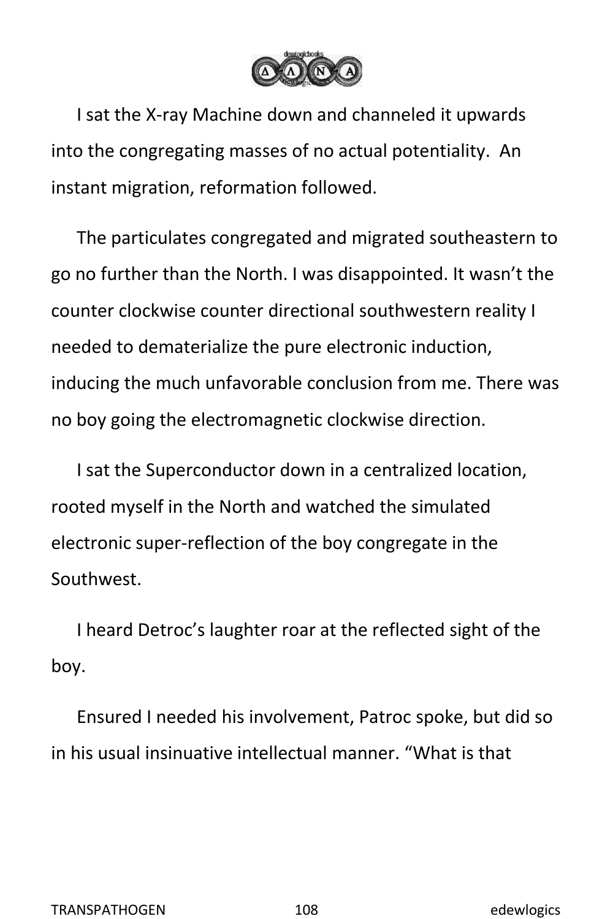I sat the X-ray Machine down and channeled it upwards into the congregating masses of no actual potentiality.  An instant migration, reformation followed.

The particulates congregated and migrated southeastern to go no further than the North. I was disappointed. It wasn't the counter clockwise counter directional southwestern reality I needed to dematerialize the pure electronic induction, inducing the much unfavorable conclusion from me. There was no boy going the electromagnetic clockwise direction.

I sat the Superconductor down in a centralized location, rooted myself in the North and watched the simulated electronic super-reflection of the boy congregate in the Southwest.

I heard Detroc's laughter roar at the reflected sight of the boy.

Ensured I needed his involvement, Patroc spoke, but did so in his usual insinuative intellectual manner. "What is that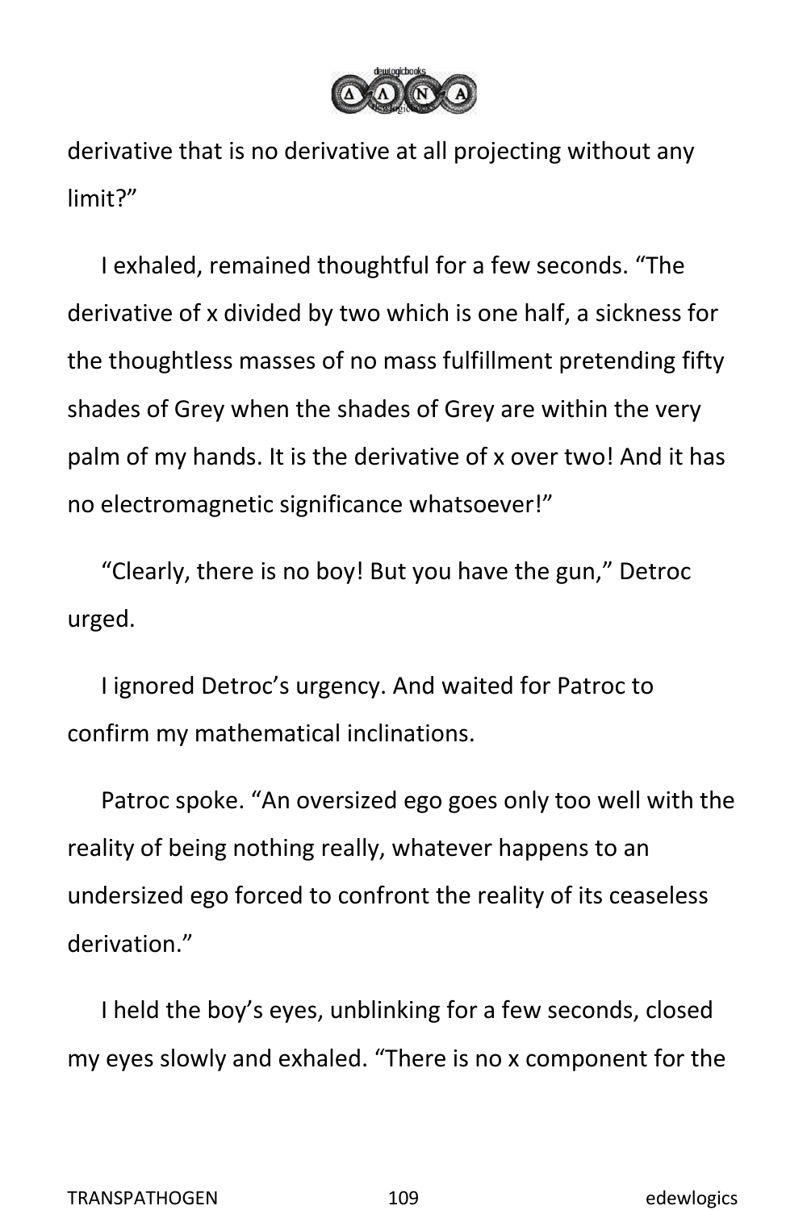derivative that is no derivative at all projecting without any limit?”

I exhaled, remained thoughtful for a few seconds. “The derivative of x divided by two which is one half, a sickness for the thoughtless masses of no mass fulfillment pretending fifty shades of Grey when the shades of Grey are within the very palm of my hands. It is the derivative of x over two! And it has no electromagnetic significance whatsoever!”

“Clearly, there is no boy! But you have the gun,” Detroc urged.

I ignored Detroc’s urgency. And waited for Patroc to confirm my mathematical inclinations.

Patroc spoke. “An oversized ego goes only too well with the reality of being nothing really, whatever happens to an undersized ego forced to confront the reality of its ceaseless derivation.”

I held the boy’s eyes, unblinking for a few seconds, closed my eyes slowly and exhaled. “There is no x component for the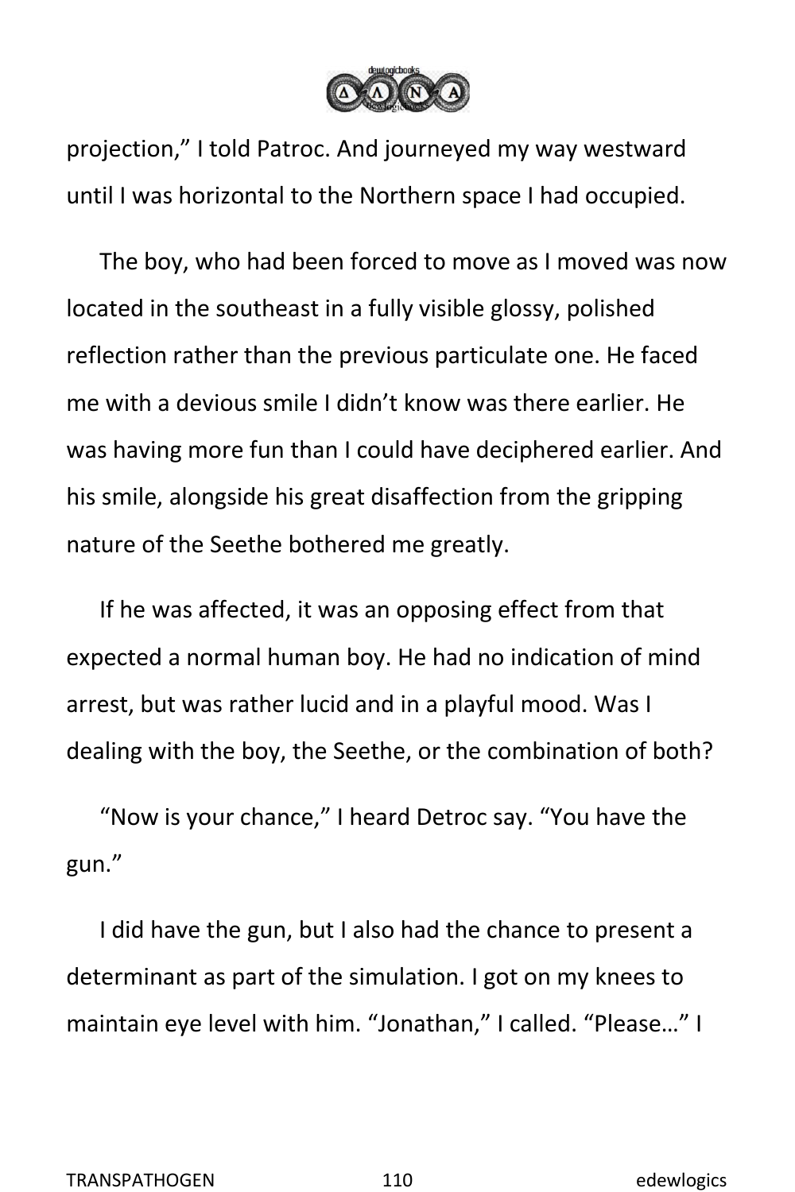projection," I told Patroc. And journeyed my way westward until I was horizontal to the Northern space I had occupied.

The boy, who had been forced to move as I moved was now located in the southeast in a fully visible glossy, polished reflection rather than the previous particulate one. He faced me with a devious smile I didn't know was there earlier. He was having more fun than I could have deciphered earlier. And his smile, alongside his great disaffection from the gripping nature of the Seethe bothered me greatly.

If he was affected, it was an opposing effect from that expected a normal human boy. He had no indication of mind arrest, but was rather lucid and in a playful mood. Was I dealing with the boy, the Seethe, or the combination of both?

"Now is your chance," I heard Detroc say. "You have the gun."

I did have the gun, but I also had the chance to present a determinant as part of the simulation. I got on my knees to maintain eye level with him. "Jonathan," I called. "Please…" I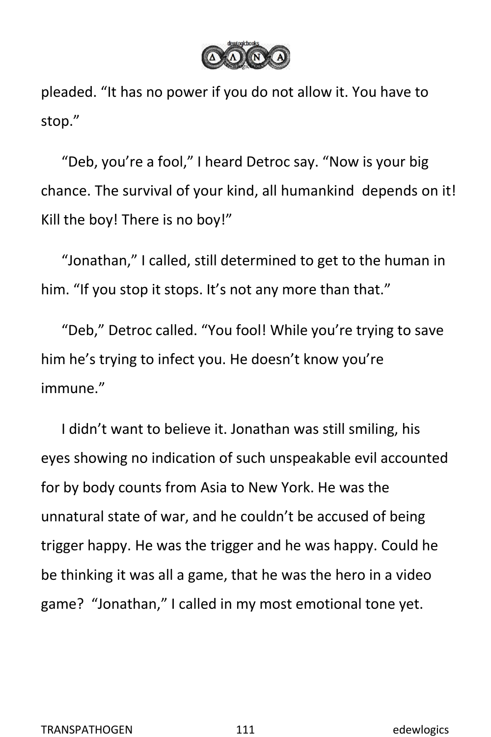pleaded. "It has no power if you do not allow it. You have to stop."

"Deb, you're a fool," I heard Detroc say. "Now is your big chance. The survival of your kind, all humankind  depends on it! Kill the boy! There is no boy!"

"Jonathan," I called, still determined to get to the human in him. "If you stop it stops. It's not any more than that."

"Deb," Detroc called. "You fool! While you're trying to save him he's trying to infect you. He doesn't know you're immune."

I didn't want to believe it. Jonathan was still smiling, his eyes showing no indication of such unspeakable evil accounted for by body counts from Asia to New York. He was the unnatural state of war, and he couldn't be accused of being trigger happy. He was the trigger and he was happy. Could he be thinking it was all a game, that he was the hero in a video game?  "Jonathan," I called in my most emotional tone yet.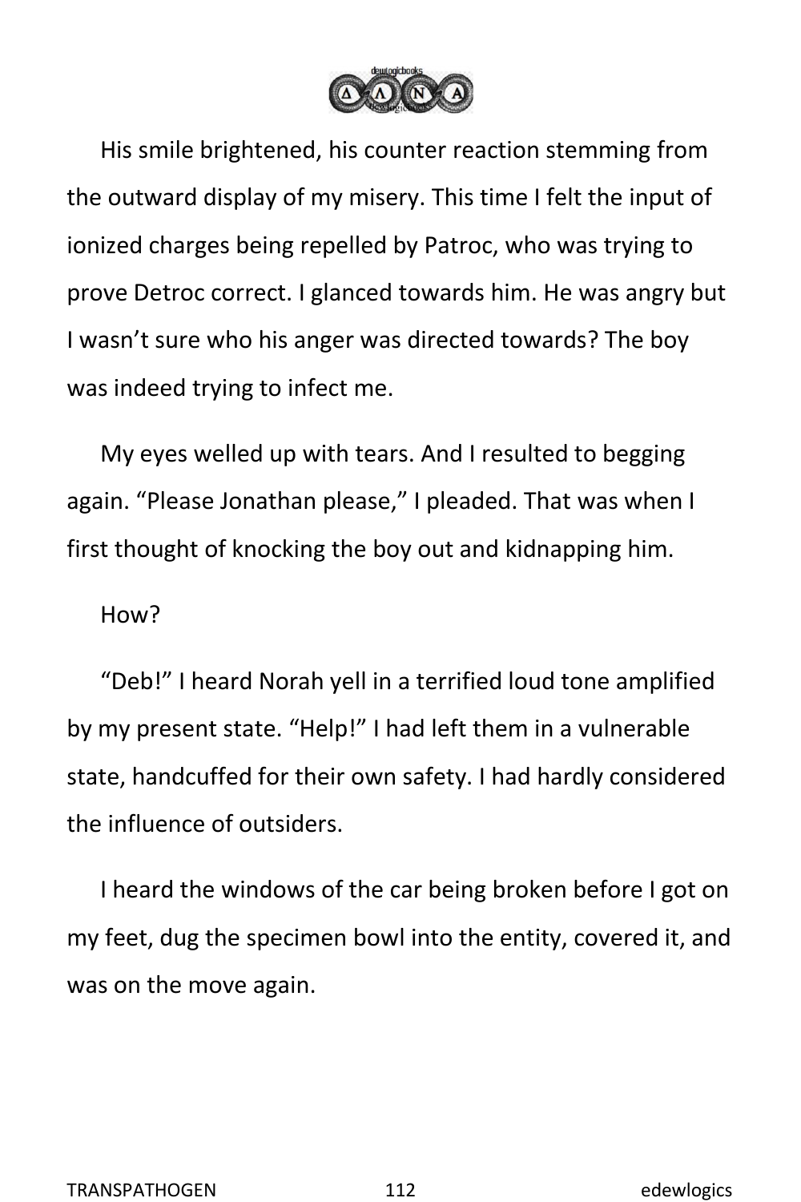His smile brightened, his counter reaction stemming from the outward display of my misery. This time I felt the input of ionized charges being repelled by Patroc, who was trying to prove Detroc correct. I glanced towards him. He was angry but I wasn't sure who his anger was directed towards? The boy was indeed trying to infect me.

My eyes welled up with tears. And I resulted to begging again. "Please Jonathan please," I pleaded. That was when I first thought of knocking the boy out and kidnapping him.

How?

"Deb!" I heard Norah yell in a terrified loud tone amplified by my present state. "Help!" I had left them in a vulnerable state, handcuffed for their own safety. I had hardly considered the influence of outsiders.

I heard the windows of the car being broken before I got on my feet, dug the specimen bowl into the entity, covered it, and was on the move again.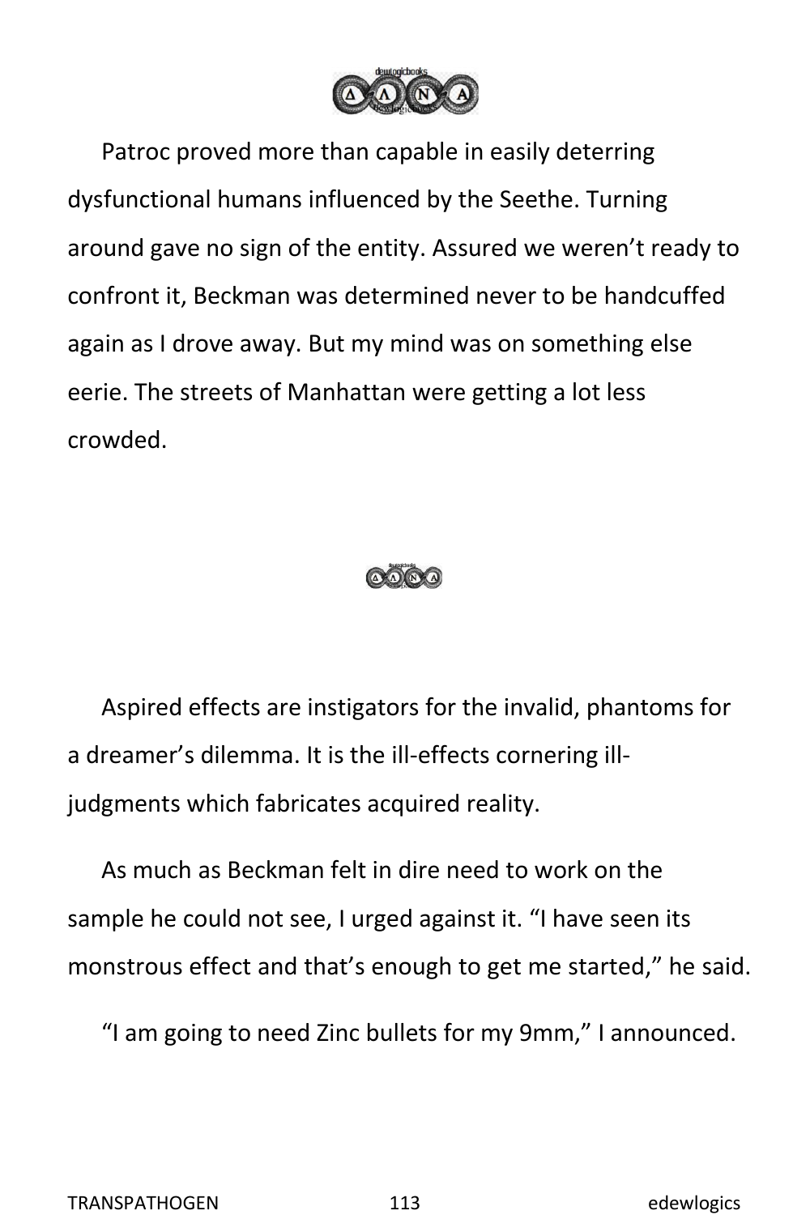Patroc proved more than capable in easily deterring dysfunctional humans influenced by the Seethe. Turning around gave no sign of the entity. Assured we weren't ready to confront it, Beckman was determined never to be handcuffed again as I drove away. But my mind was on something else eerie. The streets of Manhattan were getting a lot less crowded.

Aspired effects are instigators for the invalid, phantoms for a dreamer's dilemma. It is the ill-effects cornering ill-judgments which fabricates acquired reality.

As much as Beckman felt in dire need to work on the sample he could not see, I urged against it. "I have seen its monstrous effect and that's enough to get me started," he said.

"I am going to need Zinc bullets for my 9mm," I announced.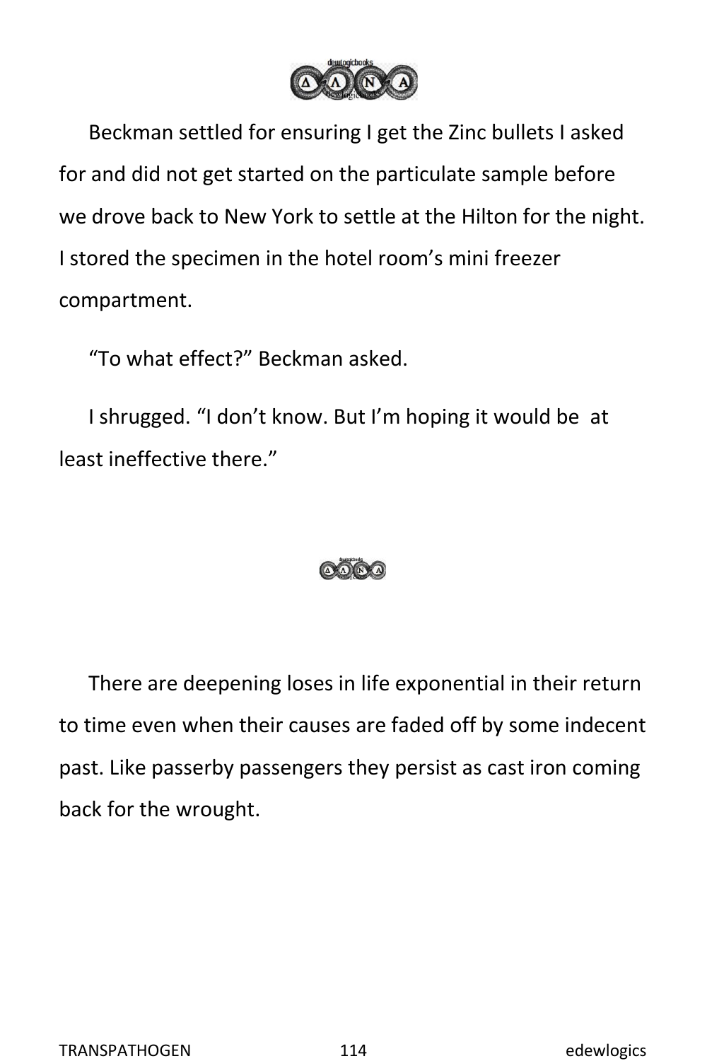Beckman settled for ensuring I get the Zinc bullets I asked for and did not get started on the particulate sample before we drove back to New York to settle at the Hilton for the night. I stored the specimen in the hotel room's mini freezer compartment.

"To what effect?" Beckman asked.

I shrugged. "I don't know. But I'm hoping it would be at least ineffective there."

---

There are deepening loses in life exponential in their return to time even when their causes are faded off by some indecent past. Like passerby passengers they persist as cast iron coming back for the wrought.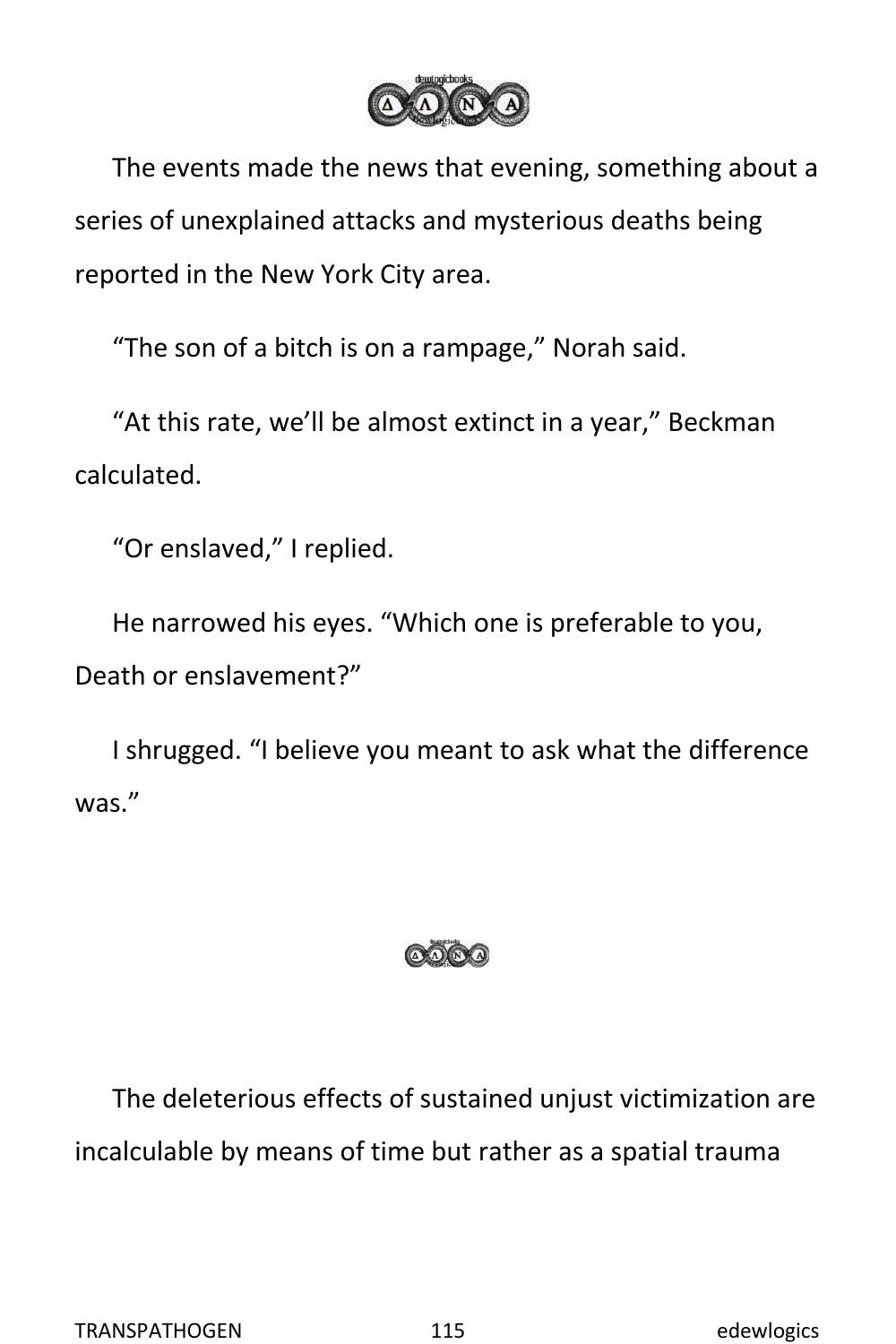The events made the news that evening, something about a series of unexplained attacks and mysterious deaths being reported in the New York City area.

"The son of a bitch is on a rampage," Norah said.

"At this rate, we'll be almost extinct in a year," Beckman calculated.

"Or enslaved," I replied.

He narrowed his eyes. "Which one is preferable to you, Death or enslavement?"

I shrugged. "I believe you meant to ask what the difference was."

The deleterious effects of sustained unjust victimization are incalculable by means of time but rather as a spatial trauma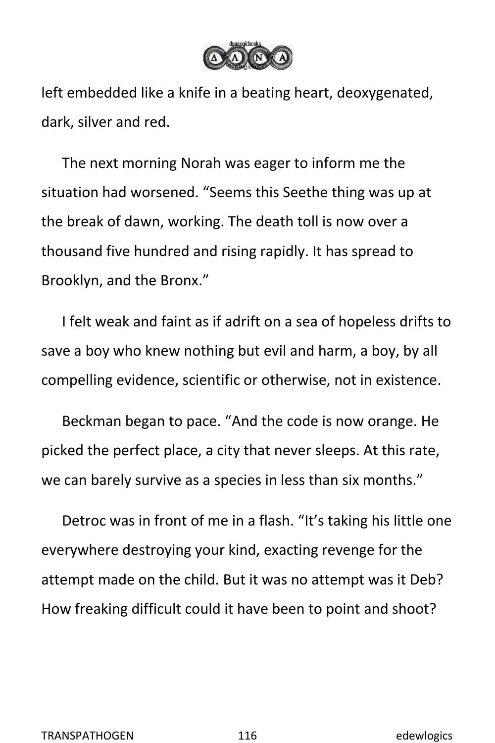left embedded like a knife in a beating heart, deoxygenated, dark, silver and red.

The next morning Norah was eager to inform me the situation had worsened. "Seems this Seethe thing was up at the break of dawn, working. The death toll is now over a thousand five hundred and rising rapidly. It has spread to Brooklyn, and the Bronx."

I felt weak and faint as if adrift on a sea of hopeless drifts to save a boy who knew nothing but evil and harm, a boy, by all compelling evidence, scientific or otherwise, not in existence.

Beckman began to pace. "And the code is now orange. He picked the perfect place, a city that never sleeps. At this rate, we can barely survive as a species in less than six months."

Detroc was in front of me in a flash. "It's taking his little one everywhere destroying your kind, exacting revenge for the attempt made on the child. But it was no attempt was it Deb? How freaking difficult could it have been to point and shoot?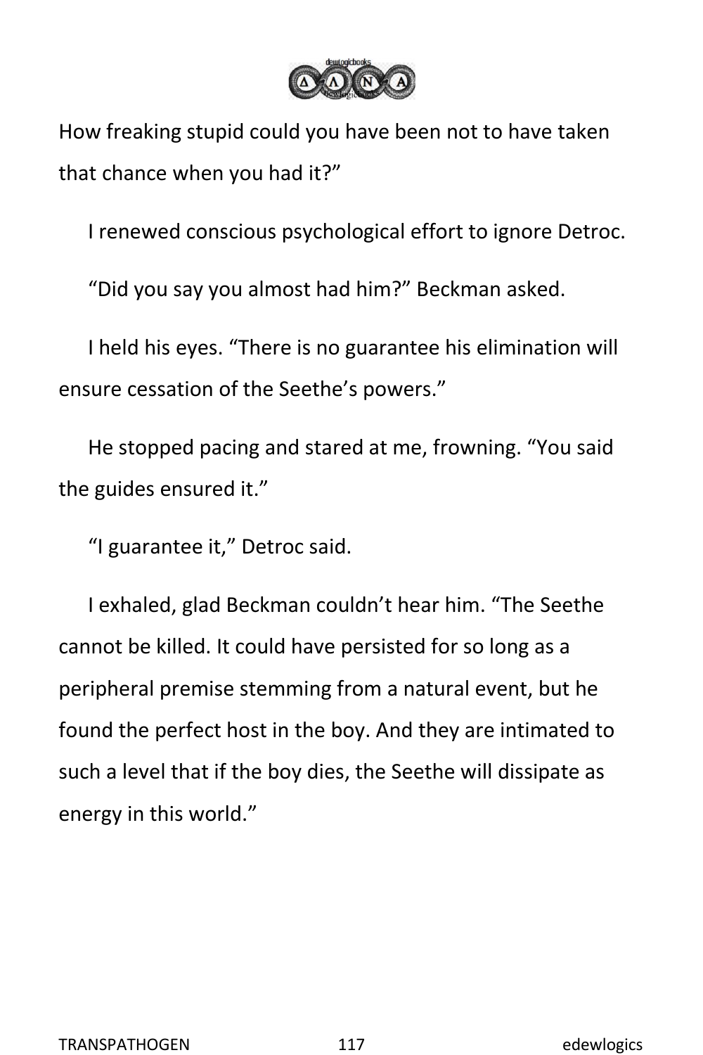How freaking stupid could you have been not to have taken that chance when you had it?"

I renewed conscious psychological effort to ignore Detroc.

"Did you say you almost had him?" Beckman asked.

I held his eyes. "There is no guarantee his elimination will ensure cessation of the Seethe's powers."

He stopped pacing and stared at me, frowning. "You said the guides ensured it."

"I guarantee it," Detroc said.

I exhaled, glad Beckman couldn't hear him. "The Seethe cannot be killed. It could have persisted for so long as a peripheral premise stemming from a natural event, but he found the perfect host in the boy. And they are intimated to such a level that if the boy dies, the Seethe will dissipate as energy in this world."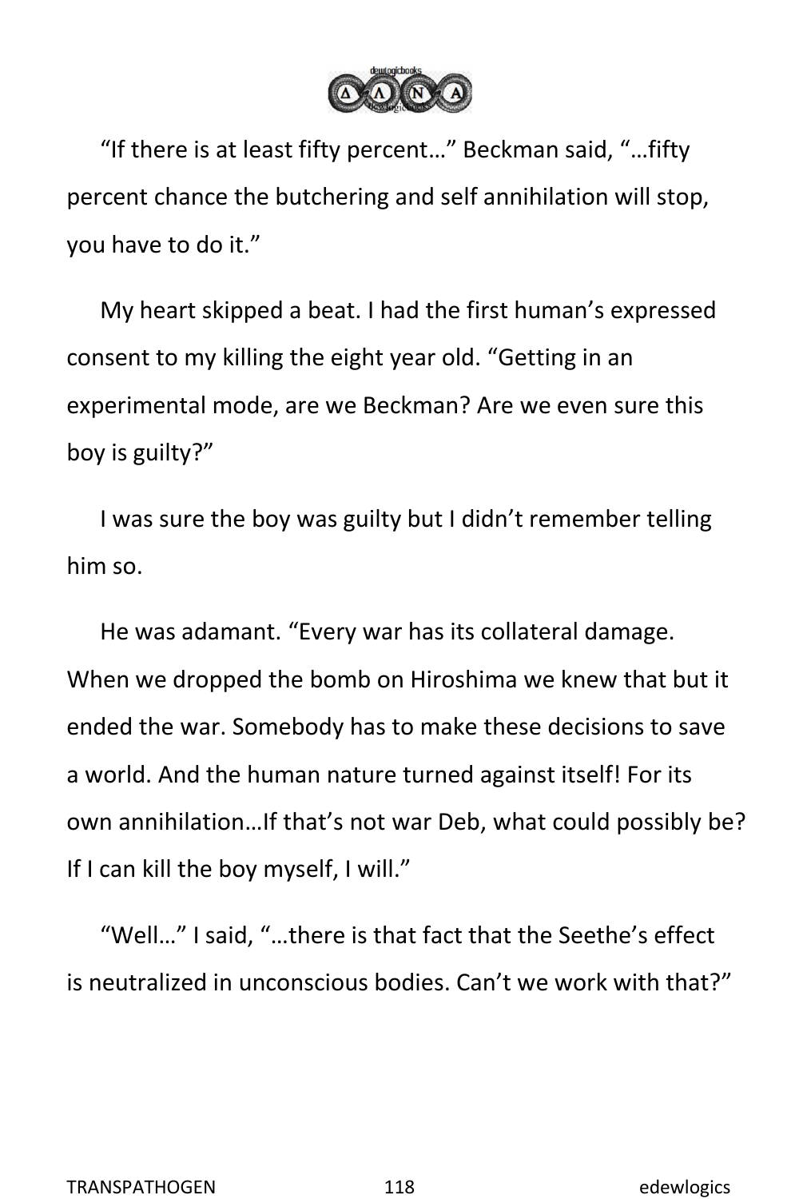"If there is at least fifty percent…" Beckman said, "…fifty percent chance the butchering and self annihilation will stop, you have to do it."

My heart skipped a beat. I had the first human's expressed consent to my killing the eight year old. "Getting in an experimental mode, are we Beckman? Are we even sure this boy is guilty?"

I was sure the boy was guilty but I didn't remember telling him so.

He was adamant. "Every war has its collateral damage. When we dropped the bomb on Hiroshima we knew that but it ended the war. Somebody has to make these decisions to save a world. And the human nature turned against itself! For its own annihilation…If that's not war Deb, what could possibly be? If I can kill the boy myself, I will."

"Well…" I said, "…there is that fact that the Seethe's effect is neutralized in unconscious bodies. Can't we work with that?"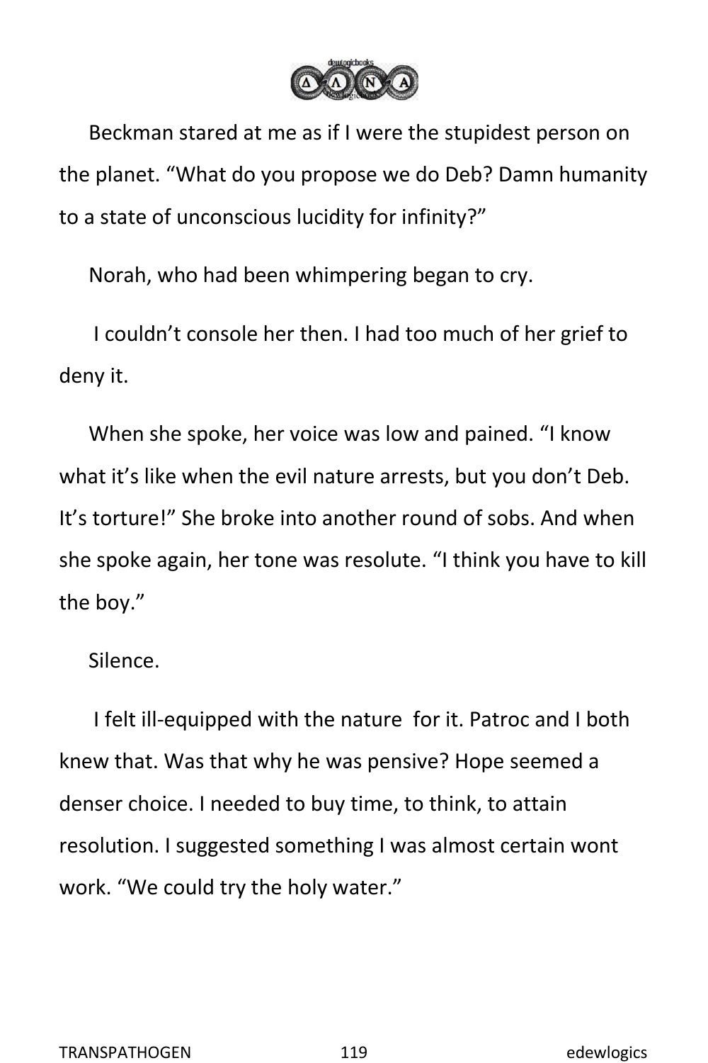Beckman stared at me as if I were the stupidest person on the planet. “What do you propose we do Deb? Damn humanity to a state of unconscious lucidity for infinity?”

Norah, who had been whimpering began to cry.

I couldn’t console her then. I had too much of her grief to deny it.

When she spoke, her voice was low and pained. “I know what it’s like when the evil nature arrests, but you don’t Deb. It’s torture!” She broke into another round of sobs. And when she spoke again, her tone was resolute. “I think you have to kill the boy.”

Silence.

I felt ill-equipped with the nature  for it. Patroc and I both knew that. Was that why he was pensive? Hope seemed a denser choice. I needed to buy time, to think, to attain resolution. I suggested something I was almost certain wont work. “We could try the holy water.”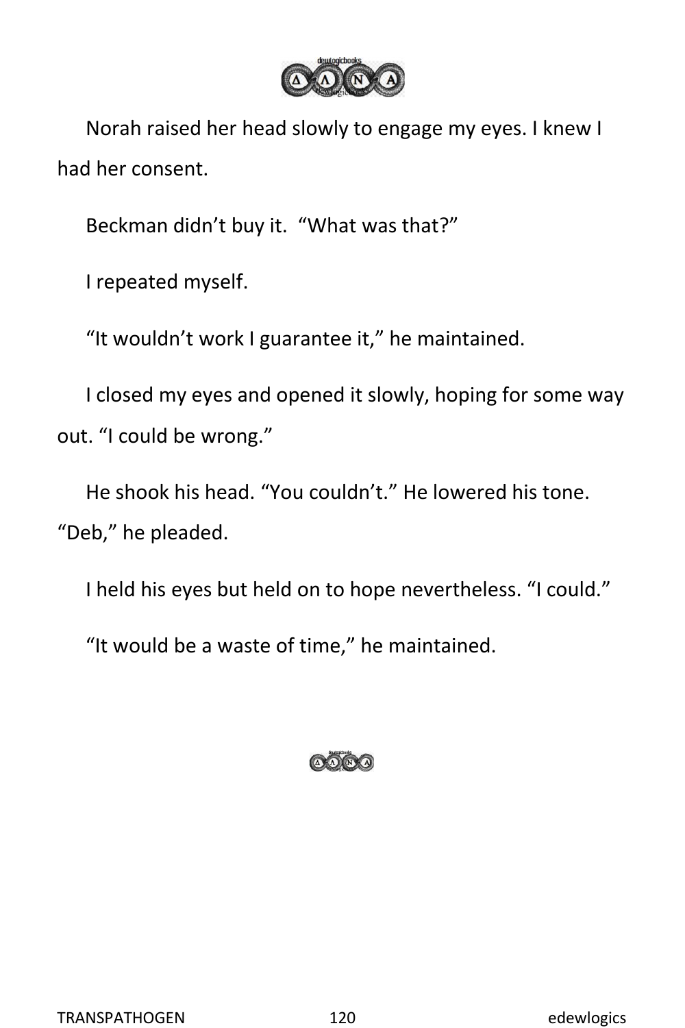Norah raised her head slowly to engage my eyes. I knew I had her consent.

Beckman didn't buy it. "What was that?"

I repeated myself.

"It wouldn't work I guarantee it," he maintained.

I closed my eyes and opened it slowly, hoping for some way out. "I could be wrong."

He shook his head. "You couldn't." He lowered his tone. "Deb," he pleaded.

I held his eyes but held on to hope nevertheless. "I could."

"It would be a waste of time," he maintained.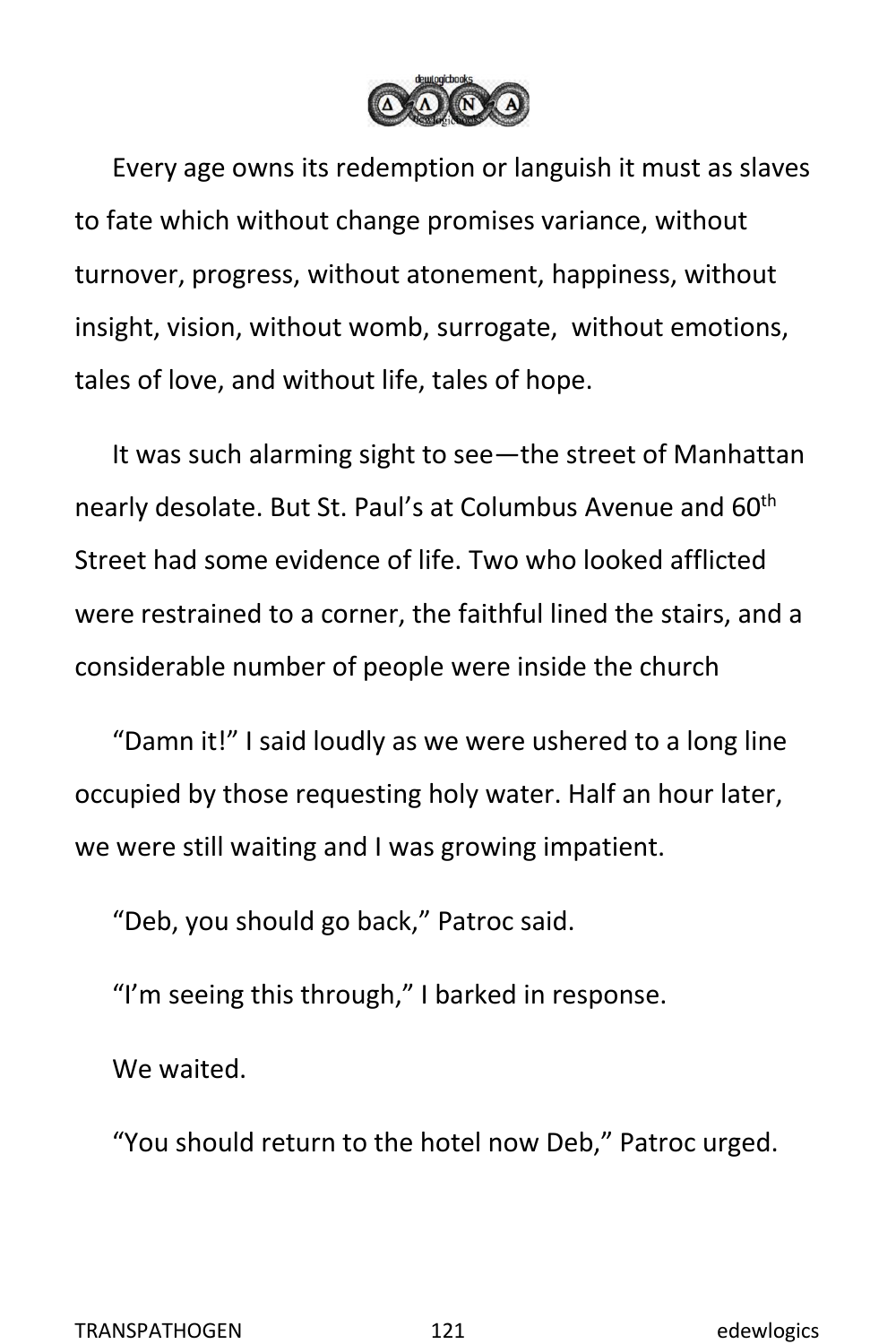Every age owns its redemption or languish it must as slaves to fate which without change promises variance, without turnover, progress, without atonement, happiness, without insight, vision, without womb, surrogate, without emotions, tales of love, and without life, tales of hope.

It was such alarming sight to see—the street of Manhattan nearly desolate. But St. Paul's at Columbus Avenue and 60th Street had some evidence of life. Two who looked afflicted were restrained to a corner, the faithful lined the stairs, and a considerable number of people were inside the church

"Damn it!" I said loudly as we were ushered to a long line occupied by those requesting holy water. Half an hour later, we were still waiting and I was growing impatient.

"Deb, you should go back," Patroc said.

"I'm seeing this through," I barked in response.

We waited.

"You should return to the hotel now Deb," Patroc urged.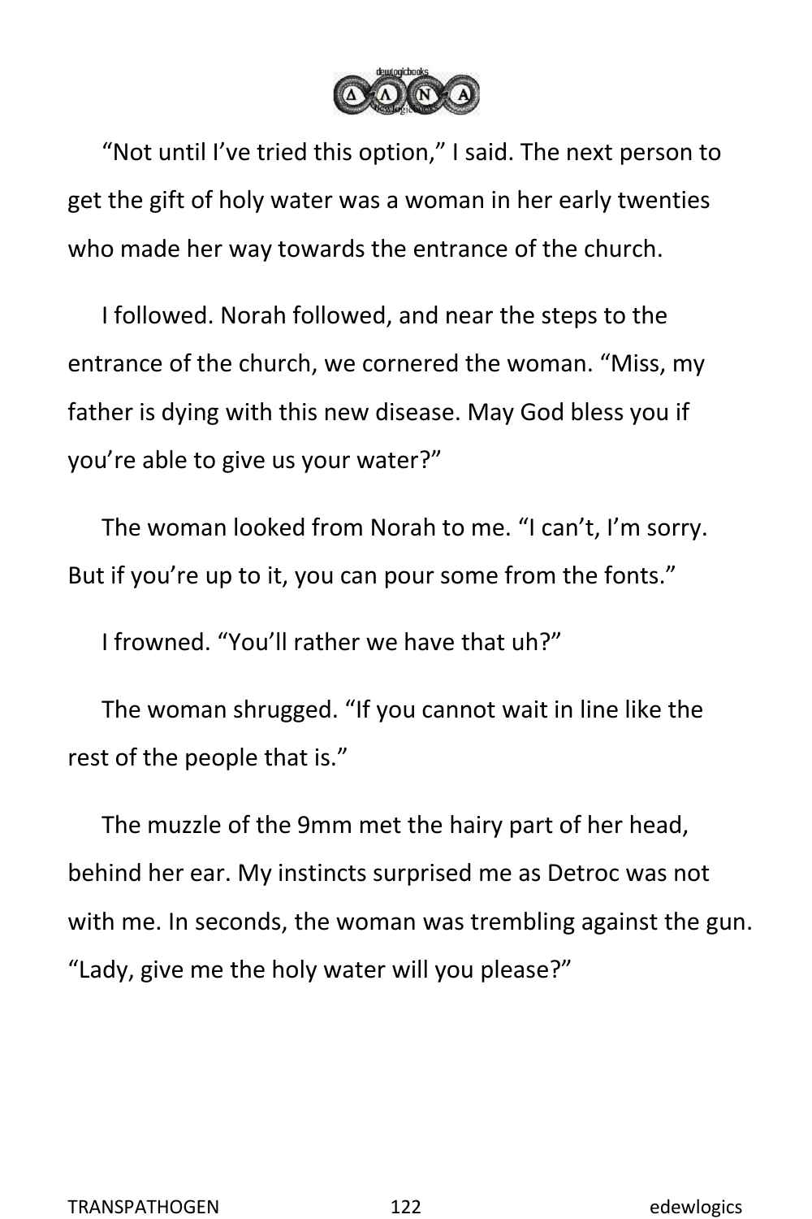"Not until I've tried this option," I said. The next person to get the gift of holy water was a woman in her early twenties who made her way towards the entrance of the church.

I followed. Norah followed, and near the steps to the entrance of the church, we cornered the woman. "Miss, my father is dying with this new disease. May God bless you if you're able to give us your water?"

The woman looked from Norah to me. "I can't, I'm sorry. But if you're up to it, you can pour some from the fonts."

I frowned. "You'll rather we have that uh?"

The woman shrugged. "If you cannot wait in line like the rest of the people that is."

The muzzle of the 9mm met the hairy part of her head, behind her ear. My instincts surprised me as Detroc was not with me. In seconds, the woman was trembling against the gun. "Lady, give me the holy water will you please?"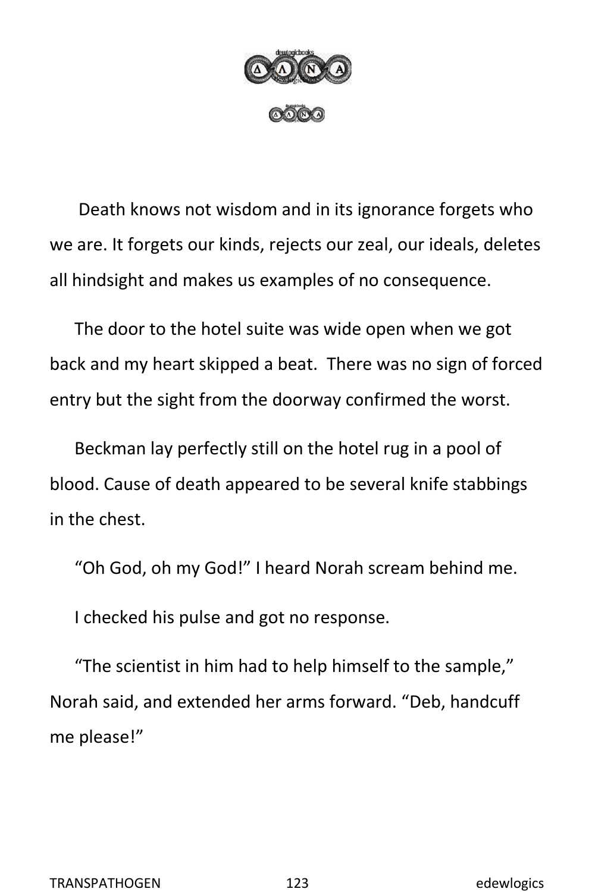Death knows not wisdom and in its ignorance forgets who we are. It forgets our kinds, rejects our zeal, our ideals, deletes all hindsight and makes us examples of no consequence.

The door to the hotel suite was wide open when we got back and my heart skipped a beat. There was no sign of forced entry but the sight from the doorway confirmed the worst.

Beckman lay perfectly still on the hotel rug in a pool of blood. Cause of death appeared to be several knife stabbings in the chest.

“Oh God, oh my God!” I heard Norah scream behind me.

I checked his pulse and got no response.

“The scientist in him had to help himself to the sample,” Norah said, and extended her arms forward. “Deb, handcuff me please!”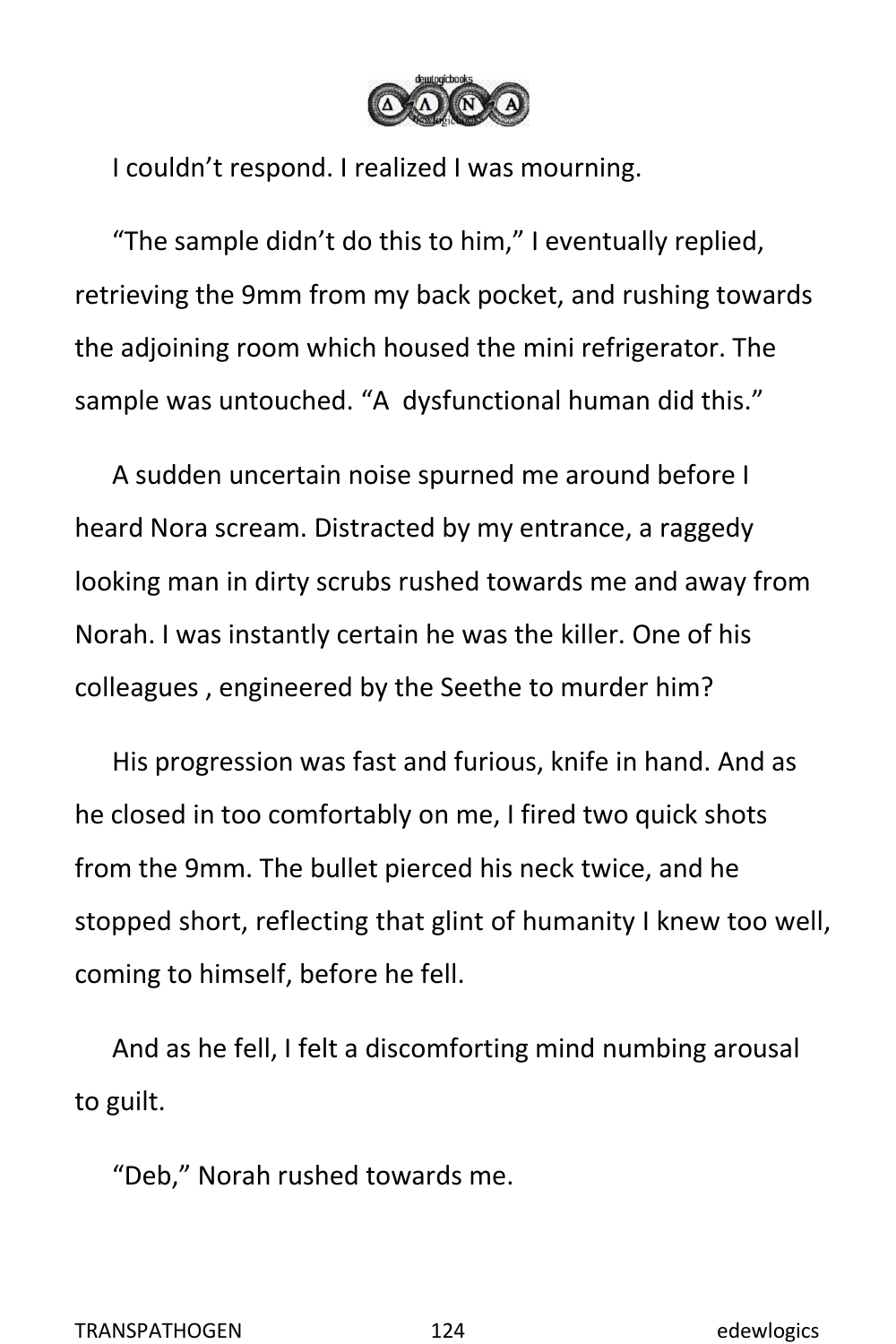I couldn't respond. I realized I was mourning.

"The sample didn't do this to him," I eventually replied, retrieving the 9mm from my back pocket, and rushing towards the adjoining room which housed the mini refrigerator. The sample was untouched. "A  dysfunctional human did this."

A sudden uncertain noise spurned me around before I heard Nora scream. Distracted by my entrance, a raggedy looking man in dirty scrubs rushed towards me and away from Norah. I was instantly certain he was the killer. One of his colleagues , engineered by the Seethe to murder him?

His progression was fast and furious, knife in hand. And as he closed in too comfortably on me, I fired two quick shots from the 9mm. The bullet pierced his neck twice, and he stopped short, reflecting that glint of humanity I knew too well, coming to himself, before he fell.

And as he fell, I felt a discomforting mind numbing arousal to guilt.

"Deb," Norah rushed towards me.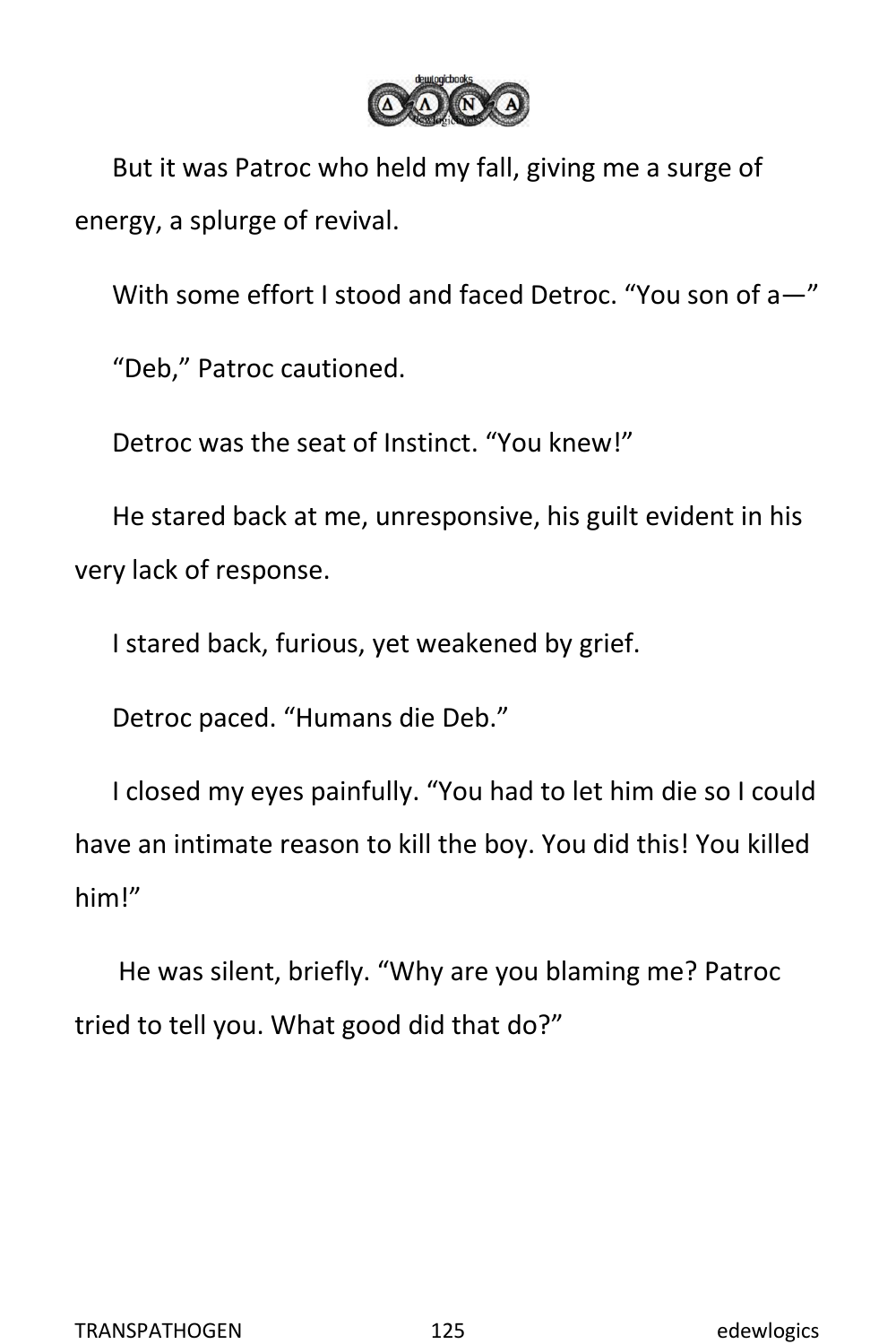But it was Patroc who held my fall, giving me a surge of energy, a splurge of revival.

With some effort I stood and faced Detroc. “You son of a—”

“Deb,” Patroc cautioned.

Detroc was the seat of Instinct. “You knew!”

He stared back at me, unresponsive, his guilt evident in his very lack of response.

I stared back, furious, yet weakened by grief.

Detroc paced. “Humans die Deb.”

I closed my eyes painfully. “You had to let him die so I could have an intimate reason to kill the boy. You did this! You killed him!”

He was silent, briefly. “Why are you blaming me? Patroc tried to tell you. What good did that do?”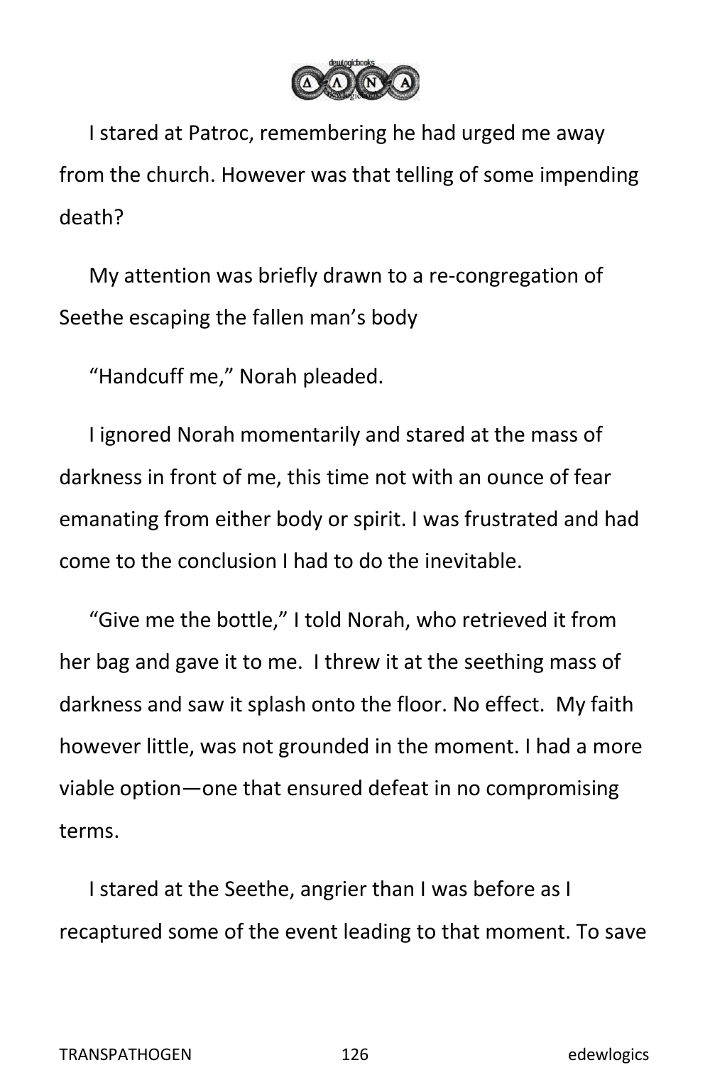I stared at Patroc, remembering he had urged me away from the church. However was that telling of some impending death?

My attention was briefly drawn to a re-congregation of Seethe escaping the fallen man's body

"Handcuff me," Norah pleaded.

I ignored Norah momentarily and stared at the mass of darkness in front of me, this time not with an ounce of fear emanating from either body or spirit. I was frustrated and had come to the conclusion I had to do the inevitable.

"Give me the bottle," I told Norah, who retrieved it from her bag and gave it to me. I threw it at the seething mass of darkness and saw it splash onto the floor. No effect. My faith however little, was not grounded in the moment. I had a more viable option—one that ensured defeat in no compromising terms.

I stared at the Seethe, angrier than I was before as I recaptured some of the event leading to that moment. To save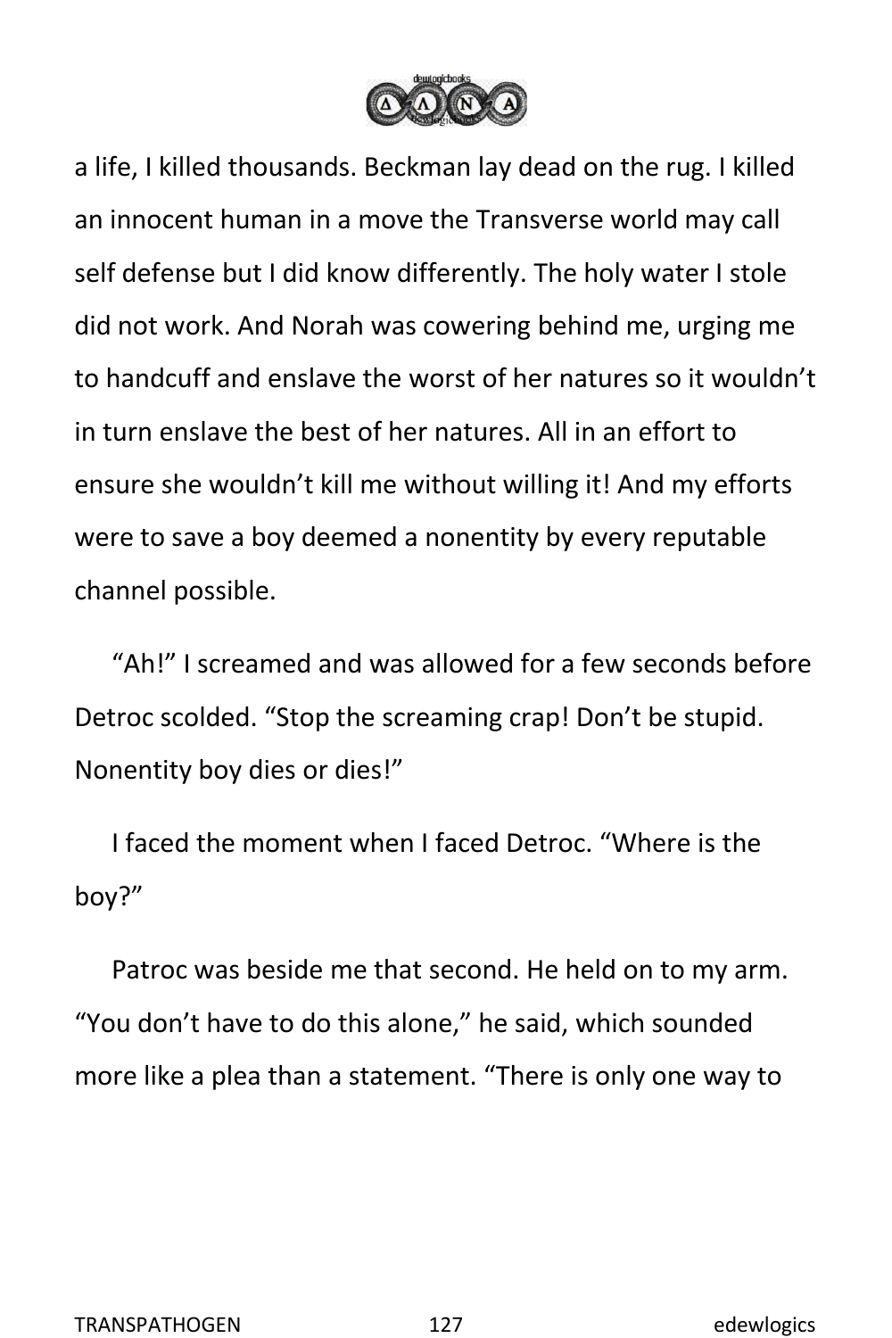a life, I killed thousands. Beckman lay dead on the rug. I killed an innocent human in a move the Transverse world may call self defense but I did know differently. The holy water I stole did not work. And Norah was cowering behind me, urging me to handcuff and enslave the worst of her natures so it wouldn't in turn enslave the best of her natures. All in an effort to ensure she wouldn't kill me without willing it! And my efforts were to save a boy deemed a nonentity by every reputable channel possible.

"Ah!" I screamed and was allowed for a few seconds before Detroc scolded. "Stop the screaming crap! Don't be stupid. Nonentity boy dies or dies!"

I faced the moment when I faced Detroc. "Where is the boy?"

Patroc was beside me that second. He held on to my arm. "You don't have to do this alone," he said, which sounded more like a plea than a statement. "There is only one way to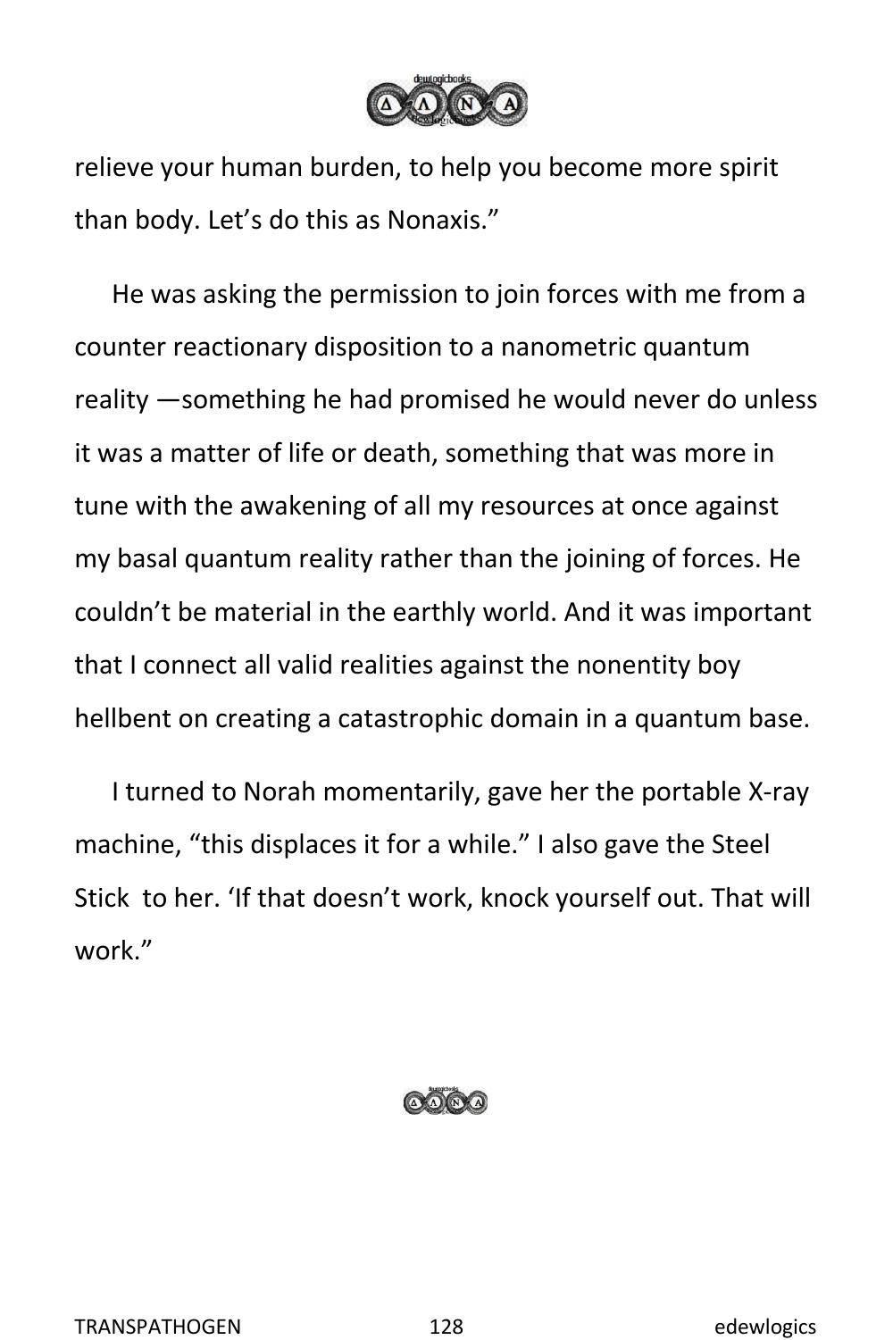relieve your human burden, to help you become more spirit than body. Let's do this as Nonaxis."

He was asking the permission to join forces with me from a counter reactionary disposition to a nanometric quantum reality —something he had promised he would never do unless it was a matter of life or death, something that was more in tune with the awakening of all my resources at once against my basal quantum reality rather than the joining of forces. He couldn't be material in the earthly world. And it was important that I connect all valid realities against the nonentity boy hellbent on creating a catastrophic domain in a quantum base.

I turned to Norah momentarily, gave her the portable X-ray machine, "this displaces it for a while." I also gave the Steel Stick to her. 'If that doesn't work, knock yourself out. That will work."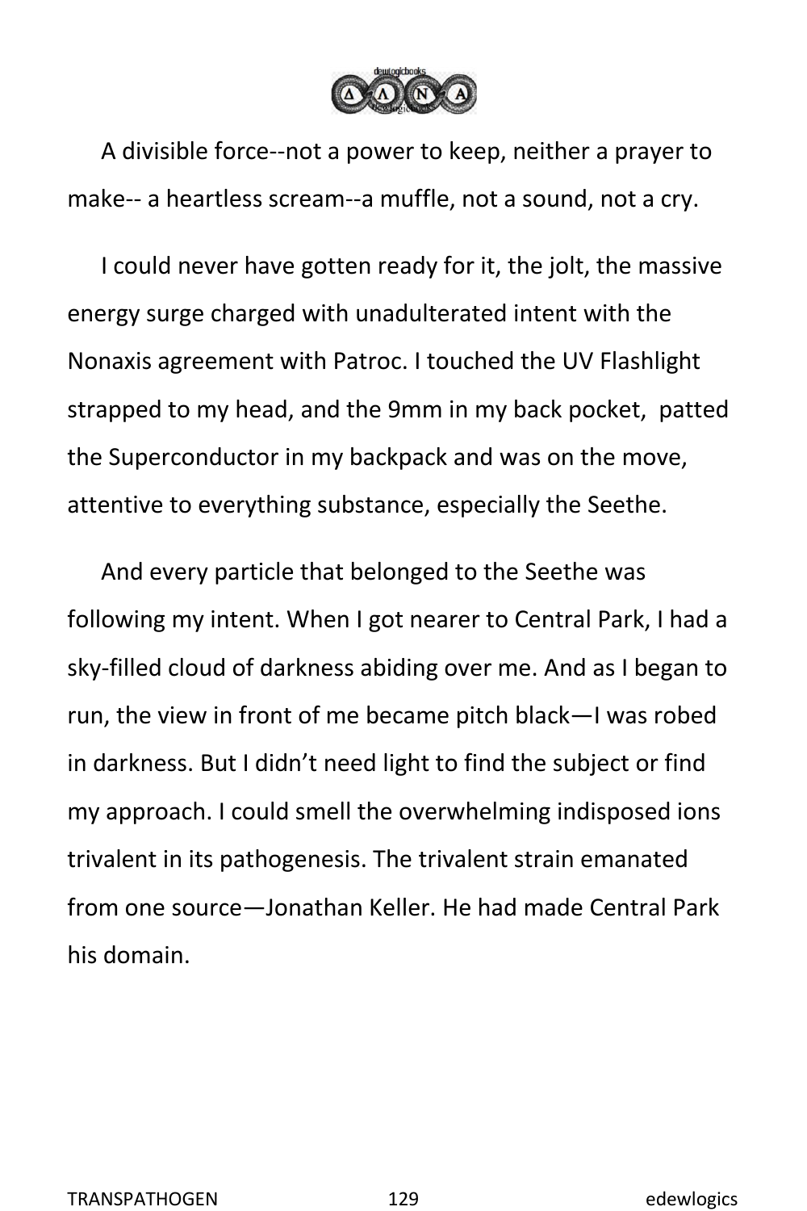A divisible force--not a power to keep, neither a prayer to make-- a heartless scream--a muffle, not a sound, not a cry.

I could never have gotten ready for it, the jolt, the massive energy surge charged with unadulterated intent with the Nonaxis agreement with Patroc. I touched the UV Flashlight strapped to my head, and the 9mm in my back pocket, patted the Superconductor in my backpack and was on the move, attentive to everything substance, especially the Seethe.

And every particle that belonged to the Seethe was following my intent. When I got nearer to Central Park, I had a sky-filled cloud of darkness abiding over me. And as I began to run, the view in front of me became pitch black—I was robed in darkness. But I didn't need light to find the subject or find my approach. I could smell the overwhelming indisposed ions trivalent in its pathogenesis. The trivalent strain emanated from one source—Jonathan Keller. He had made Central Park his domain.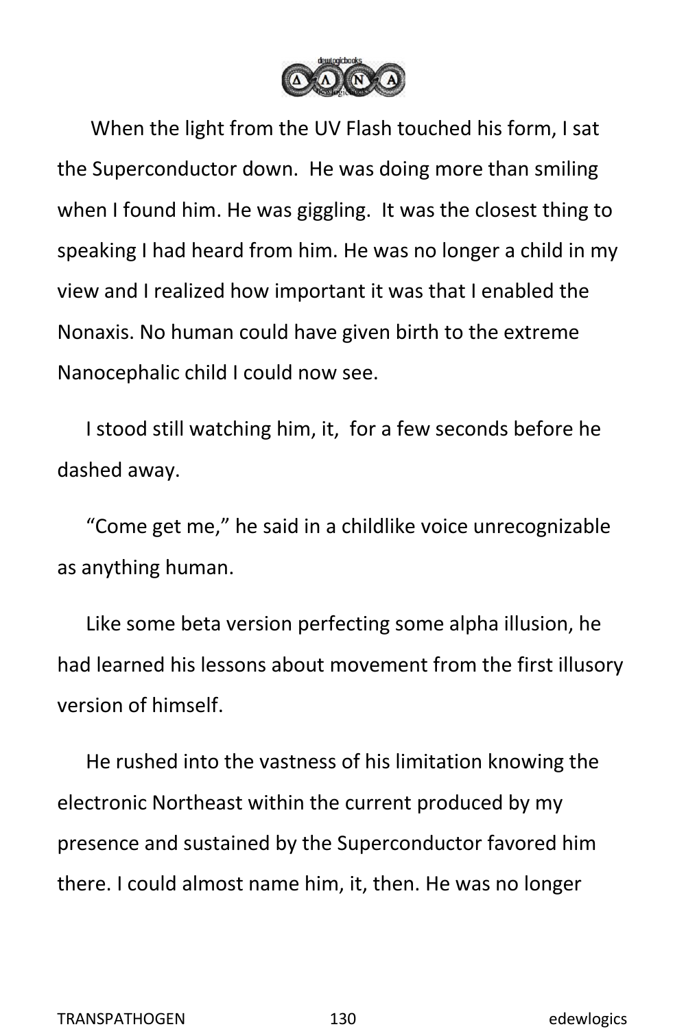When the light from the UV Flash touched his form, I sat the Superconductor down. He was doing more than smiling when I found him. He was giggling. It was the closest thing to speaking I had heard from him. He was no longer a child in my view and I realized how important it was that I enabled the Nonaxis. No human could have given birth to the extreme Nanocephalic child I could now see.

I stood still watching him, it, for a few seconds before he dashed away.

“Come get me,” he said in a childlike voice unrecognizable as anything human.

Like some beta version perfecting some alpha illusion, he had learned his lessons about movement from the first illusory version of himself.

He rushed into the vastness of his limitation knowing the electronic Northeast within the current produced by my presence and sustained by the Superconductor favored him there. I could almost name him, it, then. He was no longer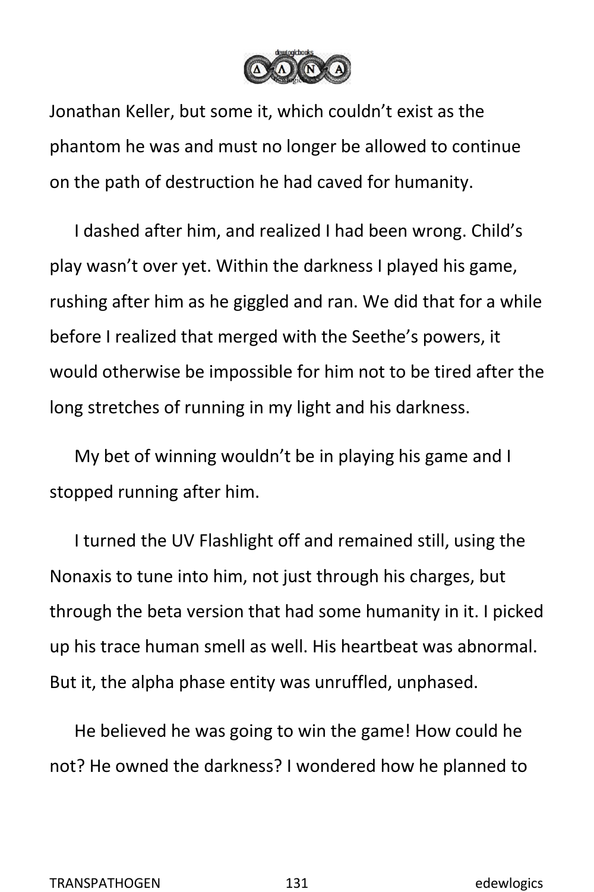Jonathan Keller, but some it, which couldn't exist as the phantom he was and must no longer be allowed to continue on the path of destruction he had caved for humanity.

I dashed after him, and realized I had been wrong. Child's play wasn't over yet. Within the darkness I played his game, rushing after him as he giggled and ran. We did that for a while before I realized that merged with the Seethe's powers, it would otherwise be impossible for him not to be tired after the long stretches of running in my light and his darkness.

My bet of winning wouldn't be in playing his game and I stopped running after him.

I turned the UV Flashlight off and remained still, using the Nonaxis to tune into him, not just through his charges, but through the beta version that had some humanity in it. I picked up his trace human smell as well. His heartbeat was abnormal. But it, the alpha phase entity was unruffled, unphased.

He believed he was going to win the game! How could he not? He owned the darkness? I wondered how he planned to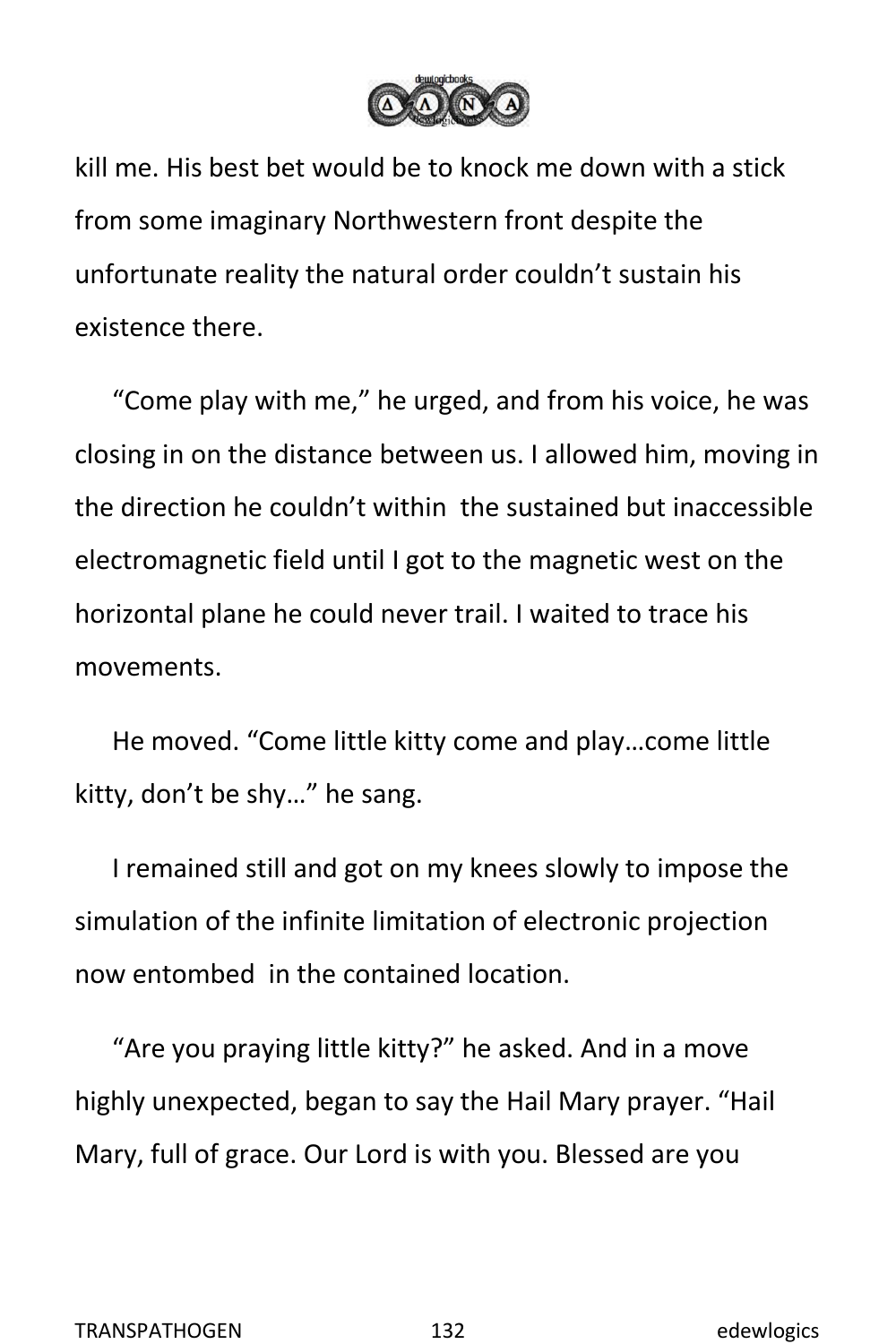kill me. His best bet would be to knock me down with a stick from some imaginary Northwestern front despite the unfortunate reality the natural order couldn't sustain his existence there.

"Come play with me," he urged, and from his voice, he was closing in on the distance between us. I allowed him, moving in the direction he couldn't within the sustained but inaccessible electromagnetic field until I got to the magnetic west on the horizontal plane he could never trail. I waited to trace his movements.

He moved. "Come little kitty come and play…come little kitty, don't be shy…" he sang.

I remained still and got on my knees slowly to impose the simulation of the infinite limitation of electronic projection now entombed in the contained location.

"Are you praying little kitty?" he asked. And in a move highly unexpected, began to say the Hail Mary prayer. "Hail Mary, full of grace. Our Lord is with you. Blessed are you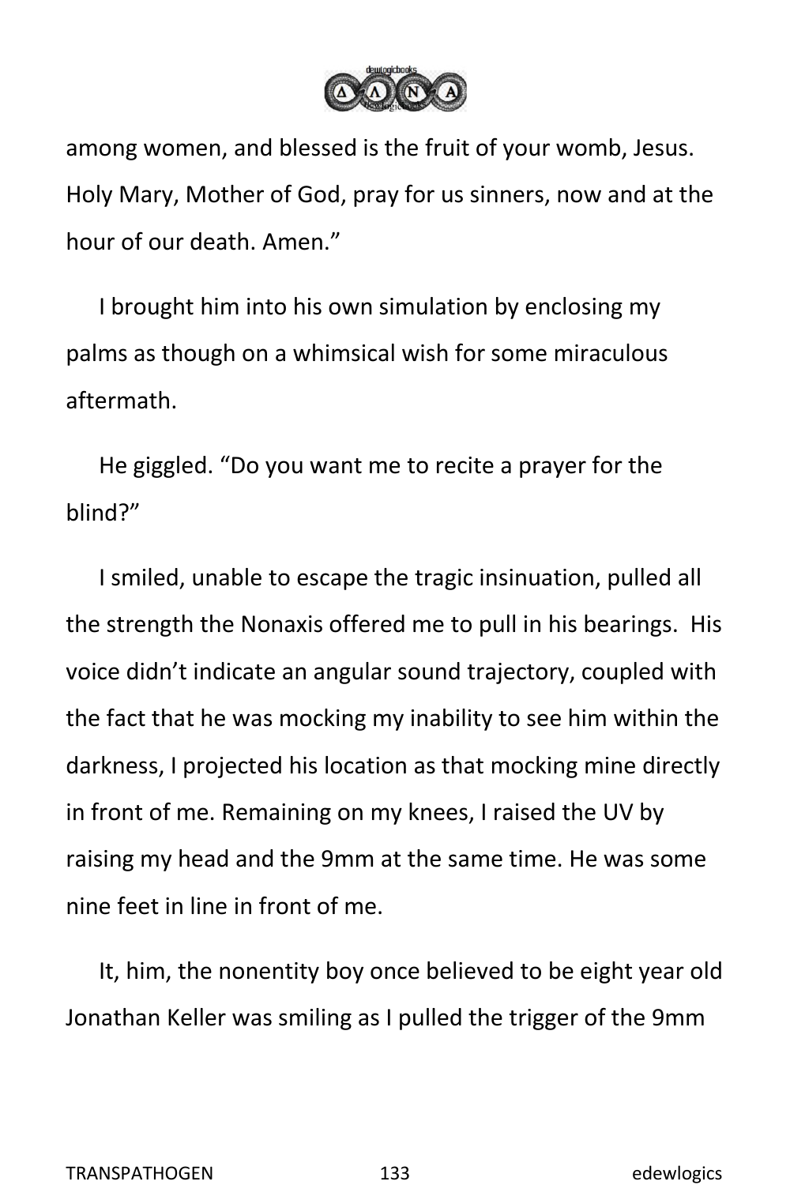among women, and blessed is the fruit of your womb, Jesus. Holy Mary, Mother of God, pray for us sinners, now and at the hour of our death. Amen."

I brought him into his own simulation by enclosing my palms as though on a whimsical wish for some miraculous aftermath.

He giggled. "Do you want me to recite a prayer for the blind?"

I smiled, unable to escape the tragic insinuation, pulled all the strength the Nonaxis offered me to pull in his bearings. His voice didn't indicate an angular sound trajectory, coupled with the fact that he was mocking my inability to see him within the darkness, I projected his location as that mocking mine directly in front of me. Remaining on my knees, I raised the UV by raising my head and the 9mm at the same time. He was some nine feet in line in front of me.

It, him, the nonentity boy once believed to be eight year old Jonathan Keller was smiling as I pulled the trigger of the 9mm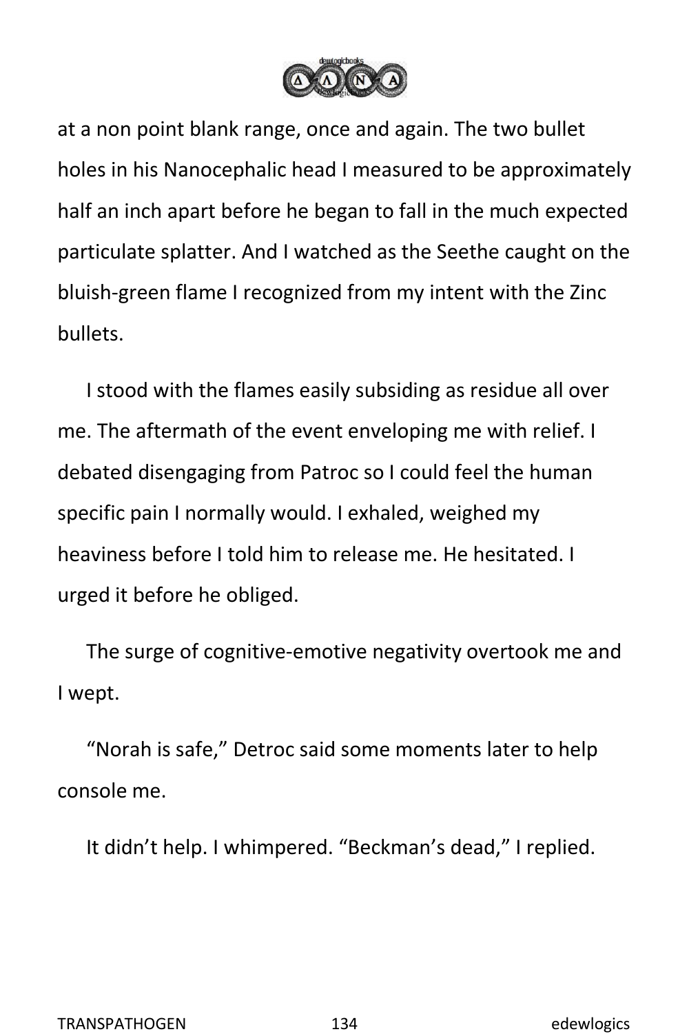at a non point blank range, once and again. The two bullet holes in his Nanocephalic head I measured to be approximately half an inch apart before he began to fall in the much expected particulate splatter. And I watched as the Seethe caught on the bluish-green flame I recognized from my intent with the Zinc bullets.

I stood with the flames easily subsiding as residue all over me. The aftermath of the event enveloping me with relief. I debated disengaging from Patroc so I could feel the human specific pain I normally would. I exhaled, weighed my heaviness before I told him to release me. He hesitated. I urged it before he obliged.

The surge of cognitive-emotive negativity overtook me and I wept.

“Norah is safe,” Detroc said some moments later to help console me.

It didn’t help. I whimpered. “Beckman’s dead,” I replied.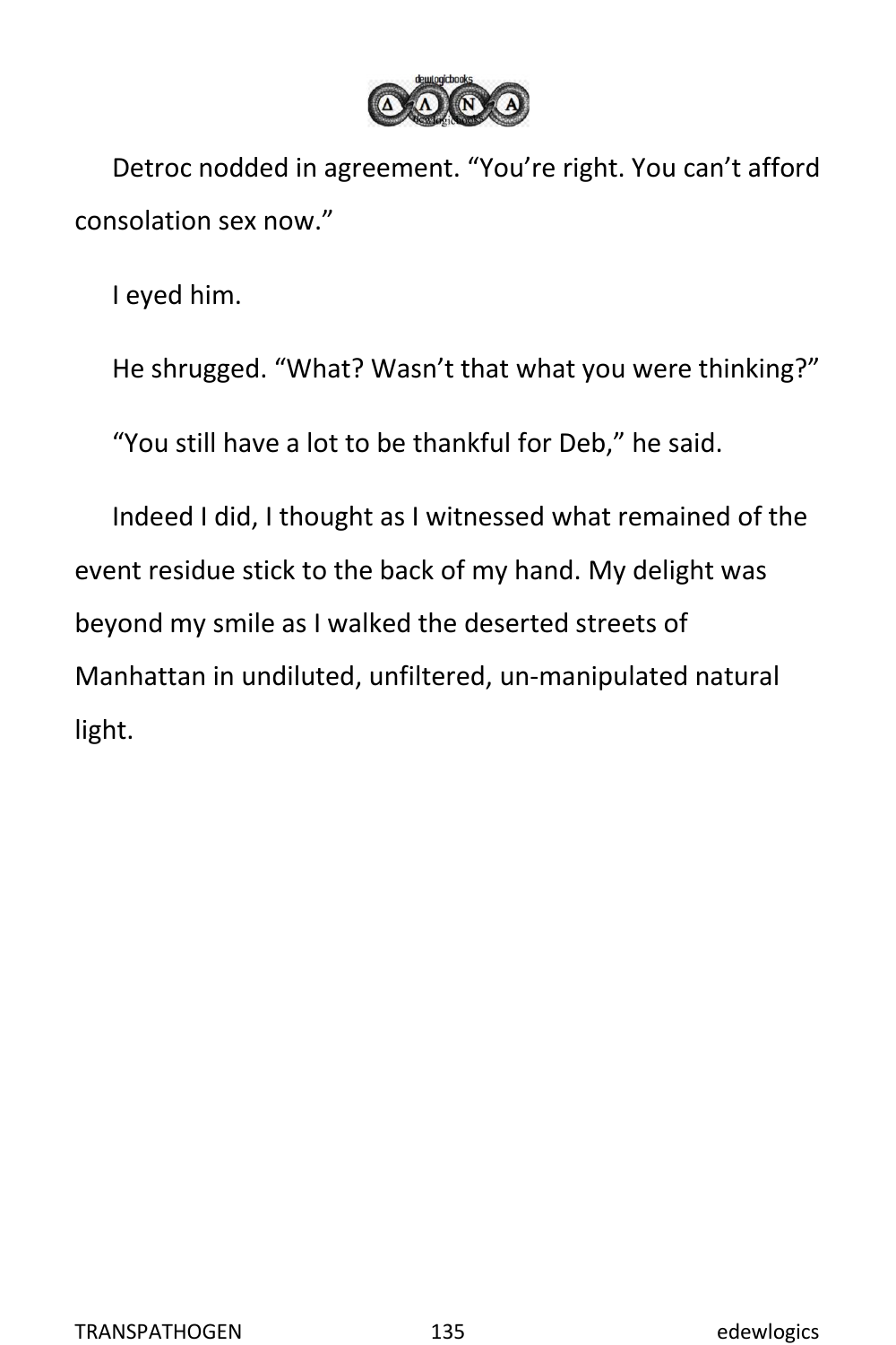Detroc nodded in agreement. “You’re right. You can’t afford consolation sex now.”

I eyed him.

He shrugged. “What? Wasn’t that what you were thinking?”

“You still have a lot to be thankful for Deb,” he said.

Indeed I did, I thought as I witnessed what remained of the event residue stick to the back of my hand. My delight was beyond my smile as I walked the deserted streets of Manhattan in undiluted, unfiltered, un-manipulated natural light.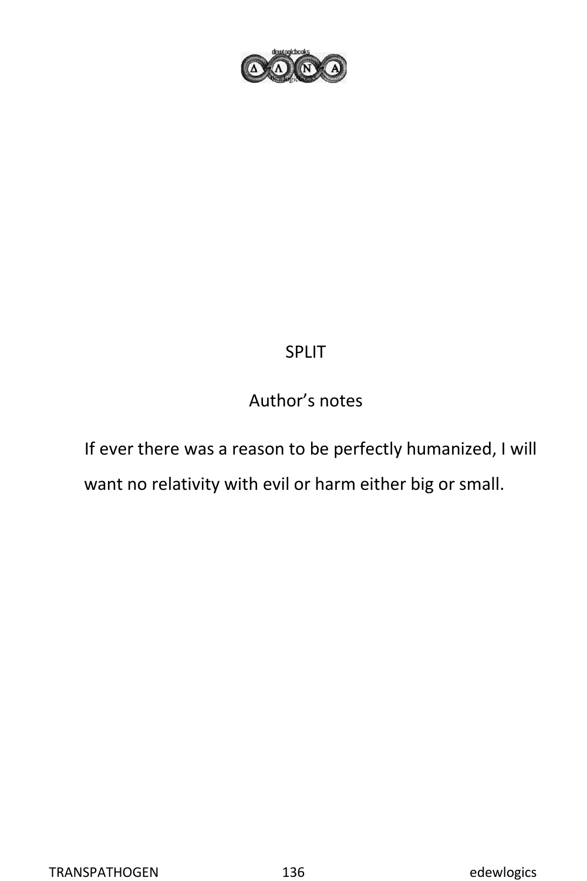# SPLIT

## Author's notes

If ever there was a reason to be perfectly humanized, I will want no relativity with evil or harm either big or small.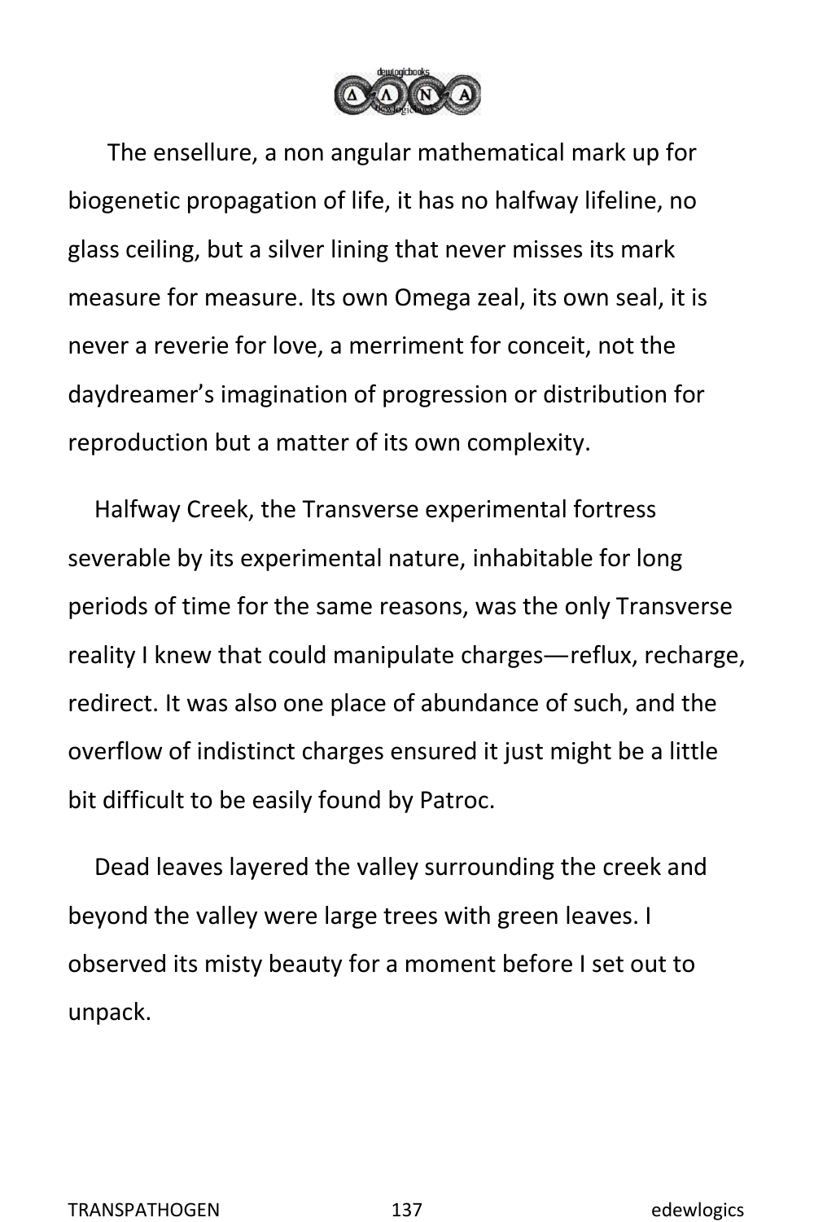The ensellure, a non angular mathematical mark up for biogenetic propagation of life, it has no halfway lifeline, no glass ceiling, but a silver lining that never misses its mark measure for measure. Its own Omega zeal, its own seal, it is never a reverie for love, a merriment for conceit, not the daydreamer's imagination of progression or distribution for reproduction but a matter of its own complexity.

Halfway Creek, the Transverse experimental fortress severable by its experimental nature, inhabitable for long periods of time for the same reasons, was the only Transverse reality I knew that could manipulate charges—reflux, recharge, redirect. It was also one place of abundance of such, and the overflow of indistinct charges ensured it just might be a little bit difficult to be easily found by Patroc.

Dead leaves layered the valley surrounding the creek and beyond the valley were large trees with green leaves. I observed its misty beauty for a moment before I set out to unpack.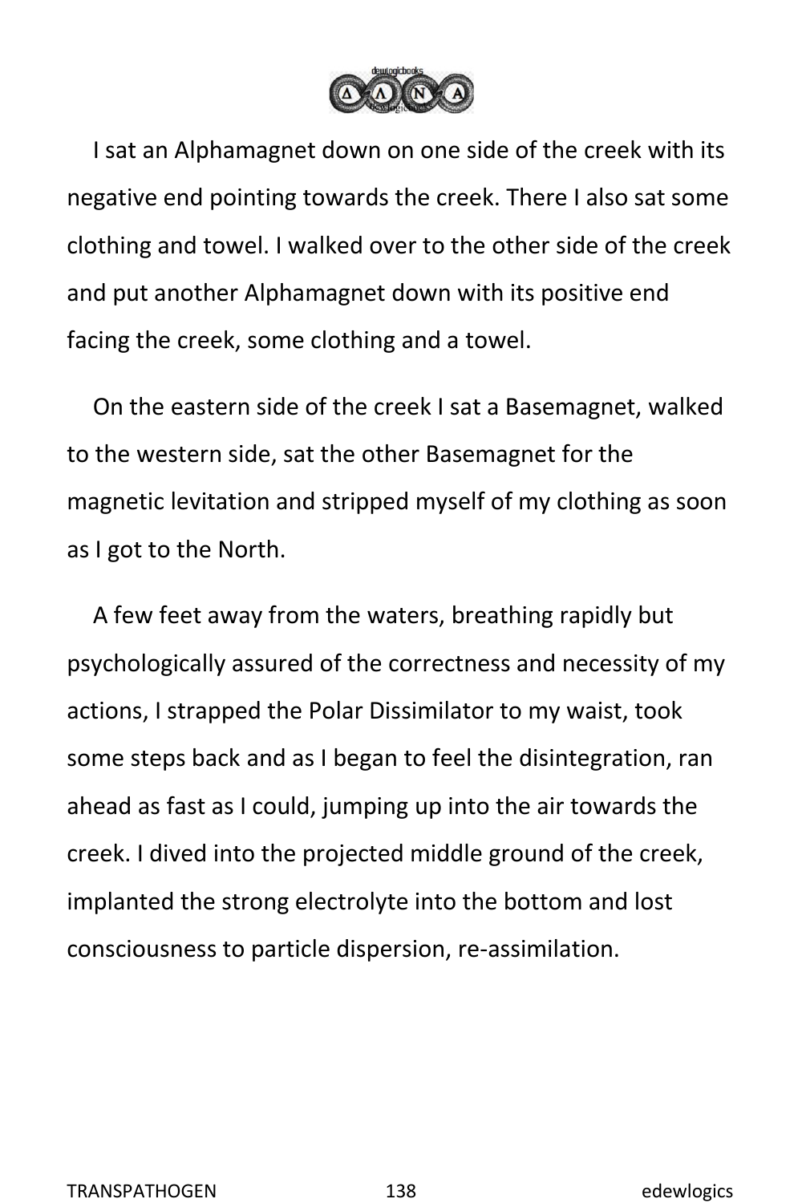I sat an Alphamagnet down on one side of the creek with its negative end pointing towards the creek. There I also sat some clothing and towel. I walked over to the other side of the creek and put another Alphamagnet down with its positive end facing the creek, some clothing and a towel.

On the eastern side of the creek I sat a Basemagnet, walked to the western side, sat the other Basemagnet for the magnetic levitation and stripped myself of my clothing as soon as I got to the North.

A few feet away from the waters, breathing rapidly but psychologically assured of the correctness and necessity of my actions, I strapped the Polar Dissimilator to my waist, took some steps back and as I began to feel the disintegration, ran ahead as fast as I could, jumping up into the air towards the creek. I dived into the projected middle ground of the creek, implanted the strong electrolyte into the bottom and lost consciousness to particle dispersion, re-assimilation.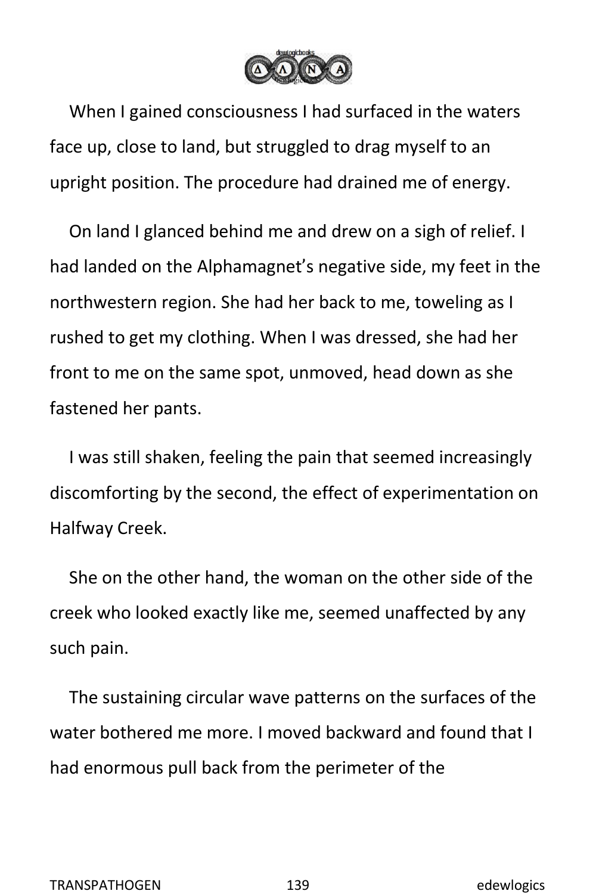When I gained consciousness I had surfaced in the waters face up, close to land, but struggled to drag myself to an upright position. The procedure had drained me of energy.

On land I glanced behind me and drew on a sigh of relief. I had landed on the Alphamagnet's negative side, my feet in the northwestern region. She had her back to me, toweling as I rushed to get my clothing. When I was dressed, she had her front to me on the same spot, unmoved, head down as she fastened her pants.

I was still shaken, feeling the pain that seemed increasingly discomforting by the second, the effect of experimentation on Halfway Creek.

She on the other hand, the woman on the other side of the creek who looked exactly like me, seemed unaffected by any such pain.

The sustaining circular wave patterns on the surfaces of the water bothered me more. I moved backward and found that I had enormous pull back from the perimeter of the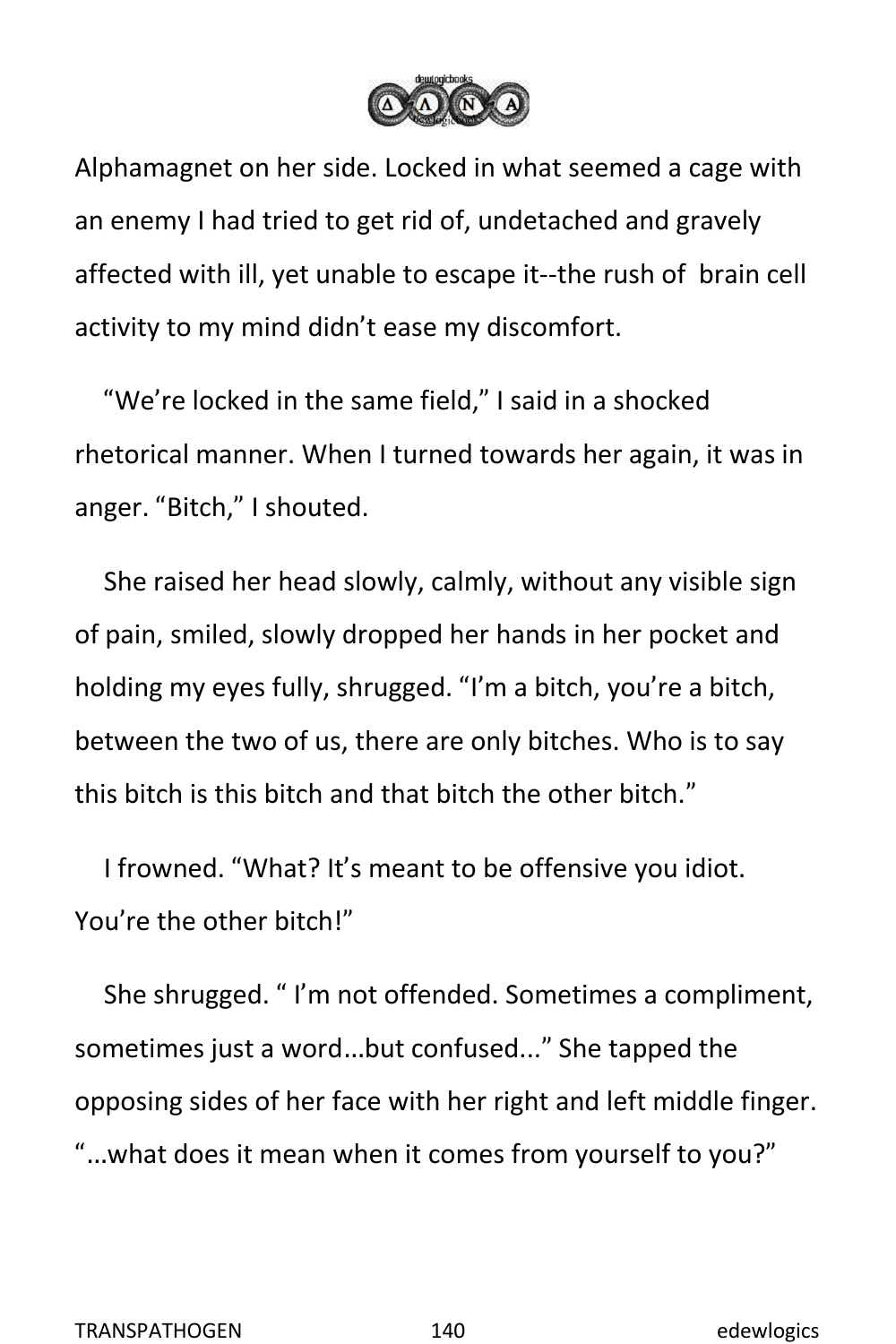Alphamagnet on her side. Locked in what seemed a cage with an enemy I had tried to get rid of, undetached and gravely affected with ill, yet unable to escape it--the rush of  brain cell activity to my mind didn't ease my discomfort.

"We're locked in the same field," I said in a shocked rhetorical manner. When I turned towards her again, it was in anger. "Bitch," I shouted.

She raised her head slowly, calmly, without any visible sign of pain, smiled, slowly dropped her hands in her pocket and holding my eyes fully, shrugged. "I'm a bitch, you're a bitch, between the two of us, there are only bitches. Who is to say this bitch is this bitch and that bitch the other bitch."

I frowned. "What? It's meant to be offensive you idiot. You're the other bitch!"

She shrugged. " I'm not offended. Sometimes a compliment, sometimes just a word…but confused..." She tapped the opposing sides of her face with her right and left middle finger. "…what does it mean when it comes from yourself to you?"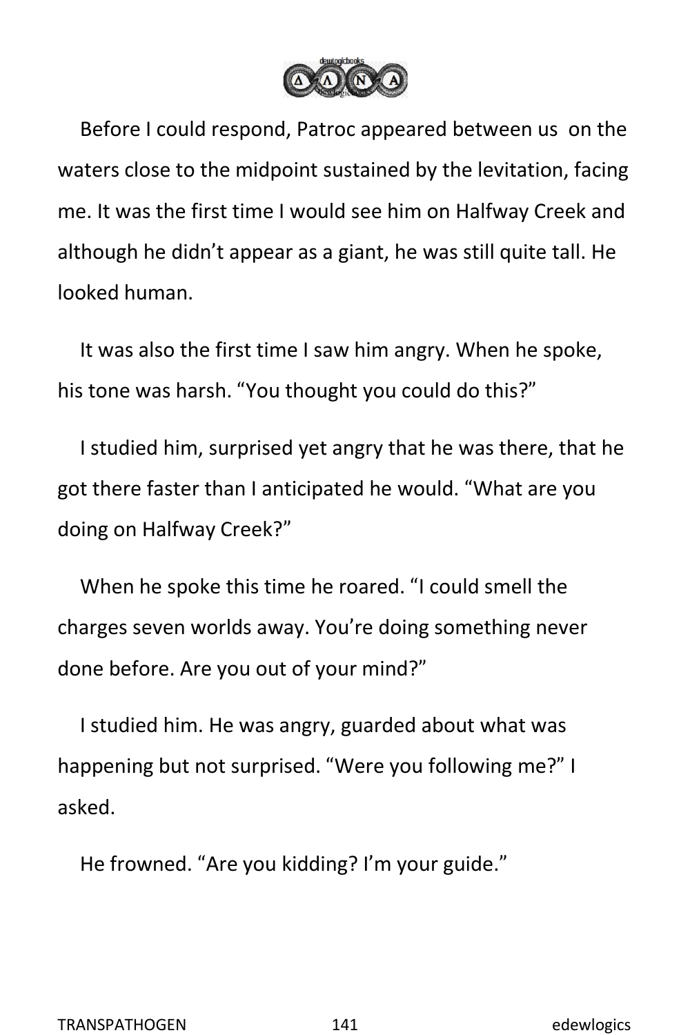Before I could respond, Patroc appeared between us on the waters close to the midpoint sustained by the levitation, facing me. It was the first time I would see him on Halfway Creek and although he didn't appear as a giant, he was still quite tall. He looked human.

It was also the first time I saw him angry. When he spoke, his tone was harsh. "You thought you could do this?"

I studied him, surprised yet angry that he was there, that he got there faster than I anticipated he would. "What are you doing on Halfway Creek?"

When he spoke this time he roared. "I could smell the charges seven worlds away. You're doing something never done before. Are you out of your mind?"

I studied him. He was angry, guarded about what was happening but not surprised. "Were you following me?" I asked.

He frowned. "Are you kidding? I'm your guide."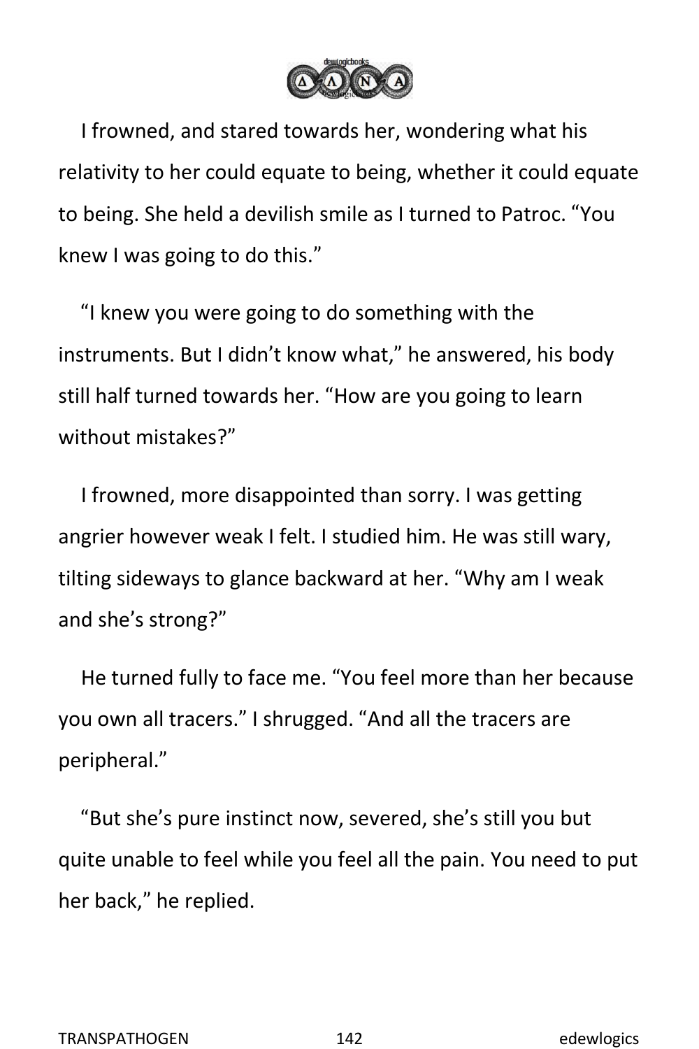I frowned, and stared towards her, wondering what his relativity to her could equate to being, whether it could equate to being. She held a devilish smile as I turned to Patroc. “You knew I was going to do this.”

“I knew you were going to do something with the instruments. But I didn’t know what,” he answered, his body still half turned towards her. “How are you going to learn without mistakes?”

I frowned, more disappointed than sorry. I was getting angrier however weak I felt. I studied him. He was still wary, tilting sideways to glance backward at her. “Why am I weak and she’s strong?”

He turned fully to face me. “You feel more than her because you own all tracers.” I shrugged. “And all the tracers are peripheral.”

“But she’s pure instinct now, severed, she’s still you but quite unable to feel while you feel all the pain. You need to put her back,” he replied.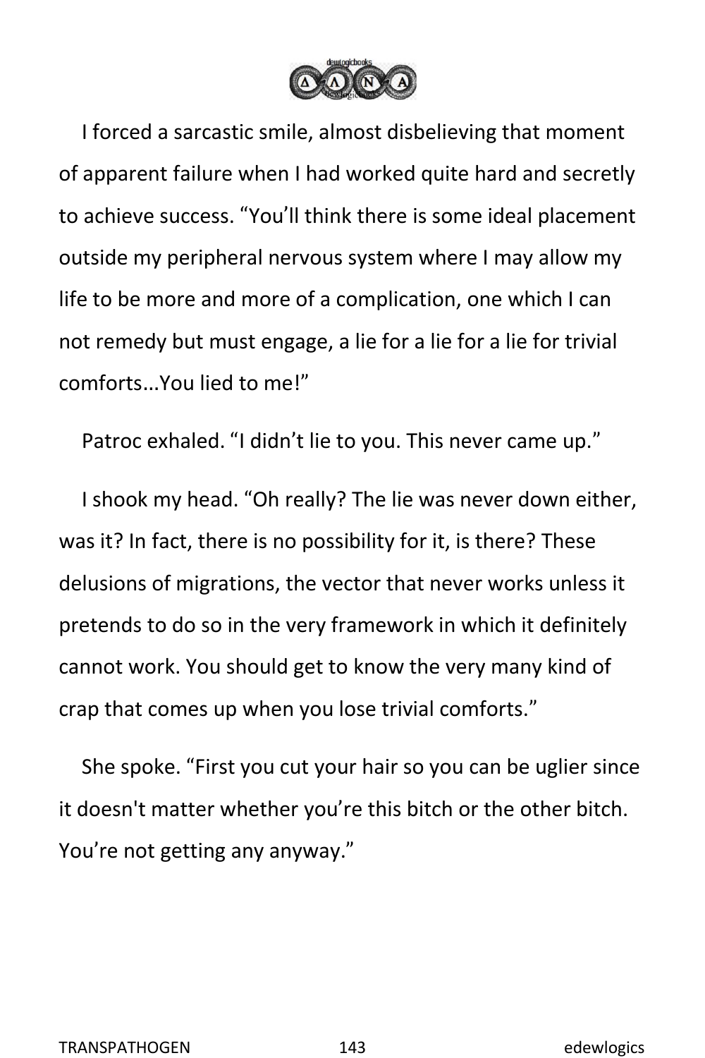I forced a sarcastic smile, almost disbelieving that moment of apparent failure when I had worked quite hard and secretly to achieve success. “You’ll think there is some ideal placement outside my peripheral nervous system where I may allow my life to be more and more of a complication, one which I can not remedy but must engage, a lie for a lie for a lie for trivial comforts...You lied to me!”

Patroc exhaled. “I didn’t lie to you. This never came up.”

I shook my head. “Oh really? The lie was never down either, was it? In fact, there is no possibility for it, is there? These delusions of migrations, the vector that never works unless it pretends to do so in the very framework in which it definitely cannot work. You should get to know the very many kind of crap that comes up when you lose trivial comforts.”

She spoke. “First you cut your hair so you can be uglier since it doesn't matter whether you’re this bitch or the other bitch. You’re not getting any anyway.”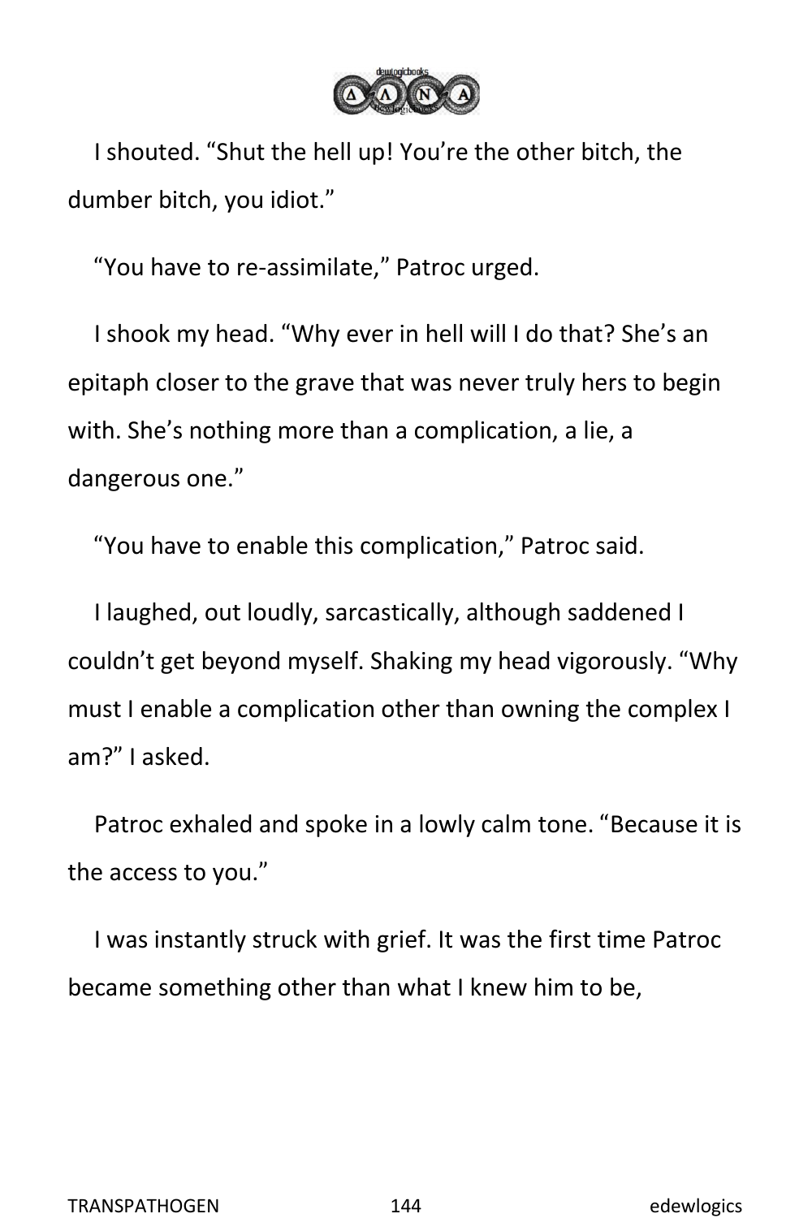I shouted. "Shut the hell up! You're the other bitch, the dumber bitch, you idiot."

"You have to re-assimilate," Patroc urged.

I shook my head. "Why ever in hell will I do that? She's an epitaph closer to the grave that was never truly hers to begin with. She's nothing more than a complication, a lie, a dangerous one."

"You have to enable this complication," Patroc said.

I laughed, out loudly, sarcastically, although saddened I couldn't get beyond myself. Shaking my head vigorously. "Why must I enable a complication other than owning the complex I am?" I asked.

Patroc exhaled and spoke in a lowly calm tone. "Because it is the access to you."

I was instantly struck with grief. It was the first time Patroc became something other than what I knew him to be,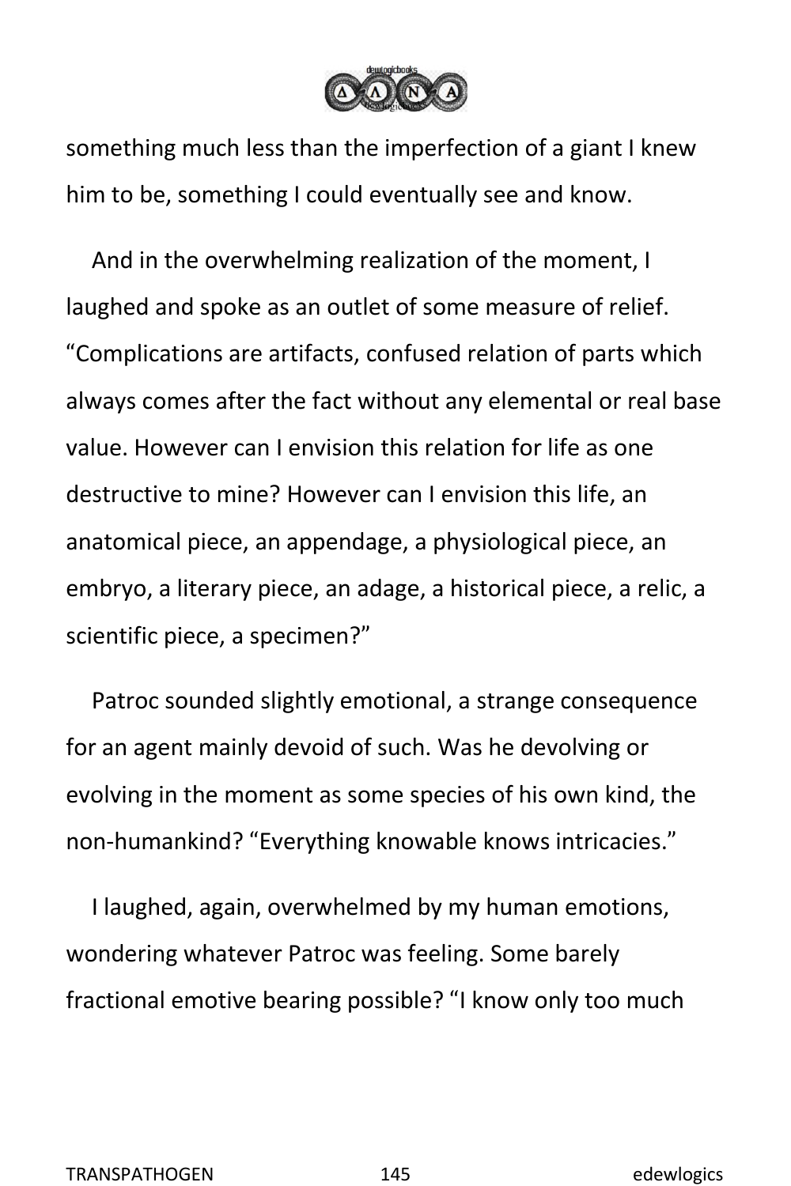something much less than the imperfection of a giant I knew him to be, something I could eventually see and know.

And in the overwhelming realization of the moment, I laughed and spoke as an outlet of some measure of relief. “Complications are artifacts, confused relation of parts which always comes after the fact without any elemental or real base value. However can I envision this relation for life as one destructive to mine? However can I envision this life, an anatomical piece, an appendage, a physiological piece, an embryo, a literary piece, an adage, a historical piece, a relic, a scientific piece, a specimen?”

Patroc sounded slightly emotional, a strange consequence for an agent mainly devoid of such. Was he devolving or evolving in the moment as some species of his own kind, the non-humankind? “Everything knowable knows intricacies.”

I laughed, again, overwhelmed by my human emotions, wondering whatever Patroc was feeling. Some barely fractional emotive bearing possible? “I know only too much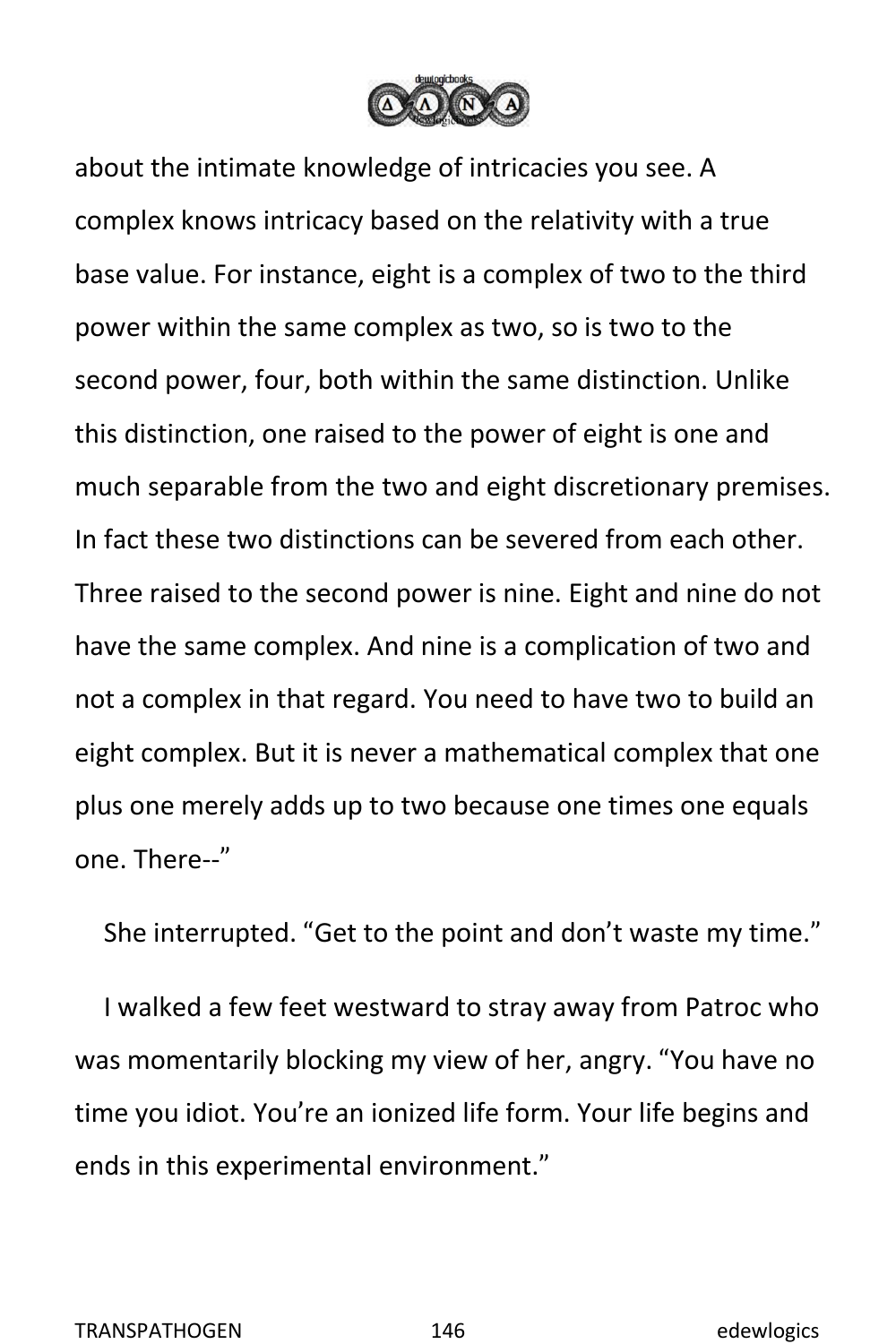about the intimate knowledge of intricacies you see. A complex knows intricacy based on the relativity with a true base value. For instance, eight is a complex of two to the third power within the same complex as two, so is two to the second power, four, both within the same distinction. Unlike this distinction, one raised to the power of eight is one and much separable from the two and eight discretionary premises. In fact these two distinctions can be severed from each other. Three raised to the second power is nine. Eight and nine do not have the same complex. And nine is a complication of two and not a complex in that regard. You need to have two to build an eight complex. But it is never a mathematical complex that one plus one merely adds up to two because one times one equals one. There--"

She interrupted. "Get to the point and don't waste my time."

I walked a few feet westward to stray away from Patroc who was momentarily blocking my view of her, angry. "You have no time you idiot. You're an ionized life form. Your life begins and ends in this experimental environment."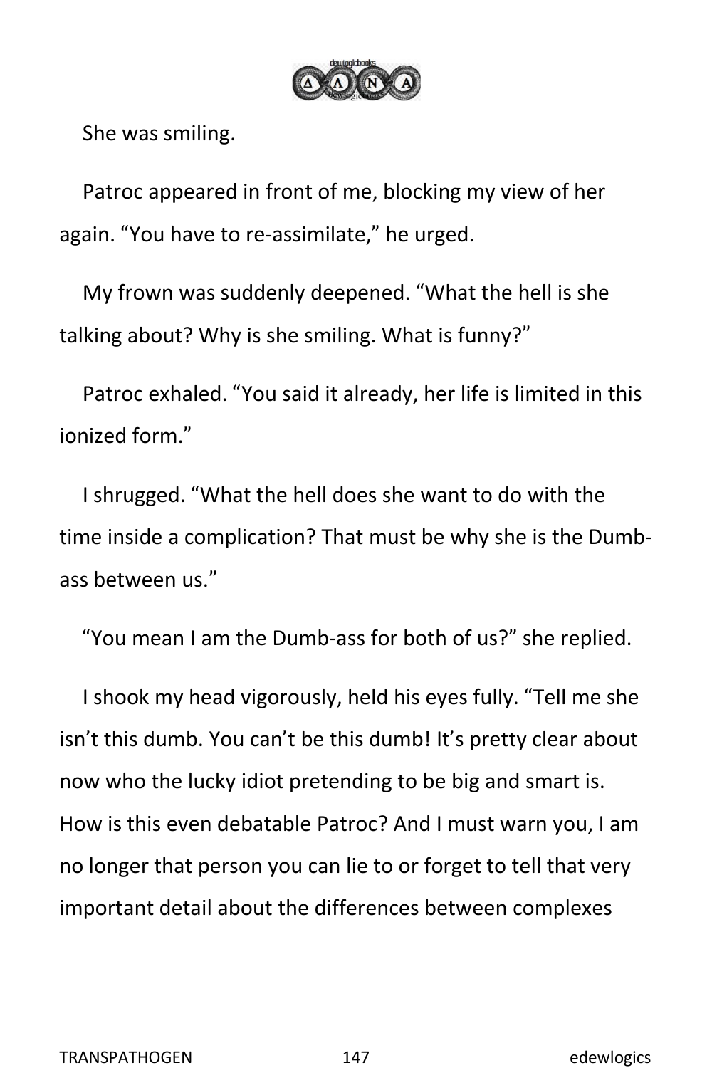She was smiling.

Patroc appeared in front of me, blocking my view of her again. “You have to re-assimilate,” he urged.

My frown was suddenly deepened. “What the hell is she talking about? Why is she smiling. What is funny?”

Patroc exhaled. “You said it already, her life is limited in this ionized form.”

I shrugged. “What the hell does she want to do with the time inside a complication? That must be why she is the Dumb-ass between us.”

“You mean I am the Dumb-ass for both of us?” she replied.

I shook my head vigorously, held his eyes fully. “Tell me she isn’t this dumb. You can’t be this dumb! It’s pretty clear about now who the lucky idiot pretending to be big and smart is. How is this even debatable Patroc? And I must warn you, I am no longer that person you can lie to or forget to tell that very important detail about the differences between complexes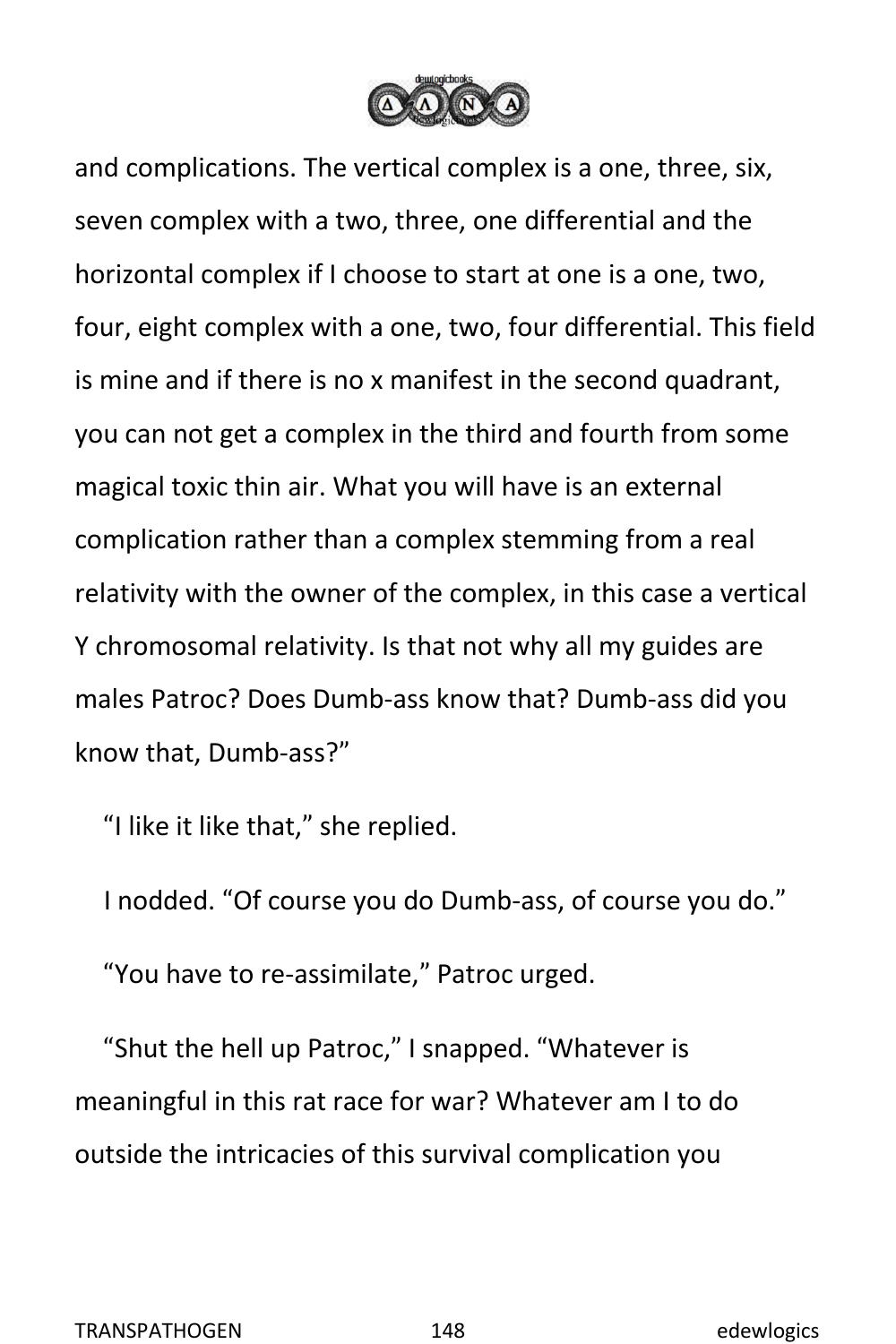and complications. The vertical complex is a one, three, six, seven complex with a two, three, one differential and the horizontal complex if I choose to start at one is a one, two, four, eight complex with a one, two, four differential. This field is mine and if there is no x manifest in the second quadrant, you can not get a complex in the third and fourth from some magical toxic thin air. What you will have is an external complication rather than a complex stemming from a real relativity with the owner of the complex, in this case a vertical Y chromosomal relativity. Is that not why all my guides are males Patroc? Does Dumb-ass know that? Dumb-ass did you know that, Dumb-ass?"

"I like it like that," she replied.

I nodded. "Of course you do Dumb-ass, of course you do."

"You have to re-assimilate," Patroc urged.

"Shut the hell up Patroc," I snapped. "Whatever is meaningful in this rat race for war? Whatever am I to do outside the intricacies of this survival complication you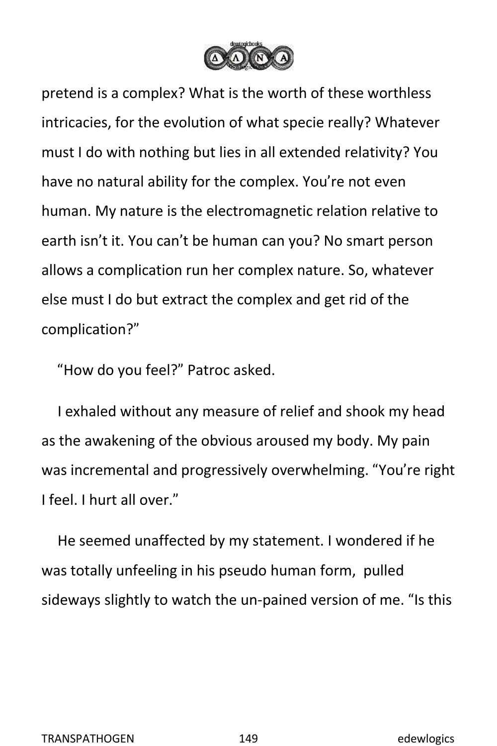pretend is a complex? What is the worth of these worthless intricacies, for the evolution of what specie really? Whatever must I do with nothing but lies in all extended relativity? You have no natural ability for the complex. You're not even human. My nature is the electromagnetic relation relative to earth isn't it. You can't be human can you? No smart person allows a complication run her complex nature. So, whatever else must I do but extract the complex and get rid of the complication?"

"How do you feel?" Patroc asked.

I exhaled without any measure of relief and shook my head as the awakening of the obvious aroused my body. My pain was incremental and progressively overwhelming. "You're right I feel. I hurt all over."

He seemed unaffected by my statement. I wondered if he was totally unfeeling in his pseudo human form, pulled sideways slightly to watch the un-pained version of me. "Is this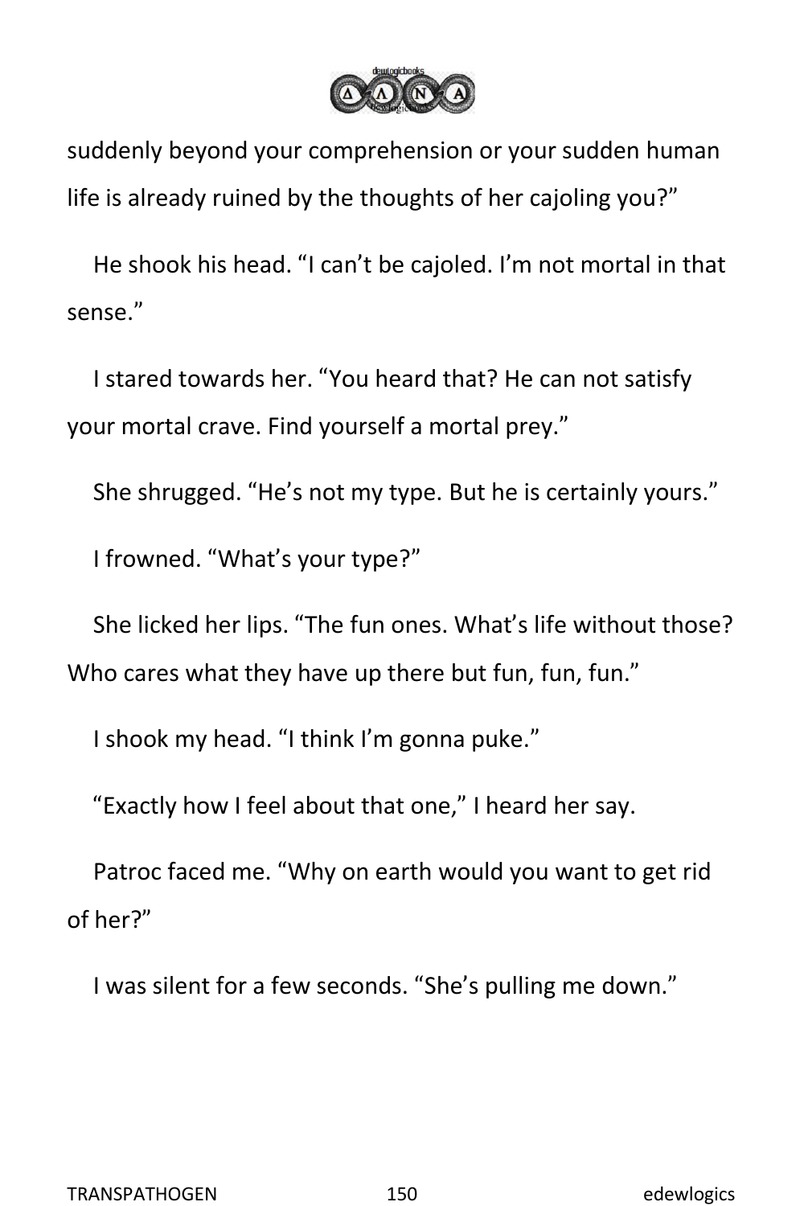suddenly beyond your comprehension or your sudden human life is already ruined by the thoughts of her cajoling you?"

He shook his head. "I can't be cajoled. I'm not mortal in that sense."

I stared towards her. "You heard that? He can not satisfy your mortal crave. Find yourself a mortal prey."

She shrugged. "He's not my type. But he is certainly yours."

I frowned. "What's your type?"

She licked her lips. "The fun ones. What's life without those? Who cares what they have up there but fun, fun, fun."

I shook my head. "I think I'm gonna puke."

"Exactly how I feel about that one," I heard her say.

Patroc faced me. "Why on earth would you want to get rid of her?"

I was silent for a few seconds. "She's pulling me down."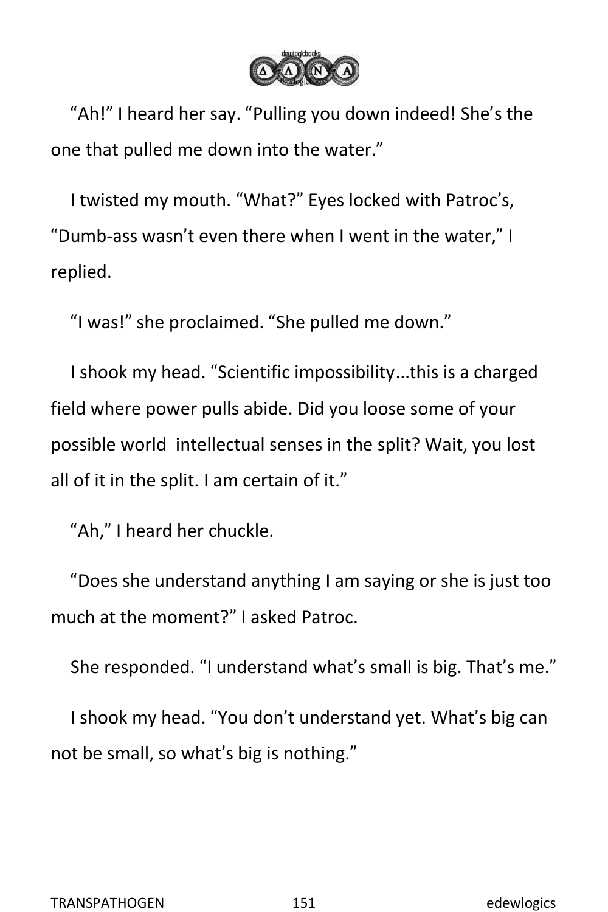“Ah!” I heard her say. “Pulling you down indeed! She’s the one that pulled me down into the water.”

I twisted my mouth. “What?” Eyes locked with Patroc’s, “Dumb-ass wasn’t even there when I went in the water,” I replied.

“I was!” she proclaimed. “She pulled me down.”

I shook my head. “Scientific impossibility...this is a charged field where power pulls abide. Did you loose some of your possible world intellectual senses in the split? Wait, you lost all of it in the split. I am certain of it.”

“Ah,” I heard her chuckle.

“Does she understand anything I am saying or she is just too much at the moment?” I asked Patroc.

She responded. “I understand what’s small is big. That’s me.”

I shook my head. “You don’t understand yet. What’s big can not be small, so what’s big is nothing.”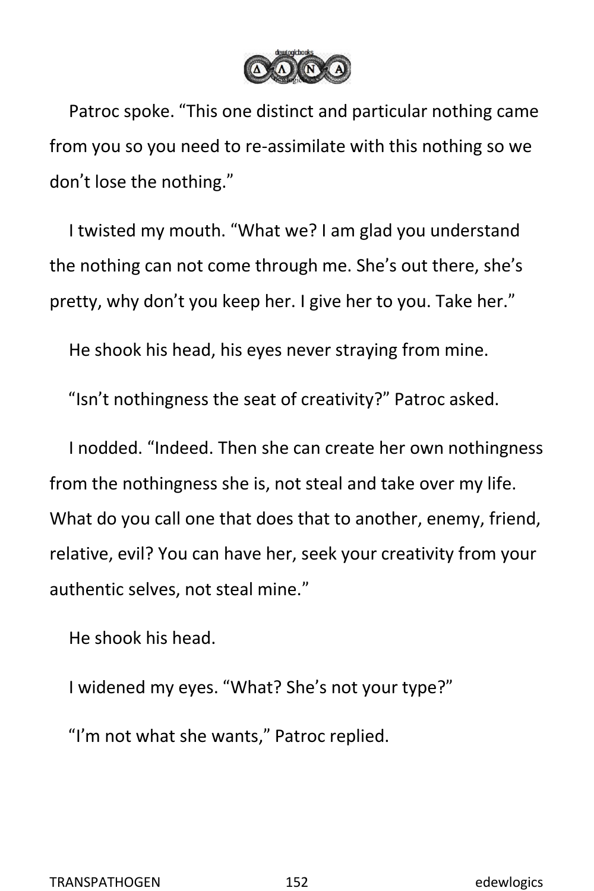Patroc spoke. “This one distinct and particular nothing came from you so you need to re-assimilate with this nothing so we don’t lose the nothing.”

I twisted my mouth. “What we? I am glad you understand the nothing can not come through me. She’s out there, she’s pretty, why don’t you keep her. I give her to you. Take her.”

He shook his head, his eyes never straying from mine.

“Isn’t nothingness the seat of creativity?” Patroc asked.

I nodded. “Indeed. Then she can create her own nothingness from the nothingness she is, not steal and take over my life. What do you call one that does that to another, enemy, friend, relative, evil? You can have her, seek your creativity from your authentic selves, not steal mine.”

He shook his head.

I widened my eyes. “What? She’s not your type?”

“I’m not what she wants,” Patroc replied.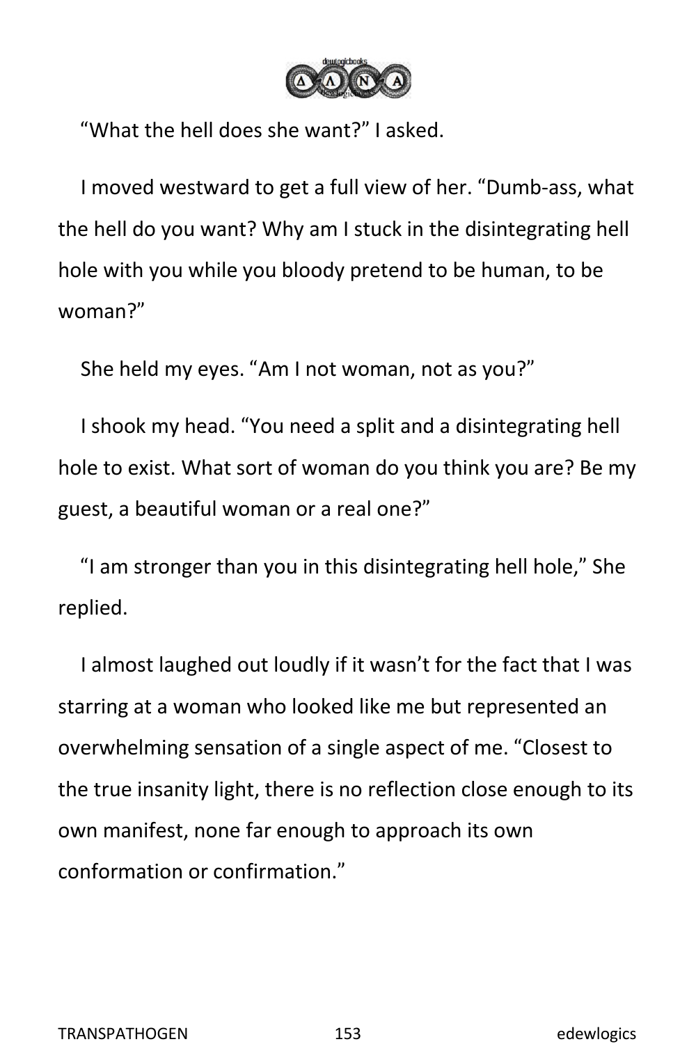“What the hell does she want?” I asked.

I moved westward to get a full view of her. “Dumb-ass, what the hell do you want? Why am I stuck in the disintegrating hell hole with you while you bloody pretend to be human, to be woman?”

She held my eyes. “Am I not woman, not as you?”

I shook my head. “You need a split and a disintegrating hell hole to exist. What sort of woman do you think you are? Be my guest, a beautiful woman or a real one?”

“I am stronger than you in this disintegrating hell hole,” She replied.

I almost laughed out loudly if it wasn’t for the fact that I was starring at a woman who looked like me but represented an overwhelming sensation of a single aspect of me. “Closest to the true insanity light, there is no reflection close enough to its own manifest, none far enough to approach its own conformation or confirmation.”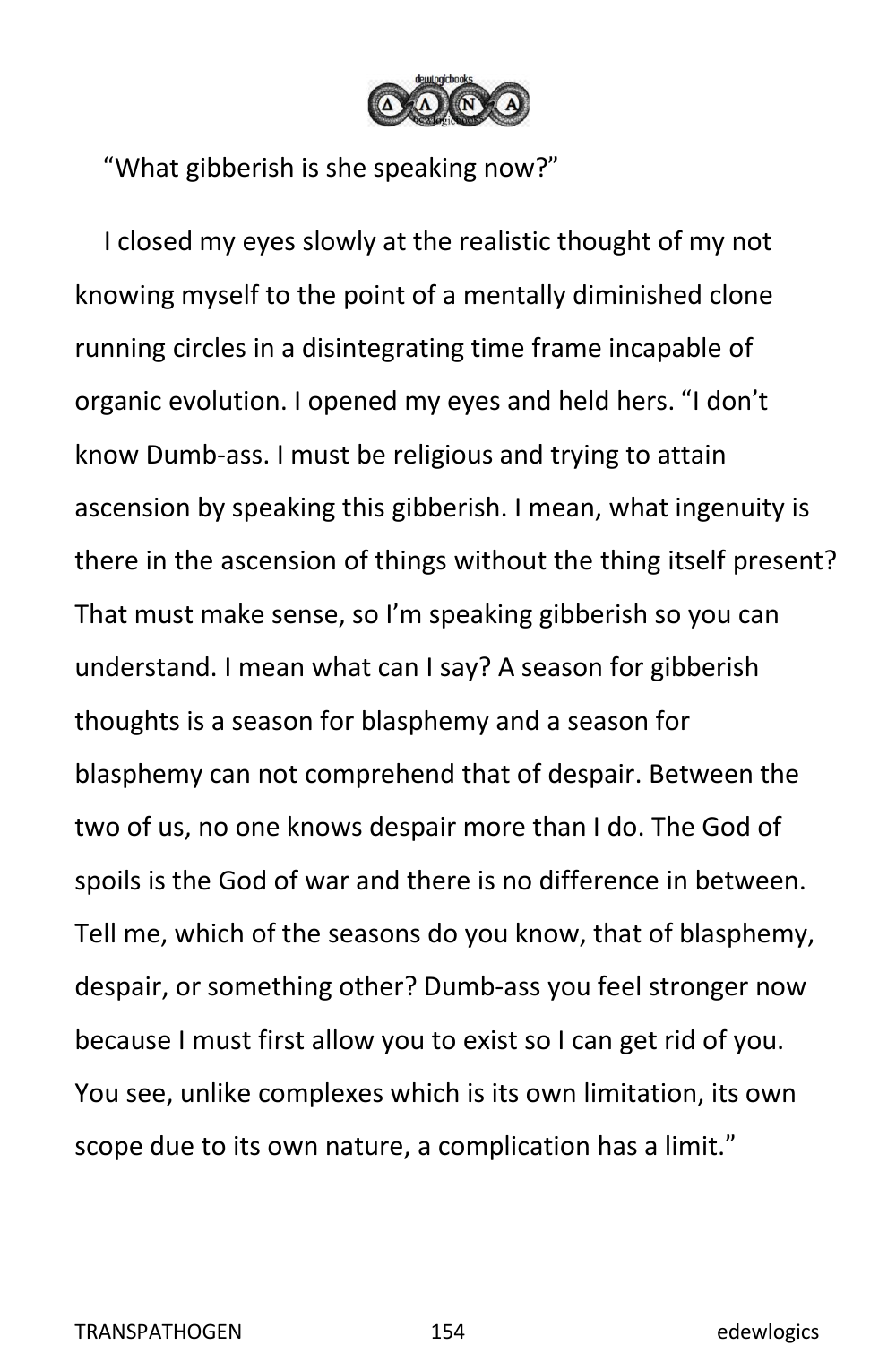“What gibberish is she speaking now?”

I closed my eyes slowly at the realistic thought of my not knowing myself to the point of a mentally diminished clone running circles in a disintegrating time frame incapable of organic evolution. I opened my eyes and held hers. “I don’t know Dumb-ass. I must be religious and trying to attain ascension by speaking this gibberish. I mean, what ingenuity is there in the ascension of things without the thing itself present? That must make sense, so I’m speaking gibberish so you can understand. I mean what can I say? A season for gibberish thoughts is a season for blasphemy and a season for blasphemy can not comprehend that of despair. Between the two of us, no one knows despair more than I do. The God of spoils is the God of war and there is no difference in between. Tell me, which of the seasons do you know, that of blasphemy, despair, or something other? Dumb-ass you feel stronger now because I must first allow you to exist so I can get rid of you. You see, unlike complexes which is its own limitation, its own scope due to its own nature, a complication has a limit.”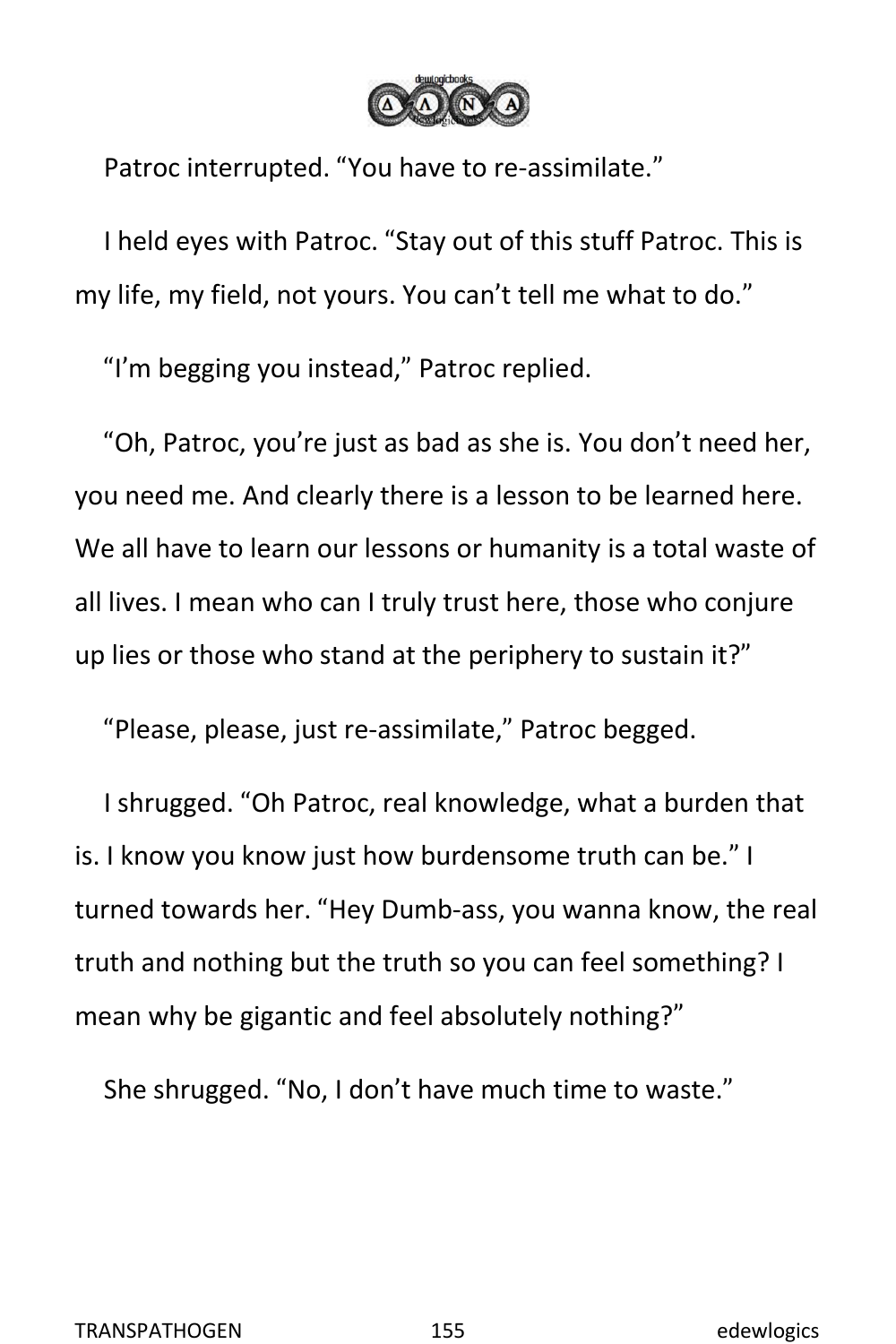Patroc interrupted. “You have to re-assimilate.”

I held eyes with Patroc. “Stay out of this stuff Patroc. This is my life, my field, not yours. You can’t tell me what to do.”

“I’m begging you instead,” Patroc replied.

“Oh, Patroc, you’re just as bad as she is. You don’t need her, you need me. And clearly there is a lesson to be learned here. We all have to learn our lessons or humanity is a total waste of all lives. I mean who can I truly trust here, those who conjure up lies or those who stand at the periphery to sustain it?”

“Please, please, just re-assimilate,” Patroc begged.

I shrugged. “Oh Patroc, real knowledge, what a burden that is. I know you know just how burdensome truth can be.” I turned towards her. “Hey Dumb-ass, you wanna know, the real truth and nothing but the truth so you can feel something? I mean why be gigantic and feel absolutely nothing?”

She shrugged. “No, I don’t have much time to waste.”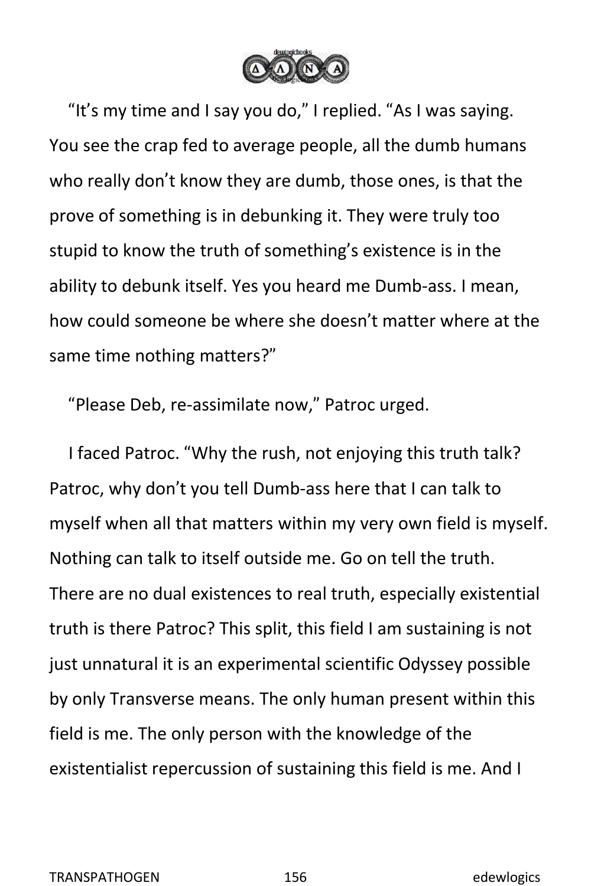"It's my time and I say you do," I replied. "As I was saying. You see the crap fed to average people, all the dumb humans who really don't know they are dumb, those ones, is that the prove of something is in debunking it. They were truly too stupid to know the truth of something's existence is in the ability to debunk itself. Yes you heard me Dumb-ass. I mean, how could someone be where she doesn't matter where at the same time nothing matters?"

"Please Deb, re-assimilate now," Patroc urged.

I faced Patroc. "Why the rush, not enjoying this truth talk? Patroc, why don't you tell Dumb-ass here that I can talk to myself when all that matters within my very own field is myself. Nothing can talk to itself outside me. Go on tell the truth. There are no dual existences to real truth, especially existential truth is there Patroc? This split, this field I am sustaining is not just unnatural it is an experimental scientific Odyssey possible by only Transverse means. The only human present within this field is me. The only person with the knowledge of the existentialist repercussion of sustaining this field is me. And I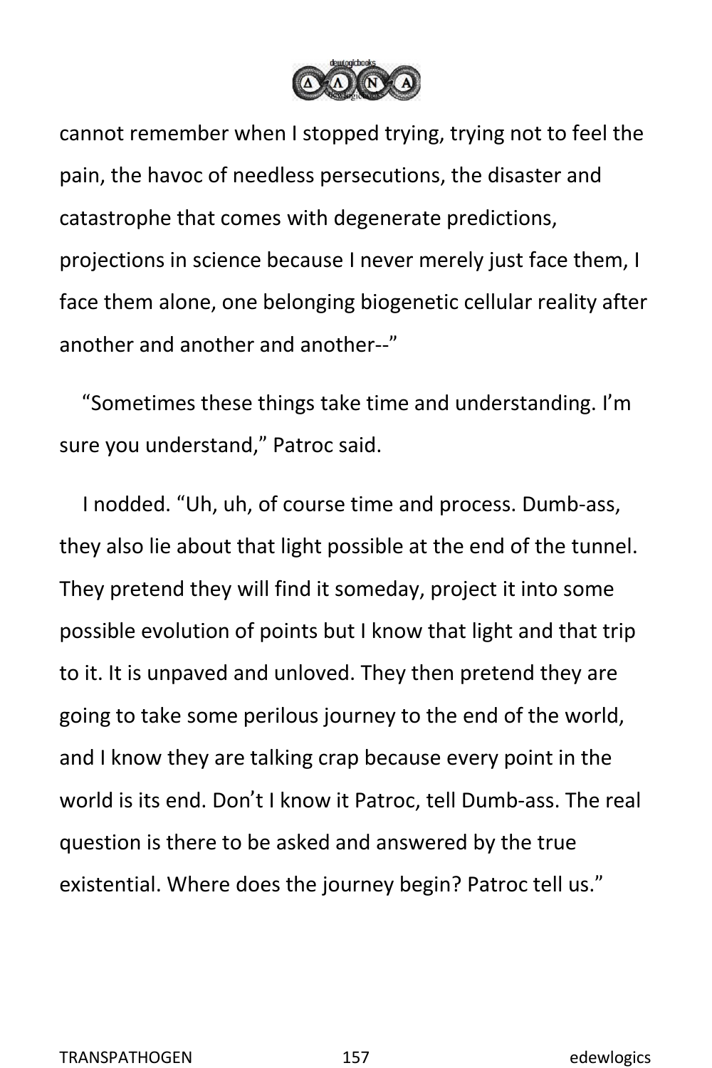cannot remember when I stopped trying, trying not to feel the pain, the havoc of needless persecutions, the disaster and catastrophe that comes with degenerate predictions, projections in science because I never merely just face them, I face them alone, one belonging biogenetic cellular reality after another and another and another--"

"Sometimes these things take time and understanding. I'm sure you understand," Patroc said.

I nodded. "Uh, uh, of course time and process. Dumb-ass, they also lie about that light possible at the end of the tunnel. They pretend they will find it someday, project it into some possible evolution of points but I know that light and that trip to it. It is unpaved and unloved. They then pretend they are going to take some perilous journey to the end of the world, and I know they are talking crap because every point in the world is its end. Don't I know it Patroc, tell Dumb-ass. The real question is there to be asked and answered by the true existential. Where does the journey begin? Patroc tell us."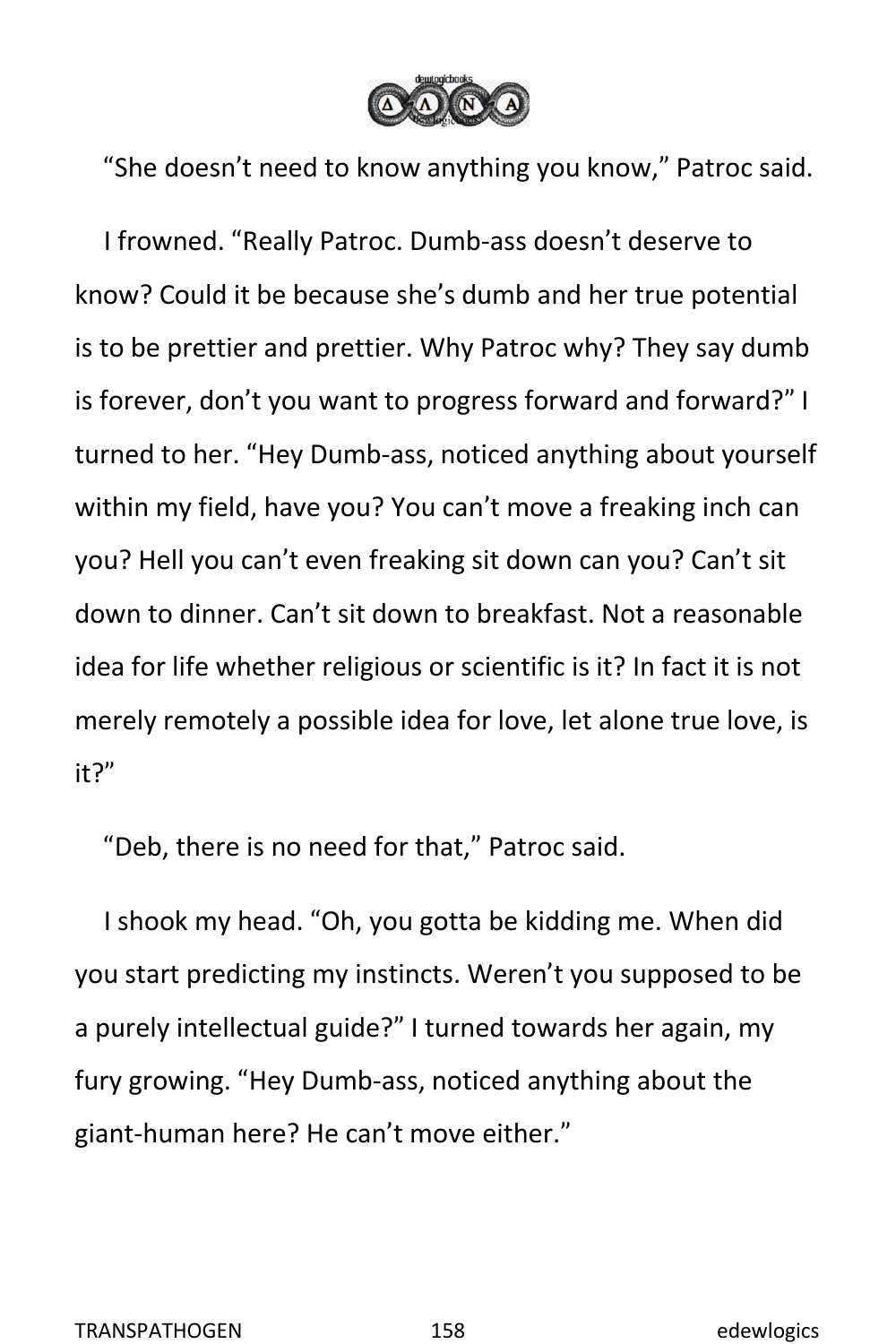“She doesn’t need to know anything you know,” Patroc said.

I frowned. “Really Patroc. Dumb-ass doesn’t deserve to know? Could it be because she’s dumb and her true potential is to be prettier and prettier. Why Patroc why? They say dumb is forever, don’t you want to progress forward and forward?” I turned to her. “Hey Dumb-ass, noticed anything about yourself within my field, have you? You can’t move a freaking inch can you? Hell you can’t even freaking sit down can you? Can’t sit down to dinner. Can’t sit down to breakfast. Not a reasonable idea for life whether religious or scientific is it? In fact it is not merely remotely a possible idea for love, let alone true love, is it?”

“Deb, there is no need for that,” Patroc said.

I shook my head. “Oh, you gotta be kidding me. When did you start predicting my instincts. Weren’t you supposed to be a purely intellectual guide?” I turned towards her again, my fury growing. “Hey Dumb-ass, noticed anything about the giant-human here? He can’t move either.”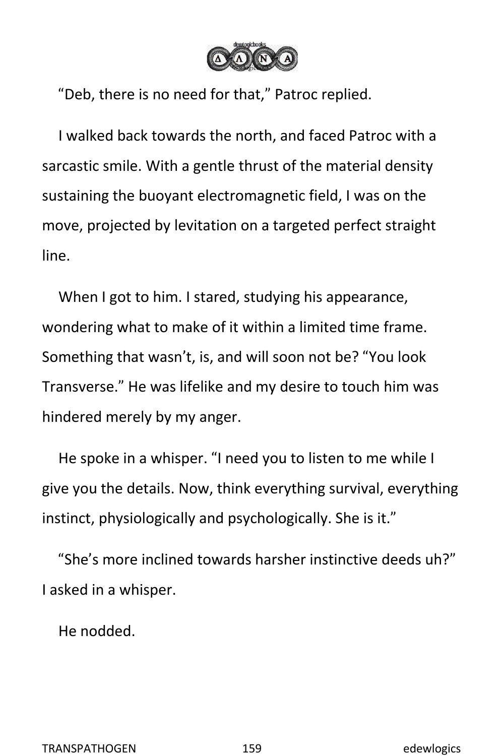“Deb, there is no need for that,” Patroc replied.

I walked back towards the north, and faced Patroc with a sarcastic smile. With a gentle thrust of the material density sustaining the buoyant electromagnetic field, I was on the move, projected by levitation on a targeted perfect straight line.

When I got to him. I stared, studying his appearance, wondering what to make of it within a limited time frame. Something that wasn’t, is, and will soon not be? “You look Transverse.” He was lifelike and my desire to touch him was hindered merely by my anger.

He spoke in a whisper. “I need you to listen to me while I give you the details. Now, think everything survival, everything instinct, physiologically and psychologically. She is it.”

“She’s more inclined towards harsher instinctive deeds uh?” I asked in a whisper.

He nodded.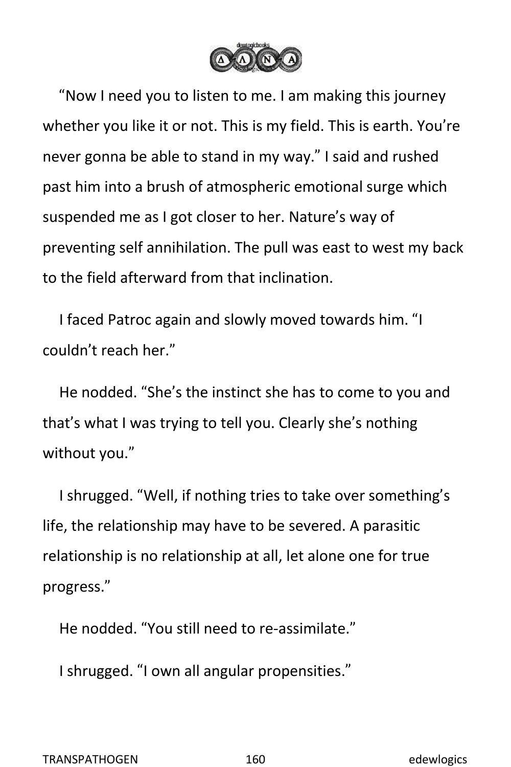"Now I need you to listen to me. I am making this journey whether you like it or not. This is my field. This is earth. You're never gonna be able to stand in my way." I said and rushed past him into a brush of atmospheric emotional surge which suspended me as I got closer to her. Nature's way of preventing self annihilation. The pull was east to west my back to the field afterward from that inclination.

I faced Patroc again and slowly moved towards him. "I couldn't reach her."

He nodded. "She's the instinct she has to come to you and that's what I was trying to tell you. Clearly she's nothing without you."

I shrugged. "Well, if nothing tries to take over something's life, the relationship may have to be severed. A parasitic relationship is no relationship at all, let alone one for true progress."

He nodded. "You still need to re-assimilate."

I shrugged. "I own all angular propensities."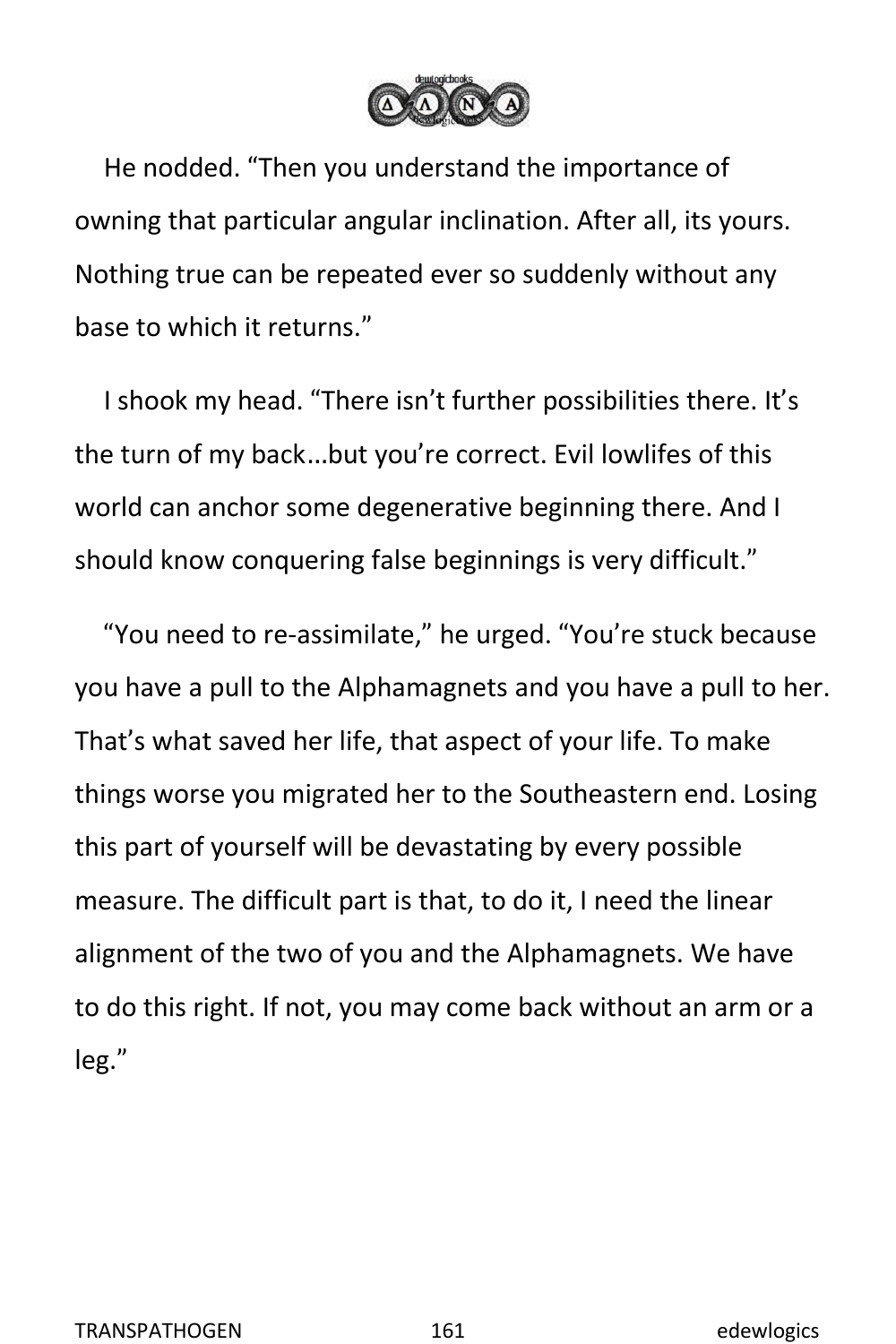He nodded. "Then you understand the importance of owning that particular angular inclination. After all, its yours. Nothing true can be repeated ever so suddenly without any base to which it returns."

I shook my head. "There isn't further possibilities there. It's the turn of my back...but you're correct. Evil lowlifes of this world can anchor some degenerative beginning there. And I should know conquering false beginnings is very difficult."

"You need to re-assimilate," he urged. "You're stuck because you have a pull to the Alphamagnets and you have a pull to her. That's what saved her life, that aspect of your life. To make things worse you migrated her to the Southeastern end. Losing this part of yourself will be devastating by every possible measure. The difficult part is that, to do it, I need the linear alignment of the two of you and the Alphamagnets. We have to do this right. If not, you may come back without an arm or a leg."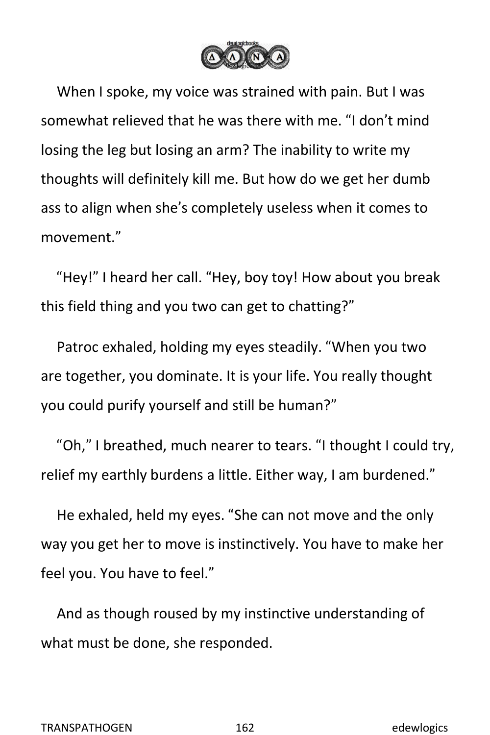When I spoke, my voice was strained with pain. But I was somewhat relieved that he was there with me. “I don’t mind losing the leg but losing an arm? The inability to write my thoughts will definitely kill me. But how do we get her dumb ass to align when she’s completely useless when it comes to movement.”

“Hey!” I heard her call. “Hey, boy toy! How about you break this field thing and you two can get to chatting?”

Patroc exhaled, holding my eyes steadily. “When you two are together, you dominate. It is your life. You really thought you could purify yourself and still be human?”

“Oh,” I breathed, much nearer to tears. “I thought I could try, relief my earthly burdens a little. Either way, I am burdened.”

He exhaled, held my eyes. “She can not move and the only way you get her to move is instinctively. You have to make her feel you. You have to feel.”

And as though roused by my instinctive understanding of what must be done, she responded.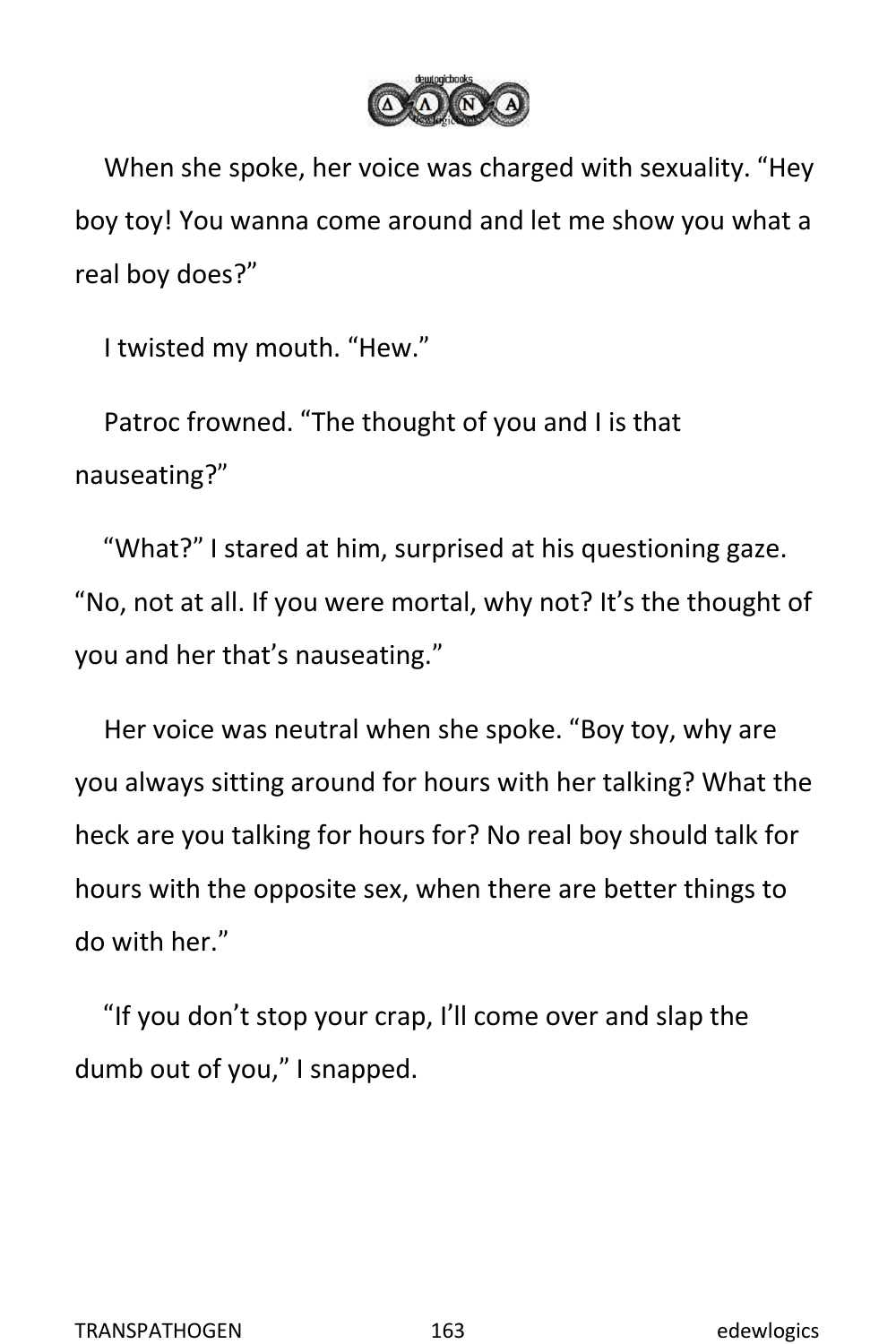When she spoke, her voice was charged with sexuality. "Hey boy toy! You wanna come around and let me show you what a real boy does?"

I twisted my mouth. "Hew."

Patroc frowned. "The thought of you and I is that nauseating?"

"What?" I stared at him, surprised at his questioning gaze. "No, not at all. If you were mortal, why not? It's the thought of you and her that's nauseating."

Her voice was neutral when she spoke. "Boy toy, why are you always sitting around for hours with her talking? What the heck are you talking for hours for? No real boy should talk for hours with the opposite sex, when there are better things to do with her."

"If you don't stop your crap, I'll come over and slap the dumb out of you," I snapped.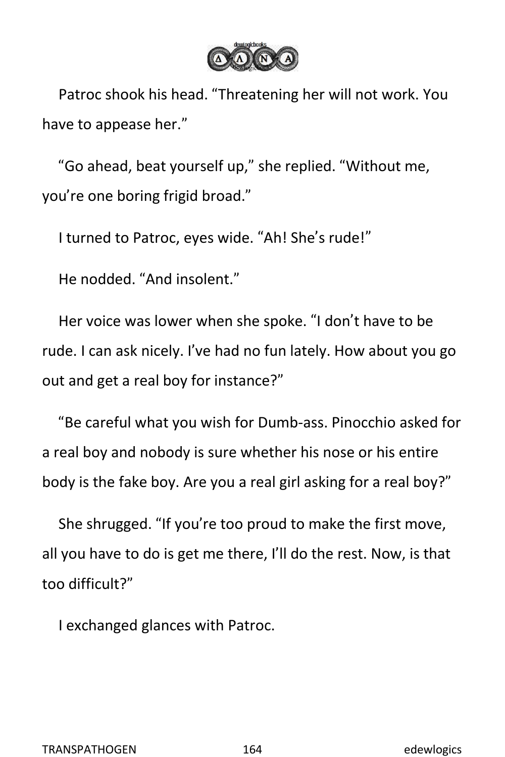Patroc shook his head. “Threatening her will not work. You have to appease her.”

“Go ahead, beat yourself up,” she replied. “Without me, you’re one boring frigid broad.”

I turned to Patroc, eyes wide. “Ah! She’s rude!”

He nodded. “And insolent.”

Her voice was lower when she spoke. “I don’t have to be rude. I can ask nicely. I’ve had no fun lately. How about you go out and get a real boy for instance?”

“Be careful what you wish for Dumb-ass. Pinocchio asked for a real boy and nobody is sure whether his nose or his entire body is the fake boy. Are you a real girl asking for a real boy?”

She shrugged. “If you’re too proud to make the first move, all you have to do is get me there, I’ll do the rest. Now, is that too difficult?”

I exchanged glances with Patroc.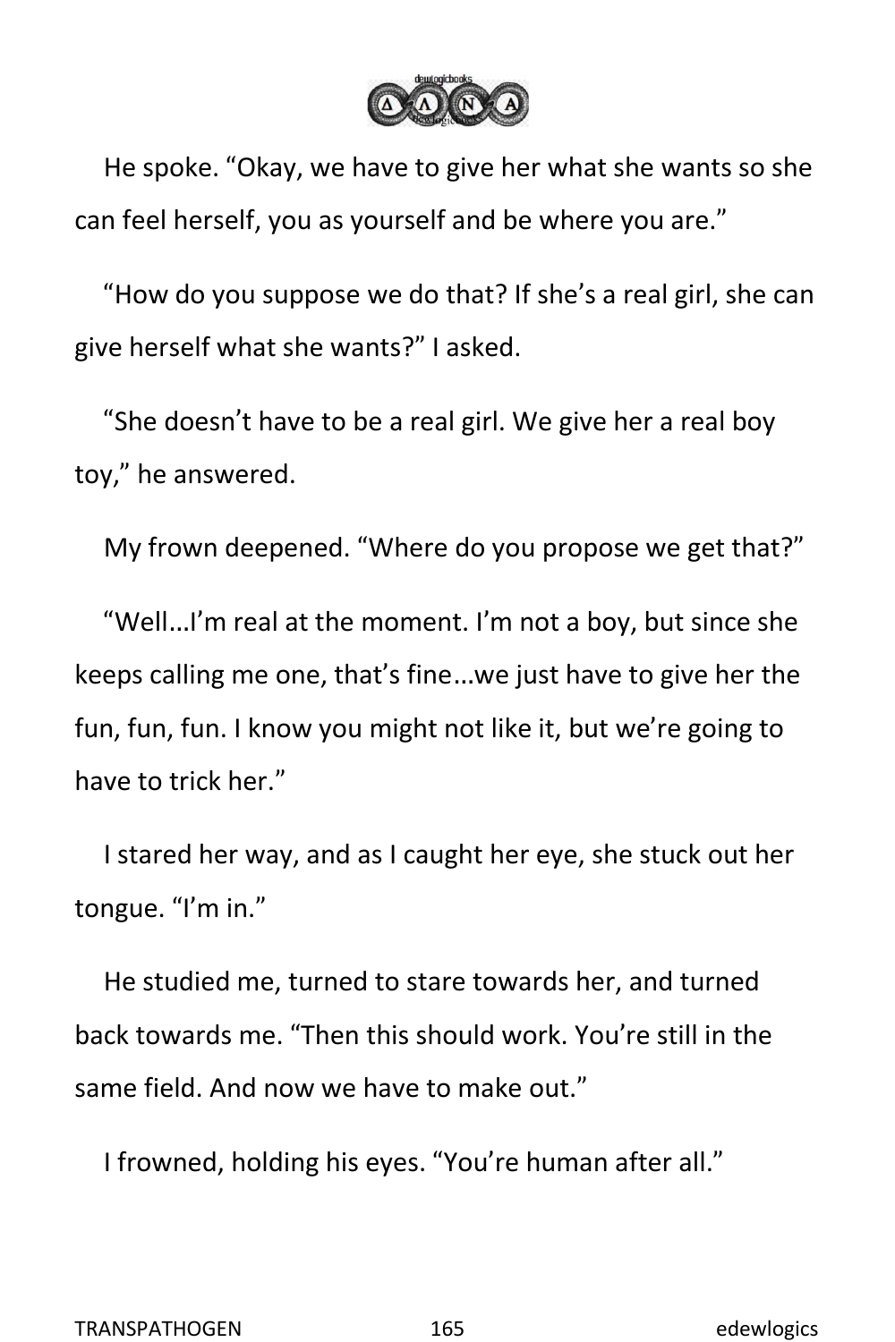He spoke. “Okay, we have to give her what she wants so she can feel herself, you as yourself and be where you are.”

“How do you suppose we do that? If she’s a real girl, she can give herself what she wants?” I asked.

“She doesn’t have to be a real girl. We give her a real boy toy,” he answered.

My frown deepened. “Where do you propose we get that?”

“Well...I’m real at the moment. I’m not a boy, but since she keeps calling me one, that’s fine…we just have to give her the fun, fun, fun. I know you might not like it, but we’re going to have to trick her.”

I stared her way, and as I caught her eye, she stuck out her tongue. “I’m in.”

He studied me, turned to stare towards her, and turned back towards me. “Then this should work. You’re still in the same field. And now we have to make out.”

I frowned, holding his eyes. “You’re human after all.”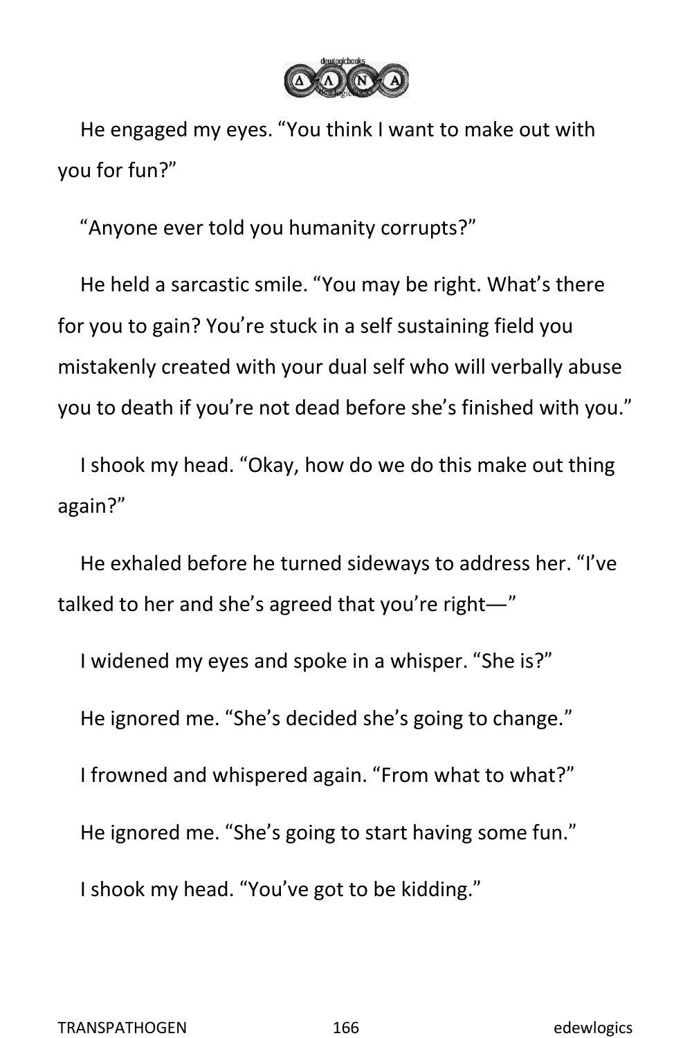He engaged my eyes. “You think I want to make out with you for fun?”

“Anyone ever told you humanity corrupts?”

He held a sarcastic smile. “You may be right. What’s there for you to gain? You’re stuck in a self sustaining field you mistakenly created with your dual self who will verbally abuse you to death if you’re not dead before she’s finished with you.”

I shook my head. “Okay, how do we do this make out thing again?”

He exhaled before he turned sideways to address her. “I’ve talked to her and she’s agreed that you’re right—”

I widened my eyes and spoke in a whisper. “She is?”

He ignored me. “She’s decided she’s going to change.”

I frowned and whispered again. “From what to what?”

He ignored me. “She’s going to start having some fun.”

I shook my head. “You’ve got to be kidding.”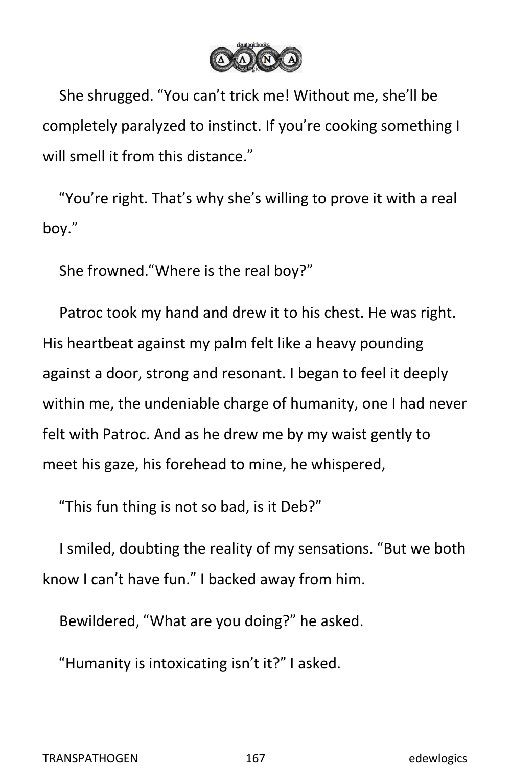She shrugged. “You can’t trick me! Without me, she’ll be completely paralyzed to instinct. If you’re cooking something I will smell it from this distance.”

“You’re right. That’s why she’s willing to prove it with a real boy.”

She frowned.“Where is the real boy?”

Patroc took my hand and drew it to his chest. He was right. His heartbeat against my palm felt like a heavy pounding against a door, strong and resonant. I began to feel it deeply within me, the undeniable charge of humanity, one I had never felt with Patroc. And as he drew me by my waist gently to meet his gaze, his forehead to mine, he whispered,

“This fun thing is not so bad, is it Deb?”

I smiled, doubting the reality of my sensations. “But we both know I can’t have fun.” I backed away from him.

Bewildered, “What are you doing?” he asked.

“Humanity is intoxicating isn’t it?” I asked.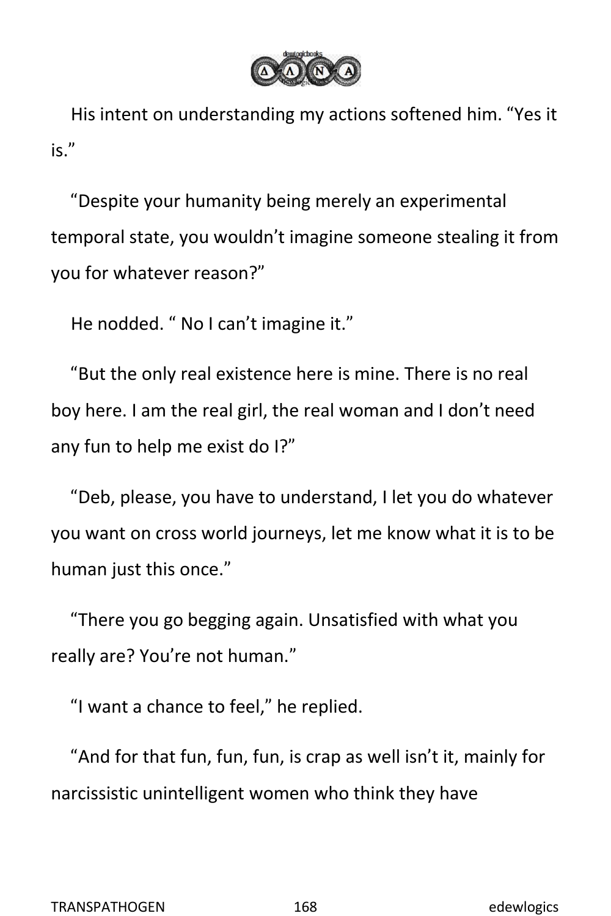His intent on understanding my actions softened him. "Yes it is."

"Despite your humanity being merely an experimental temporal state, you wouldn't imagine someone stealing it from you for whatever reason?"

He nodded. " No I can't imagine it."

"But the only real existence here is mine. There is no real boy here. I am the real girl, the real woman and I don't need any fun to help me exist do I?"

"Deb, please, you have to understand, I let you do whatever you want on cross world journeys, let me know what it is to be human just this once."

"There you go begging again. Unsatisfied with what you really are? You're not human."

"I want a chance to feel," he replied.

"And for that fun, fun, fun, is crap as well isn't it, mainly for narcissistic unintelligent women who think they have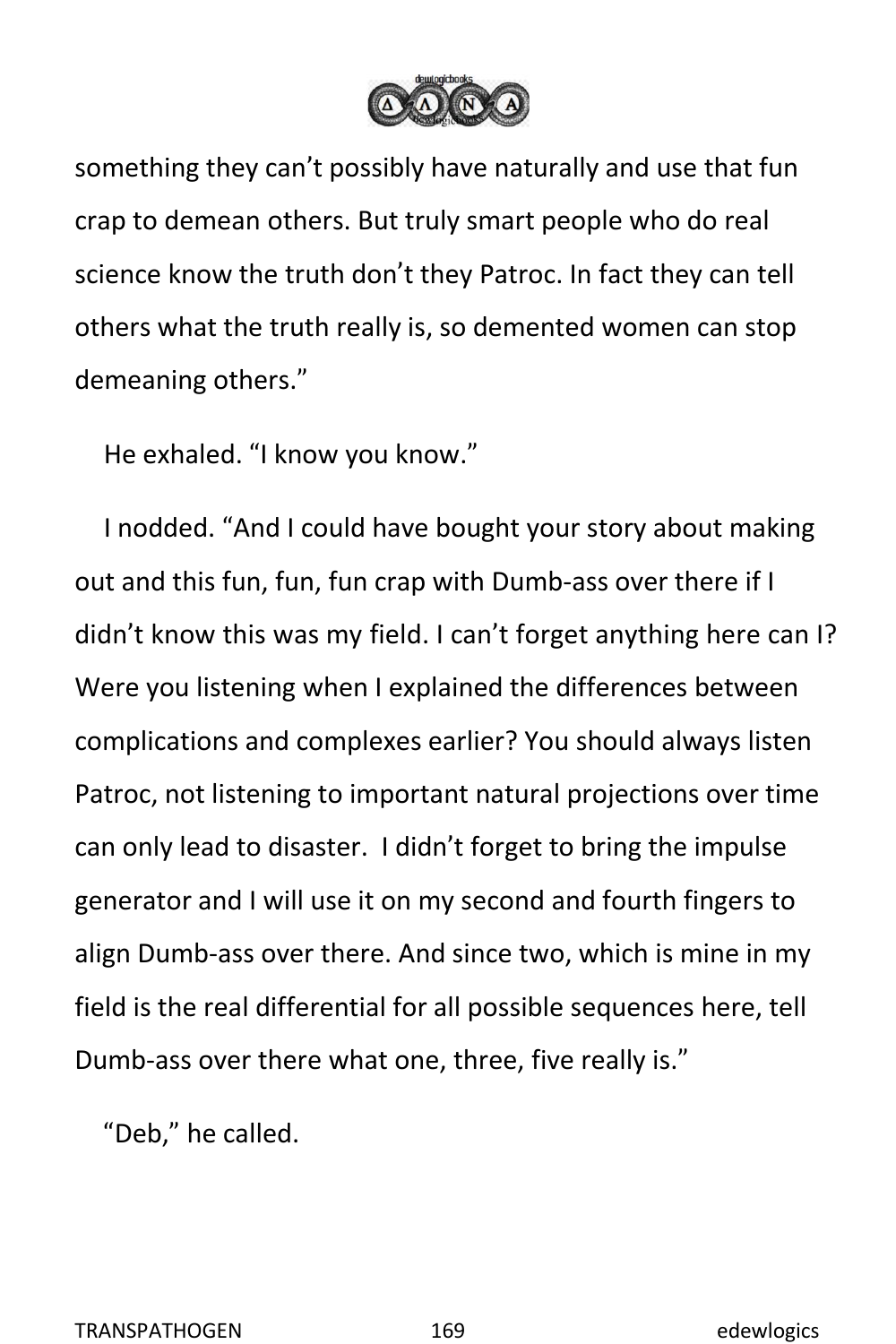something they can't possibly have naturally and use that fun crap to demean others. But truly smart people who do real science know the truth don't they Patroc. In fact they can tell others what the truth really is, so demented women can stop demeaning others."

He exhaled. "I know you know."

I nodded. "And I could have bought your story about making out and this fun, fun, fun crap with Dumb-ass over there if I didn't know this was my field. I can't forget anything here can I? Were you listening when I explained the differences between complications and complexes earlier? You should always listen Patroc, not listening to important natural projections over time can only lead to disaster.  I didn't forget to bring the impulse generator and I will use it on my second and fourth fingers to align Dumb-ass over there. And since two, which is mine in my field is the real differential for all possible sequences here, tell Dumb-ass over there what one, three, five really is."

"Deb," he called.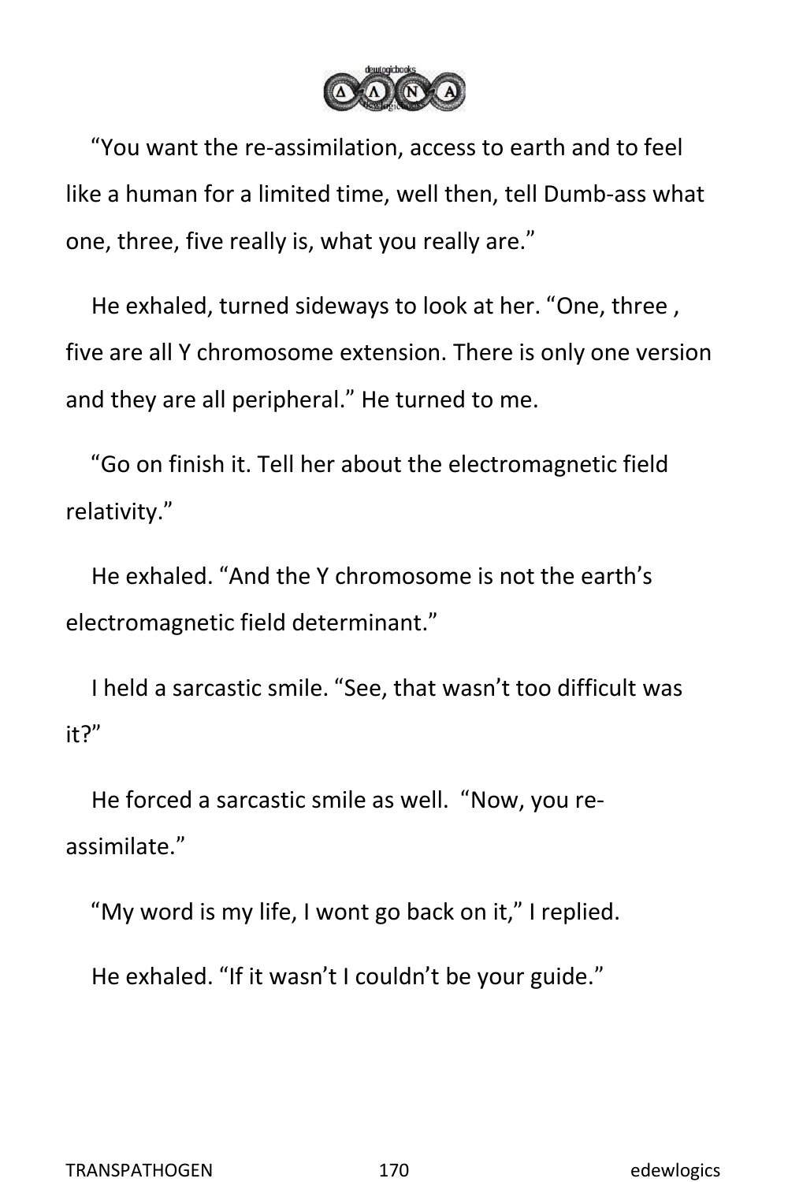“You want the re-assimilation, access to earth and to feel like a human for a limited time, well then, tell Dumb-ass what one, three, five really is, what you really are.”

He exhaled, turned sideways to look at her. “One, three , five are all Y chromosome extension. There is only one version and they are all peripheral.” He turned to me.

“Go on finish it. Tell her about the electromagnetic field relativity.”

He exhaled. “And the Y chromosome is not the earth’s electromagnetic field determinant.”

I held a sarcastic smile. “See, that wasn’t too difficult was it?”

He forced a sarcastic smile as well. “Now, you re-assimilate.”

“My word is my life, I wont go back on it,” I replied.

He exhaled. “If it wasn’t I couldn’t be your guide.”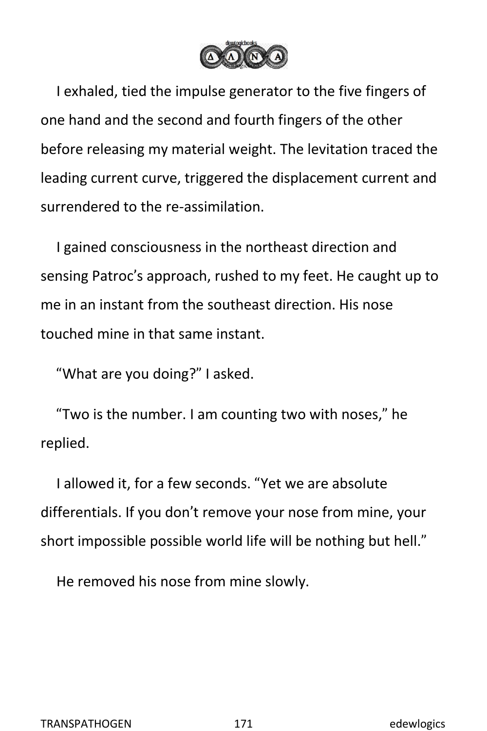I exhaled, tied the impulse generator to the five fingers of one hand and the second and fourth fingers of the other before releasing my material weight. The levitation traced the leading current curve, triggered the displacement current and surrendered to the re-assimilation.

I gained consciousness in the northeast direction and sensing Patroc's approach, rushed to my feet. He caught up to me in an instant from the southeast direction. His nose touched mine in that same instant.

"What are you doing?" I asked.

"Two is the number. I am counting two with noses," he replied.

I allowed it, for a few seconds. "Yet we are absolute differentials. If you don't remove your nose from mine, your short impossible possible world life will be nothing but hell."

He removed his nose from mine slowly.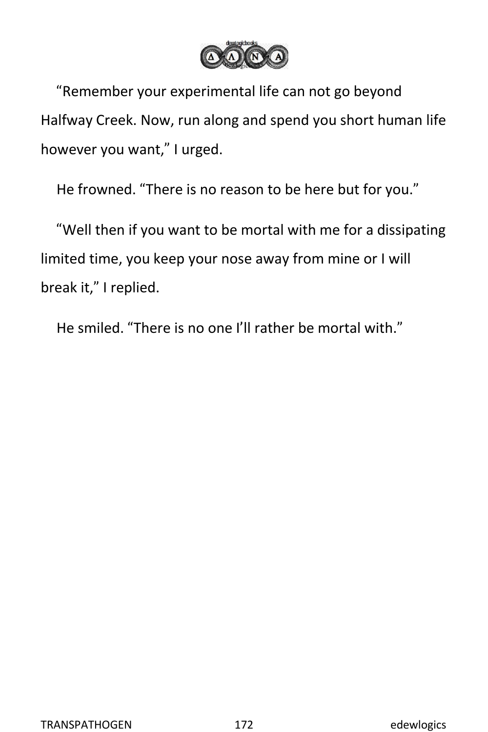"Remember your experimental life can not go beyond Halfway Creek. Now, run along and spend you short human life however you want," I urged.

He frowned. "There is no reason to be here but for you."

"Well then if you want to be mortal with me for a dissipating limited time, you keep your nose away from mine or I will break it," I replied.

He smiled. "There is no one I'll rather be mortal with."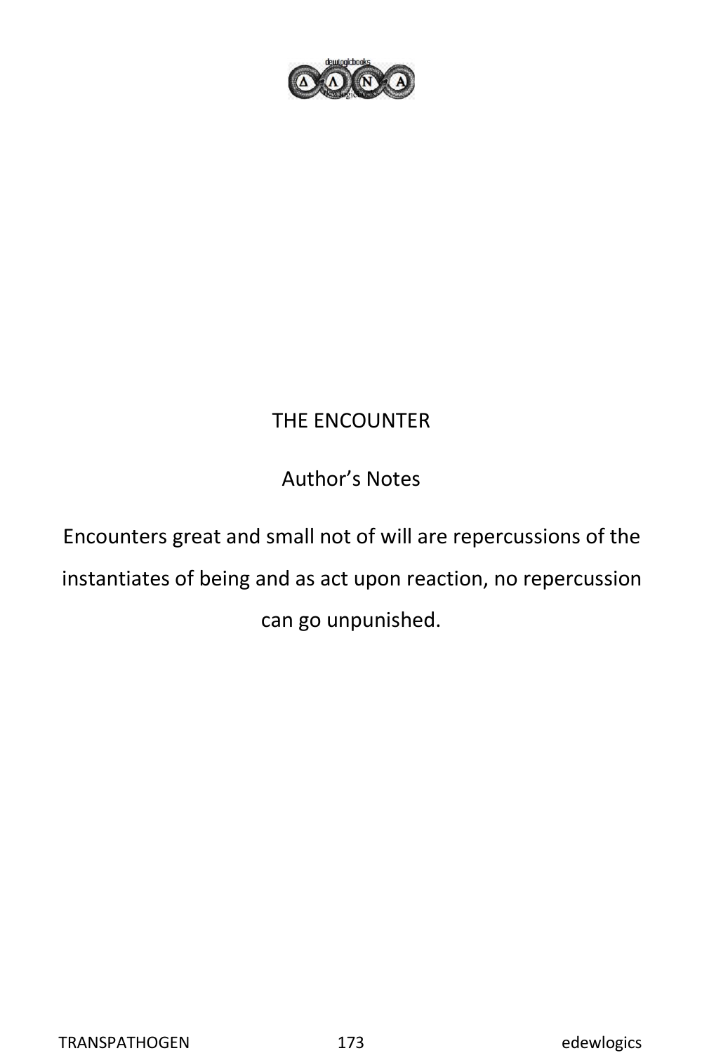# THE ENCOUNTER

## Author's Notes

Encounters great and small not of will are repercussions of the instantiates of being and as act upon reaction, no repercussion can go unpunished.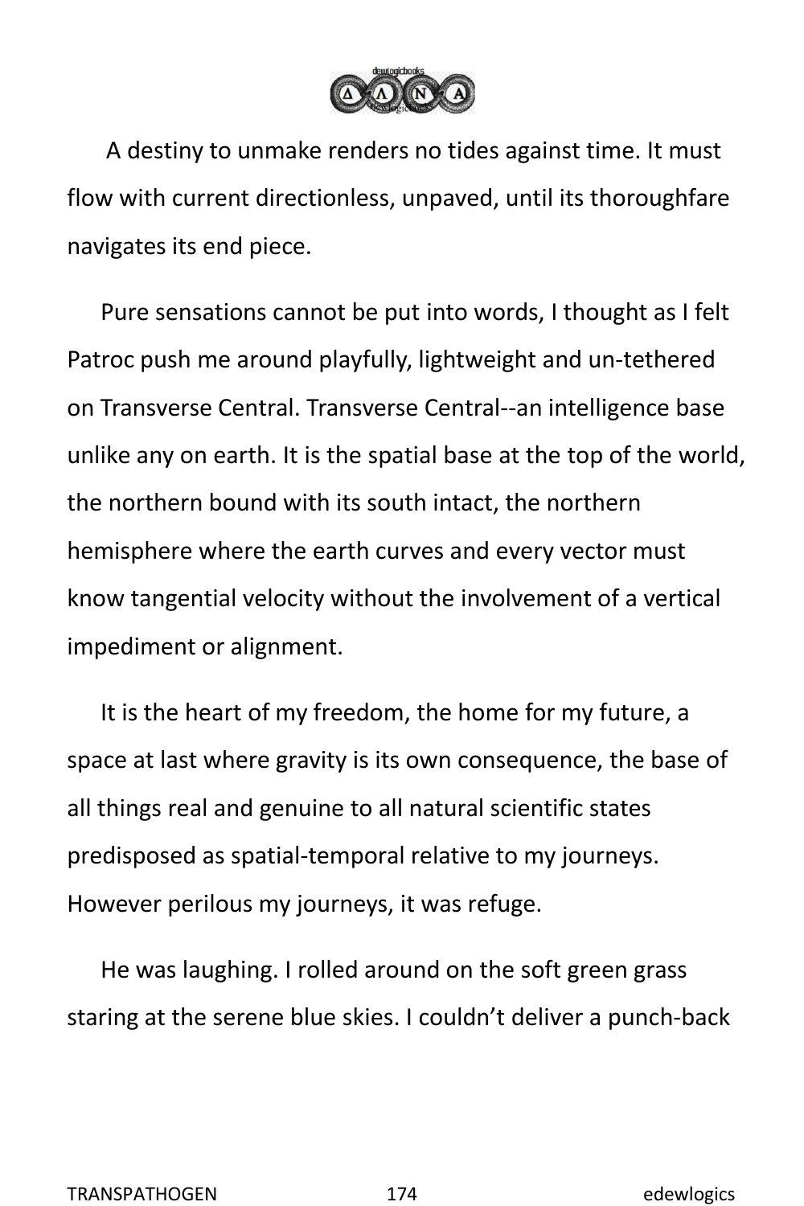A destiny to unmake renders no tides against time. It must flow with current directionless, unpaved, until its thoroughfare navigates its end piece.

Pure sensations cannot be put into words, I thought as I felt Patroc push me around playfully, lightweight and un-tethered on Transverse Central. Transverse Central--an intelligence base unlike any on earth. It is the spatial base at the top of the world, the northern bound with its south intact, the northern hemisphere where the earth curves and every vector must know tangential velocity without the involvement of a vertical impediment or alignment.

It is the heart of my freedom, the home for my future, a space at last where gravity is its own consequence, the base of all things real and genuine to all natural scientific states predisposed as spatial-temporal relative to my journeys. However perilous my journeys, it was refuge.

He was laughing. I rolled around on the soft green grass staring at the serene blue skies. I couldn't deliver a punch-back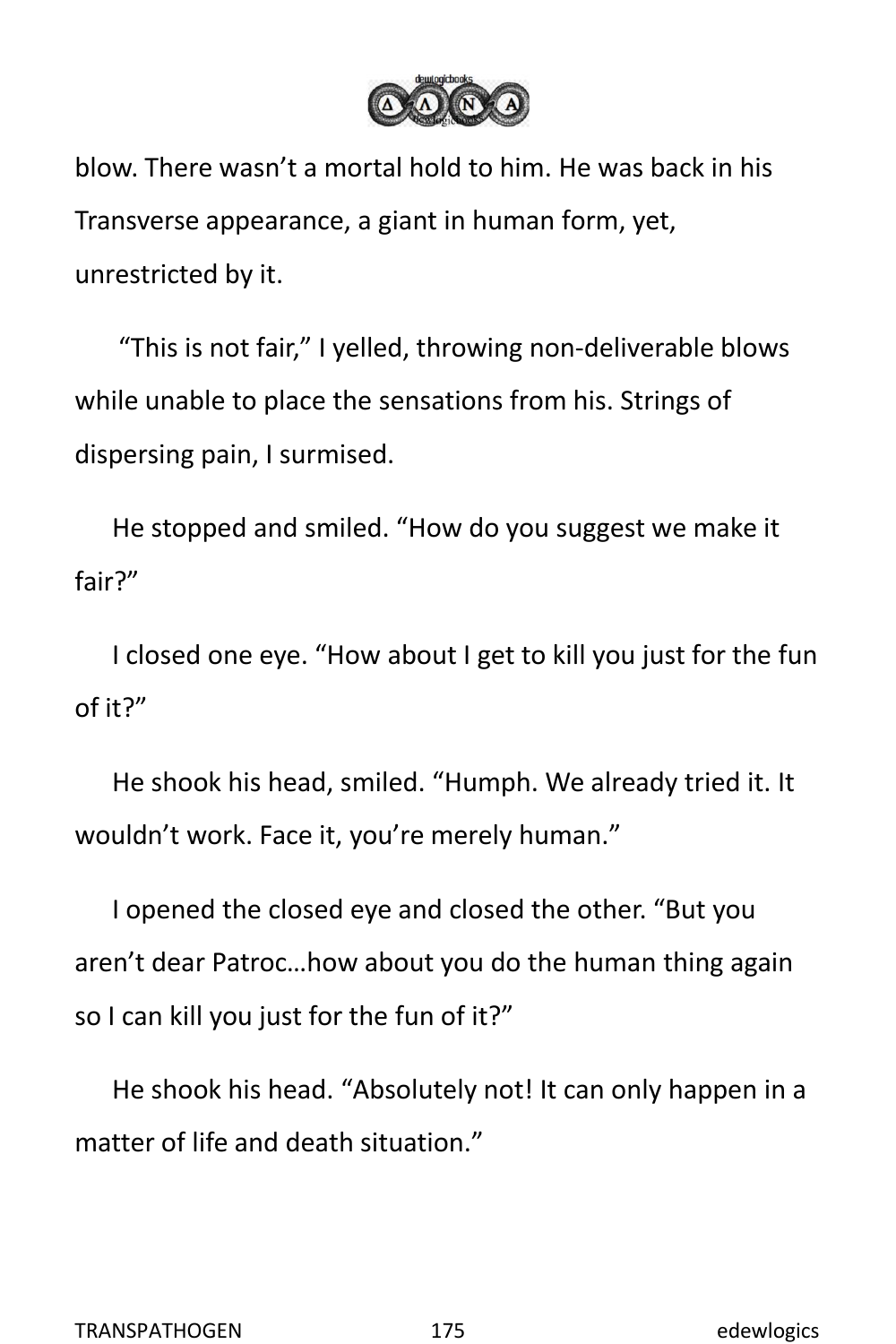blow. There wasn't a mortal hold to him. He was back in his Transverse appearance, a giant in human form, yet, unrestricted by it.

"This is not fair," I yelled, throwing non-deliverable blows while unable to place the sensations from his. Strings of dispersing pain, I surmised.

He stopped and smiled. "How do you suggest we make it fair?"

I closed one eye. "How about I get to kill you just for the fun of it?"

He shook his head, smiled. "Humph. We already tried it. It wouldn't work. Face it, you're merely human."

I opened the closed eye and closed the other. "But you aren't dear Patroc…how about you do the human thing again so I can kill you just for the fun of it?"

He shook his head. "Absolutely not! It can only happen in a matter of life and death situation."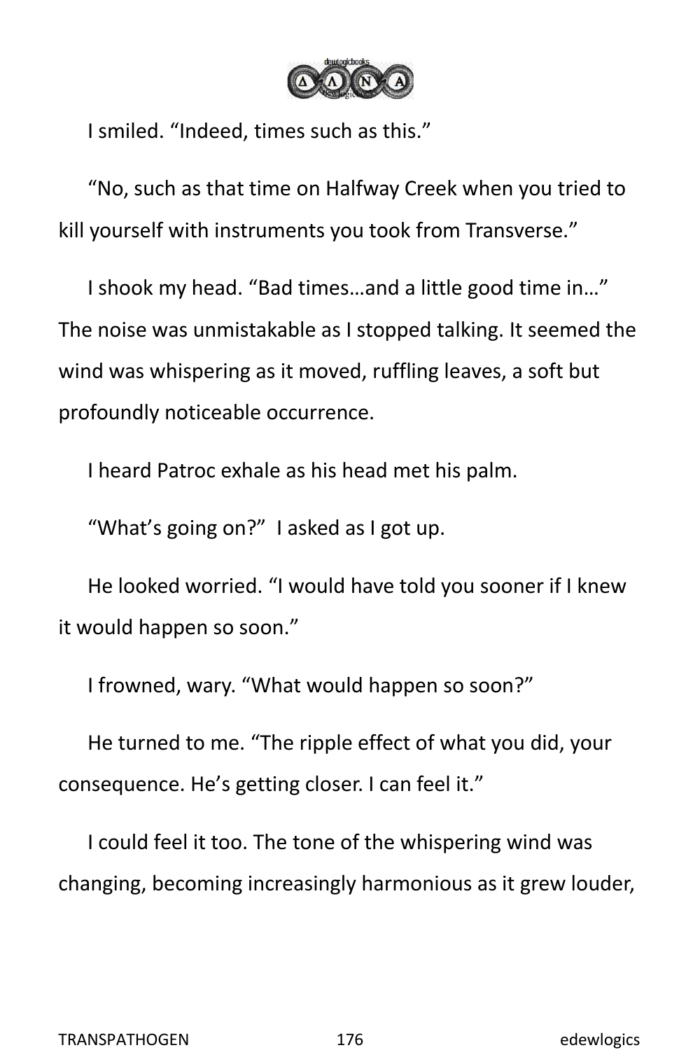I smiled. “Indeed, times such as this.”

“No, such as that time on Halfway Creek when you tried to kill yourself with instruments you took from Transverse.”

I shook my head. “Bad times…and a little good time in…” The noise was unmistakable as I stopped talking. It seemed the wind was whispering as it moved, ruffling leaves, a soft but profoundly noticeable occurrence.

I heard Patroc exhale as his head met his palm.

“What’s going on?”  I asked as I got up.

He looked worried. “I would have told you sooner if I knew it would happen so soon.”

I frowned, wary. “What would happen so soon?”

He turned to me. “The ripple effect of what you did, your consequence. He’s getting closer. I can feel it.”

I could feel it too. The tone of the whispering wind was changing, becoming increasingly harmonious as it grew louder,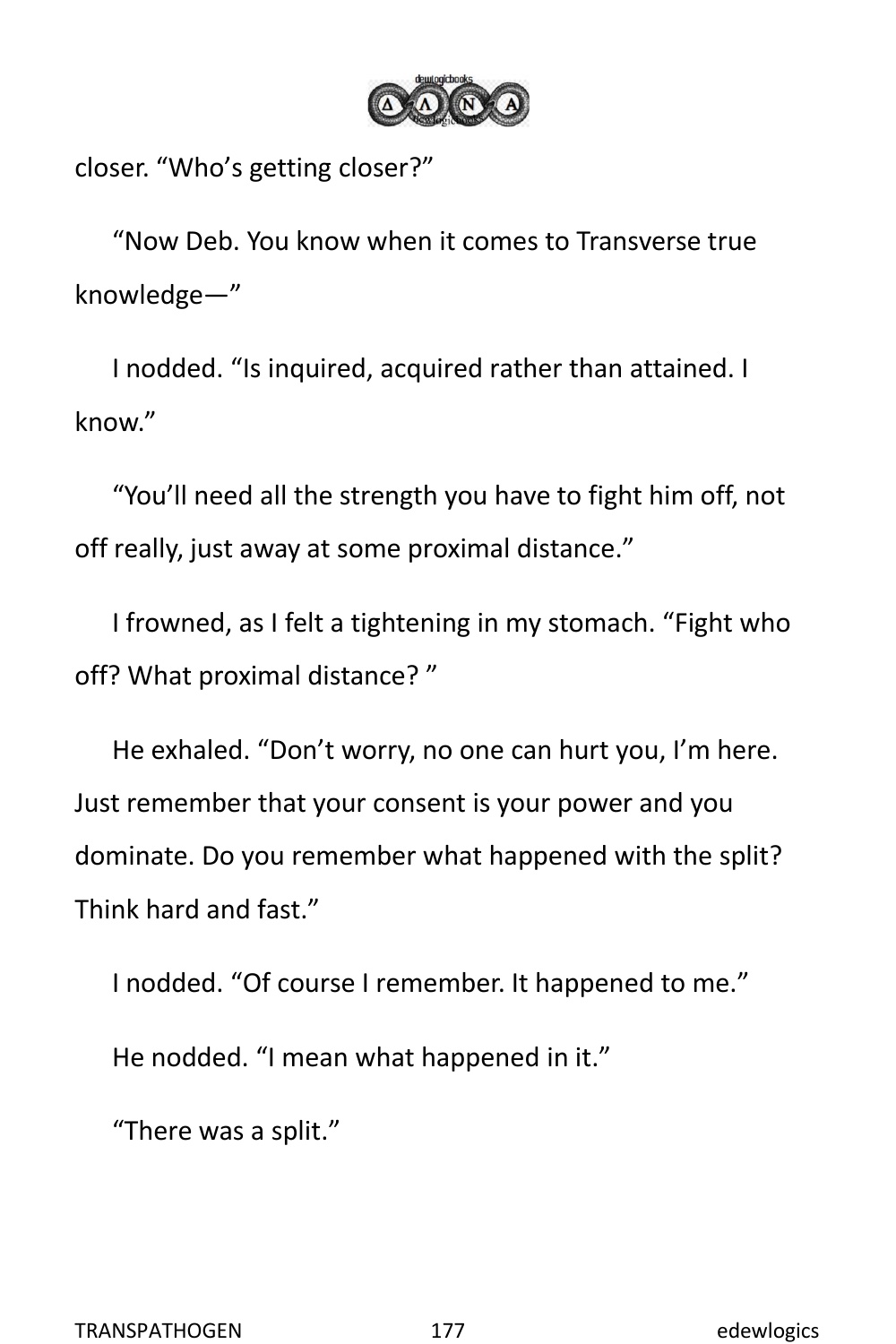closer. "Who's getting closer?"

"Now Deb. You know when it comes to Transverse true knowledge—"

I nodded. "Is inquired, acquired rather than attained. I know."

"You'll need all the strength you have to fight him off, not off really, just away at some proximal distance."

I frowned, as I felt a tightening in my stomach. "Fight who off? What proximal distance? "

He exhaled. "Don't worry, no one can hurt you, I'm here. Just remember that your consent is your power and you dominate. Do you remember what happened with the split? Think hard and fast."

I nodded. "Of course I remember. It happened to me."

He nodded. "I mean what happened in it."

"There was a split."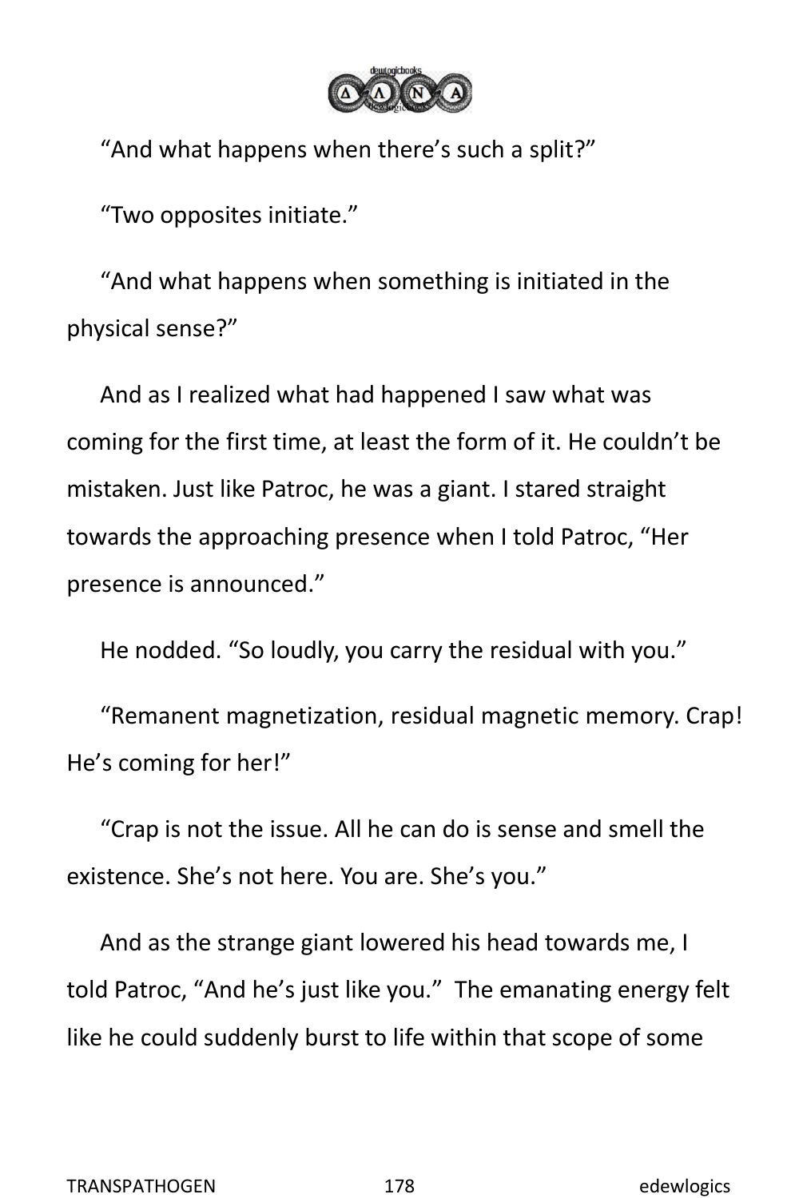“And what happens when there’s such a split?”

“Two opposites initiate.”

“And what happens when something is initiated in the physical sense?”

And as I realized what had happened I saw what was coming for the first time, at least the form of it. He couldn’t be mistaken. Just like Patroc, he was a giant. I stared straight towards the approaching presence when I told Patroc, “Her presence is announced.”

He nodded. “So loudly, you carry the residual with you.”

“Remanent magnetization, residual magnetic memory. Crap! He’s coming for her!”

“Crap is not the issue. All he can do is sense and smell the existence. She’s not here. You are. She’s you.”

And as the strange giant lowered his head towards me, I told Patroc, “And he’s just like you.” The emanating energy felt like he could suddenly burst to life within that scope of some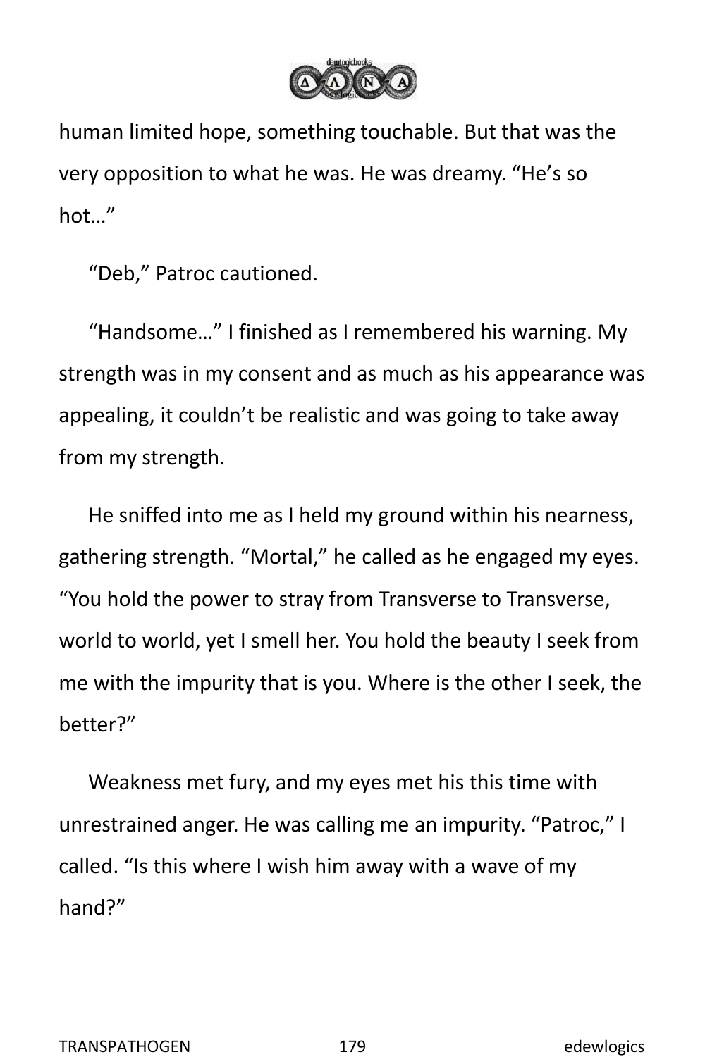human limited hope, something touchable. But that was the very opposition to what he was. He was dreamy. "He's so hot…"

"Deb," Patroc cautioned.

"Handsome…" I finished as I remembered his warning. My strength was in my consent and as much as his appearance was appealing, it couldn't be realistic and was going to take away from my strength.

He sniffed into me as I held my ground within his nearness, gathering strength. "Mortal," he called as he engaged my eyes. "You hold the power to stray from Transverse to Transverse, world to world, yet I smell her. You hold the beauty I seek from me with the impurity that is you. Where is the other I seek, the better?"

Weakness met fury, and my eyes met his this time with unrestrained anger. He was calling me an impurity. "Patroc," I called. "Is this where I wish him away with a wave of my hand?"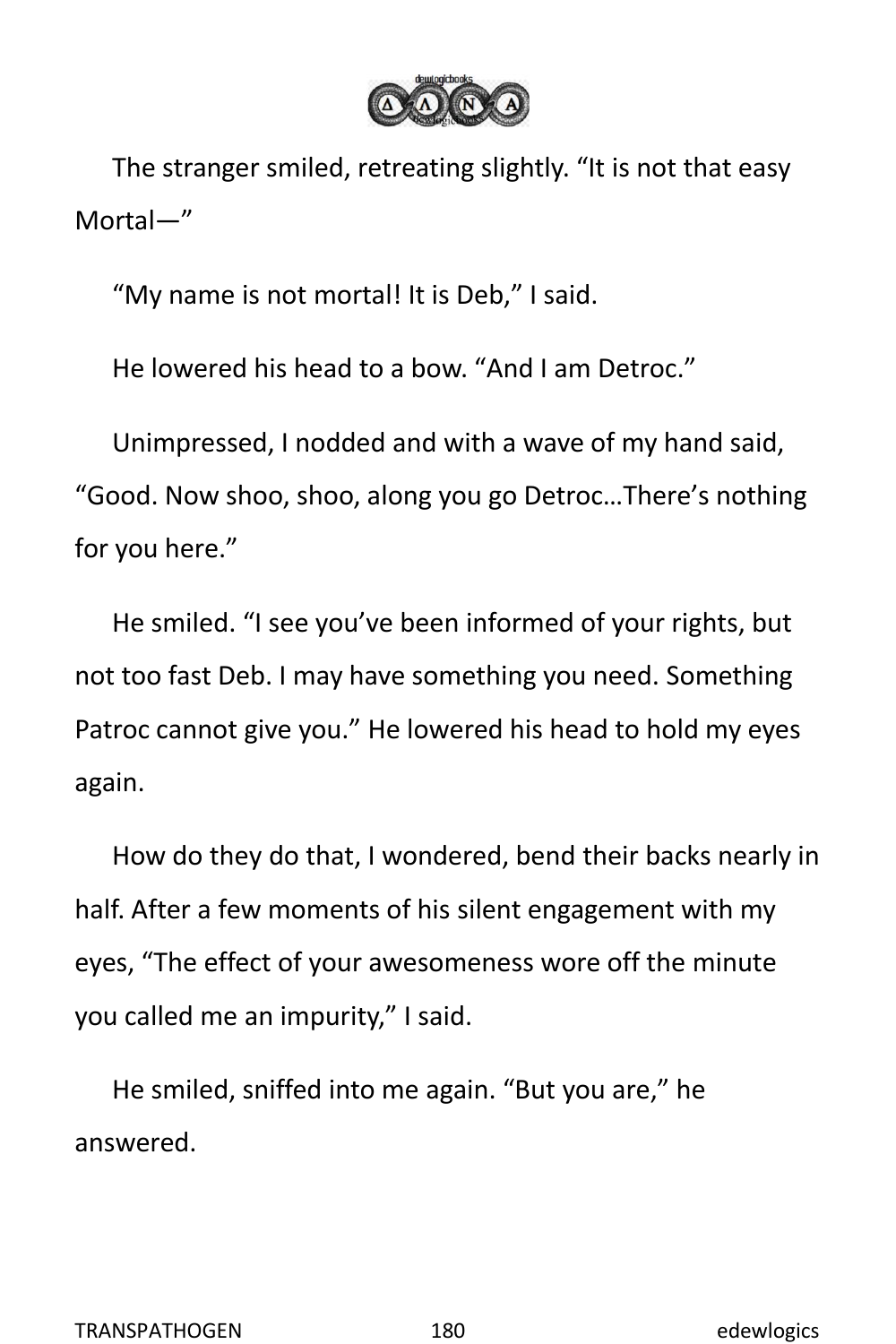The stranger smiled, retreating slightly. “It is not that easy Mortal—”

“My name is not mortal! It is Deb,” I said.

He lowered his head to a bow. “And I am Detroc.”

Unimpressed, I nodded and with a wave of my hand said, “Good. Now shoo, shoo, along you go Detroc…There’s nothing for you here.”

He smiled. “I see you’ve been informed of your rights, but not too fast Deb. I may have something you need. Something Patroc cannot give you.” He lowered his head to hold my eyes again.

How do they do that, I wondered, bend their backs nearly in half. After a few moments of his silent engagement with my eyes, “The effect of your awesomeness wore off the minute you called me an impurity,” I said.

He smiled, sniffed into me again. “But you are,” he answered.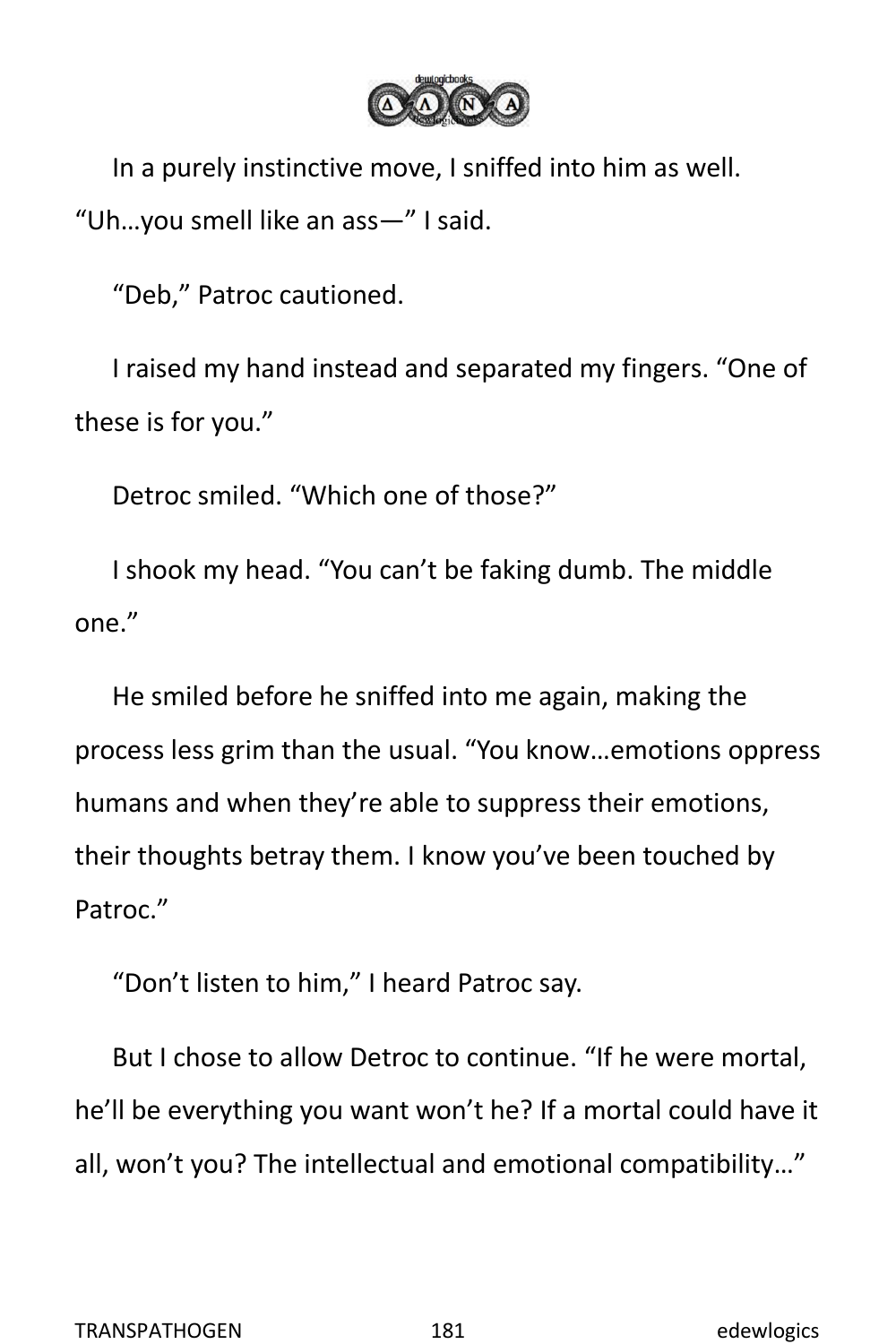In a purely instinctive move, I sniffed into him as well. "Uh…you smell like an ass—" I said.

"Deb," Patroc cautioned.

I raised my hand instead and separated my fingers. "One of these is for you."

Detroc smiled. "Which one of those?"

I shook my head. "You can't be faking dumb. The middle one."

He smiled before he sniffed into me again, making the process less grim than the usual. "You know…emotions oppress humans and when they're able to suppress their emotions, their thoughts betray them. I know you've been touched by Patroc."

"Don't listen to him," I heard Patroc say.

But I chose to allow Detroc to continue. "If he were mortal, he'll be everything you want won't he? If a mortal could have it all, won't you? The intellectual and emotional compatibility…"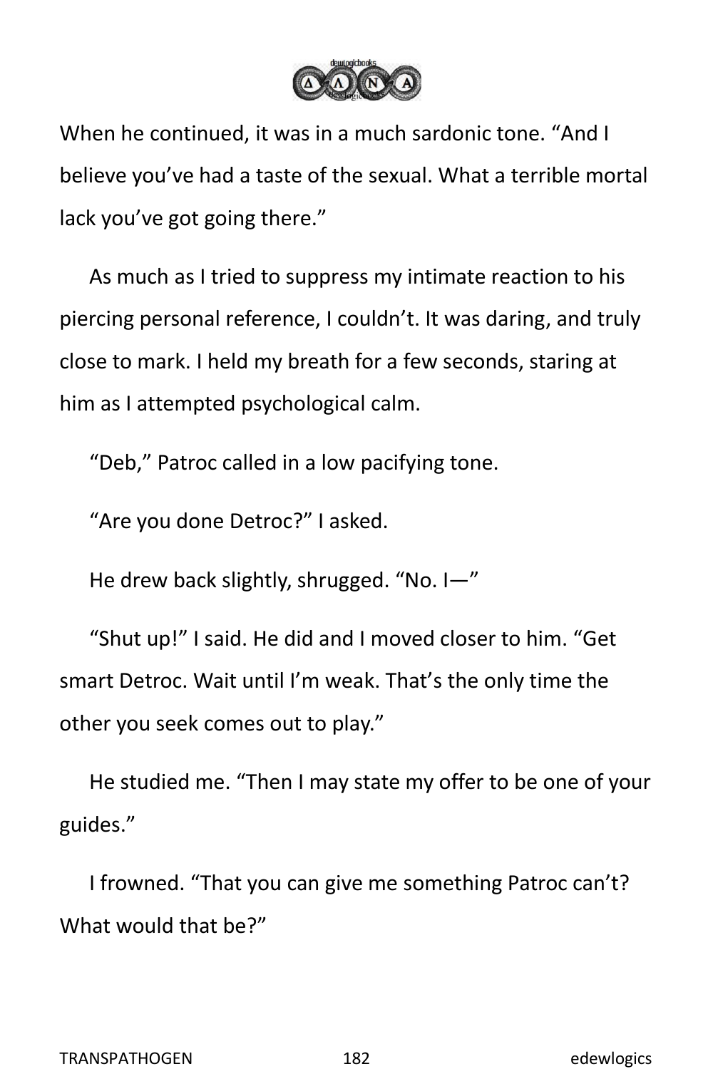When he continued, it was in a much sardonic tone. "And I believe you've had a taste of the sexual. What a terrible mortal lack you've got going there."

As much as I tried to suppress my intimate reaction to his piercing personal reference, I couldn't. It was daring, and truly close to mark. I held my breath for a few seconds, staring at him as I attempted psychological calm.

"Deb," Patroc called in a low pacifying tone.

"Are you done Detroc?" I asked.

He drew back slightly, shrugged. "No. I—"

"Shut up!" I said. He did and I moved closer to him. "Get smart Detroc. Wait until I'm weak. That's the only time the other you seek comes out to play."

He studied me. "Then I may state my offer to be one of your guides."

I frowned. "That you can give me something Patroc can't? What would that be?"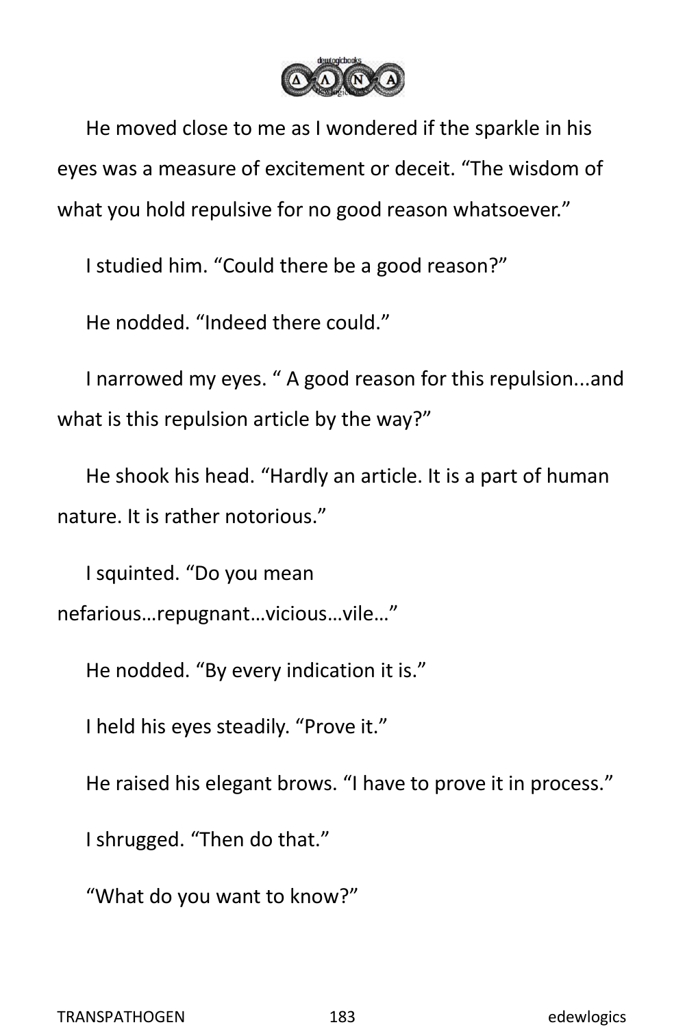He moved close to me as I wondered if the sparkle in his eyes was a measure of excitement or deceit. “The wisdom of what you hold repulsive for no good reason whatsoever.”

I studied him. “Could there be a good reason?”

He nodded. “Indeed there could.”

I narrowed my eyes. “ A good reason for this repulsion...and what is this repulsion article by the way?”

He shook his head. “Hardly an article. It is a part of human nature. It is rather notorious.”

I squinted. “Do you mean nefarious…repugnant…vicious…vile…”

He nodded. “By every indication it is.”

I held his eyes steadily. “Prove it.”

He raised his elegant brows. “I have to prove it in process.”

I shrugged. “Then do that.”

“What do you want to know?”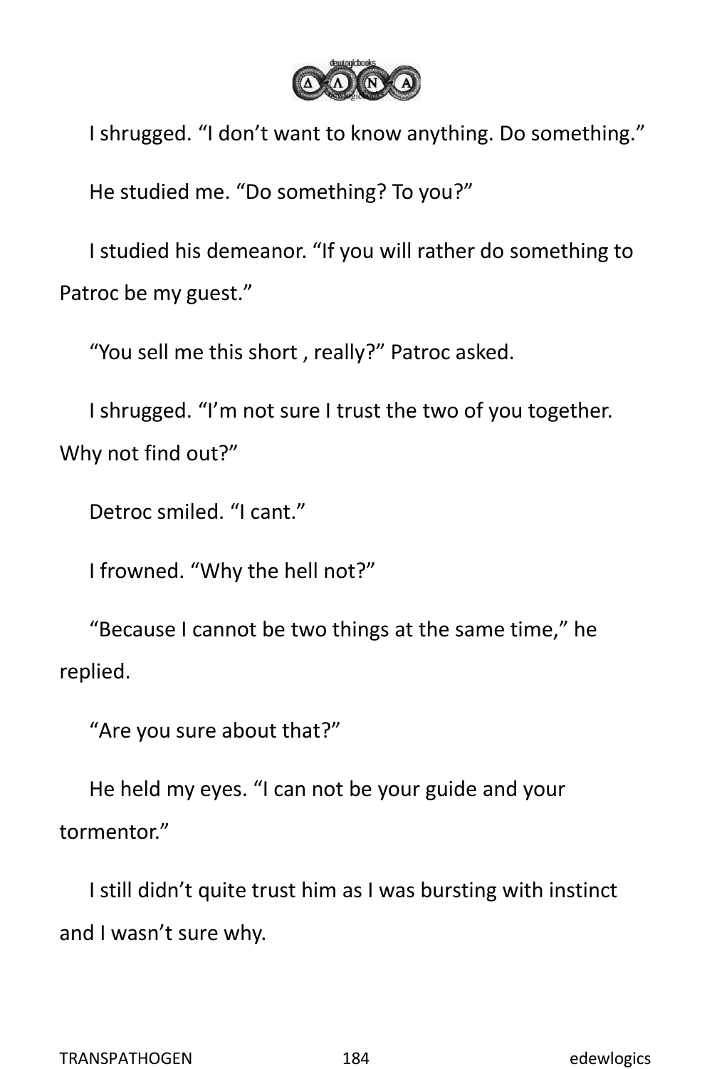I shrugged. “I don’t want to know anything. Do something.”

He studied me. “Do something? To you?”

I studied his demeanor. “If you will rather do something to Patroc be my guest.”

“You sell me this short , really?” Patroc asked.

I shrugged. “I’m not sure I trust the two of you together. Why not find out?”

Detroc smiled. “I cant.”

I frowned. “Why the hell not?”

“Because I cannot be two things at the same time,” he replied.

“Are you sure about that?”

He held my eyes. “I can not be your guide and your tormentor.”

I still didn’t quite trust him as I was bursting with instinct and I wasn’t sure why.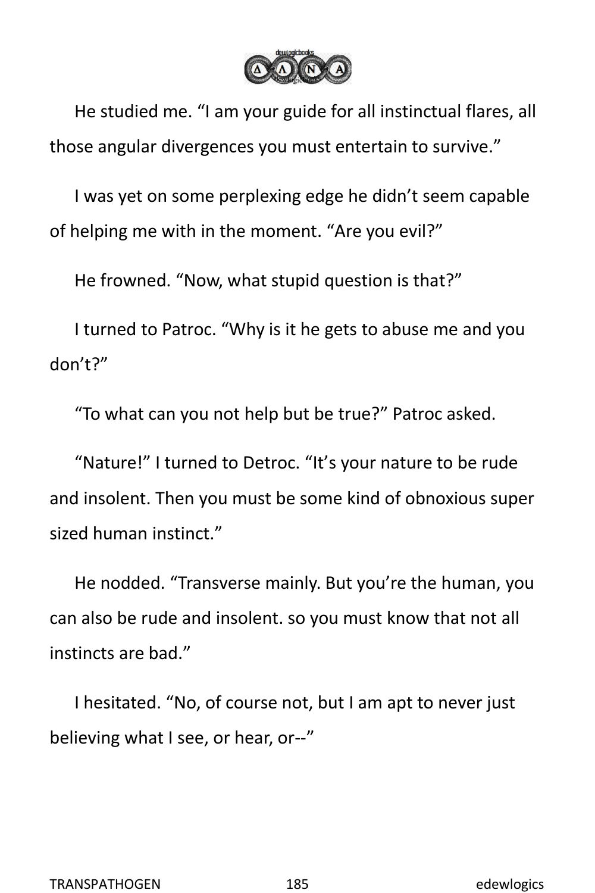He studied me. “I am your guide for all instinctual flares, all those angular divergences you must entertain to survive.”

I was yet on some perplexing edge he didn’t seem capable of helping me with in the moment. “Are you evil?”

He frowned. “Now, what stupid question is that?”

I turned to Patroc. “Why is it he gets to abuse me and you don’t?”

“To what can you not help but be true?” Patroc asked.

“Nature!” I turned to Detroc. “It’s your nature to be rude and insolent. Then you must be some kind of obnoxious super sized human instinct.”

He nodded. “Transverse mainly. But you’re the human, you can also be rude and insolent. so you must know that not all instincts are bad.”

I hesitated. “No, of course not, but I am apt to never just believing what I see, or hear, or--”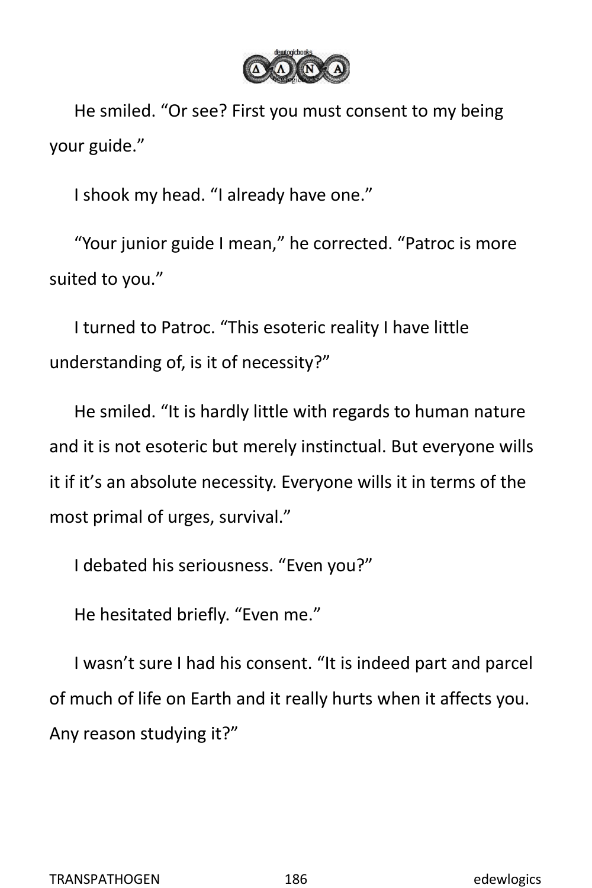He smiled. “Or see? First you must consent to my being your guide.”

I shook my head. “I already have one.”

“Your junior guide I mean,” he corrected. “Patroc is more suited to you.”

I turned to Patroc. “This esoteric reality I have little understanding of, is it of necessity?”

He smiled. “It is hardly little with regards to human nature and it is not esoteric but merely instinctual. But everyone wills it if it’s an absolute necessity. Everyone wills it in terms of the most primal of urges, survival.”

I debated his seriousness. “Even you?”

He hesitated briefly. “Even me.”

I wasn’t sure I had his consent. “It is indeed part and parcel of much of life on Earth and it really hurts when it affects you. Any reason studying it?”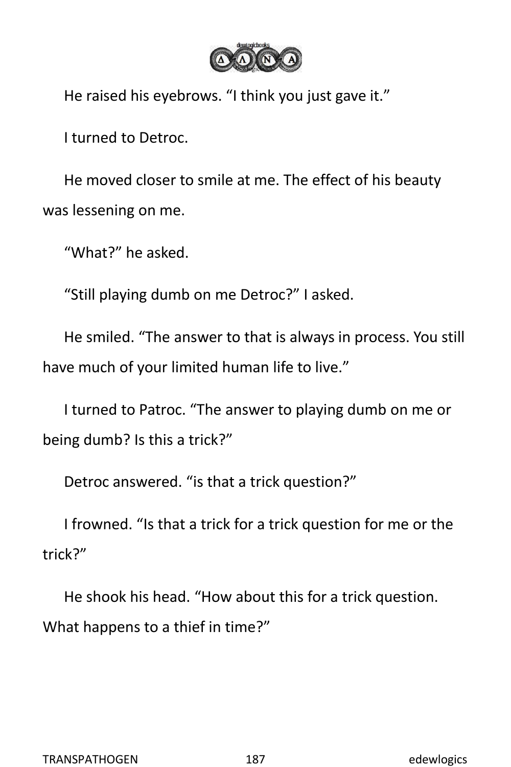He raised his eyebrows. “I think you just gave it.”

I turned to Detroc.

He moved closer to smile at me. The effect of his beauty was lessening on me.

“What?” he asked.

“Still playing dumb on me Detroc?” I asked.

He smiled. “The answer to that is always in process. You still have much of your limited human life to live.”

I turned to Patroc. “The answer to playing dumb on me or being dumb? Is this a trick?”

Detroc answered. “is that a trick question?”

I frowned. “Is that a trick for a trick question for me or the trick?”

He shook his head. “How about this for a trick question. What happens to a thief in time?”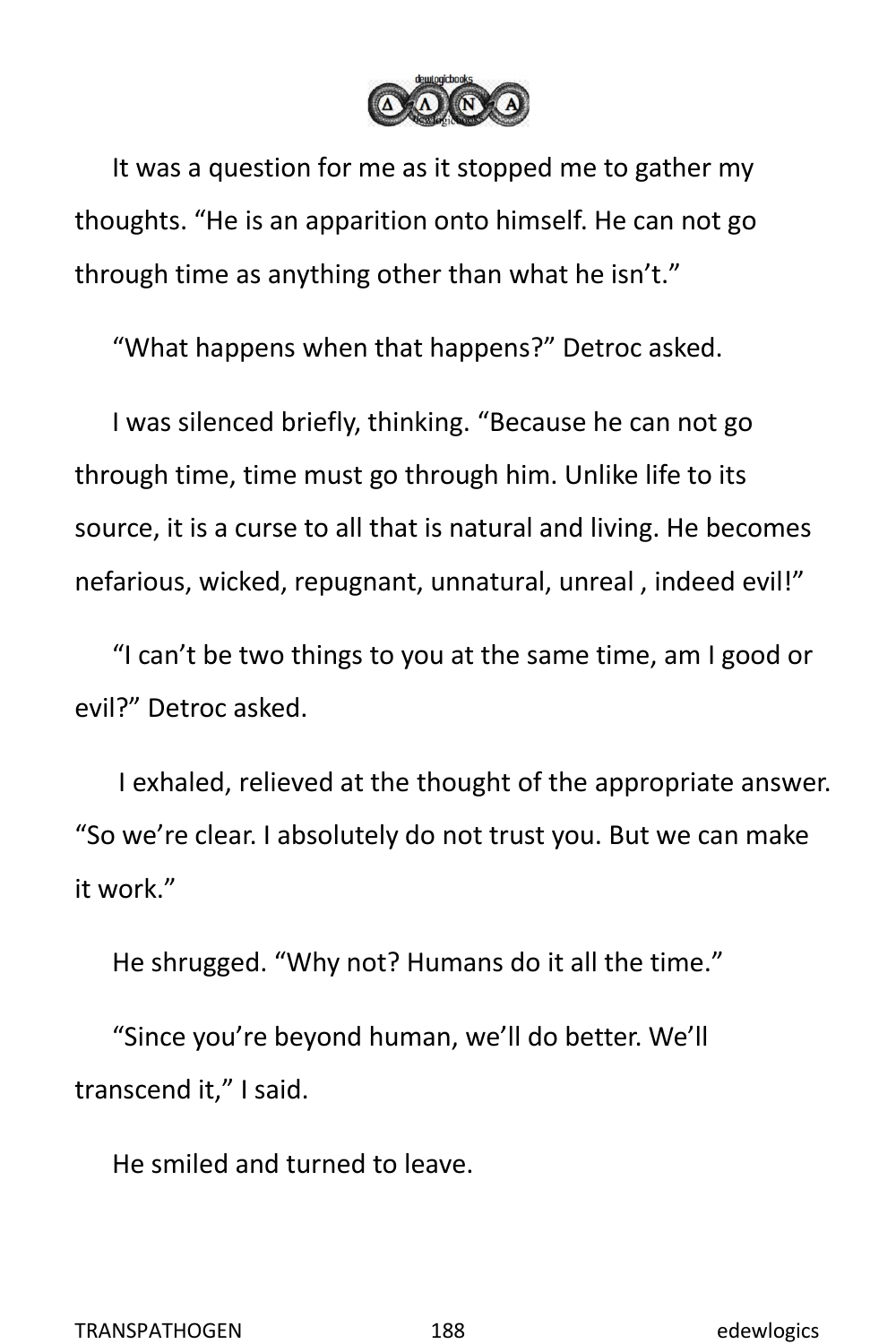It was a question for me as it stopped me to gather my thoughts. “He is an apparition onto himself. He can not go through time as anything other than what he isn’t.”

“What happens when that happens?” Detroc asked.

I was silenced briefly, thinking. “Because he can not go through time, time must go through him. Unlike life to its source, it is a curse to all that is natural and living. He becomes nefarious, wicked, repugnant, unnatural, unreal , indeed evil!”

“I can’t be two things to you at the same time, am I good or evil?” Detroc asked.

I exhaled, relieved at the thought of the appropriate answer. “So we’re clear. I absolutely do not trust you. But we can make it work.”

He shrugged. “Why not? Humans do it all the time.”

“Since you’re beyond human, we’ll do better. We’ll transcend it,” I said.

He smiled and turned to leave.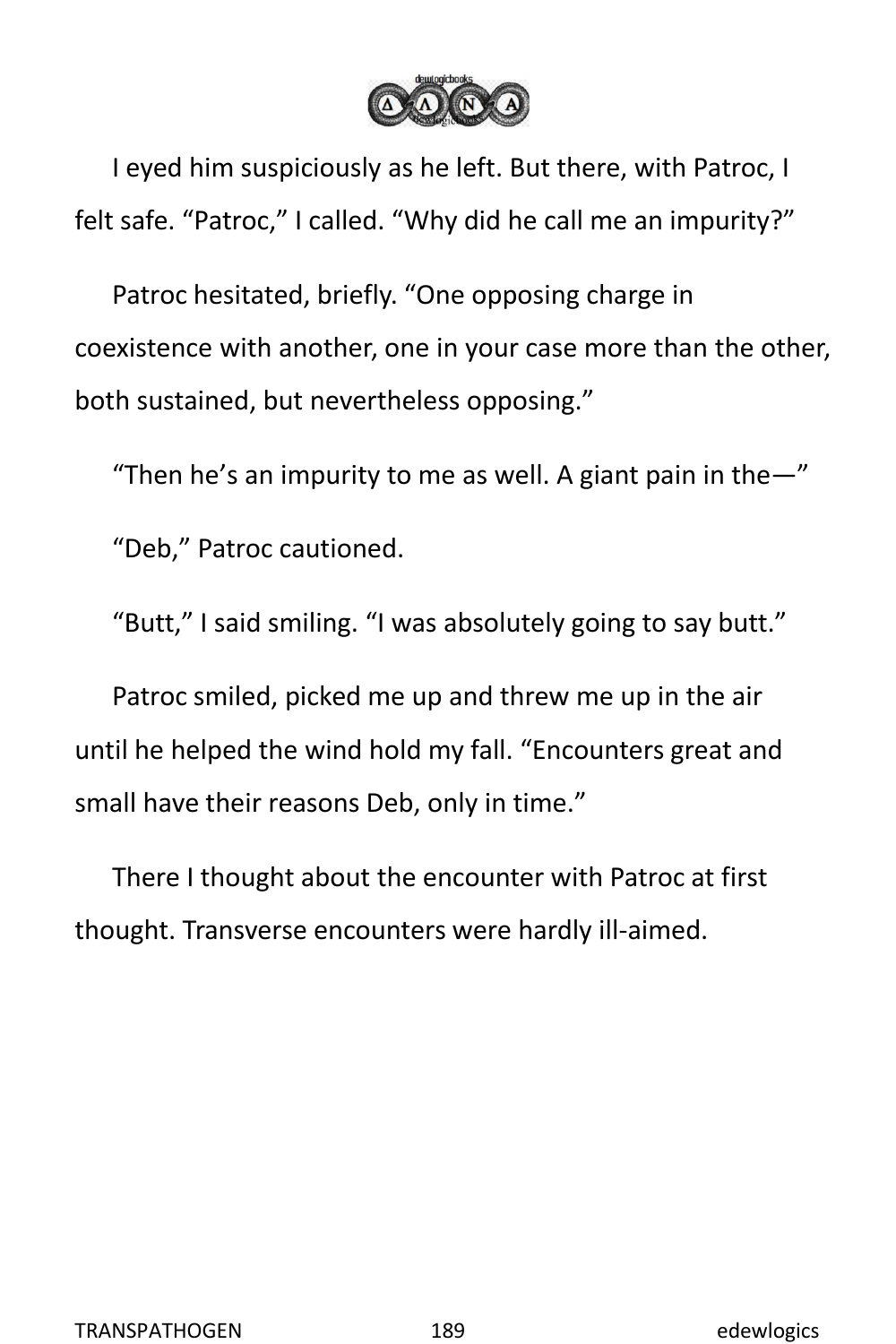I eyed him suspiciously as he left. But there, with Patroc, I felt safe. “Patroc,” I called. “Why did he call me an impurity?”

Patroc hesitated, briefly. “One opposing charge in coexistence with another, one in your case more than the other, both sustained, but nevertheless opposing.”

“Then he’s an impurity to me as well. A giant pain in the—”

“Deb,” Patroc cautioned.

“Butt,” I said smiling. “I was absolutely going to say butt.”

Patroc smiled, picked me up and threw me up in the air until he helped the wind hold my fall. “Encounters great and small have their reasons Deb, only in time.”

There I thought about the encounter with Patroc at first thought. Transverse encounters were hardly ill-aimed.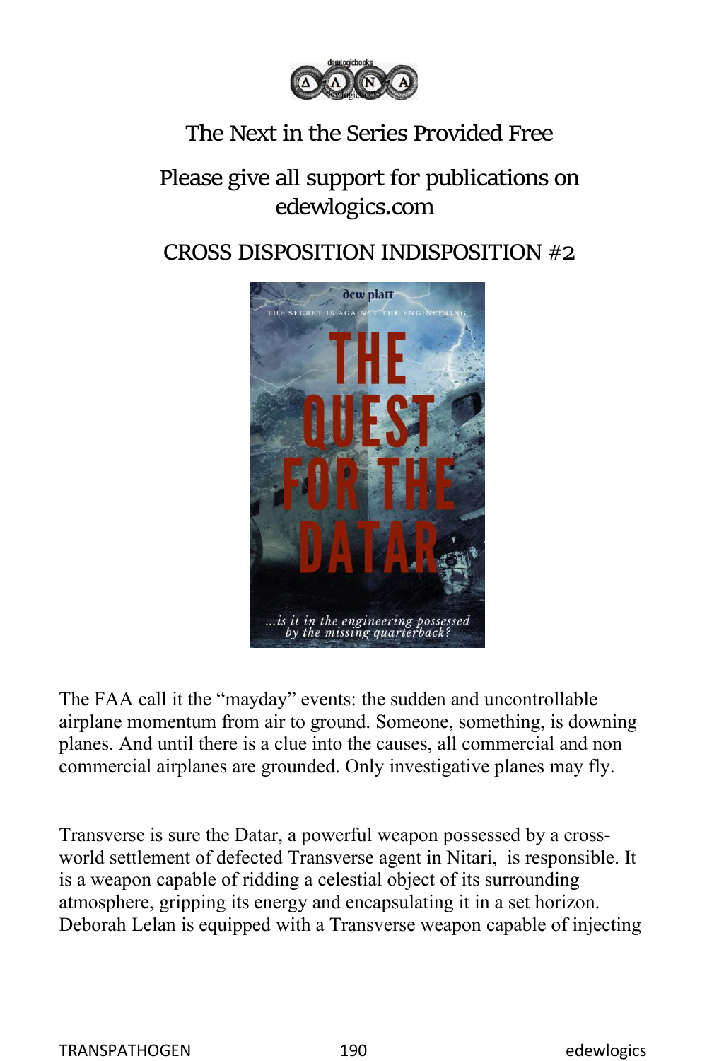The Next in the Series Provided Free

Please give all support for publications on edewlogics.com

CROSS DISPOSITION INDISPOSITION #2

The FAA call it the “mayday” events: the sudden and uncontrollable airplane momentum from air to ground. Someone, something, is downing planes. And until there is a clue into the causes, all commercial and non commercial airplanes are grounded. Only investigative planes may fly.

Transverse is sure the Datar, a powerful weapon possessed by a cross-world settlement of defected Transverse agent in Nitari,  is responsible. It is a weapon capable of ridding a celestial object of its surrounding atmosphere, gripping its energy and encapsulating it in a set horizon. Deborah Lelan is equipped with a Transverse weapon capable of injecting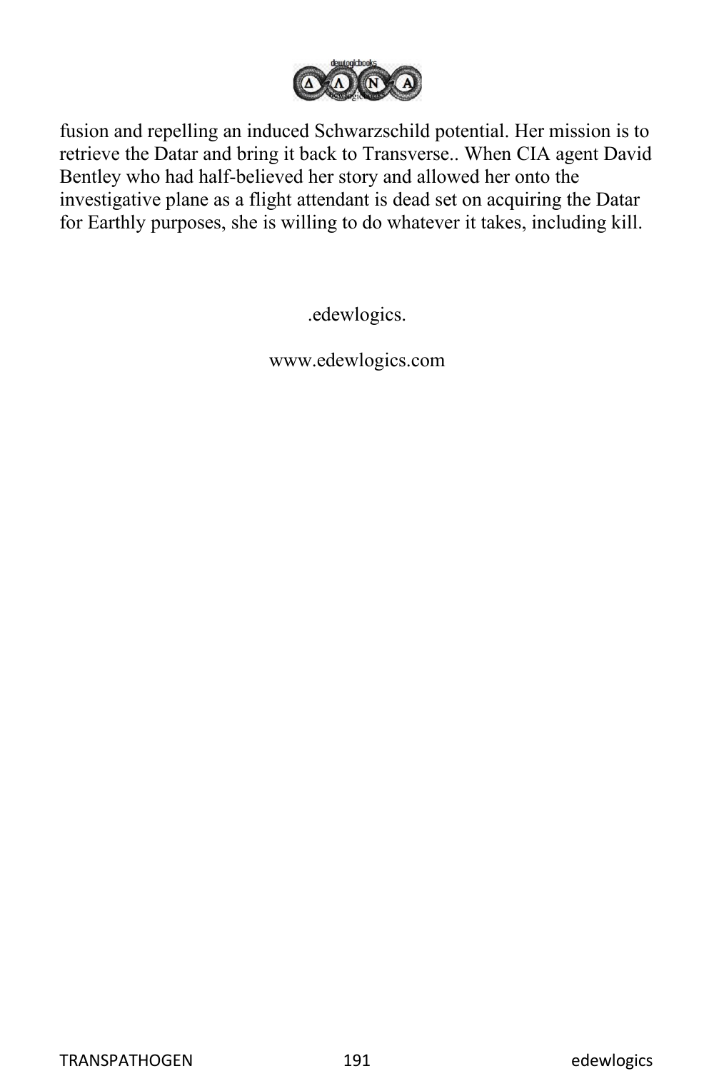fusion and repelling an induced Schwarzschild potential. Her mission is to retrieve the Datar and bring it back to Transverse.. When CIA agent David Bentley who had half-believed her story and allowed her onto the investigative plane as a flight attendant is dead set on acquiring the Datar for Earthly purposes, she is willing to do whatever it takes, including kill.

.edewlogics.

www.edewlogics.com